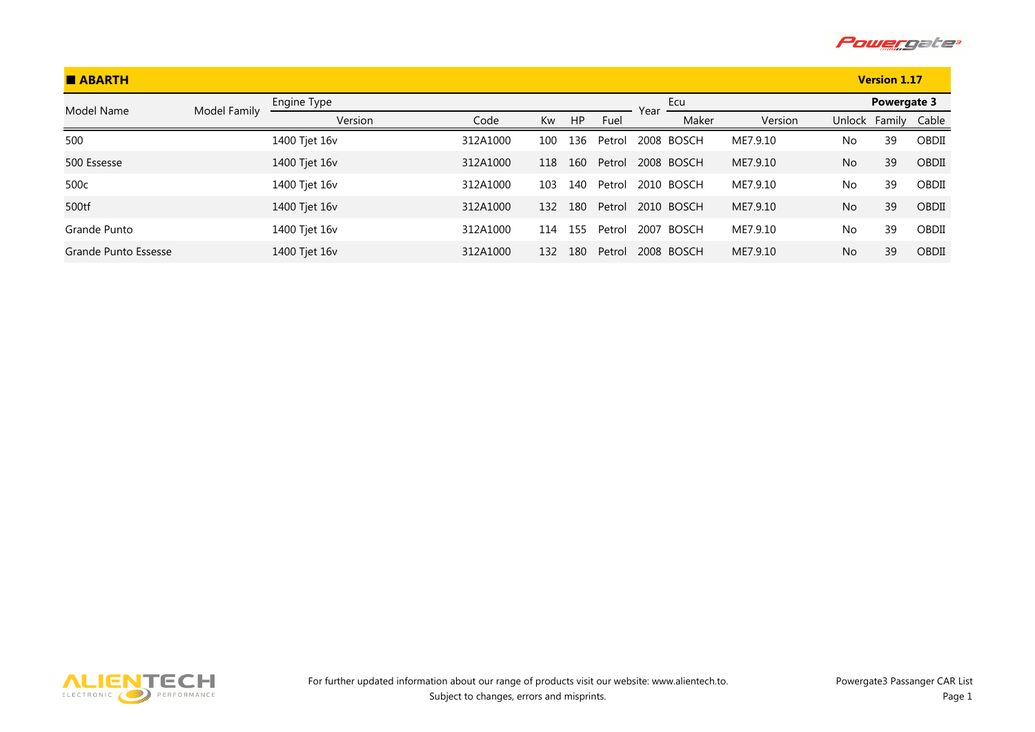## ■ ABARTH

**Version 1.17**

| Model Name | Model Family | Engine Type | | | | | Year | Ecu | | **Powergate 3** | | |
|---|---|---|---|---|---|---|---|---|---|---|---|---|
| | | Version | Code | Kw | HP | Fuel | | Maker | Version | Unlock | Family | Cable |
| 500 | | 1400 Tjet 16v | 312A1000 | 100 | 136 | Petrol | 2008 | BOSCH | ME7.9.10 | No | 39 | OBDII |
| 500 Essesse | | 1400 Tjet 16v | 312A1000 | 118 | 160 | Petrol | 2008 | BOSCH | ME7.9.10 | No | 39 | OBDII |
| 500c | | 1400 Tjet 16v | 312A1000 | 103 | 140 | Petrol | 2010 | BOSCH | ME7.9.10 | No | 39 | OBDII |
| 500tf | | 1400 Tjet 16v | 312A1000 | 132 | 180 | Petrol | 2010 | BOSCH | ME7.9.10 | No | 39 | OBDII |
| Grande Punto | | 1400 Tjet 16v | 312A1000 | 114 | 155 | Petrol | 2007 | BOSCH | ME7.9.10 | No | 39 | OBDII |
| Grande Punto Essesse | | 1400 Tjet 16v | 312A1000 | 132 | 180 | Petrol | 2008 | BOSCH | ME7.9.10 | No | 39 | OBDII |

For further updated information about our range of products visit our website: www.alientech.to.
Subject to changes, errors and misprints.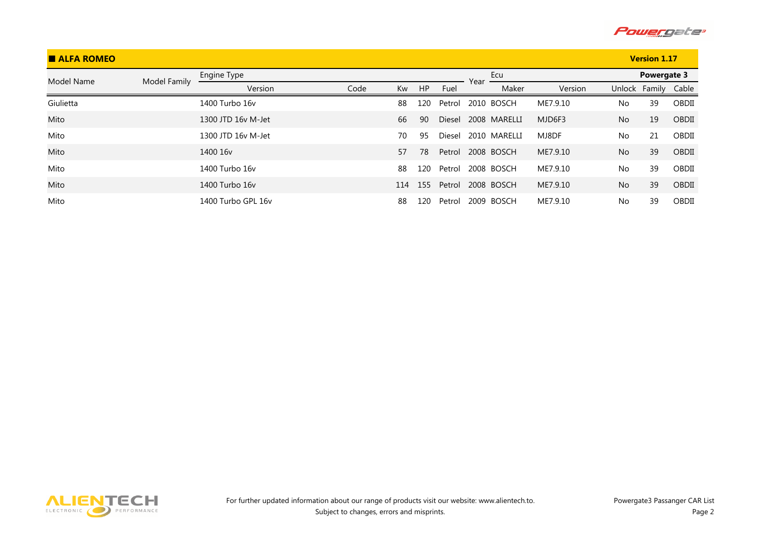## ALFA ROMEO

**Version 1.17**

| Model Name | Model Family | Engine Type | | | | | Year | Ecu | | Powergate 3 | | |
|---|---|---|---|---|---|---|---|---|---|---|---|---|
| | | Version | Code | Kw | HP | Fuel | | Maker | Version | Unlock | Family | Cable |
| Giulietta | | 1400 Turbo 16v | | 88 | 120 | Petrol | 2010 | BOSCH | ME7.9.10 | No | 39 | OBDII |
| Mito | | 1300 JTD 16v M-Jet | | 66 | 90 | Diesel | 2008 | MARELLI | MJD6F3 | No | 19 | OBDII |
| Mito | | 1300 JTD 16v M-Jet | | 70 | 95 | Diesel | 2010 | MARELLI | MJ8DF | No | 21 | OBDII |
| Mito | | 1400 16v | | 57 | 78 | Petrol | 2008 | BOSCH | ME7.9.10 | No | 39 | OBDII |
| Mito | | 1400 Turbo 16v | | 88 | 120 | Petrol | 2008 | BOSCH | ME7.9.10 | No | 39 | OBDII |
| Mito | | 1400 Turbo 16v | | 114 | 155 | Petrol | 2008 | BOSCH | ME7.9.10 | No | 39 | OBDII |
| Mito | | 1400 Turbo GPL 16v | | 88 | 120 | Petrol | 2009 | BOSCH | ME7.9.10 | No | 39 | OBDII |

For further updated information about our range of products visit our website: www.alientech.to.
Subject to changes, errors and misprints.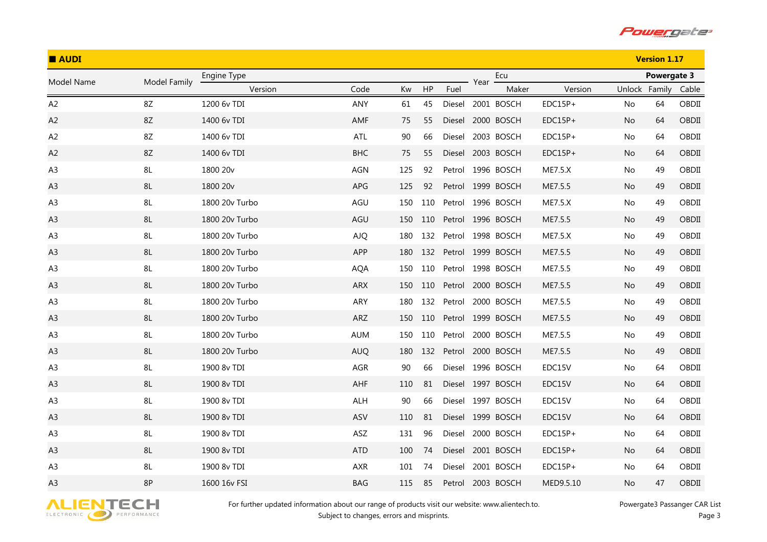## AUDI

**Version 1.17**

| Model Name | Model Family | Engine Type | | | | | Year | Ecu | | Powergate 3 | | |
|---|---|---|---|---|---|---|---|---|---|---|---|---|
| | | Version | Code | Kw | HP | Fuel | | Maker | Version | Unlock | Family | Cable |
| A2 | 8Z | 1200 6v TDI | ANY | 61 | 45 | Diesel | 2001 | BOSCH | EDC15P+ | No | 64 | OBDII |
| A2 | 8Z | 1400 6v TDI | AMF | 75 | 55 | Diesel | 2000 | BOSCH | EDC15P+ | No | 64 | OBDII |
| A2 | 8Z | 1400 6v TDI | ATL | 90 | 66 | Diesel | 2003 | BOSCH | EDC15P+ | No | 64 | OBDII |
| A2 | 8Z | 1400 6v TDI | BHC | 75 | 55 | Diesel | 2003 | BOSCH | EDC15P+ | No | 64 | OBDII |
| A3 | 8L | 1800 20v | AGN | 125 | 92 | Petrol | 1996 | BOSCH | ME7.5.X | No | 49 | OBDII |
| A3 | 8L | 1800 20v | APG | 125 | 92 | Petrol | 1999 | BOSCH | ME7.5.5 | No | 49 | OBDII |
| A3 | 8L | 1800 20v Turbo | AGU | 150 | 110 | Petrol | 1996 | BOSCH | ME7.5.X | No | 49 | OBDII |
| A3 | 8L | 1800 20v Turbo | AGU | 150 | 110 | Petrol | 1996 | BOSCH | ME7.5.5 | No | 49 | OBDII |
| A3 | 8L | 1800 20v Turbo | AJQ | 180 | 132 | Petrol | 1998 | BOSCH | ME7.5.X | No | 49 | OBDII |
| A3 | 8L | 1800 20v Turbo | APP | 180 | 132 | Petrol | 1999 | BOSCH | ME7.5.5 | No | 49 | OBDII |
| A3 | 8L | 1800 20v Turbo | AQA | 150 | 110 | Petrol | 1998 | BOSCH | ME7.5.5 | No | 49 | OBDII |
| A3 | 8L | 1800 20v Turbo | ARX | 150 | 110 | Petrol | 2000 | BOSCH | ME7.5.5 | No | 49 | OBDII |
| A3 | 8L | 1800 20v Turbo | ARY | 180 | 132 | Petrol | 2000 | BOSCH | ME7.5.5 | No | 49 | OBDII |
| A3 | 8L | 1800 20v Turbo | ARZ | 150 | 110 | Petrol | 1999 | BOSCH | ME7.5.5 | No | 49 | OBDII |
| A3 | 8L | 1800 20v Turbo | AUM | 150 | 110 | Petrol | 2000 | BOSCH | ME7.5.5 | No | 49 | OBDII |
| A3 | 8L | 1800 20v Turbo | AUQ | 180 | 132 | Petrol | 2000 | BOSCH | ME7.5.5 | No | 49 | OBDII |
| A3 | 8L | 1900 8v TDI | AGR | 90 | 66 | Diesel | 1996 | BOSCH | EDC15V | No | 64 | OBDII |
| A3 | 8L | 1900 8v TDI | AHF | 110 | 81 | Diesel | 1997 | BOSCH | EDC15V | No | 64 | OBDII |
| A3 | 8L | 1900 8v TDI | ALH | 90 | 66 | Diesel | 1997 | BOSCH | EDC15V | No | 64 | OBDII |
| A3 | 8L | 1900 8v TDI | ASV | 110 | 81 | Diesel | 1999 | BOSCH | EDC15V | No | 64 | OBDII |
| A3 | 8L | 1900 8v TDI | ASZ | 131 | 96 | Diesel | 2000 | BOSCH | EDC15P+ | No | 64 | OBDII |
| A3 | 8L | 1900 8v TDI | ATD | 100 | 74 | Diesel | 2001 | BOSCH | EDC15P+ | No | 64 | OBDII |
| A3 | 8L | 1900 8v TDI | AXR | 101 | 74 | Diesel | 2001 | BOSCH | EDC15P+ | No | 64 | OBDII |
| A3 | 8P | 1600 16v FSI | BAG | 115 | 85 | Petrol | 2003 | BOSCH | MED9.5.10 | No | 47 | OBDII |

For further updated information about our range of products visit our website: www.alientech.to.
Subject to changes, errors and misprints.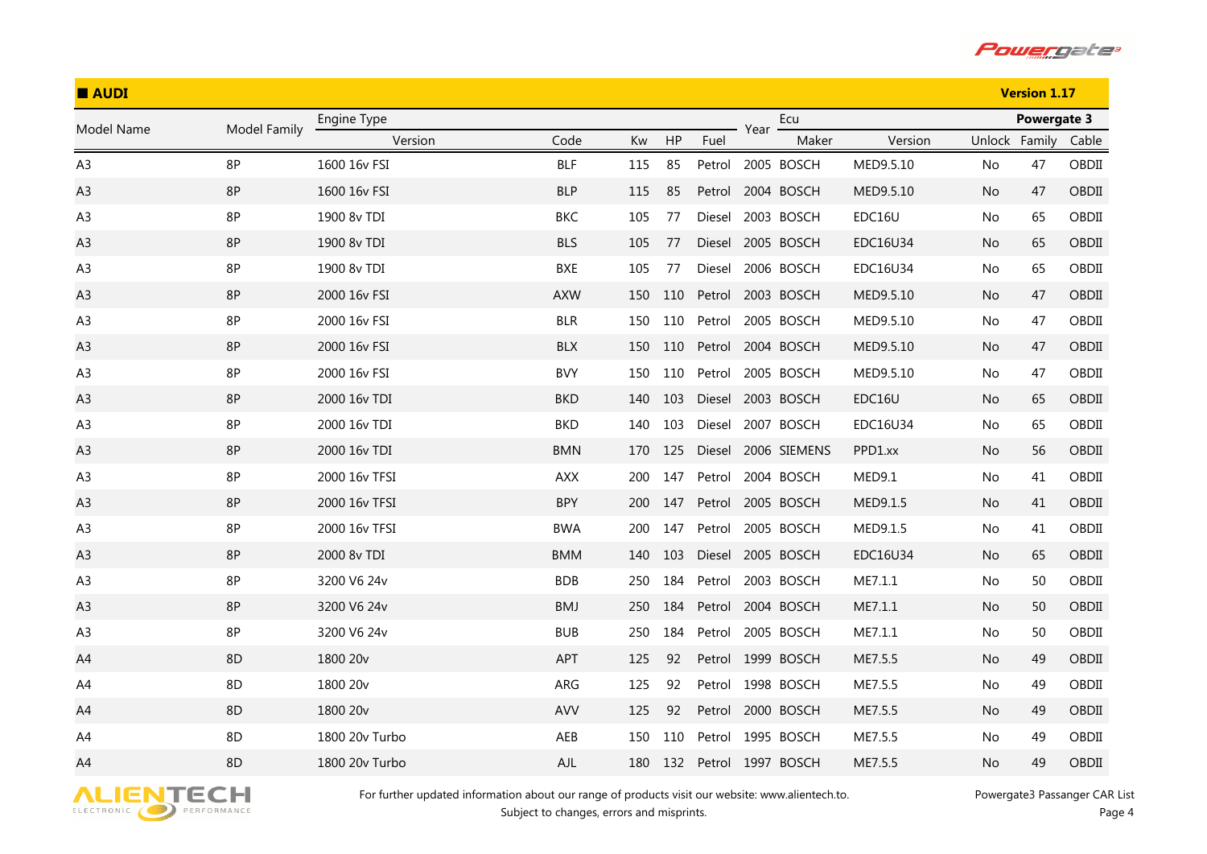## AUDI

**Version 1.17**

| Model Name | Model Family | Engine Type | | | | | Year | Ecu | | Powergate 3 | | |
|---|---|---|---|---|---|---|---|---|---|---|---|---|
| | | Version | Code | Kw | HP | Fuel | | Maker | Version | Unlock | Family | Cable |
| A3 | 8P | 1600 16v FSI | BLF | 115 | 85 | Petrol | 2005 | BOSCH | MED9.5.10 | No | 47 | OBDII |
| A3 | 8P | 1600 16v FSI | BLP | 115 | 85 | Petrol | 2004 | BOSCH | MED9.5.10 | No | 47 | OBDII |
| A3 | 8P | 1900 8v TDI | BKC | 105 | 77 | Diesel | 2003 | BOSCH | EDC16U | No | 65 | OBDII |
| A3 | 8P | 1900 8v TDI | BLS | 105 | 77 | Diesel | 2005 | BOSCH | EDC16U34 | No | 65 | OBDII |
| A3 | 8P | 1900 8v TDI | BXE | 105 | 77 | Diesel | 2006 | BOSCH | EDC16U34 | No | 65 | OBDII |
| A3 | 8P | 2000 16v FSI | AXW | 150 | 110 | Petrol | 2003 | BOSCH | MED9.5.10 | No | 47 | OBDII |
| A3 | 8P | 2000 16v FSI | BLR | 150 | 110 | Petrol | 2005 | BOSCH | MED9.5.10 | No | 47 | OBDII |
| A3 | 8P | 2000 16v FSI | BLX | 150 | 110 | Petrol | 2004 | BOSCH | MED9.5.10 | No | 47 | OBDII |
| A3 | 8P | 2000 16v FSI | BVY | 150 | 110 | Petrol | 2005 | BOSCH | MED9.5.10 | No | 47 | OBDII |
| A3 | 8P | 2000 16v TDI | BKD | 140 | 103 | Diesel | 2003 | BOSCH | EDC16U | No | 65 | OBDII |
| A3 | 8P | 2000 16v TDI | BKD | 140 | 103 | Diesel | 2007 | BOSCH | EDC16U34 | No | 65 | OBDII |
| A3 | 8P | 2000 16v TDI | BMN | 170 | 125 | Diesel | 2006 | SIEMENS | PPD1.xx | No | 56 | OBDII |
| A3 | 8P | 2000 16v TFSI | AXX | 200 | 147 | Petrol | 2004 | BOSCH | MED9.1 | No | 41 | OBDII |
| A3 | 8P | 2000 16v TFSI | BPY | 200 | 147 | Petrol | 2005 | BOSCH | MED9.1.5 | No | 41 | OBDII |
| A3 | 8P | 2000 16v TFSI | BWA | 200 | 147 | Petrol | 2005 | BOSCH | MED9.1.5 | No | 41 | OBDII |
| A3 | 8P | 2000 8v TDI | BMM | 140 | 103 | Diesel | 2005 | BOSCH | EDC16U34 | No | 65 | OBDII |
| A3 | 8P | 3200 V6 24v | BDB | 250 | 184 | Petrol | 2003 | BOSCH | ME7.1.1 | No | 50 | OBDII |
| A3 | 8P | 3200 V6 24v | BMJ | 250 | 184 | Petrol | 2004 | BOSCH | ME7.1.1 | No | 50 | OBDII |
| A3 | 8P | 3200 V6 24v | BUB | 250 | 184 | Petrol | 2005 | BOSCH | ME7.1.1 | No | 50 | OBDII |
| A4 | 8D | 1800 20v | APT | 125 | 92 | Petrol | 1999 | BOSCH | ME7.5.5 | No | 49 | OBDII |
| A4 | 8D | 1800 20v | ARG | 125 | 92 | Petrol | 1998 | BOSCH | ME7.5.5 | No | 49 | OBDII |
| A4 | 8D | 1800 20v | AVV | 125 | 92 | Petrol | 2000 | BOSCH | ME7.5.5 | No | 49 | OBDII |
| A4 | 8D | 1800 20v Turbo | AEB | 150 | 110 | Petrol | 1995 | BOSCH | ME7.5.5 | No | 49 | OBDII |
| A4 | 8D | 1800 20v Turbo | AJL | 180 | 132 | Petrol | 1997 | BOSCH | ME7.5.5 | No | 49 | OBDII |

For further updated information about our range of products visit our website: www.alientech.to.
Subject to changes, errors and misprints.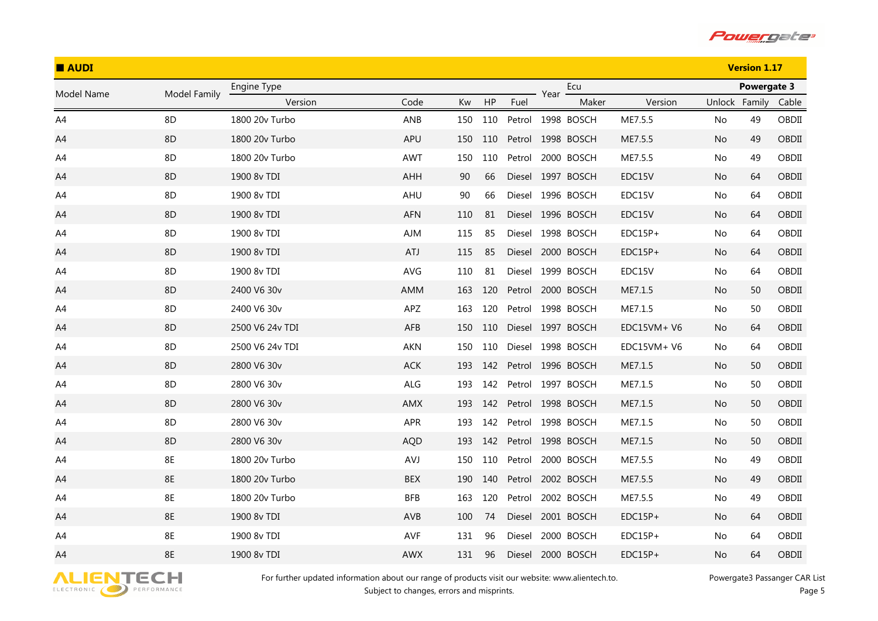## AUDI

Version 1.17

| Model Name | Model Family | Engine Type | | | | | Year | Ecu | | Powergate 3 | | |
|---|---|---|---|---|---|---|---|---|---|---|---|---|
| | | Version | Code | Kw | HP | Fuel | | Maker | Version | Unlock | Family | Cable |
| A4 | 8D | 1800 20v Turbo | ANB | 150 | 110 | Petrol | 1998 | BOSCH | ME7.5.5 | No | 49 | OBDII |
| A4 | 8D | 1800 20v Turbo | APU | 150 | 110 | Petrol | 1998 | BOSCH | ME7.5.5 | No | 49 | OBDII |
| A4 | 8D | 1800 20v Turbo | AWT | 150 | 110 | Petrol | 2000 | BOSCH | ME7.5.5 | No | 49 | OBDII |
| A4 | 8D | 1900 8v TDI | AHH | 90 | 66 | Diesel | 1997 | BOSCH | EDC15V | No | 64 | OBDII |
| A4 | 8D | 1900 8v TDI | AHU | 90 | 66 | Diesel | 1996 | BOSCH | EDC15V | No | 64 | OBDII |
| A4 | 8D | 1900 8v TDI | AFN | 110 | 81 | Diesel | 1996 | BOSCH | EDC15V | No | 64 | OBDII |
| A4 | 8D | 1900 8v TDI | AJM | 115 | 85 | Diesel | 1998 | BOSCH | EDC15P+ | No | 64 | OBDII |
| A4 | 8D | 1900 8v TDI | ATJ | 115 | 85 | Diesel | 2000 | BOSCH | EDC15P+ | No | 64 | OBDII |
| A4 | 8D | 1900 8v TDI | AVG | 110 | 81 | Diesel | 1999 | BOSCH | EDC15V | No | 64 | OBDII |
| A4 | 8D | 2400 V6 30v | AMM | 163 | 120 | Petrol | 2000 | BOSCH | ME7.1.5 | No | 50 | OBDII |
| A4 | 8D | 2400 V6 30v | APZ | 163 | 120 | Petrol | 1998 | BOSCH | ME7.1.5 | No | 50 | OBDII |
| A4 | 8D | 2500 V6 24v TDI | AFB | 150 | 110 | Diesel | 1997 | BOSCH | EDC15VM+ V6 | No | 64 | OBDII |
| A4 | 8D | 2500 V6 24v TDI | AKN | 150 | 110 | Diesel | 1998 | BOSCH | EDC15VM+ V6 | No | 64 | OBDII |
| A4 | 8D | 2800 V6 30v | ACK | 193 | 142 | Petrol | 1996 | BOSCH | ME7.1.5 | No | 50 | OBDII |
| A4 | 8D | 2800 V6 30v | ALG | 193 | 142 | Petrol | 1997 | BOSCH | ME7.1.5 | No | 50 | OBDII |
| A4 | 8D | 2800 V6 30v | AMX | 193 | 142 | Petrol | 1998 | BOSCH | ME7.1.5 | No | 50 | OBDII |
| A4 | 8D | 2800 V6 30v | APR | 193 | 142 | Petrol | 1998 | BOSCH | ME7.1.5 | No | 50 | OBDII |
| A4 | 8D | 2800 V6 30v | AQD | 193 | 142 | Petrol | 1998 | BOSCH | ME7.1.5 | No | 50 | OBDII |
| A4 | 8E | 1800 20v Turbo | AVJ | 150 | 110 | Petrol | 2000 | BOSCH | ME7.5.5 | No | 49 | OBDII |
| A4 | 8E | 1800 20v Turbo | BEX | 190 | 140 | Petrol | 2002 | BOSCH | ME7.5.5 | No | 49 | OBDII |
| A4 | 8E | 1800 20v Turbo | BFB | 163 | 120 | Petrol | 2002 | BOSCH | ME7.5.5 | No | 49 | OBDII |
| A4 | 8E | 1900 8v TDI | AVB | 100 | 74 | Diesel | 2001 | BOSCH | EDC15P+ | No | 64 | OBDII |
| A4 | 8E | 1900 8v TDI | AVF | 131 | 96 | Diesel | 2000 | BOSCH | EDC15P+ | No | 64 | OBDII |
| A4 | 8E | 1900 8v TDI | AWX | 131 | 96 | Diesel | 2000 | BOSCH | EDC15P+ | No | 64 | OBDII |

For further updated information about our range of products visit our website: www.alientech.to.
Subject to changes, errors and misprints.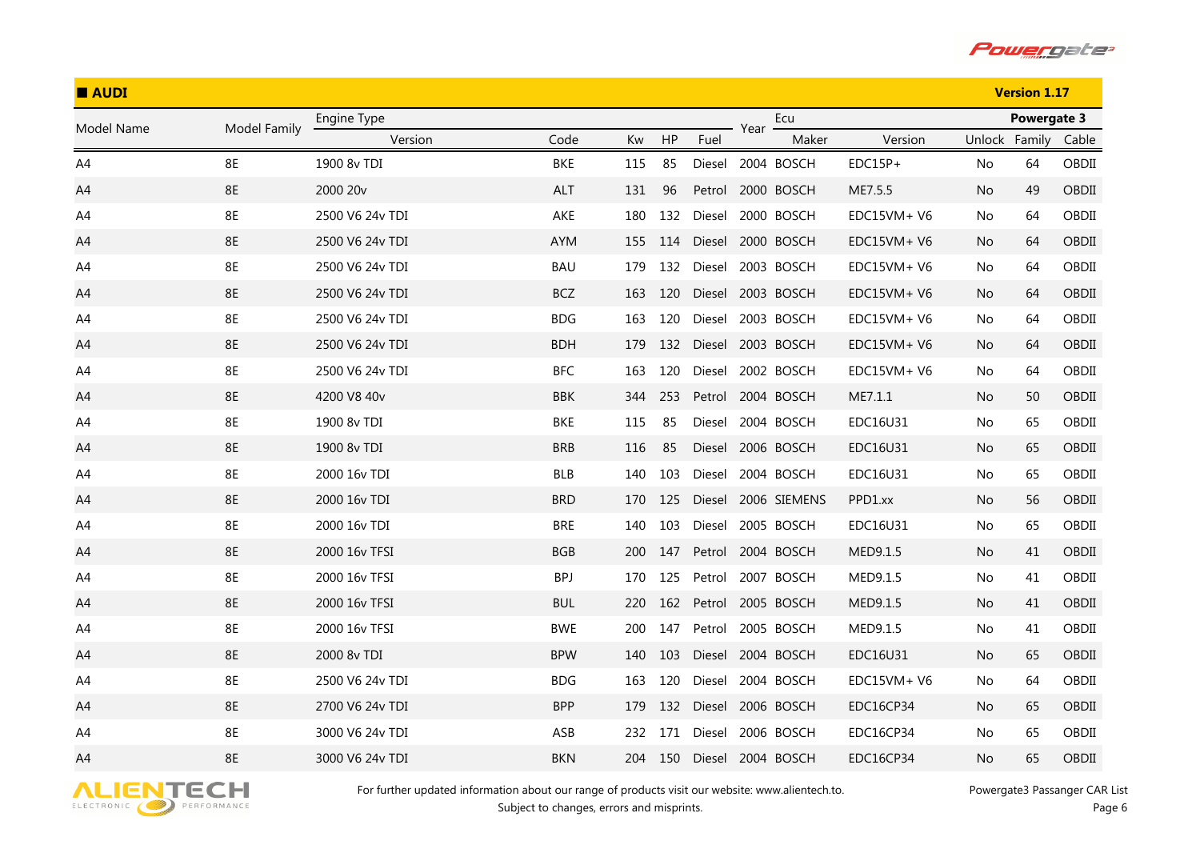## AUDI

**Version 1.17**

| Model Name | Model Family | Engine Type | | | | | Year | Ecu | | Powergate 3 | | |
|---|---|---|---|---|---|---|---|---|---|---|---|---|
| | | Version | Code | Kw | HP | Fuel | | Maker | Version | Unlock | Family | Cable |
| A4 | 8E | 1900 8v TDI | BKE | 115 | 85 | Diesel | 2004 | BOSCH | EDC15P+ | No | 64 | OBDII |
| A4 | 8E | 2000 20v | ALT | 131 | 96 | Petrol | 2000 | BOSCH | ME7.5.5 | No | 49 | OBDII |
| A4 | 8E | 2500 V6 24v TDI | AKE | 180 | 132 | Diesel | 2000 | BOSCH | EDC15VM+ V6 | No | 64 | OBDII |
| A4 | 8E | 2500 V6 24v TDI | AYM | 155 | 114 | Diesel | 2000 | BOSCH | EDC15VM+ V6 | No | 64 | OBDII |
| A4 | 8E | 2500 V6 24v TDI | BAU | 179 | 132 | Diesel | 2003 | BOSCH | EDC15VM+ V6 | No | 64 | OBDII |
| A4 | 8E | 2500 V6 24v TDI | BCZ | 163 | 120 | Diesel | 2003 | BOSCH | EDC15VM+ V6 | No | 64 | OBDII |
| A4 | 8E | 2500 V6 24v TDI | BDG | 163 | 120 | Diesel | 2003 | BOSCH | EDC15VM+ V6 | No | 64 | OBDII |
| A4 | 8E | 2500 V6 24v TDI | BDH | 179 | 132 | Diesel | 2003 | BOSCH | EDC15VM+ V6 | No | 64 | OBDII |
| A4 | 8E | 2500 V6 24v TDI | BFC | 163 | 120 | Diesel | 2002 | BOSCH | EDC15VM+ V6 | No | 64 | OBDII |
| A4 | 8E | 4200 V8 40v | BBK | 344 | 253 | Petrol | 2004 | BOSCH | ME7.1.1 | No | 50 | OBDII |
| A4 | 8E | 1900 8v TDI | BKE | 115 | 85 | Diesel | 2004 | BOSCH | EDC16U31 | No | 65 | OBDII |
| A4 | 8E | 1900 8v TDI | BRB | 116 | 85 | Diesel | 2006 | BOSCH | EDC16U31 | No | 65 | OBDII |
| A4 | 8E | 2000 16v TDI | BLB | 140 | 103 | Diesel | 2004 | BOSCH | EDC16U31 | No | 65 | OBDII |
| A4 | 8E | 2000 16v TDI | BRD | 170 | 125 | Diesel | 2006 | SIEMENS | PPD1.xx | No | 56 | OBDII |
| A4 | 8E | 2000 16v TDI | BRE | 140 | 103 | Diesel | 2005 | BOSCH | EDC16U31 | No | 65 | OBDII |
| A4 | 8E | 2000 16v TFSI | BGB | 200 | 147 | Petrol | 2004 | BOSCH | MED9.1.5 | No | 41 | OBDII |
| A4 | 8E | 2000 16v TFSI | BPJ | 170 | 125 | Petrol | 2007 | BOSCH | MED9.1.5 | No | 41 | OBDII |
| A4 | 8E | 2000 16v TFSI | BUL | 220 | 162 | Petrol | 2005 | BOSCH | MED9.1.5 | No | 41 | OBDII |
| A4 | 8E | 2000 16v TFSI | BWE | 200 | 147 | Petrol | 2005 | BOSCH | MED9.1.5 | No | 41 | OBDII |
| A4 | 8E | 2000 8v TDI | BPW | 140 | 103 | Diesel | 2004 | BOSCH | EDC16U31 | No | 65 | OBDII |
| A4 | 8E | 2500 V6 24v TDI | BDG | 163 | 120 | Diesel | 2004 | BOSCH | EDC15VM+ V6 | No | 64 | OBDII |
| A4 | 8E | 2700 V6 24v TDI | BPP | 179 | 132 | Diesel | 2006 | BOSCH | EDC16CP34 | No | 65 | OBDII |
| A4 | 8E | 3000 V6 24v TDI | ASB | 232 | 171 | Diesel | 2006 | BOSCH | EDC16CP34 | No | 65 | OBDII |
| A4 | 8E | 3000 V6 24v TDI | BKN | 204 | 150 | Diesel | 2004 | BOSCH | EDC16CP34 | No | 65 | OBDII |

For further updated information about our range of products visit our website: www.alientech.to.
Subject to changes, errors and misprints.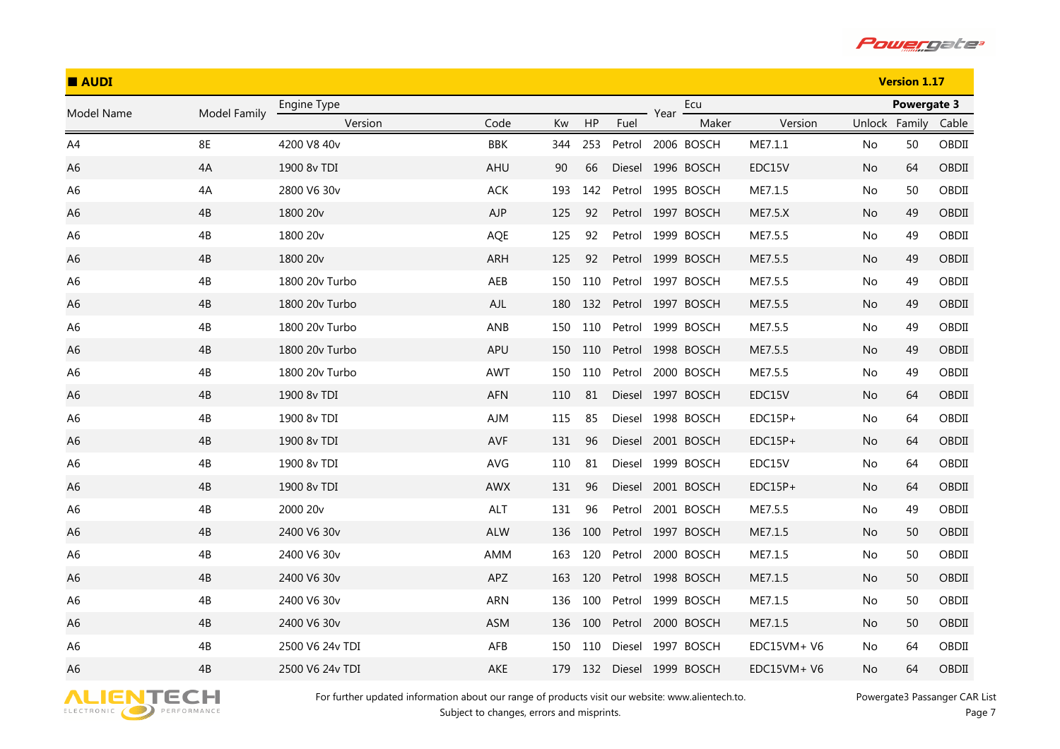## AUDI

Version 1.17

| Model Name | Model Family | Engine Type | | | | | Year | Ecu | | Powergate 3 | | |
|---|---|---|---|---|---|---|---|---|---|---|---|---|
| | | Version | Code | Kw | HP | Fuel | | Maker | Version | Unlock | Family | Cable |
| A4 | 8E | 4200 V8 40v | BBK | 344 | 253 | Petrol | 2006 | BOSCH | ME7.1.1 | No | 50 | OBDII |
| A6 | 4A | 1900 8v TDI | AHU | 90 | 66 | Diesel | 1996 | BOSCH | EDC15V | No | 64 | OBDII |
| A6 | 4A | 2800 V6 30v | ACK | 193 | 142 | Petrol | 1995 | BOSCH | ME7.1.5 | No | 50 | OBDII |
| A6 | 4B | 1800 20v | AJP | 125 | 92 | Petrol | 1997 | BOSCH | ME7.5.X | No | 49 | OBDII |
| A6 | 4B | 1800 20v | AQE | 125 | 92 | Petrol | 1999 | BOSCH | ME7.5.5 | No | 49 | OBDII |
| A6 | 4B | 1800 20v | ARH | 125 | 92 | Petrol | 1999 | BOSCH | ME7.5.5 | No | 49 | OBDII |
| A6 | 4B | 1800 20v Turbo | AEB | 150 | 110 | Petrol | 1997 | BOSCH | ME7.5.5 | No | 49 | OBDII |
| A6 | 4B | 1800 20v Turbo | AJL | 180 | 132 | Petrol | 1997 | BOSCH | ME7.5.5 | No | 49 | OBDII |
| A6 | 4B | 1800 20v Turbo | ANB | 150 | 110 | Petrol | 1999 | BOSCH | ME7.5.5 | No | 49 | OBDII |
| A6 | 4B | 1800 20v Turbo | APU | 150 | 110 | Petrol | 1998 | BOSCH | ME7.5.5 | No | 49 | OBDII |
| A6 | 4B | 1800 20v Turbo | AWT | 150 | 110 | Petrol | 2000 | BOSCH | ME7.5.5 | No | 49 | OBDII |
| A6 | 4B | 1900 8v TDI | AFN | 110 | 81 | Diesel | 1997 | BOSCH | EDC15V | No | 64 | OBDII |
| A6 | 4B | 1900 8v TDI | AJM | 115 | 85 | Diesel | 1998 | BOSCH | EDC15P+ | No | 64 | OBDII |
| A6 | 4B | 1900 8v TDI | AVF | 131 | 96 | Diesel | 2001 | BOSCH | EDC15P+ | No | 64 | OBDII |
| A6 | 4B | 1900 8v TDI | AVG | 110 | 81 | Diesel | 1999 | BOSCH | EDC15V | No | 64 | OBDII |
| A6 | 4B | 1900 8v TDI | AWX | 131 | 96 | Diesel | 2001 | BOSCH | EDC15P+ | No | 64 | OBDII |
| A6 | 4B | 2000 20v | ALT | 131 | 96 | Petrol | 2001 | BOSCH | ME7.5.5 | No | 49 | OBDII |
| A6 | 4B | 2400 V6 30v | ALW | 136 | 100 | Petrol | 1997 | BOSCH | ME7.1.5 | No | 50 | OBDII |
| A6 | 4B | 2400 V6 30v | AMM | 163 | 120 | Petrol | 2000 | BOSCH | ME7.1.5 | No | 50 | OBDII |
| A6 | 4B | 2400 V6 30v | APZ | 163 | 120 | Petrol | 1998 | BOSCH | ME7.1.5 | No | 50 | OBDII |
| A6 | 4B | 2400 V6 30v | ARN | 136 | 100 | Petrol | 1999 | BOSCH | ME7.1.5 | No | 50 | OBDII |
| A6 | 4B | 2400 V6 30v | ASM | 136 | 100 | Petrol | 2000 | BOSCH | ME7.1.5 | No | 50 | OBDII |
| A6 | 4B | 2500 V6 24v TDI | AFB | 150 | 110 | Diesel | 1997 | BOSCH | EDC15VM+ V6 | No | 64 | OBDII |
| A6 | 4B | 2500 V6 24v TDI | AKE | 179 | 132 | Diesel | 1999 | BOSCH | EDC15VM+ V6 | No | 64 | OBDII |

For further updated information about our range of products visit our website: www.alientech.to.
Subject to changes, errors and misprints.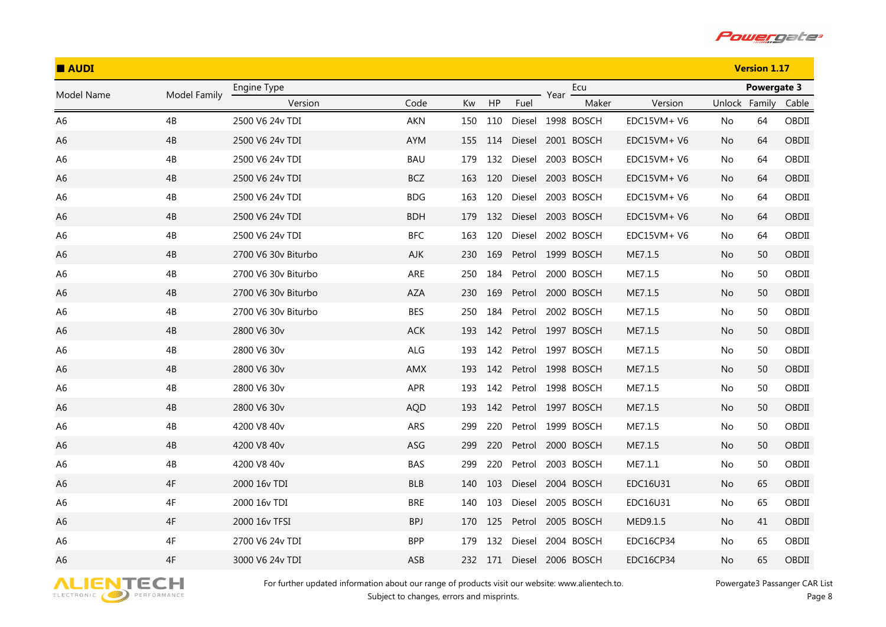## AUDI

**Version 1.17**

| Model Name | Model Family | Engine Type | | | | | Year | Ecu | | Powergate 3 | | |
|---|---|---|---|---|---|---|---|---|---|---|---|---|
| | | Version | Code | Kw | HP | Fuel | | Maker | Version | Unlock | Family | Cable |
| A6 | 4B | 2500 V6 24v TDI | AKN | 150 | 110 | Diesel | 1998 | BOSCH | EDC15VM+ V6 | No | 64 | OBDII |
| A6 | 4B | 2500 V6 24v TDI | AYM | 155 | 114 | Diesel | 2001 | BOSCH | EDC15VM+ V6 | No | 64 | OBDII |
| A6 | 4B | 2500 V6 24v TDI | BAU | 179 | 132 | Diesel | 2003 | BOSCH | EDC15VM+ V6 | No | 64 | OBDII |
| A6 | 4B | 2500 V6 24v TDI | BCZ | 163 | 120 | Diesel | 2003 | BOSCH | EDC15VM+ V6 | No | 64 | OBDII |
| A6 | 4B | 2500 V6 24v TDI | BDG | 163 | 120 | Diesel | 2003 | BOSCH | EDC15VM+ V6 | No | 64 | OBDII |
| A6 | 4B | 2500 V6 24v TDI | BDH | 179 | 132 | Diesel | 2003 | BOSCH | EDC15VM+ V6 | No | 64 | OBDII |
| A6 | 4B | 2500 V6 24v TDI | BFC | 163 | 120 | Diesel | 2002 | BOSCH | EDC15VM+ V6 | No | 64 | OBDII |
| A6 | 4B | 2700 V6 30v Biturbo | AJK | 230 | 169 | Petrol | 1999 | BOSCH | ME7.1.5 | No | 50 | OBDII |
| A6 | 4B | 2700 V6 30v Biturbo | ARE | 250 | 184 | Petrol | 2000 | BOSCH | ME7.1.5 | No | 50 | OBDII |
| A6 | 4B | 2700 V6 30v Biturbo | AZA | 230 | 169 | Petrol | 2000 | BOSCH | ME7.1.5 | No | 50 | OBDII |
| A6 | 4B | 2700 V6 30v Biturbo | BES | 250 | 184 | Petrol | 2002 | BOSCH | ME7.1.5 | No | 50 | OBDII |
| A6 | 4B | 2800 V6 30v | ACK | 193 | 142 | Petrol | 1997 | BOSCH | ME7.1.5 | No | 50 | OBDII |
| A6 | 4B | 2800 V6 30v | ALG | 193 | 142 | Petrol | 1997 | BOSCH | ME7.1.5 | No | 50 | OBDII |
| A6 | 4B | 2800 V6 30v | AMX | 193 | 142 | Petrol | 1998 | BOSCH | ME7.1.5 | No | 50 | OBDII |
| A6 | 4B | 2800 V6 30v | APR | 193 | 142 | Petrol | 1998 | BOSCH | ME7.1.5 | No | 50 | OBDII |
| A6 | 4B | 2800 V6 30v | AQD | 193 | 142 | Petrol | 1997 | BOSCH | ME7.1.5 | No | 50 | OBDII |
| A6 | 4B | 4200 V8 40v | ARS | 299 | 220 | Petrol | 1999 | BOSCH | ME7.1.5 | No | 50 | OBDII |
| A6 | 4B | 4200 V8 40v | ASG | 299 | 220 | Petrol | 2000 | BOSCH | ME7.1.5 | No | 50 | OBDII |
| A6 | 4B | 4200 V8 40v | BAS | 299 | 220 | Petrol | 2003 | BOSCH | ME7.1.1 | No | 50 | OBDII |
| A6 | 4F | 2000 16v TDI | BLB | 140 | 103 | Diesel | 2004 | BOSCH | EDC16U31 | No | 65 | OBDII |
| A6 | 4F | 2000 16v TDI | BRE | 140 | 103 | Diesel | 2005 | BOSCH | EDC16U31 | No | 65 | OBDII |
| A6 | 4F | 2000 16v TFSI | BPJ | 170 | 125 | Petrol | 2005 | BOSCH | MED9.1.5 | No | 41 | OBDII |
| A6 | 4F | 2700 V6 24v TDI | BPP | 179 | 132 | Diesel | 2004 | BOSCH | EDC16CP34 | No | 65 | OBDII |
| A6 | 4F | 3000 V6 24v TDI | ASB | 232 | 171 | Diesel | 2006 | BOSCH | EDC16CP34 | No | 65 | OBDII |

For further updated information about our range of products visit our website: www.alientech.to.
Subject to changes, errors and misprints.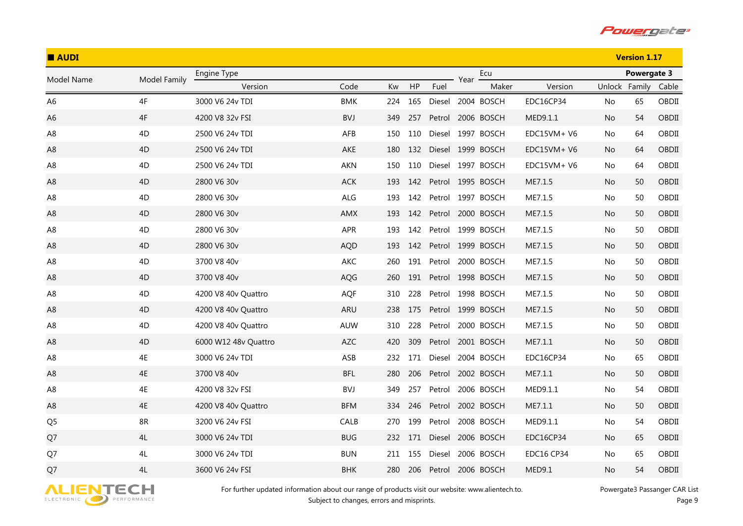## ■ AUDI

**Version 1.17**

| Model Name | Model Family | Engine Type | | | | | Year | Ecu | | Powergate 3 | | |
|---|---|---|---|---|---|---|---|---|---|---|---|---|
| | | Version | Code | Kw | HP | Fuel | | Maker | Version | Unlock | Family | Cable |
| A6 | 4F | 3000 V6 24v TDI | BMK | 224 | 165 | Diesel | 2004 | BOSCH | EDC16CP34 | No | 65 | OBDII |
| A6 | 4F | 4200 V8 32v FSI | BVJ | 349 | 257 | Petrol | 2006 | BOSCH | MED9.1.1 | No | 54 | OBDII |
| A8 | 4D | 2500 V6 24v TDI | AFB | 150 | 110 | Diesel | 1997 | BOSCH | EDC15VM+ V6 | No | 64 | OBDII |
| A8 | 4D | 2500 V6 24v TDI | AKE | 180 | 132 | Diesel | 1999 | BOSCH | EDC15VM+ V6 | No | 64 | OBDII |
| A8 | 4D | 2500 V6 24v TDI | AKN | 150 | 110 | Diesel | 1997 | BOSCH | EDC15VM+ V6 | No | 64 | OBDII |
| A8 | 4D | 2800 V6 30v | ACK | 193 | 142 | Petrol | 1995 | BOSCH | ME7.1.5 | No | 50 | OBDII |
| A8 | 4D | 2800 V6 30v | ALG | 193 | 142 | Petrol | 1997 | BOSCH | ME7.1.5 | No | 50 | OBDII |
| A8 | 4D | 2800 V6 30v | AMX | 193 | 142 | Petrol | 2000 | BOSCH | ME7.1.5 | No | 50 | OBDII |
| A8 | 4D | 2800 V6 30v | APR | 193 | 142 | Petrol | 1999 | BOSCH | ME7.1.5 | No | 50 | OBDII |
| A8 | 4D | 2800 V6 30v | AQD | 193 | 142 | Petrol | 1999 | BOSCH | ME7.1.5 | No | 50 | OBDII |
| A8 | 4D | 3700 V8 40v | AKC | 260 | 191 | Petrol | 2000 | BOSCH | ME7.1.5 | No | 50 | OBDII |
| A8 | 4D | 3700 V8 40v | AQG | 260 | 191 | Petrol | 1998 | BOSCH | ME7.1.5 | No | 50 | OBDII |
| A8 | 4D | 4200 V8 40v Quattro | AQF | 310 | 228 | Petrol | 1998 | BOSCH | ME7.1.5 | No | 50 | OBDII |
| A8 | 4D | 4200 V8 40v Quattro | ARU | 238 | 175 | Petrol | 1999 | BOSCH | ME7.1.5 | No | 50 | OBDII |
| A8 | 4D | 4200 V8 40v Quattro | AUW | 310 | 228 | Petrol | 2000 | BOSCH | ME7.1.5 | No | 50 | OBDII |
| A8 | 4D | 6000 W12 48v Quattro | AZC | 420 | 309 | Petrol | 2001 | BOSCH | ME7.1.1 | No | 50 | OBDII |
| A8 | 4E | 3000 V6 24v TDI | ASB | 232 | 171 | Diesel | 2004 | BOSCH | EDC16CP34 | No | 65 | OBDII |
| A8 | 4E | 3700 V8 40v | BFL | 280 | 206 | Petrol | 2002 | BOSCH | ME7.1.1 | No | 50 | OBDII |
| A8 | 4E | 4200 V8 32v FSI | BVJ | 349 | 257 | Petrol | 2006 | BOSCH | MED9.1.1 | No | 54 | OBDII |
| A8 | 4E | 4200 V8 40v Quattro | BFM | 334 | 246 | Petrol | 2002 | BOSCH | ME7.1.1 | No | 50 | OBDII |
| Q5 | 8R | 3200 V6 24v FSI | CALB | 270 | 199 | Petrol | 2008 | BOSCH | MED9.1.1 | No | 54 | OBDII |
| Q7 | 4L | 3000 V6 24v TDI | BUG | 232 | 171 | Diesel | 2006 | BOSCH | EDC16CP34 | No | 65 | OBDII |
| Q7 | 4L | 3000 V6 24v TDI | BUN | 211 | 155 | Diesel | 2006 | BOSCH | EDC16 CP34 | No | 65 | OBDII |
| Q7 | 4L | 3600 V6 24v FSI | BHK | 280 | 206 | Petrol | 2006 | BOSCH | MED9.1 | No | 54 | OBDII |

For further updated information about our range of products visit our website: www.alientech.to.
Subject to changes, errors and misprints.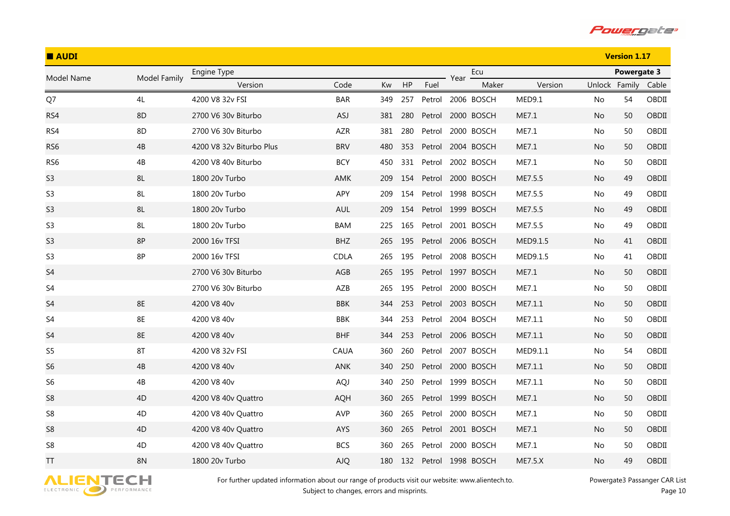## AUDI

Version 1.17

| Model Name | Model Family | Engine Type | | | | | Year | Ecu | | Powergate 3 | | |
|---|---|---|---|---|---|---|---|---|---|---|---|---|
| | | Version | Code | Kw | HP | Fuel | | Maker | Version | Unlock | Family | Cable |
| Q7 | 4L | 4200 V8 32v FSI | BAR | 349 | 257 | Petrol | 2006 | BOSCH | MED9.1 | No | 54 | OBDII |
| RS4 | 8D | 2700 V6 30v Biturbo | ASJ | 381 | 280 | Petrol | 2000 | BOSCH | ME7.1 | No | 50 | OBDII |
| RS4 | 8D | 2700 V6 30v Biturbo | AZR | 381 | 280 | Petrol | 2000 | BOSCH | ME7.1 | No | 50 | OBDII |
| RS6 | 4B | 4200 V8 32v Biturbo Plus | BRV | 480 | 353 | Petrol | 2004 | BOSCH | ME7.1 | No | 50 | OBDII |
| RS6 | 4B | 4200 V8 40v Biturbo | BCY | 450 | 331 | Petrol | 2002 | BOSCH | ME7.1 | No | 50 | OBDII |
| S3 | 8L | 1800 20v Turbo | AMK | 209 | 154 | Petrol | 2000 | BOSCH | ME7.5.5 | No | 49 | OBDII |
| S3 | 8L | 1800 20v Turbo | APY | 209 | 154 | Petrol | 1998 | BOSCH | ME7.5.5 | No | 49 | OBDII |
| S3 | 8L | 1800 20v Turbo | AUL | 209 | 154 | Petrol | 1999 | BOSCH | ME7.5.5 | No | 49 | OBDII |
| S3 | 8L | 1800 20v Turbo | BAM | 225 | 165 | Petrol | 2001 | BOSCH | ME7.5.5 | No | 49 | OBDII |
| S3 | 8P | 2000 16v TFSI | BHZ | 265 | 195 | Petrol | 2006 | BOSCH | MED9.1.5 | No | 41 | OBDII |
| S3 | 8P | 2000 16v TFSI | CDLA | 265 | 195 | Petrol | 2008 | BOSCH | MED9.1.5 | No | 41 | OBDII |
| S4 | | 2700 V6 30v Biturbo | AGB | 265 | 195 | Petrol | 1997 | BOSCH | ME7.1 | No | 50 | OBDII |
| S4 | | 2700 V6 30v Biturbo | AZB | 265 | 195 | Petrol | 2000 | BOSCH | ME7.1 | No | 50 | OBDII |
| S4 | 8E | 4200 V8 40v | BBK | 344 | 253 | Petrol | 2003 | BOSCH | ME7.1.1 | No | 50 | OBDII |
| S4 | 8E | 4200 V8 40v | BBK | 344 | 253 | Petrol | 2004 | BOSCH | ME7.1.1 | No | 50 | OBDII |
| S4 | 8E | 4200 V8 40v | BHF | 344 | 253 | Petrol | 2006 | BOSCH | ME7.1.1 | No | 50 | OBDII |
| S5 | 8T | 4200 V8 32v FSI | CAUA | 360 | 260 | Petrol | 2007 | BOSCH | MED9.1.1 | No | 54 | OBDII |
| S6 | 4B | 4200 V8 40v | ANK | 340 | 250 | Petrol | 2000 | BOSCH | ME7.1.1 | No | 50 | OBDII |
| S6 | 4B | 4200 V8 40v | AQJ | 340 | 250 | Petrol | 1999 | BOSCH | ME7.1.1 | No | 50 | OBDII |
| S8 | 4D | 4200 V8 40v Quattro | AQH | 360 | 265 | Petrol | 1999 | BOSCH | ME7.1 | No | 50 | OBDII |
| S8 | 4D | 4200 V8 40v Quattro | AVP | 360 | 265 | Petrol | 2000 | BOSCH | ME7.1 | No | 50 | OBDII |
| S8 | 4D | 4200 V8 40v Quattro | AYS | 360 | 265 | Petrol | 2001 | BOSCH | ME7.1 | No | 50 | OBDII |
| S8 | 4D | 4200 V8 40v Quattro | BCS | 360 | 265 | Petrol | 2000 | BOSCH | ME7.1 | No | 50 | OBDII |
| TT | 8N | 1800 20v Turbo | AJQ | 180 | 132 | Petrol | 1998 | BOSCH | ME7.5.X | No | 49 | OBDII |

For further updated information about our range of products visit our website: www.alientech.to.
Subject to changes, errors and misprints.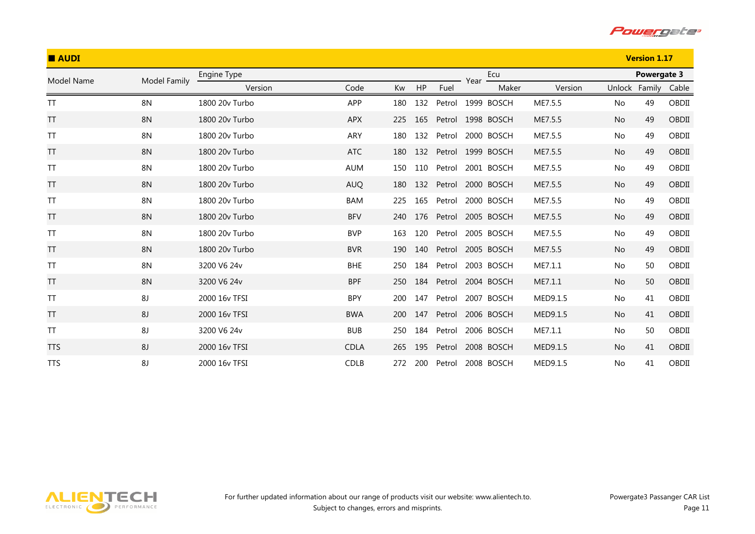## ■ AUDI

**Version 1.17**

| Model Name | Model Family | Engine Type | | | | | Year | Ecu | | Powergate 3 | | |
|---|---|---|---|---|---|---|---|---|---|---|---|---|
| | | Version | Code | Kw | HP | Fuel | | Maker | Version | Unlock | Family | Cable |
| TT | 8N | 1800 20v Turbo | APP | 180 | 132 | Petrol | 1999 | BOSCH | ME7.5.5 | No | 49 | OBDII |
| TT | 8N | 1800 20v Turbo | APX | 225 | 165 | Petrol | 1998 | BOSCH | ME7.5.5 | No | 49 | OBDII |
| TT | 8N | 1800 20v Turbo | ARY | 180 | 132 | Petrol | 2000 | BOSCH | ME7.5.5 | No | 49 | OBDII |
| TT | 8N | 1800 20v Turbo | ATC | 180 | 132 | Petrol | 1999 | BOSCH | ME7.5.5 | No | 49 | OBDII |
| TT | 8N | 1800 20v Turbo | AUM | 150 | 110 | Petrol | 2001 | BOSCH | ME7.5.5 | No | 49 | OBDII |
| TT | 8N | 1800 20v Turbo | AUQ | 180 | 132 | Petrol | 2000 | BOSCH | ME7.5.5 | No | 49 | OBDII |
| TT | 8N | 1800 20v Turbo | BAM | 225 | 165 | Petrol | 2000 | BOSCH | ME7.5.5 | No | 49 | OBDII |
| TT | 8N | 1800 20v Turbo | BFV | 240 | 176 | Petrol | 2005 | BOSCH | ME7.5.5 | No | 49 | OBDII |
| TT | 8N | 1800 20v Turbo | BVP | 163 | 120 | Petrol | 2005 | BOSCH | ME7.5.5 | No | 49 | OBDII |
| TT | 8N | 1800 20v Turbo | BVR | 190 | 140 | Petrol | 2005 | BOSCH | ME7.5.5 | No | 49 | OBDII |
| TT | 8N | 3200 V6 24v | BHE | 250 | 184 | Petrol | 2003 | BOSCH | ME7.1.1 | No | 50 | OBDII |
| TT | 8N | 3200 V6 24v | BPF | 250 | 184 | Petrol | 2004 | BOSCH | ME7.1.1 | No | 50 | OBDII |
| TT | 8J | 2000 16v TFSI | BPY | 200 | 147 | Petrol | 2007 | BOSCH | MED9.1.5 | No | 41 | OBDII |
| TT | 8J | 2000 16v TFSI | BWA | 200 | 147 | Petrol | 2006 | BOSCH | MED9.1.5 | No | 41 | OBDII |
| TT | 8J | 3200 V6 24v | BUB | 250 | 184 | Petrol | 2006 | BOSCH | ME7.1.1 | No | 50 | OBDII |
| TTS | 8J | 2000 16v TFSI | CDLA | 265 | 195 | Petrol | 2008 | BOSCH | MED9.1.5 | No | 41 | OBDII |
| TTS | 8J | 2000 16v TFSI | CDLB | 272 | 200 | Petrol | 2008 | BOSCH | MED9.1.5 | No | 41 | OBDII |

For further updated information about our range of products visit our website: www.alientech.to.
Subject to changes, errors and misprints.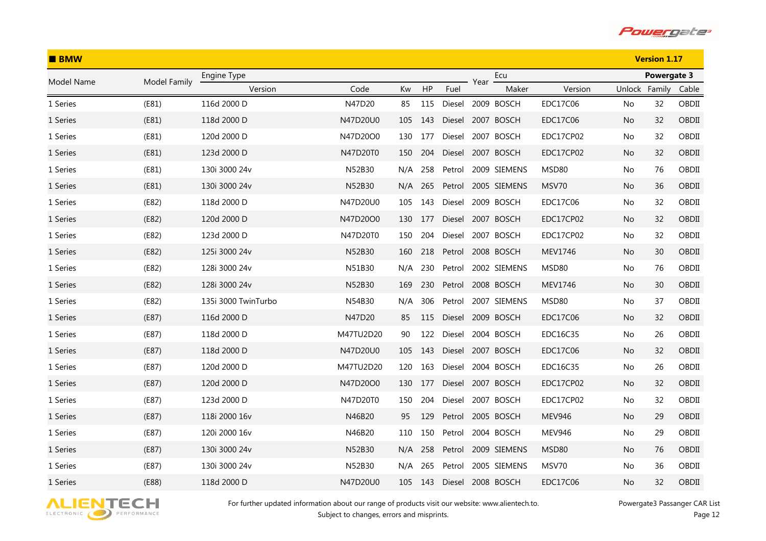## BMW

**Version 1.17**

| Model Name | Model Family | Engine Type | | | | | Year | Ecu | | Powergate 3 | | |
|---|---|---|---|---|---|---|---|---|---|---|---|---|
| | | Version | Code | Kw | HP | Fuel | | Maker | Version | Unlock | Family | Cable |
| 1 Series | (E81) | 116d 2000 D | N47D20 | 85 | 115 | Diesel | 2009 | BOSCH | EDC17C06 | No | 32 | OBDII |
| 1 Series | (E81) | 118d 2000 D | N47D20U0 | 105 | 143 | Diesel | 2007 | BOSCH | EDC17C06 | No | 32 | OBDII |
| 1 Series | (E81) | 120d 2000 D | N47D20O0 | 130 | 177 | Diesel | 2007 | BOSCH | EDC17CP02 | No | 32 | OBDII |
| 1 Series | (E81) | 123d 2000 D | N47D20T0 | 150 | 204 | Diesel | 2007 | BOSCH | EDC17CP02 | No | 32 | OBDII |
| 1 Series | (E81) | 130i 3000 24v | N52B30 | N/A | 258 | Petrol | 2009 | SIEMENS | MSD80 | No | 76 | OBDII |
| 1 Series | (E81) | 130i 3000 24v | N52B30 | N/A | 265 | Petrol | 2005 | SIEMENS | MSV70 | No | 36 | OBDII |
| 1 Series | (E82) | 118d 2000 D | N47D20U0 | 105 | 143 | Diesel | 2009 | BOSCH | EDC17C06 | No | 32 | OBDII |
| 1 Series | (E82) | 120d 2000 D | N47D20O0 | 130 | 177 | Diesel | 2007 | BOSCH | EDC17CP02 | No | 32 | OBDII |
| 1 Series | (E82) | 123d 2000 D | N47D20T0 | 150 | 204 | Diesel | 2007 | BOSCH | EDC17CP02 | No | 32 | OBDII |
| 1 Series | (E82) | 125i 3000 24v | N52B30 | 160 | 218 | Petrol | 2008 | BOSCH | MEV1746 | No | 30 | OBDII |
| 1 Series | (E82) | 128i 3000 24v | N51B30 | N/A | 230 | Petrol | 2002 | SIEMENS | MSD80 | No | 76 | OBDII |
| 1 Series | (E82) | 128i 3000 24v | N52B30 | 169 | 230 | Petrol | 2008 | BOSCH | MEV1746 | No | 30 | OBDII |
| 1 Series | (E82) | 135i 3000 TwinTurbo | N54B30 | N/A | 306 | Petrol | 2007 | SIEMENS | MSD80 | No | 37 | OBDII |
| 1 Series | (E87) | 116d 2000 D | N47D20 | 85 | 115 | Diesel | 2009 | BOSCH | EDC17C06 | No | 32 | OBDII |
| 1 Series | (E87) | 118d 2000 D | M47TU2D20 | 90 | 122 | Diesel | 2004 | BOSCH | EDC16C35 | No | 26 | OBDII |
| 1 Series | (E87) | 118d 2000 D | N47D20U0 | 105 | 143 | Diesel | 2007 | BOSCH | EDC17C06 | No | 32 | OBDII |
| 1 Series | (E87) | 120d 2000 D | M47TU2D20 | 120 | 163 | Diesel | 2004 | BOSCH | EDC16C35 | No | 26 | OBDII |
| 1 Series | (E87) | 120d 2000 D | N47D20O0 | 130 | 177 | Diesel | 2007 | BOSCH | EDC17CP02 | No | 32 | OBDII |
| 1 Series | (E87) | 123d 2000 D | N47D20T0 | 150 | 204 | Diesel | 2007 | BOSCH | EDC17CP02 | No | 32 | OBDII |
| 1 Series | (E87) | 118i 2000 16v | N46B20 | 95 | 129 | Petrol | 2005 | BOSCH | MEV946 | No | 29 | OBDII |
| 1 Series | (E87) | 120i 2000 16v | N46B20 | 110 | 150 | Petrol | 2004 | BOSCH | MEV946 | No | 29 | OBDII |
| 1 Series | (E87) | 130i 3000 24v | N52B30 | N/A | 258 | Petrol | 2009 | SIEMENS | MSD80 | No | 76 | OBDII |
| 1 Series | (E87) | 130i 3000 24v | N52B30 | N/A | 265 | Petrol | 2005 | SIEMENS | MSV70 | No | 36 | OBDII |
| 1 Series | (E88) | 118d 2000 D | N47D20U0 | 105 | 143 | Diesel | 2008 | BOSCH | EDC17C06 | No | 32 | OBDII |

For further updated information about our range of products visit our website: www.alientech.to.
Subject to changes, errors and misprints.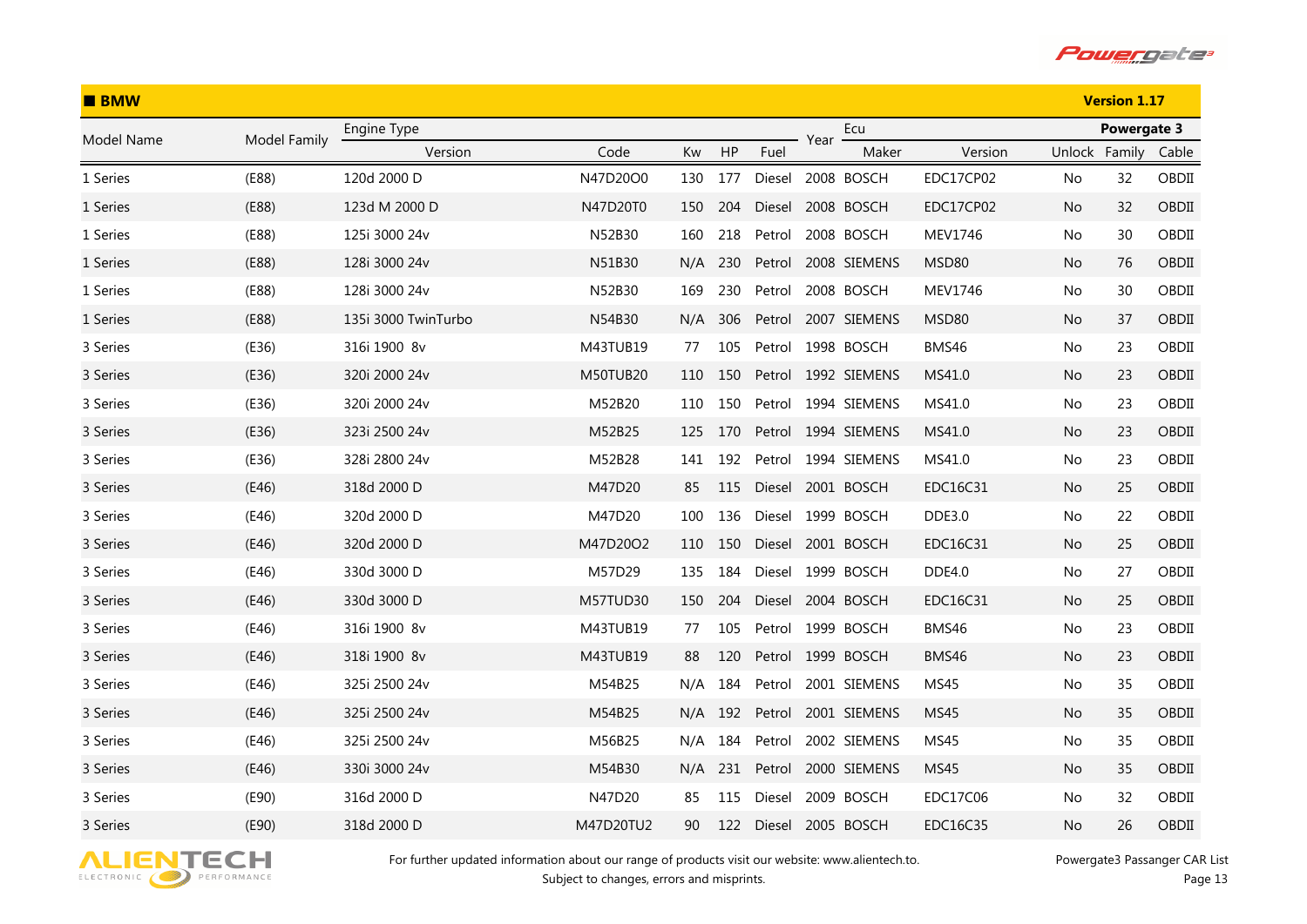## BMW

**Version 1.17**

| Model Name | Model Family | Engine Type | | | | | Year | Ecu | | Powergate 3 | | |
|---|---|---|---|---|---|---|---|---|---|---|---|---|
| | | Version | Code | Kw | HP | Fuel | | Maker | Version | Unlock | Family | Cable |
| 1 Series | (E88) | 120d 2000 D | N47D20O0 | 130 | 177 | Diesel | 2008 | BOSCH | EDC17CP02 | No | 32 | OBDII |
| 1 Series | (E88) | 123d M 2000 D | N47D20T0 | 150 | 204 | Diesel | 2008 | BOSCH | EDC17CP02 | No | 32 | OBDII |
| 1 Series | (E88) | 125i 3000 24v | N52B30 | 160 | 218 | Petrol | 2008 | BOSCH | MEV1746 | No | 30 | OBDII |
| 1 Series | (E88) | 128i 3000 24v | N51B30 | N/A | 230 | Petrol | 2008 | SIEMENS | MSD80 | No | 76 | OBDII |
| 1 Series | (E88) | 128i 3000 24v | N52B30 | 169 | 230 | Petrol | 2008 | BOSCH | MEV1746 | No | 30 | OBDII |
| 1 Series | (E88) | 135i 3000 TwinTurbo | N54B30 | N/A | 306 | Petrol | 2007 | SIEMENS | MSD80 | No | 37 | OBDII |
| 3 Series | (E36) | 316i 1900 8v | M43TUB19 | 77 | 105 | Petrol | 1998 | BOSCH | BMS46 | No | 23 | OBDII |
| 3 Series | (E36) | 320i 2000 24v | M50TUB20 | 110 | 150 | Petrol | 1992 | SIEMENS | MS41.0 | No | 23 | OBDII |
| 3 Series | (E36) | 320i 2000 24v | M52B20 | 110 | 150 | Petrol | 1994 | SIEMENS | MS41.0 | No | 23 | OBDII |
| 3 Series | (E36) | 323i 2500 24v | M52B25 | 125 | 170 | Petrol | 1994 | SIEMENS | MS41.0 | No | 23 | OBDII |
| 3 Series | (E36) | 328i 2800 24v | M52B28 | 141 | 192 | Petrol | 1994 | SIEMENS | MS41.0 | No | 23 | OBDII |
| 3 Series | (E46) | 318d 2000 D | M47D20 | 85 | 115 | Diesel | 2001 | BOSCH | EDC16C31 | No | 25 | OBDII |
| 3 Series | (E46) | 320d 2000 D | M47D20 | 100 | 136 | Diesel | 1999 | BOSCH | DDE3.0 | No | 22 | OBDII |
| 3 Series | (E46) | 320d 2000 D | M47D20O2 | 110 | 150 | Diesel | 2001 | BOSCH | EDC16C31 | No | 25 | OBDII |
| 3 Series | (E46) | 330d 3000 D | M57D29 | 135 | 184 | Diesel | 1999 | BOSCH | DDE4.0 | No | 27 | OBDII |
| 3 Series | (E46) | 330d 3000 D | M57TUD30 | 150 | 204 | Diesel | 2004 | BOSCH | EDC16C31 | No | 25 | OBDII |
| 3 Series | (E46) | 316i 1900 8v | M43TUB19 | 77 | 105 | Petrol | 1999 | BOSCH | BMS46 | No | 23 | OBDII |
| 3 Series | (E46) | 318i 1900 8v | M43TUB19 | 88 | 120 | Petrol | 1999 | BOSCH | BMS46 | No | 23 | OBDII |
| 3 Series | (E46) | 325i 2500 24v | M54B25 | N/A | 184 | Petrol | 2001 | SIEMENS | MS45 | No | 35 | OBDII |
| 3 Series | (E46) | 325i 2500 24v | M54B25 | N/A | 192 | Petrol | 2001 | SIEMENS | MS45 | No | 35 | OBDII |
| 3 Series | (E46) | 325i 2500 24v | M56B25 | N/A | 184 | Petrol | 2002 | SIEMENS | MS45 | No | 35 | OBDII |
| 3 Series | (E46) | 330i 3000 24v | M54B30 | N/A | 231 | Petrol | 2000 | SIEMENS | MS45 | No | 35 | OBDII |
| 3 Series | (E90) | 316d 2000 D | N47D20 | 85 | 115 | Diesel | 2009 | BOSCH | EDC17C06 | No | 32 | OBDII |
| 3 Series | (E90) | 318d 2000 D | M47D20TU2 | 90 | 122 | Diesel | 2005 | BOSCH | EDC16C35 | No | 26 | OBDII |

For further updated information about our range of products visit our website: www.alientech.to.
Subject to changes, errors and misprints.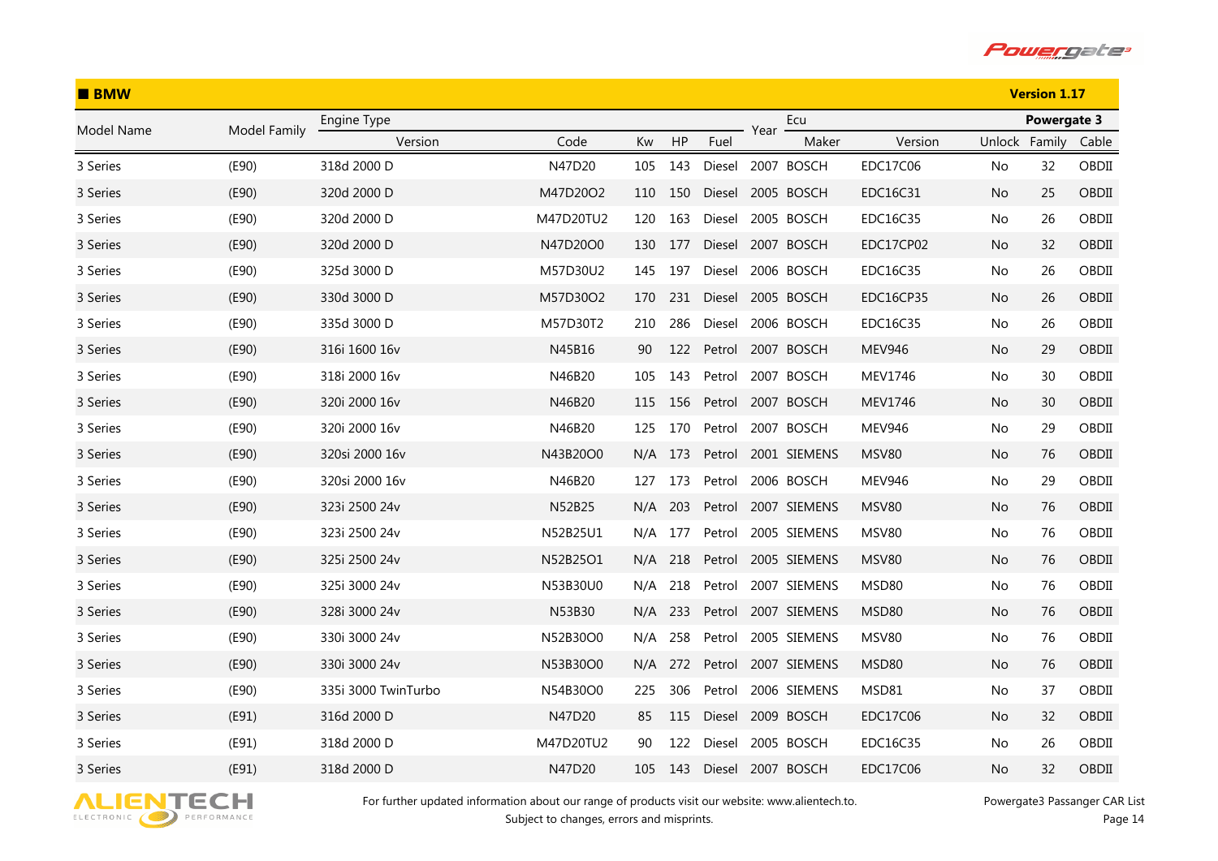## BMW

**Version 1.17**

| Model Name | Model Family | Engine Type | | | | | Year | Ecu | | Powergate 3 | | |
|---|---|---|---|---|---|---|---|---|---|---|---|---|
| | | Version | Code | Kw | HP | Fuel | | Maker | Version | Unlock | Family | Cable |
| 3 Series | (E90) | 318d 2000 D | N47D20 | 105 | 143 | Diesel | 2007 | BOSCH | EDC17C06 | No | 32 | OBDII |
| 3 Series | (E90) | 320d 2000 D | M47D20O2 | 110 | 150 | Diesel | 2005 | BOSCH | EDC16C31 | No | 25 | OBDII |
| 3 Series | (E90) | 320d 2000 D | M47D20TU2 | 120 | 163 | Diesel | 2005 | BOSCH | EDC16C35 | No | 26 | OBDII |
| 3 Series | (E90) | 320d 2000 D | N47D20O0 | 130 | 177 | Diesel | 2007 | BOSCH | EDC17CP02 | No | 32 | OBDII |
| 3 Series | (E90) | 325d 3000 D | M57D30U2 | 145 | 197 | Diesel | 2006 | BOSCH | EDC16C35 | No | 26 | OBDII |
| 3 Series | (E90) | 330d 3000 D | M57D30O2 | 170 | 231 | Diesel | 2005 | BOSCH | EDC16CP35 | No | 26 | OBDII |
| 3 Series | (E90) | 335d 3000 D | M57D30T2 | 210 | 286 | Diesel | 2006 | BOSCH | EDC16C35 | No | 26 | OBDII |
| 3 Series | (E90) | 316i 1600 16v | N45B16 | 90 | 122 | Petrol | 2007 | BOSCH | MEV946 | No | 29 | OBDII |
| 3 Series | (E90) | 318i 2000 16v | N46B20 | 105 | 143 | Petrol | 2007 | BOSCH | MEV1746 | No | 30 | OBDII |
| 3 Series | (E90) | 320i 2000 16v | N46B20 | 115 | 156 | Petrol | 2007 | BOSCH | MEV1746 | No | 30 | OBDII |
| 3 Series | (E90) | 320i 2000 16v | N46B20 | 125 | 170 | Petrol | 2007 | BOSCH | MEV946 | No | 29 | OBDII |
| 3 Series | (E90) | 320si 2000 16v | N43B20O0 | N/A | 173 | Petrol | 2001 | SIEMENS | MSV80 | No | 76 | OBDII |
| 3 Series | (E90) | 320si 2000 16v | N46B20 | 127 | 173 | Petrol | 2006 | BOSCH | MEV946 | No | 29 | OBDII |
| 3 Series | (E90) | 323i 2500 24v | N52B25 | N/A | 203 | Petrol | 2007 | SIEMENS | MSV80 | No | 76 | OBDII |
| 3 Series | (E90) | 323i 2500 24v | N52B25U1 | N/A | 177 | Petrol | 2005 | SIEMENS | MSV80 | No | 76 | OBDII |
| 3 Series | (E90) | 325i 2500 24v | N52B25O1 | N/A | 218 | Petrol | 2005 | SIEMENS | MSV80 | No | 76 | OBDII |
| 3 Series | (E90) | 325i 3000 24v | N53B30U0 | N/A | 218 | Petrol | 2007 | SIEMENS | MSD80 | No | 76 | OBDII |
| 3 Series | (E90) | 328i 3000 24v | N53B30 | N/A | 233 | Petrol | 2007 | SIEMENS | MSD80 | No | 76 | OBDII |
| 3 Series | (E90) | 330i 3000 24v | N52B30O0 | N/A | 258 | Petrol | 2005 | SIEMENS | MSV80 | No | 76 | OBDII |
| 3 Series | (E90) | 330i 3000 24v | N53B30O0 | N/A | 272 | Petrol | 2007 | SIEMENS | MSD80 | No | 76 | OBDII |
| 3 Series | (E90) | 335i 3000 TwinTurbo | N54B30O0 | 225 | 306 | Petrol | 2006 | SIEMENS | MSD81 | No | 37 | OBDII |
| 3 Series | (E91) | 316d 2000 D | N47D20 | 85 | 115 | Diesel | 2009 | BOSCH | EDC17C06 | No | 32 | OBDII |
| 3 Series | (E91) | 318d 2000 D | M47D20TU2 | 90 | 122 | Diesel | 2005 | BOSCH | EDC16C35 | No | 26 | OBDII |
| 3 Series | (E91) | 318d 2000 D | N47D20 | 105 | 143 | Diesel | 2007 | BOSCH | EDC17C06 | No | 32 | OBDII |

For further updated information about our range of products visit our website: www.alientech.to.
Subject to changes, errors and misprints.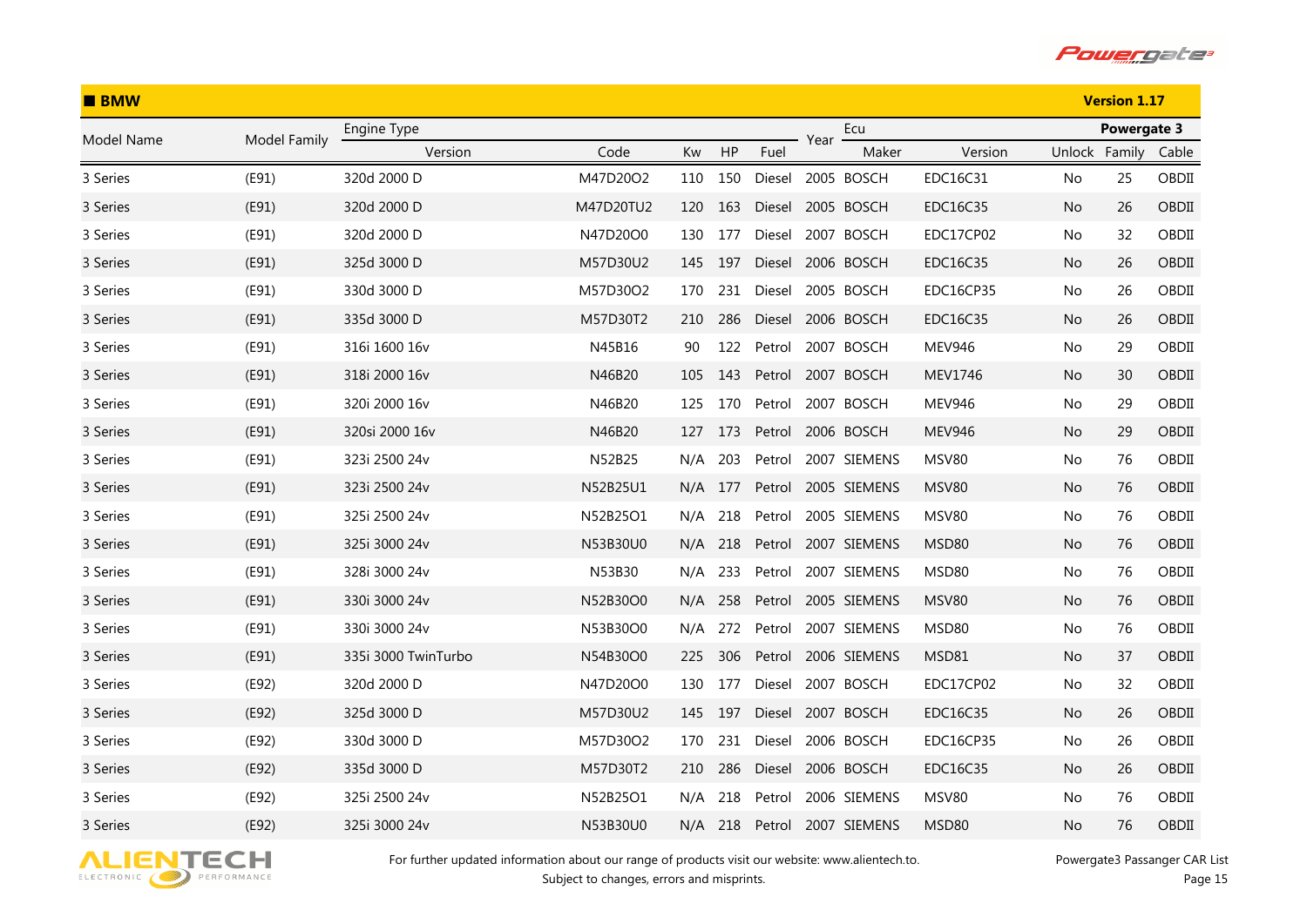## ■ BMW

**Version 1.17**

| Model Name | Model Family | Engine Type | | | | | Year | Ecu | | Powergate 3 | | |
|---|---|---|---|---|---|---|---|---|---|---|---|---|
| | | Version | Code | Kw | HP | Fuel | | Maker | Version | Unlock | Family | Cable |
| 3 Series | (E91) | 320d 2000 D | M47D20O2 | 110 | 150 | Diesel | 2005 | BOSCH | EDC16C31 | No | 25 | OBDII |
| 3 Series | (E91) | 320d 2000 D | M47D20TU2 | 120 | 163 | Diesel | 2005 | BOSCH | EDC16C35 | No | 26 | OBDII |
| 3 Series | (E91) | 320d 2000 D | N47D20O0 | 130 | 177 | Diesel | 2007 | BOSCH | EDC17CP02 | No | 32 | OBDII |
| 3 Series | (E91) | 325d 3000 D | M57D30U2 | 145 | 197 | Diesel | 2006 | BOSCH | EDC16C35 | No | 26 | OBDII |
| 3 Series | (E91) | 330d 3000 D | M57D30O2 | 170 | 231 | Diesel | 2005 | BOSCH | EDC16CP35 | No | 26 | OBDII |
| 3 Series | (E91) | 335d 3000 D | M57D30T2 | 210 | 286 | Diesel | 2006 | BOSCH | EDC16C35 | No | 26 | OBDII |
| 3 Series | (E91) | 316i 1600 16v | N45B16 | 90 | 122 | Petrol | 2007 | BOSCH | MEV946 | No | 29 | OBDII |
| 3 Series | (E91) | 318i 2000 16v | N46B20 | 105 | 143 | Petrol | 2007 | BOSCH | MEV1746 | No | 30 | OBDII |
| 3 Series | (E91) | 320i 2000 16v | N46B20 | 125 | 170 | Petrol | 2007 | BOSCH | MEV946 | No | 29 | OBDII |
| 3 Series | (E91) | 320si 2000 16v | N46B20 | 127 | 173 | Petrol | 2006 | BOSCH | MEV946 | No | 29 | OBDII |
| 3 Series | (E91) | 323i 2500 24v | N52B25 | N/A | 203 | Petrol | 2007 | SIEMENS | MSV80 | No | 76 | OBDII |
| 3 Series | (E91) | 323i 2500 24v | N52B25U1 | N/A | 177 | Petrol | 2005 | SIEMENS | MSV80 | No | 76 | OBDII |
| 3 Series | (E91) | 325i 2500 24v | N52B25O1 | N/A | 218 | Petrol | 2005 | SIEMENS | MSV80 | No | 76 | OBDII |
| 3 Series | (E91) | 325i 3000 24v | N53B30U0 | N/A | 218 | Petrol | 2007 | SIEMENS | MSD80 | No | 76 | OBDII |
| 3 Series | (E91) | 328i 3000 24v | N53B30 | N/A | 233 | Petrol | 2007 | SIEMENS | MSD80 | No | 76 | OBDII |
| 3 Series | (E91) | 330i 3000 24v | N52B30O0 | N/A | 258 | Petrol | 2005 | SIEMENS | MSV80 | No | 76 | OBDII |
| 3 Series | (E91) | 330i 3000 24v | N53B30O0 | N/A | 272 | Petrol | 2007 | SIEMENS | MSD80 | No | 76 | OBDII |
| 3 Series | (E91) | 335i 3000 TwinTurbo | N54B30O0 | 225 | 306 | Petrol | 2006 | SIEMENS | MSD81 | No | 37 | OBDII |
| 3 Series | (E92) | 320d 2000 D | N47D20O0 | 130 | 177 | Diesel | 2007 | BOSCH | EDC17CP02 | No | 32 | OBDII |
| 3 Series | (E92) | 325d 3000 D | M57D30U2 | 145 | 197 | Diesel | 2007 | BOSCH | EDC16C35 | No | 26 | OBDII |
| 3 Series | (E92) | 330d 3000 D | M57D30O2 | 170 | 231 | Diesel | 2006 | BOSCH | EDC16CP35 | No | 26 | OBDII |
| 3 Series | (E92) | 335d 3000 D | M57D30T2 | 210 | 286 | Diesel | 2006 | BOSCH | EDC16C35 | No | 26 | OBDII |
| 3 Series | (E92) | 325i 2500 24v | N52B25O1 | N/A | 218 | Petrol | 2006 | SIEMENS | MSV80 | No | 76 | OBDII |
| 3 Series | (E92) | 325i 3000 24v | N53B30U0 | N/A | 218 | Petrol | 2007 | SIEMENS | MSD80 | No | 76 | OBDII |

For further updated information about our range of products visit our website: www.alientech.to.
Subject to changes, errors and misprints.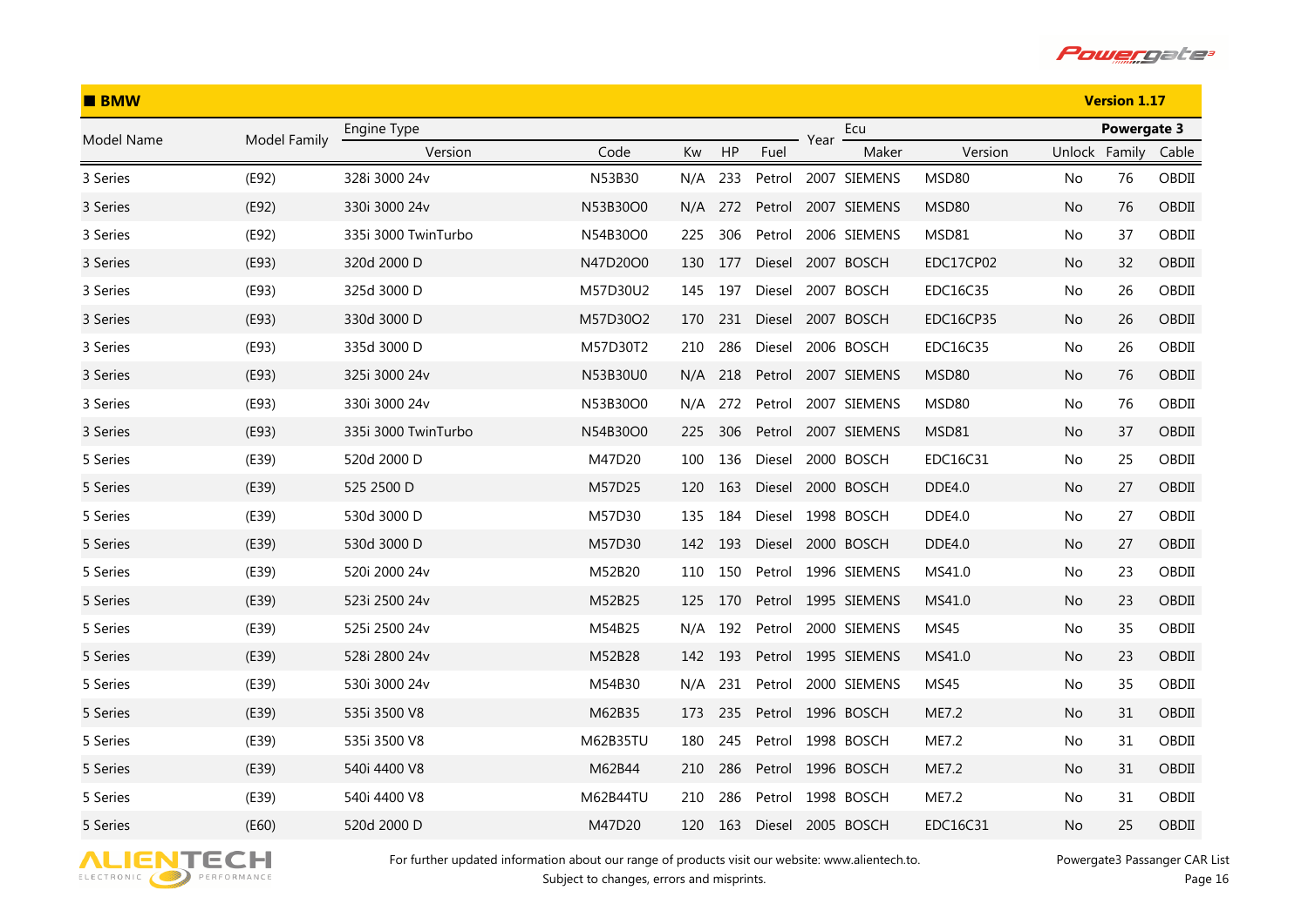## BMW

**Version 1.17**

| Model Name | Model Family | Engine Type | | | | | Year | Ecu | | Powergate 3 | | |
|---|---|---|---|---|---|---|---|---|---|---|---|---|
| | | Version | Code | Kw | HP | Fuel | | Maker | Version | Unlock | Family | Cable |
| 3 Series | (E92) | 328i 3000 24v | N53B30 | N/A | 233 | Petrol | 2007 | SIEMENS | MSD80 | No | 76 | OBDII |
| 3 Series | (E92) | 330i 3000 24v | N53B30O0 | N/A | 272 | Petrol | 2007 | SIEMENS | MSD80 | No | 76 | OBDII |
| 3 Series | (E92) | 335i 3000 TwinTurbo | N54B30O0 | 225 | 306 | Petrol | 2006 | SIEMENS | MSD81 | No | 37 | OBDII |
| 3 Series | (E93) | 320d 2000 D | N47D20O0 | 130 | 177 | Diesel | 2007 | BOSCH | EDC17CP02 | No | 32 | OBDII |
| 3 Series | (E93) | 325d 3000 D | M57D30U2 | 145 | 197 | Diesel | 2007 | BOSCH | EDC16C35 | No | 26 | OBDII |
| 3 Series | (E93) | 330d 3000 D | M57D30O2 | 170 | 231 | Diesel | 2007 | BOSCH | EDC16CP35 | No | 26 | OBDII |
| 3 Series | (E93) | 335d 3000 D | M57D30T2 | 210 | 286 | Diesel | 2006 | BOSCH | EDC16C35 | No | 26 | OBDII |
| 3 Series | (E93) | 325i 3000 24v | N53B30U0 | N/A | 218 | Petrol | 2007 | SIEMENS | MSD80 | No | 76 | OBDII |
| 3 Series | (E93) | 330i 3000 24v | N53B30O0 | N/A | 272 | Petrol | 2007 | SIEMENS | MSD80 | No | 76 | OBDII |
| 3 Series | (E93) | 335i 3000 TwinTurbo | N54B30O0 | 225 | 306 | Petrol | 2007 | SIEMENS | MSD81 | No | 37 | OBDII |
| 5 Series | (E39) | 520d 2000 D | M47D20 | 100 | 136 | Diesel | 2000 | BOSCH | EDC16C31 | No | 25 | OBDII |
| 5 Series | (E39) | 525 2500 D | M57D25 | 120 | 163 | Diesel | 2000 | BOSCH | DDE4.0 | No | 27 | OBDII |
| 5 Series | (E39) | 530d 3000 D | M57D30 | 135 | 184 | Diesel | 1998 | BOSCH | DDE4.0 | No | 27 | OBDII |
| 5 Series | (E39) | 530d 3000 D | M57D30 | 142 | 193 | Diesel | 2000 | BOSCH | DDE4.0 | No | 27 | OBDII |
| 5 Series | (E39) | 520i 2000 24v | M52B20 | 110 | 150 | Petrol | 1996 | SIEMENS | MS41.0 | No | 23 | OBDII |
| 5 Series | (E39) | 523i 2500 24v | M52B25 | 125 | 170 | Petrol | 1995 | SIEMENS | MS41.0 | No | 23 | OBDII |
| 5 Series | (E39) | 525i 2500 24v | M54B25 | N/A | 192 | Petrol | 2000 | SIEMENS | MS45 | No | 35 | OBDII |
| 5 Series | (E39) | 528i 2800 24v | M52B28 | 142 | 193 | Petrol | 1995 | SIEMENS | MS41.0 | No | 23 | OBDII |
| 5 Series | (E39) | 530i 3000 24v | M54B30 | N/A | 231 | Petrol | 2000 | SIEMENS | MS45 | No | 35 | OBDII |
| 5 Series | (E39) | 535i 3500 V8 | M62B35 | 173 | 235 | Petrol | 1996 | BOSCH | ME7.2 | No | 31 | OBDII |
| 5 Series | (E39) | 535i 3500 V8 | M62B35TU | 180 | 245 | Petrol | 1998 | BOSCH | ME7.2 | No | 31 | OBDII |
| 5 Series | (E39) | 540i 4400 V8 | M62B44 | 210 | 286 | Petrol | 1996 | BOSCH | ME7.2 | No | 31 | OBDII |
| 5 Series | (E39) | 540i 4400 V8 | M62B44TU | 210 | 286 | Petrol | 1998 | BOSCH | ME7.2 | No | 31 | OBDII |
| 5 Series | (E60) | 520d 2000 D | M47D20 | 120 | 163 | Diesel | 2005 | BOSCH | EDC16C31 | No | 25 | OBDII |

For further updated information about our range of products visit our website: www.alientech.to.
Subject to changes, errors and misprints.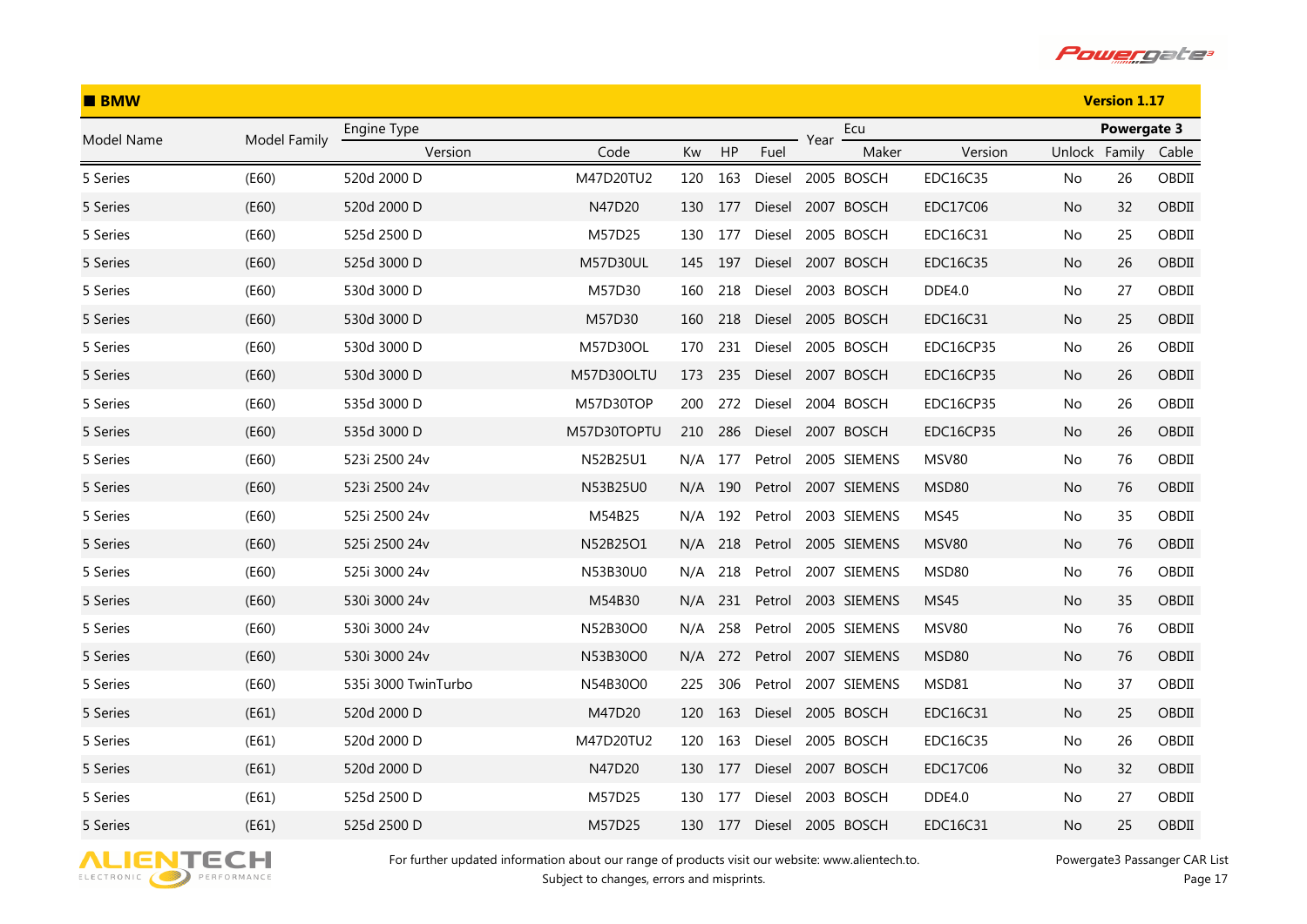## BMW

**Version 1.17**

| Model Name | Model Family | Engine Type | | | | | Year | Ecu | | Powergate 3 | | |
|---|---|---|---|---|---|---|---|---|---|---|---|---|
| | | Version | Code | Kw | HP | Fuel | | Maker | Version | Unlock | Family | Cable |
| 5 Series | (E60) | 520d 2000 D | M47D20TU2 | 120 | 163 | Diesel | 2005 | BOSCH | EDC16C35 | No | 26 | OBDII |
| 5 Series | (E60) | 520d 2000 D | N47D20 | 130 | 177 | Diesel | 2007 | BOSCH | EDC17C06 | No | 32 | OBDII |
| 5 Series | (E60) | 525d 2500 D | M57D25 | 130 | 177 | Diesel | 2005 | BOSCH | EDC16C31 | No | 25 | OBDII |
| 5 Series | (E60) | 525d 3000 D | M57D30UL | 145 | 197 | Diesel | 2007 | BOSCH | EDC16C35 | No | 26 | OBDII |
| 5 Series | (E60) | 530d 3000 D | M57D30 | 160 | 218 | Diesel | 2003 | BOSCH | DDE4.0 | No | 27 | OBDII |
| 5 Series | (E60) | 530d 3000 D | M57D30 | 160 | 218 | Diesel | 2005 | BOSCH | EDC16C31 | No | 25 | OBDII |
| 5 Series | (E60) | 530d 3000 D | M57D30OL | 170 | 231 | Diesel | 2005 | BOSCH | EDC16CP35 | No | 26 | OBDII |
| 5 Series | (E60) | 530d 3000 D | M57D30OLTU | 173 | 235 | Diesel | 2007 | BOSCH | EDC16CP35 | No | 26 | OBDII |
| 5 Series | (E60) | 535d 3000 D | M57D30TOP | 200 | 272 | Diesel | 2004 | BOSCH | EDC16CP35 | No | 26 | OBDII |
| 5 Series | (E60) | 535d 3000 D | M57D30TOPTU | 210 | 286 | Diesel | 2007 | BOSCH | EDC16CP35 | No | 26 | OBDII |
| 5 Series | (E60) | 523i 2500 24v | N52B25U1 | N/A | 177 | Petrol | 2005 | SIEMENS | MSV80 | No | 76 | OBDII |
| 5 Series | (E60) | 523i 2500 24v | N53B25U0 | N/A | 190 | Petrol | 2007 | SIEMENS | MSD80 | No | 76 | OBDII |
| 5 Series | (E60) | 525i 2500 24v | M54B25 | N/A | 192 | Petrol | 2003 | SIEMENS | MS45 | No | 35 | OBDII |
| 5 Series | (E60) | 525i 2500 24v | N52B25O1 | N/A | 218 | Petrol | 2005 | SIEMENS | MSV80 | No | 76 | OBDII |
| 5 Series | (E60) | 525i 3000 24v | N53B30U0 | N/A | 218 | Petrol | 2007 | SIEMENS | MSD80 | No | 76 | OBDII |
| 5 Series | (E60) | 530i 3000 24v | M54B30 | N/A | 231 | Petrol | 2003 | SIEMENS | MS45 | No | 35 | OBDII |
| 5 Series | (E60) | 530i 3000 24v | N52B30O0 | N/A | 258 | Petrol | 2005 | SIEMENS | MSV80 | No | 76 | OBDII |
| 5 Series | (E60) | 530i 3000 24v | N53B30O0 | N/A | 272 | Petrol | 2007 | SIEMENS | MSD80 | No | 76 | OBDII |
| 5 Series | (E60) | 535i 3000 TwinTurbo | N54B30O0 | 225 | 306 | Petrol | 2007 | SIEMENS | MSD81 | No | 37 | OBDII |
| 5 Series | (E61) | 520d 2000 D | M47D20 | 120 | 163 | Diesel | 2005 | BOSCH | EDC16C31 | No | 25 | OBDII |
| 5 Series | (E61) | 520d 2000 D | M47D20TU2 | 120 | 163 | Diesel | 2005 | BOSCH | EDC16C35 | No | 26 | OBDII |
| 5 Series | (E61) | 520d 2000 D | N47D20 | 130 | 177 | Diesel | 2007 | BOSCH | EDC17C06 | No | 32 | OBDII |
| 5 Series | (E61) | 525d 2500 D | M57D25 | 130 | 177 | Diesel | 2003 | BOSCH | DDE4.0 | No | 27 | OBDII |
| 5 Series | (E61) | 525d 2500 D | M57D25 | 130 | 177 | Diesel | 2005 | BOSCH | EDC16C31 | No | 25 | OBDII |

For further updated information about our range of products visit our website: www.alientech.to.
Subject to changes, errors and misprints.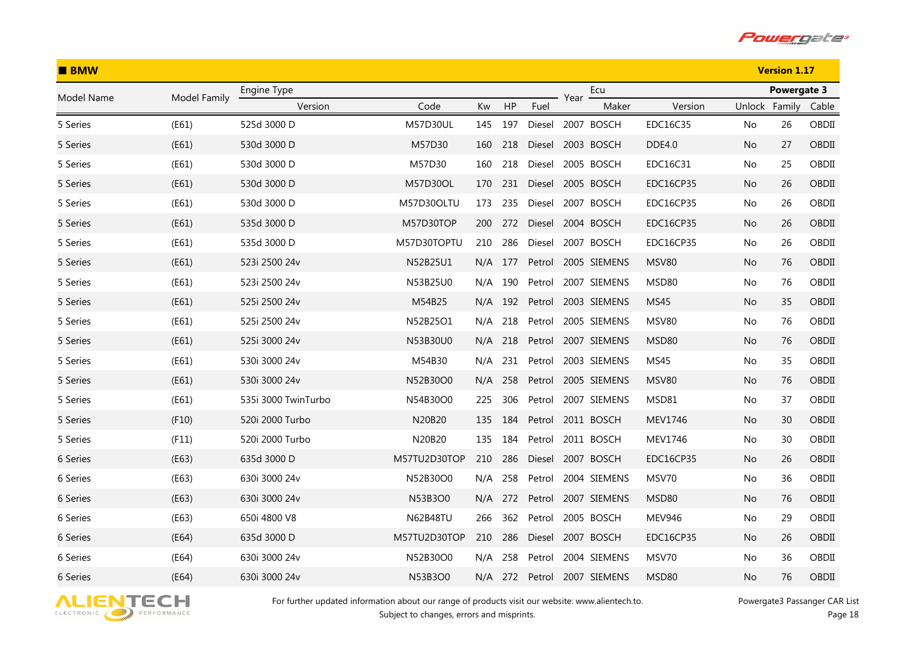## ■ BMW

**Version 1.17**

| Model Name | Model Family | Engine Type | | | | | Year | Ecu | | Powergate 3 | | |
|---|---|---|---|---|---|---|---|---|---|---|---|---|
| | | Version | Code | Kw | HP | Fuel | | Maker | Version | Unlock | Family | Cable |
| 5 Series | (E61) | 525d 3000 D | M57D30UL | 145 | 197 | Diesel | 2007 | BOSCH | EDC16C35 | No | 26 | OBDII |
| 5 Series | (E61) | 530d 3000 D | M57D30 | 160 | 218 | Diesel | 2003 | BOSCH | DDE4.0 | No | 27 | OBDII |
| 5 Series | (E61) | 530d 3000 D | M57D30 | 160 | 218 | Diesel | 2005 | BOSCH | EDC16C31 | No | 25 | OBDII |
| 5 Series | (E61) | 530d 3000 D | M57D30OL | 170 | 231 | Diesel | 2005 | BOSCH | EDC16CP35 | No | 26 | OBDII |
| 5 Series | (E61) | 530d 3000 D | M57D30OLTU | 173 | 235 | Diesel | 2007 | BOSCH | EDC16CP35 | No | 26 | OBDII |
| 5 Series | (E61) | 535d 3000 D | M57D30TOP | 200 | 272 | Diesel | 2004 | BOSCH | EDC16CP35 | No | 26 | OBDII |
| 5 Series | (E61) | 535d 3000 D | M57D30TOPTU | 210 | 286 | Diesel | 2007 | BOSCH | EDC16CP35 | No | 26 | OBDII |
| 5 Series | (E61) | 523i 2500 24v | N52B25U1 | N/A | 177 | Petrol | 2005 | SIEMENS | MSV80 | No | 76 | OBDII |
| 5 Series | (E61) | 523i 2500 24v | N53B25U0 | N/A | 190 | Petrol | 2007 | SIEMENS | MSD80 | No | 76 | OBDII |
| 5 Series | (E61) | 525i 2500 24v | M54B25 | N/A | 192 | Petrol | 2003 | SIEMENS | MS45 | No | 35 | OBDII |
| 5 Series | (E61) | 525i 2500 24v | N52B25O1 | N/A | 218 | Petrol | 2005 | SIEMENS | MSV80 | No | 76 | OBDII |
| 5 Series | (E61) | 525i 3000 24v | N53B30U0 | N/A | 218 | Petrol | 2007 | SIEMENS | MSD80 | No | 76 | OBDII |
| 5 Series | (E61) | 530i 3000 24v | M54B30 | N/A | 231 | Petrol | 2003 | SIEMENS | MS45 | No | 35 | OBDII |
| 5 Series | (E61) | 530i 3000 24v | N52B30O0 | N/A | 258 | Petrol | 2005 | SIEMENS | MSV80 | No | 76 | OBDII |
| 5 Series | (E61) | 535i 3000 TwinTurbo | N54B30O0 | 225 | 306 | Petrol | 2007 | SIEMENS | MSD81 | No | 37 | OBDII |
| 5 Series | (F10) | 520i 2000 Turbo | N20B20 | 135 | 184 | Petrol | 2011 | BOSCH | MEV1746 | No | 30 | OBDII |
| 5 Series | (F11) | 520i 2000 Turbo | N20B20 | 135 | 184 | Petrol | 2011 | BOSCH | MEV1746 | No | 30 | OBDII |
| 6 Series | (E63) | 635d 3000 D | M57TU2D30TOP | 210 | 286 | Diesel | 2007 | BOSCH | EDC16CP35 | No | 26 | OBDII |
| 6 Series | (E63) | 630i 3000 24v | N52B30O0 | N/A | 258 | Petrol | 2004 | SIEMENS | MSV70 | No | 36 | OBDII |
| 6 Series | (E63) | 630i 3000 24v | N53B3O0 | N/A | 272 | Petrol | 2007 | SIEMENS | MSD80 | No | 76 | OBDII |
| 6 Series | (E63) | 650i 4800 V8 | N62B48TU | 266 | 362 | Petrol | 2005 | BOSCH | MEV946 | No | 29 | OBDII |
| 6 Series | (E64) | 635d 3000 D | M57TU2D30TOP | 210 | 286 | Diesel | 2007 | BOSCH | EDC16CP35 | No | 26 | OBDII |
| 6 Series | (E64) | 630i 3000 24v | N52B30O0 | N/A | 258 | Petrol | 2004 | SIEMENS | MSV70 | No | 36 | OBDII |
| 6 Series | (E64) | 630i 3000 24v | N53B3O0 | N/A | 272 | Petrol | 2007 | SIEMENS | MSD80 | No | 76 | OBDII |

For further updated information about our range of products visit our website: www.alientech.to.
Subject to changes, errors and misprints.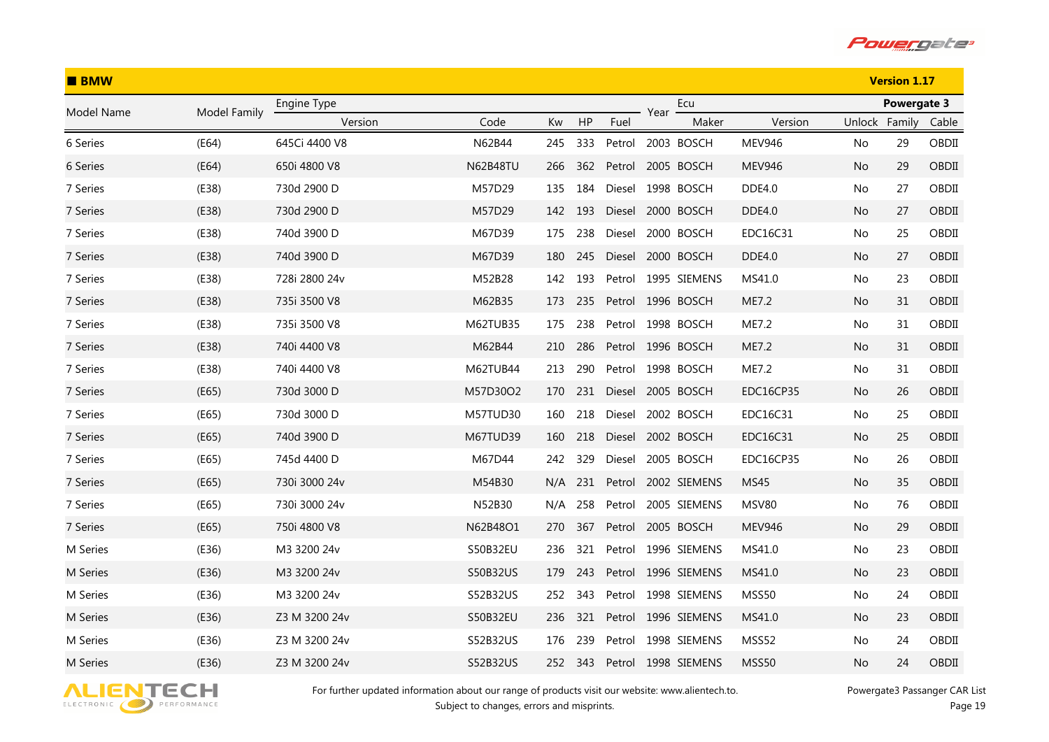## ■ BMW

**Version 1.17**

| Model Name | Model Family | Engine Type | | | | | Year | Ecu | | Powergate 3 | | |
|---|---|---|---|---|---|---|---|---|---|---|---|---|
| | | Version | Code | Kw | HP | Fuel | | Maker | Version | Unlock | Family | Cable |
| 6 Series | (E64) | 645Ci 4400 V8 | N62B44 | 245 | 333 | Petrol | 2003 | BOSCH | MEV946 | No | 29 | OBDII |
| 6 Series | (E64) | 650i 4800 V8 | N62B48TU | 266 | 362 | Petrol | 2005 | BOSCH | MEV946 | No | 29 | OBDII |
| 7 Series | (E38) | 730d 2900 D | M57D29 | 135 | 184 | Diesel | 1998 | BOSCH | DDE4.0 | No | 27 | OBDII |
| 7 Series | (E38) | 730d 2900 D | M57D29 | 142 | 193 | Diesel | 2000 | BOSCH | DDE4.0 | No | 27 | OBDII |
| 7 Series | (E38) | 740d 3900 D | M67D39 | 175 | 238 | Diesel | 2000 | BOSCH | EDC16C31 | No | 25 | OBDII |
| 7 Series | (E38) | 740d 3900 D | M67D39 | 180 | 245 | Diesel | 2000 | BOSCH | DDE4.0 | No | 27 | OBDII |
| 7 Series | (E38) | 728i 2800 24v | M52B28 | 142 | 193 | Petrol | 1995 | SIEMENS | MS41.0 | No | 23 | OBDII |
| 7 Series | (E38) | 735i 3500 V8 | M62B35 | 173 | 235 | Petrol | 1996 | BOSCH | ME7.2 | No | 31 | OBDII |
| 7 Series | (E38) | 735i 3500 V8 | M62TUB35 | 175 | 238 | Petrol | 1998 | BOSCH | ME7.2 | No | 31 | OBDII |
| 7 Series | (E38) | 740i 4400 V8 | M62B44 | 210 | 286 | Petrol | 1996 | BOSCH | ME7.2 | No | 31 | OBDII |
| 7 Series | (E38) | 740i 4400 V8 | M62TUB44 | 213 | 290 | Petrol | 1998 | BOSCH | ME7.2 | No | 31 | OBDII |
| 7 Series | (E65) | 730d 3000 D | M57D30O2 | 170 | 231 | Diesel | 2005 | BOSCH | EDC16CP35 | No | 26 | OBDII |
| 7 Series | (E65) | 730d 3000 D | M57TUD30 | 160 | 218 | Diesel | 2002 | BOSCH | EDC16C31 | No | 25 | OBDII |
| 7 Series | (E65) | 740d 3900 D | M67TUD39 | 160 | 218 | Diesel | 2002 | BOSCH | EDC16C31 | No | 25 | OBDII |
| 7 Series | (E65) | 745d 4400 D | M67D44 | 242 | 329 | Diesel | 2005 | BOSCH | EDC16CP35 | No | 26 | OBDII |
| 7 Series | (E65) | 730i 3000 24v | M54B30 | N/A | 231 | Petrol | 2002 | SIEMENS | MS45 | No | 35 | OBDII |
| 7 Series | (E65) | 730i 3000 24v | N52B30 | N/A | 258 | Petrol | 2005 | SIEMENS | MSV80 | No | 76 | OBDII |
| 7 Series | (E65) | 750i 4800 V8 | N62B48O1 | 270 | 367 | Petrol | 2005 | BOSCH | MEV946 | No | 29 | OBDII |
| M Series | (E36) | M3 3200 24v | S50B32EU | 236 | 321 | Petrol | 1996 | SIEMENS | MS41.0 | No | 23 | OBDII |
| M Series | (E36) | M3 3200 24v | S50B32US | 179 | 243 | Petrol | 1996 | SIEMENS | MS41.0 | No | 23 | OBDII |
| M Series | (E36) | M3 3200 24v | S52B32US | 252 | 343 | Petrol | 1998 | SIEMENS | MSS50 | No | 24 | OBDII |
| M Series | (E36) | Z3 M 3200 24v | S50B32EU | 236 | 321 | Petrol | 1996 | SIEMENS | MS41.0 | No | 23 | OBDII |
| M Series | (E36) | Z3 M 3200 24v | S52B32US | 176 | 239 | Petrol | 1998 | SIEMENS | MSS52 | No | 24 | OBDII |
| M Series | (E36) | Z3 M 3200 24v | S52B32US | 252 | 343 | Petrol | 1998 | SIEMENS | MSS50 | No | 24 | OBDII |

For further updated information about our range of products visit our website: www.alientech.to.
Subject to changes, errors and misprints.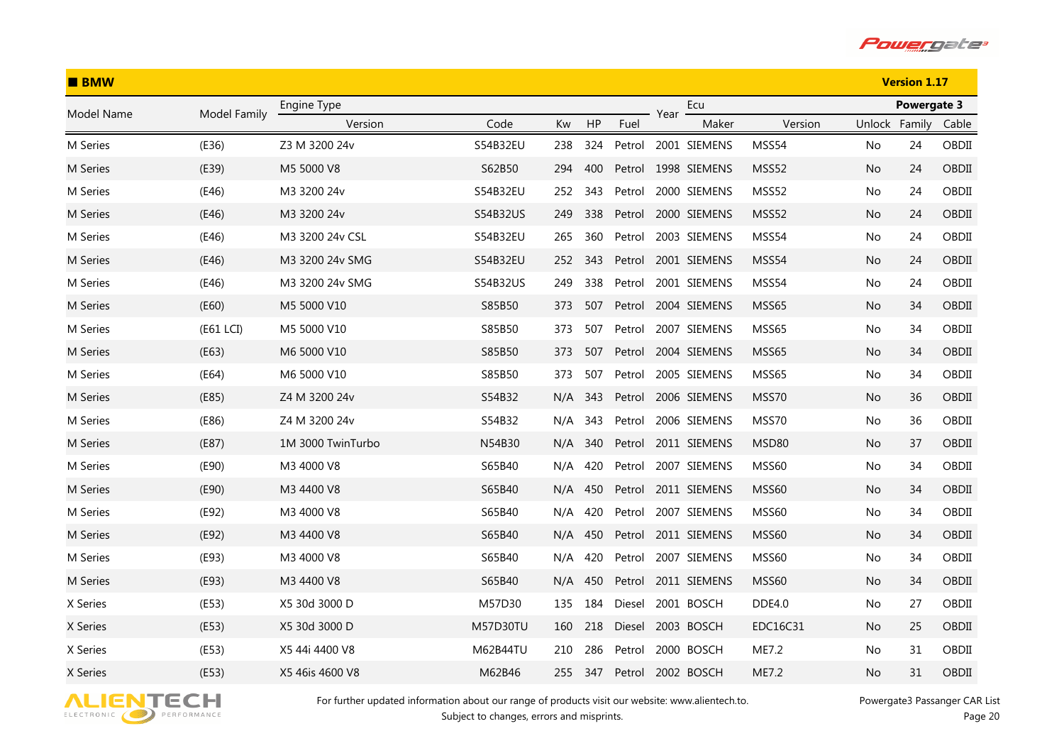## BMW

**Version 1.17**

| Model Name | Model Family | Engine Type | | | | | Year | Ecu | | Powergate 3 | | |
|---|---|---|---|---|---|---|---|---|---|---|---|---|
| | | Version | Code | Kw | HP | Fuel | | Maker | Version | Unlock | Family | Cable |
| M Series | (E36) | Z3 M 3200 24v | S54B32EU | 238 | 324 | Petrol | 2001 | SIEMENS | MSS54 | No | 24 | OBDII |
| M Series | (E39) | M5 5000 V8 | S62B50 | 294 | 400 | Petrol | 1998 | SIEMENS | MSS52 | No | 24 | OBDII |
| M Series | (E46) | M3 3200 24v | S54B32EU | 252 | 343 | Petrol | 2000 | SIEMENS | MSS52 | No | 24 | OBDII |
| M Series | (E46) | M3 3200 24v | S54B32US | 249 | 338 | Petrol | 2000 | SIEMENS | MSS52 | No | 24 | OBDII |
| M Series | (E46) | M3 3200 24v CSL | S54B32EU | 265 | 360 | Petrol | 2003 | SIEMENS | MSS54 | No | 24 | OBDII |
| M Series | (E46) | M3 3200 24v SMG | S54B32EU | 252 | 343 | Petrol | 2001 | SIEMENS | MSS54 | No | 24 | OBDII |
| M Series | (E46) | M3 3200 24v SMG | S54B32US | 249 | 338 | Petrol | 2001 | SIEMENS | MSS54 | No | 24 | OBDII |
| M Series | (E60) | M5 5000 V10 | S85B50 | 373 | 507 | Petrol | 2004 | SIEMENS | MSS65 | No | 34 | OBDII |
| M Series | (E61 LCI) | M5 5000 V10 | S85B50 | 373 | 507 | Petrol | 2007 | SIEMENS | MSS65 | No | 34 | OBDII |
| M Series | (E63) | M6 5000 V10 | S85B50 | 373 | 507 | Petrol | 2004 | SIEMENS | MSS65 | No | 34 | OBDII |
| M Series | (E64) | M6 5000 V10 | S85B50 | 373 | 507 | Petrol | 2005 | SIEMENS | MSS65 | No | 34 | OBDII |
| M Series | (E85) | Z4 M 3200 24v | S54B32 | N/A | 343 | Petrol | 2006 | SIEMENS | MSS70 | No | 36 | OBDII |
| M Series | (E86) | Z4 M 3200 24v | S54B32 | N/A | 343 | Petrol | 2006 | SIEMENS | MSS70 | No | 36 | OBDII |
| M Series | (E87) | 1M 3000 TwinTurbo | N54B30 | N/A | 340 | Petrol | 2011 | SIEMENS | MSD80 | No | 37 | OBDII |
| M Series | (E90) | M3 4000 V8 | S65B40 | N/A | 420 | Petrol | 2007 | SIEMENS | MSS60 | No | 34 | OBDII |
| M Series | (E90) | M3 4400 V8 | S65B40 | N/A | 450 | Petrol | 2011 | SIEMENS | MSS60 | No | 34 | OBDII |
| M Series | (E92) | M3 4000 V8 | S65B40 | N/A | 420 | Petrol | 2007 | SIEMENS | MSS60 | No | 34 | OBDII |
| M Series | (E92) | M3 4400 V8 | S65B40 | N/A | 450 | Petrol | 2011 | SIEMENS | MSS60 | No | 34 | OBDII |
| M Series | (E93) | M3 4000 V8 | S65B40 | N/A | 420 | Petrol | 2007 | SIEMENS | MSS60 | No | 34 | OBDII |
| M Series | (E93) | M3 4400 V8 | S65B40 | N/A | 450 | Petrol | 2011 | SIEMENS | MSS60 | No | 34 | OBDII |
| X Series | (E53) | X5 30d 3000 D | M57D30 | 135 | 184 | Diesel | 2001 | BOSCH | DDE4.0 | No | 27 | OBDII |
| X Series | (E53) | X5 30d 3000 D | M57D30TU | 160 | 218 | Diesel | 2003 | BOSCH | EDC16C31 | No | 25 | OBDII |
| X Series | (E53) | X5 44i 4400 V8 | M62B44TU | 210 | 286 | Petrol | 2000 | BOSCH | ME7.2 | No | 31 | OBDII |
| X Series | (E53) | X5 46is 4600 V8 | M62B46 | 255 | 347 | Petrol | 2002 | BOSCH | ME7.2 | No | 31 | OBDII |

For further updated information about our range of products visit our website: www.alientech.to.
Subject to changes, errors and misprints.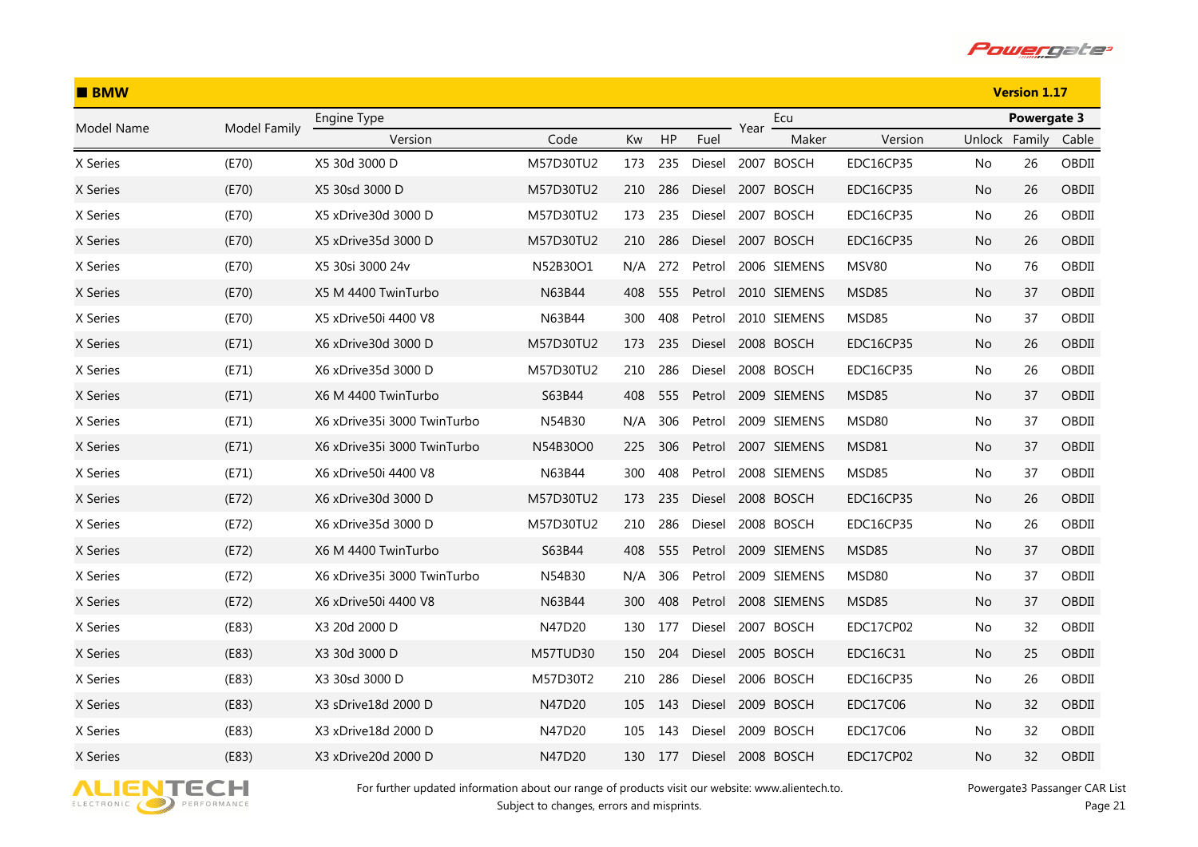## BMW

Version 1.17

| Model Name | Model Family | Engine Type | | | | | Year | Ecu | | Powergate 3 | | |
|---|---|---|---|---|---|---|---|---|---|---|---|---|
| | | Version | Code | Kw | HP | Fuel | | Maker | Version | Unlock | Family | Cable |
| X Series | (E70) | X5 30d 3000 D | M57D30TU2 | 173 | 235 | Diesel | 2007 | BOSCH | EDC16CP35 | No | 26 | OBDII |
| X Series | (E70) | X5 30sd 3000 D | M57D30TU2 | 210 | 286 | Diesel | 2007 | BOSCH | EDC16CP35 | No | 26 | OBDII |
| X Series | (E70) | X5 xDrive30d 3000 D | M57D30TU2 | 173 | 235 | Diesel | 2007 | BOSCH | EDC16CP35 | No | 26 | OBDII |
| X Series | (E70) | X5 xDrive35d 3000 D | M57D30TU2 | 210 | 286 | Diesel | 2007 | BOSCH | EDC16CP35 | No | 26 | OBDII |
| X Series | (E70) | X5 30si 3000 24v | N52B30O1 | N/A | 272 | Petrol | 2006 | SIEMENS | MSV80 | No | 76 | OBDII |
| X Series | (E70) | X5 M 4400 TwinTurbo | N63B44 | 408 | 555 | Petrol | 2010 | SIEMENS | MSD85 | No | 37 | OBDII |
| X Series | (E70) | X5 xDrive50i 4400 V8 | N63B44 | 300 | 408 | Petrol | 2010 | SIEMENS | MSD85 | No | 37 | OBDII |
| X Series | (E71) | X6 xDrive30d 3000 D | M57D30TU2 | 173 | 235 | Diesel | 2008 | BOSCH | EDC16CP35 | No | 26 | OBDII |
| X Series | (E71) | X6 xDrive35d 3000 D | M57D30TU2 | 210 | 286 | Diesel | 2008 | BOSCH | EDC16CP35 | No | 26 | OBDII |
| X Series | (E71) | X6 M 4400 TwinTurbo | S63B44 | 408 | 555 | Petrol | 2009 | SIEMENS | MSD85 | No | 37 | OBDII |
| X Series | (E71) | X6 xDrive35i 3000 TwinTurbo | N54B30 | N/A | 306 | Petrol | 2009 | SIEMENS | MSD80 | No | 37 | OBDII |
| X Series | (E71) | X6 xDrive35i 3000 TwinTurbo | N54B30O0 | 225 | 306 | Petrol | 2007 | SIEMENS | MSD81 | No | 37 | OBDII |
| X Series | (E71) | X6 xDrive50i 4400 V8 | N63B44 | 300 | 408 | Petrol | 2008 | SIEMENS | MSD85 | No | 37 | OBDII |
| X Series | (E72) | X6 xDrive30d 3000 D | M57D30TU2 | 173 | 235 | Diesel | 2008 | BOSCH | EDC16CP35 | No | 26 | OBDII |
| X Series | (E72) | X6 xDrive35d 3000 D | M57D30TU2 | 210 | 286 | Diesel | 2008 | BOSCH | EDC16CP35 | No | 26 | OBDII |
| X Series | (E72) | X6 M 4400 TwinTurbo | S63B44 | 408 | 555 | Petrol | 2009 | SIEMENS | MSD85 | No | 37 | OBDII |
| X Series | (E72) | X6 xDrive35i 3000 TwinTurbo | N54B30 | N/A | 306 | Petrol | 2009 | SIEMENS | MSD80 | No | 37 | OBDII |
| X Series | (E72) | X6 xDrive50i 4400 V8 | N63B44 | 300 | 408 | Petrol | 2008 | SIEMENS | MSD85 | No | 37 | OBDII |
| X Series | (E83) | X3 20d 2000 D | N47D20 | 130 | 177 | Diesel | 2007 | BOSCH | EDC17CP02 | No | 32 | OBDII |
| X Series | (E83) | X3 30d 3000 D | M57TUD30 | 150 | 204 | Diesel | 2005 | BOSCH | EDC16C31 | No | 25 | OBDII |
| X Series | (E83) | X3 30sd 3000 D | M57D30T2 | 210 | 286 | Diesel | 2006 | BOSCH | EDC16CP35 | No | 26 | OBDII |
| X Series | (E83) | X3 sDrive18d 2000 D | N47D20 | 105 | 143 | Diesel | 2009 | BOSCH | EDC17C06 | No | 32 | OBDII |
| X Series | (E83) | X3 xDrive18d 2000 D | N47D20 | 105 | 143 | Diesel | 2009 | BOSCH | EDC17C06 | No | 32 | OBDII |
| X Series | (E83) | X3 xDrive20d 2000 D | N47D20 | 130 | 177 | Diesel | 2008 | BOSCH | EDC17CP02 | No | 32 | OBDII |

For further updated information about our range of products visit our website: www.alientech.to.
Subject to changes, errors and misprints.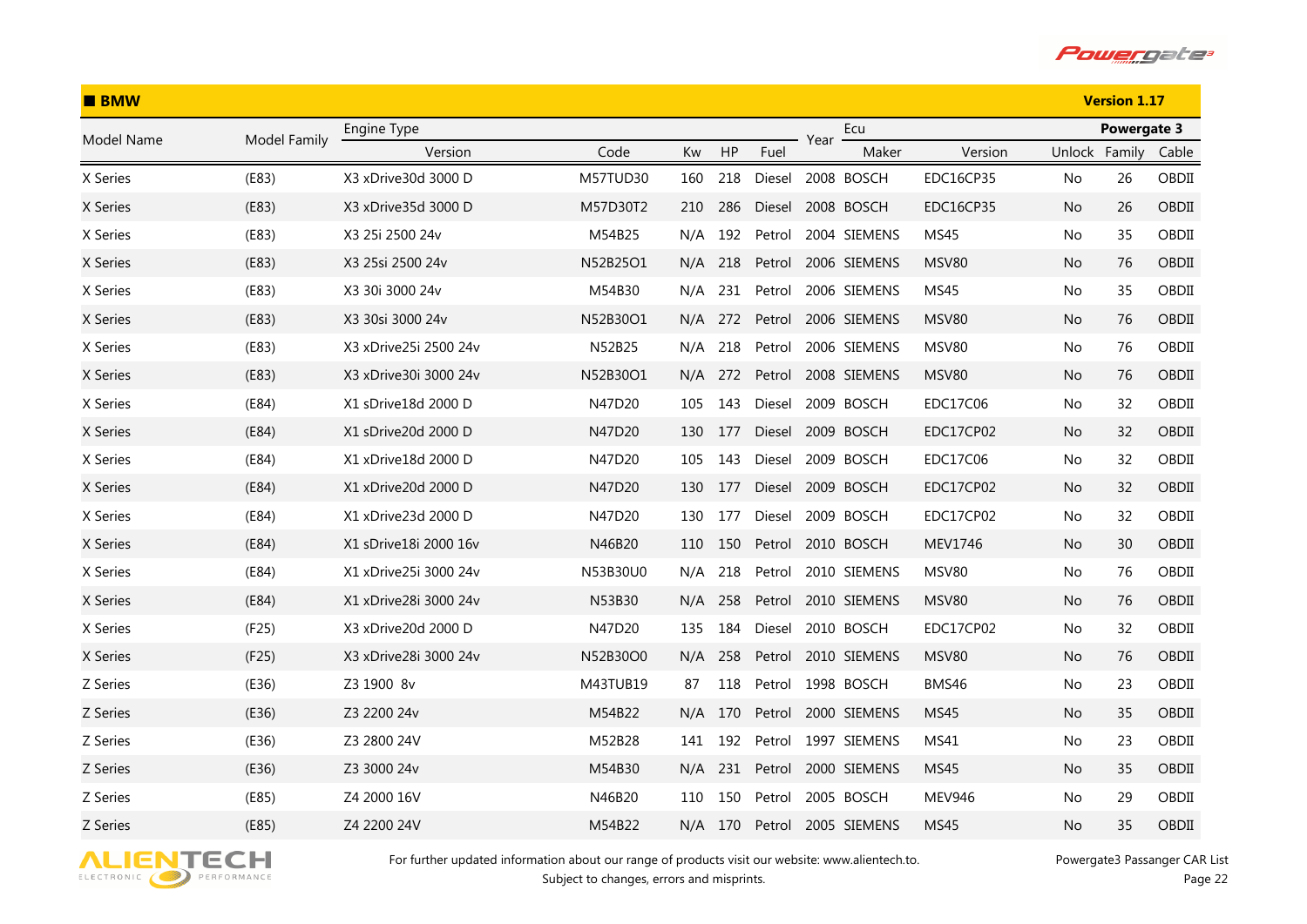## ■ BMW

**Version 1.17**

| Model Name | Model Family | Engine Type | | | | | Year | Ecu | | Powergate 3 | | |
|---|---|---|---|---|---|---|---|---|---|---|---|---|
| | | Version | Code | Kw | HP | Fuel | | Maker | Version | Unlock | Family | Cable |
| X Series | (E83) | X3 xDrive30d 3000 D | M57TUD30 | 160 | 218 | Diesel | 2008 | BOSCH | EDC16CP35 | No | 26 | OBDII |
| X Series | (E83) | X3 xDrive35d 3000 D | M57D30T2 | 210 | 286 | Diesel | 2008 | BOSCH | EDC16CP35 | No | 26 | OBDII |
| X Series | (E83) | X3 25i 2500 24v | M54B25 | N/A | 192 | Petrol | 2004 | SIEMENS | MS45 | No | 35 | OBDII |
| X Series | (E83) | X3 25si 2500 24v | N52B25O1 | N/A | 218 | Petrol | 2006 | SIEMENS | MSV80 | No | 76 | OBDII |
| X Series | (E83) | X3 30i 3000 24v | M54B30 | N/A | 231 | Petrol | 2006 | SIEMENS | MS45 | No | 35 | OBDII |
| X Series | (E83) | X3 30si 3000 24v | N52B30O1 | N/A | 272 | Petrol | 2006 | SIEMENS | MSV80 | No | 76 | OBDII |
| X Series | (E83) | X3 xDrive25i 2500 24v | N52B25 | N/A | 218 | Petrol | 2006 | SIEMENS | MSV80 | No | 76 | OBDII |
| X Series | (E83) | X3 xDrive30i 3000 24v | N52B30O1 | N/A | 272 | Petrol | 2008 | SIEMENS | MSV80 | No | 76 | OBDII |
| X Series | (E84) | X1 sDrive18d 2000 D | N47D20 | 105 | 143 | Diesel | 2009 | BOSCH | EDC17C06 | No | 32 | OBDII |
| X Series | (E84) | X1 sDrive20d 2000 D | N47D20 | 130 | 177 | Diesel | 2009 | BOSCH | EDC17CP02 | No | 32 | OBDII |
| X Series | (E84) | X1 xDrive18d 2000 D | N47D20 | 105 | 143 | Diesel | 2009 | BOSCH | EDC17C06 | No | 32 | OBDII |
| X Series | (E84) | X1 xDrive20d 2000 D | N47D20 | 130 | 177 | Diesel | 2009 | BOSCH | EDC17CP02 | No | 32 | OBDII |
| X Series | (E84) | X1 xDrive23d 2000 D | N47D20 | 130 | 177 | Diesel | 2009 | BOSCH | EDC17CP02 | No | 32 | OBDII |
| X Series | (E84) | X1 sDrive18i 2000 16v | N46B20 | 110 | 150 | Petrol | 2010 | BOSCH | MEV1746 | No | 30 | OBDII |
| X Series | (E84) | X1 xDrive25i 3000 24v | N53B30U0 | N/A | 218 | Petrol | 2010 | SIEMENS | MSV80 | No | 76 | OBDII |
| X Series | (E84) | X1 xDrive28i 3000 24v | N53B30 | N/A | 258 | Petrol | 2010 | SIEMENS | MSV80 | No | 76 | OBDII |
| X Series | (F25) | X3 xDrive20d 2000 D | N47D20 | 135 | 184 | Diesel | 2010 | BOSCH | EDC17CP02 | No | 32 | OBDII |
| X Series | (F25) | X3 xDrive28i 3000 24v | N52B30O0 | N/A | 258 | Petrol | 2010 | SIEMENS | MSV80 | No | 76 | OBDII |
| Z Series | (E36) | Z3 1900 8v | M43TUB19 | 87 | 118 | Petrol | 1998 | BOSCH | BMS46 | No | 23 | OBDII |
| Z Series | (E36) | Z3 2200 24v | M54B22 | N/A | 170 | Petrol | 2000 | SIEMENS | MS45 | No | 35 | OBDII |
| Z Series | (E36) | Z3 2800 24V | M52B28 | 141 | 192 | Petrol | 1997 | SIEMENS | MS41 | No | 23 | OBDII |
| Z Series | (E36) | Z3 3000 24v | M54B30 | N/A | 231 | Petrol | 2000 | SIEMENS | MS45 | No | 35 | OBDII |
| Z Series | (E85) | Z4 2000 16V | N46B20 | 110 | 150 | Petrol | 2005 | BOSCH | MEV946 | No | 29 | OBDII |
| Z Series | (E85) | Z4 2200 24V | M54B22 | N/A | 170 | Petrol | 2005 | SIEMENS | MS45 | No | 35 | OBDII |

For further updated information about our range of products visit our website: www.alientech.to.
Subject to changes, errors and misprints.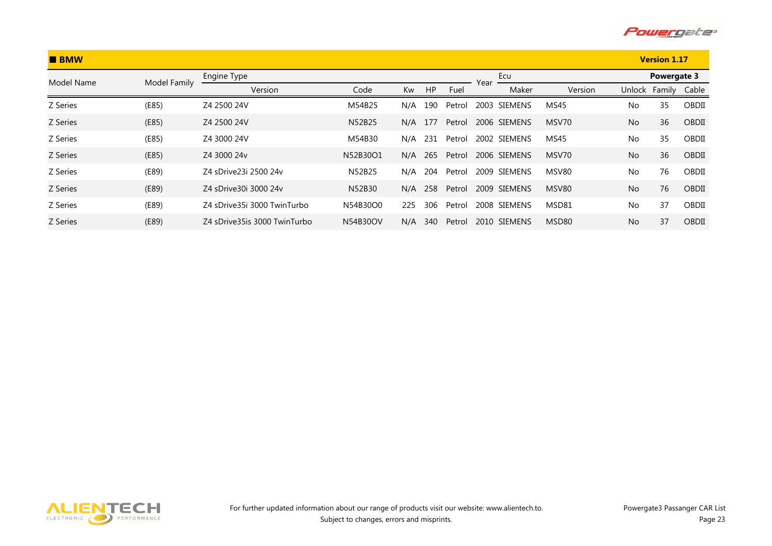## BMW

**Version 1.17**

| Model Name | Model Family | Engine Type | | | | | Year | Ecu | | Powergate 3 | | |
|---|---|---|---|---|---|---|---|---|---|---|---|---|
| | | Version | Code | Kw | HP | Fuel | | Maker | Version | Unlock | Family | Cable |
| Z Series | (E85) | Z4 2500 24V | M54B25 | N/A | 190 | Petrol | 2003 | SIEMENS | MS45 | No | 35 | OBDII |
| Z Series | (E85) | Z4 2500 24V | N52B25 | N/A | 177 | Petrol | 2006 | SIEMENS | MSV70 | No | 36 | OBDII |
| Z Series | (E85) | Z4 3000 24V | M54B30 | N/A | 231 | Petrol | 2002 | SIEMENS | MS45 | No | 35 | OBDII |
| Z Series | (E85) | Z4 3000 24v | N52B30O1 | N/A | 265 | Petrol | 2006 | SIEMENS | MSV70 | No | 36 | OBDII |
| Z Series | (E89) | Z4 sDrive23i 2500 24v | N52B25 | N/A | 204 | Petrol | 2009 | SIEMENS | MSV80 | No | 76 | OBDII |
| Z Series | (E89) | Z4 sDrive30i 3000 24v | N52B30 | N/A | 258 | Petrol | 2009 | SIEMENS | MSV80 | No | 76 | OBDII |
| Z Series | (E89) | Z4 sDrive35i 3000 TwinTurbo | N54B30O0 | 225 | 306 | Petrol | 2008 | SIEMENS | MSD81 | No | 37 | OBDII |
| Z Series | (E89) | Z4 sDrive35is 3000 TwinTurbo | N54B30OV | N/A | 340 | Petrol | 2010 | SIEMENS | MSD80 | No | 37 | OBDII |

For further updated information about our range of products visit our website: www.alientech.to.
Subject to changes, errors and misprints.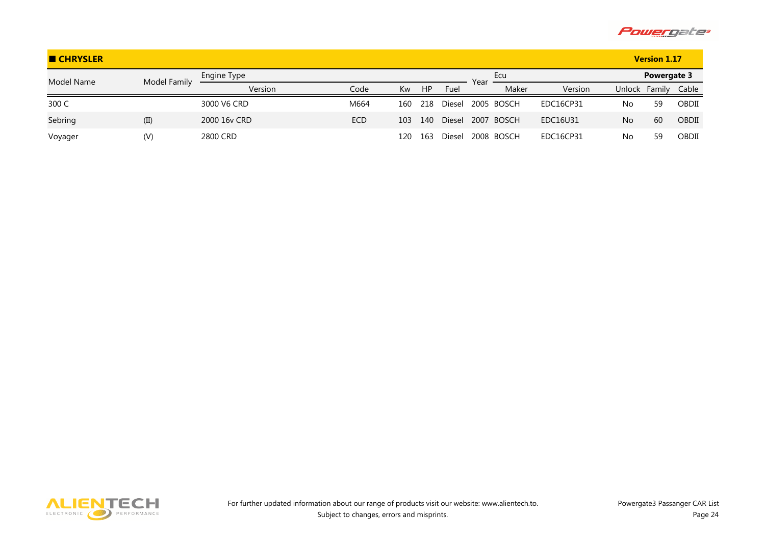## ■ CHRYSLER

**Version 1.17**

| Model Name | Model Family | Engine Type | | | | | Year | Ecu | | Powergate 3 | | |
|---|---|---|---|---|---|---|---|---|---|---|---|---|
| | | Version | Code | Kw | HP | Fuel | | Maker | Version | Unlock | Family | Cable |
| 300 C | | 3000 V6 CRD | M664 | 160 | 218 | Diesel | 2005 | BOSCH | EDC16CP31 | No | 59 | OBDII |
| Sebring | (II) | 2000 16v CRD | ECD | 103 | 140 | Diesel | 2007 | BOSCH | EDC16U31 | No | 60 | OBDII |
| Voyager | (V) | 2800 CRD | | 120 | 163 | Diesel | 2008 | BOSCH | EDC16CP31 | No | 59 | OBDII |

For further updated information about our range of products visit our website: www.alientech.to.
Subject to changes, errors and misprints.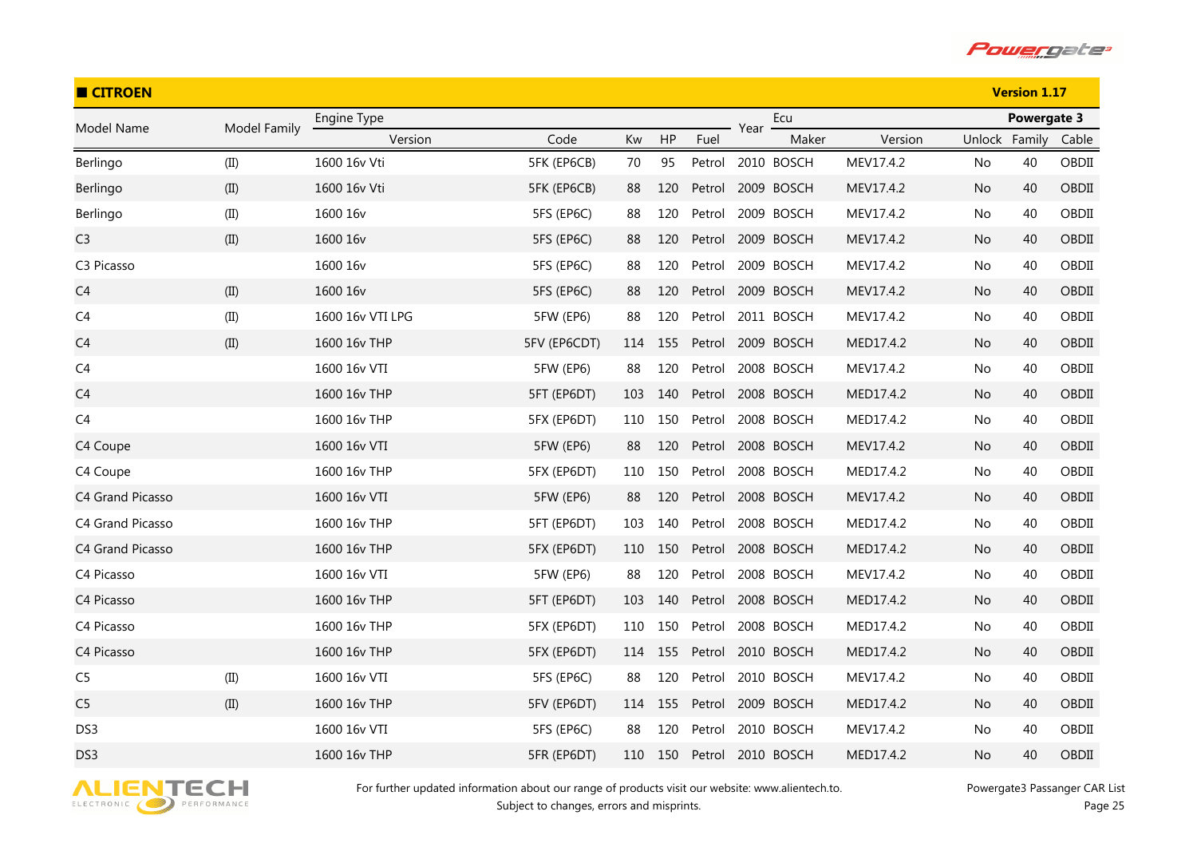## ■ CITROEN

**Version 1.17**

| Model Name | Model Family | Engine Type | | | | | Year | Ecu | | Powergate 3 | | |
|---|---|---|---|---|---|---|---|---|---|---|---|---|
| | | Version | Code | Kw | HP | Fuel | | Maker | Version | Unlock | Family | Cable |
| Berlingo | (II) | 1600 16v Vti | 5FK (EP6CB) | 70 | 95 | Petrol | 2010 | BOSCH | MEV17.4.2 | No | 40 | OBDII |
| Berlingo | (II) | 1600 16v Vti | 5FK (EP6CB) | 88 | 120 | Petrol | 2009 | BOSCH | MEV17.4.2 | No | 40 | OBDII |
| Berlingo | (II) | 1600 16v | 5FS (EP6C) | 88 | 120 | Petrol | 2009 | BOSCH | MEV17.4.2 | No | 40 | OBDII |
| C3 | (II) | 1600 16v | 5FS (EP6C) | 88 | 120 | Petrol | 2009 | BOSCH | MEV17.4.2 | No | 40 | OBDII |
| C3 Picasso | | 1600 16v | 5FS (EP6C) | 88 | 120 | Petrol | 2009 | BOSCH | MEV17.4.2 | No | 40 | OBDII |
| C4 | (II) | 1600 16v | 5FS (EP6C) | 88 | 120 | Petrol | 2009 | BOSCH | MEV17.4.2 | No | 40 | OBDII |
| C4 | (II) | 1600 16v VTI LPG | 5FW (EP6) | 88 | 120 | Petrol | 2011 | BOSCH | MEV17.4.2 | No | 40 | OBDII |
| C4 | (II) | 1600 16v THP | 5FV (EP6CDT) | 114 | 155 | Petrol | 2009 | BOSCH | MED17.4.2 | No | 40 | OBDII |
| C4 | | 1600 16v VTI | 5FW (EP6) | 88 | 120 | Petrol | 2008 | BOSCH | MEV17.4.2 | No | 40 | OBDII |
| C4 | | 1600 16v THP | 5FT (EP6DT) | 103 | 140 | Petrol | 2008 | BOSCH | MED17.4.2 | No | 40 | OBDII |
| C4 | | 1600 16v THP | 5FX (EP6DT) | 110 | 150 | Petrol | 2008 | BOSCH | MED17.4.2 | No | 40 | OBDII |
| C4 Coupe | | 1600 16v VTI | 5FW (EP6) | 88 | 120 | Petrol | 2008 | BOSCH | MEV17.4.2 | No | 40 | OBDII |
| C4 Coupe | | 1600 16v THP | 5FX (EP6DT) | 110 | 150 | Petrol | 2008 | BOSCH | MED17.4.2 | No | 40 | OBDII |
| C4 Grand Picasso | | 1600 16v VTI | 5FW (EP6) | 88 | 120 | Petrol | 2008 | BOSCH | MEV17.4.2 | No | 40 | OBDII |
| C4 Grand Picasso | | 1600 16v THP | 5FT (EP6DT) | 103 | 140 | Petrol | 2008 | BOSCH | MED17.4.2 | No | 40 | OBDII |
| C4 Grand Picasso | | 1600 16v THP | 5FX (EP6DT) | 110 | 150 | Petrol | 2008 | BOSCH | MED17.4.2 | No | 40 | OBDII |
| C4 Picasso | | 1600 16v VTI | 5FW (EP6) | 88 | 120 | Petrol | 2008 | BOSCH | MEV17.4.2 | No | 40 | OBDII |
| C4 Picasso | | 1600 16v THP | 5FT (EP6DT) | 103 | 140 | Petrol | 2008 | BOSCH | MED17.4.2 | No | 40 | OBDII |
| C4 Picasso | | 1600 16v THP | 5FX (EP6DT) | 110 | 150 | Petrol | 2008 | BOSCH | MED17.4.2 | No | 40 | OBDII |
| C4 Picasso | | 1600 16v THP | 5FX (EP6DT) | 114 | 155 | Petrol | 2010 | BOSCH | MED17.4.2 | No | 40 | OBDII |
| C5 | (II) | 1600 16v VTI | 5FS (EP6C) | 88 | 120 | Petrol | 2010 | BOSCH | MEV17.4.2 | No | 40 | OBDII |
| C5 | (II) | 1600 16v THP | 5FV (EP6DT) | 114 | 155 | Petrol | 2009 | BOSCH | MED17.4.2 | No | 40 | OBDII |
| DS3 | | 1600 16v VTI | 5FS (EP6C) | 88 | 120 | Petrol | 2010 | BOSCH | MEV17.4.2 | No | 40 | OBDII |
| DS3 | | 1600 16v THP | 5FR (EP6DT) | 110 | 150 | Petrol | 2010 | BOSCH | MED17.4.2 | No | 40 | OBDII |

For further updated information about our range of products visit our website: www.alientech.to.
Subject to changes, errors and misprints.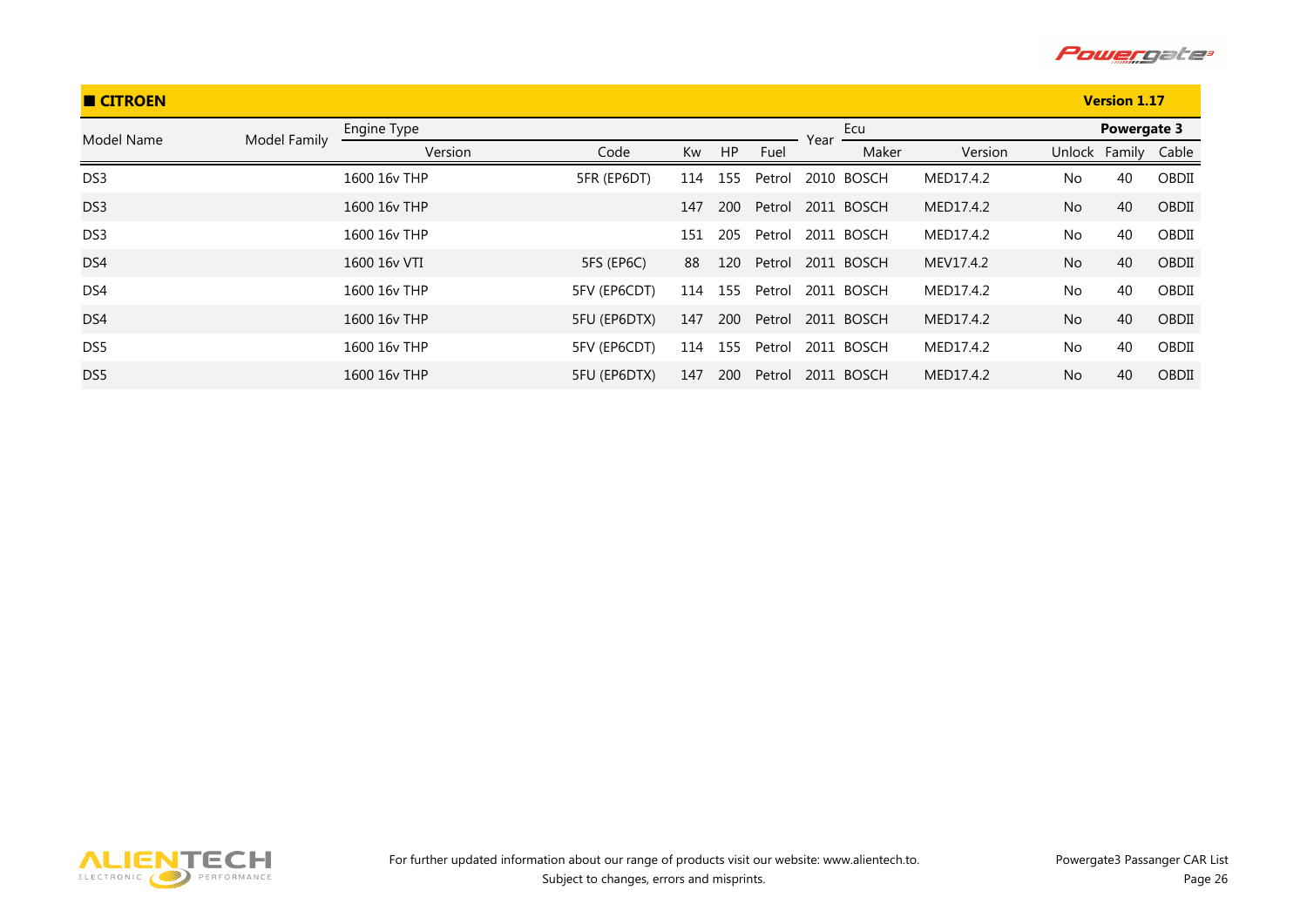## ■ CITROEN

**Version 1.17**

| Model Name | Model Family | Engine Type | | | | | Year | Ecu | | Powergate 3 | | |
|---|---|---|---|---|---|---|---|---|---|---|---|---|
| | | Version | Code | Kw | HP | Fuel | | Maker | Version | Unlock | Family | Cable |
| DS3 | | 1600 16v THP | 5FR (EP6DT) | 114 | 155 | Petrol | 2010 | BOSCH | MED17.4.2 | No | 40 | OBDII |
| DS3 | | 1600 16v THP | | 147 | 200 | Petrol | 2011 | BOSCH | MED17.4.2 | No | 40 | OBDII |
| DS3 | | 1600 16v THP | | 151 | 205 | Petrol | 2011 | BOSCH | MED17.4.2 | No | 40 | OBDII |
| DS4 | | 1600 16v VTI | 5FS (EP6C) | 88 | 120 | Petrol | 2011 | BOSCH | MEV17.4.2 | No | 40 | OBDII |
| DS4 | | 1600 16v THP | 5FV (EP6CDT) | 114 | 155 | Petrol | 2011 | BOSCH | MED17.4.2 | No | 40 | OBDII |
| DS4 | | 1600 16v THP | 5FU (EP6DTX) | 147 | 200 | Petrol | 2011 | BOSCH | MED17.4.2 | No | 40 | OBDII |
| DS5 | | 1600 16v THP | 5FV (EP6CDT) | 114 | 155 | Petrol | 2011 | BOSCH | MED17.4.2 | No | 40 | OBDII |
| DS5 | | 1600 16v THP | 5FU (EP6DTX) | 147 | 200 | Petrol | 2011 | BOSCH | MED17.4.2 | No | 40 | OBDII |

For further updated information about our range of products visit our website: www.alientech.to.
Subject to changes, errors and misprints.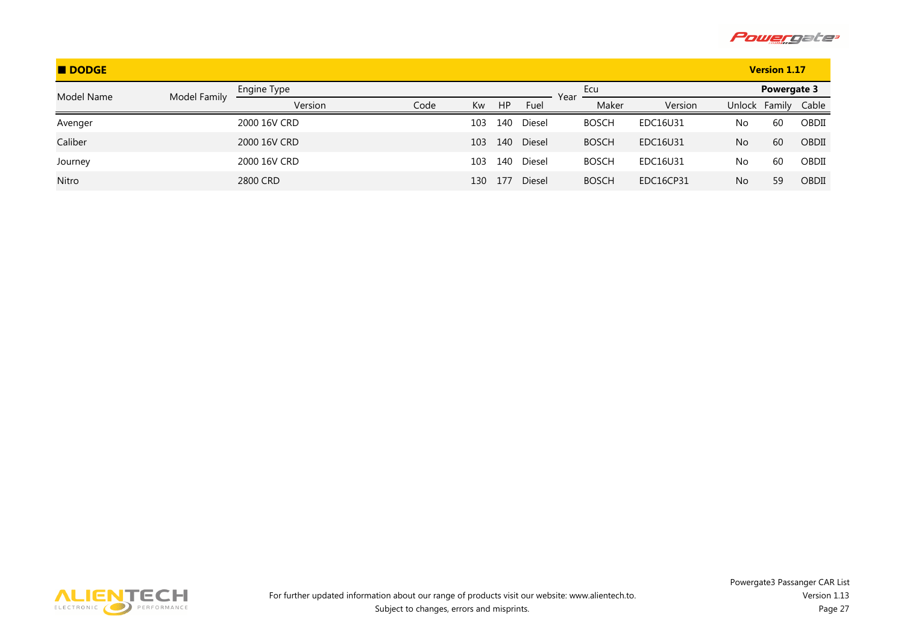## ■ DODGE

**Version 1.17**

| Model Name | Model Family | Engine Type | | | | | Year | Ecu | | **Powergate 3** | | |
|---|---|---|---|---|---|---|---|---|---|---|---|---|
| | | Version | Code | Kw | HP | Fuel | | Maker | Version | Unlock | Family | Cable |
| Avenger | | 2000 16V CRD | | 103 | 140 | Diesel | | BOSCH | EDC16U31 | No | 60 | OBDII |
| Caliber | | 2000 16V CRD | | 103 | 140 | Diesel | | BOSCH | EDC16U31 | No | 60 | OBDII |
| Journey | | 2000 16V CRD | | 103 | 140 | Diesel | | BOSCH | EDC16U31 | No | 60 | OBDII |
| Nitro | | 2800 CRD | | 130 | 177 | Diesel | | BOSCH | EDC16CP31 | No | 59 | OBDII |

For further updated information about our range of products visit our website: www.alientech.to.
Subject to changes, errors and misprints.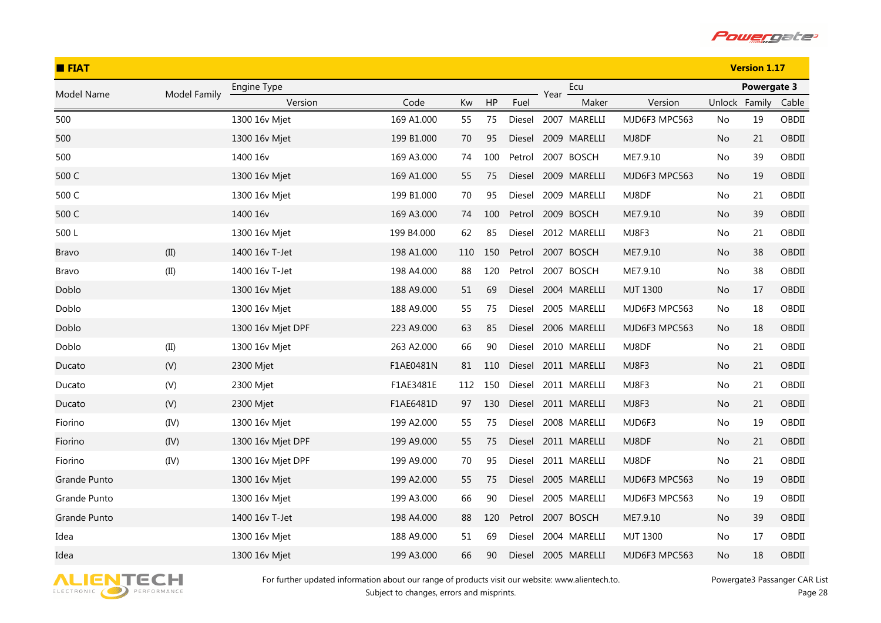## FIAT

Version 1.17

| Model Name | Model Family | Engine Type | | | | | Year | Ecu | | Powergate 3 | | |
|---|---|---|---|---|---|---|---|---|---|---|---|---|
| | | Version | Code | Kw | HP | Fuel | | Maker | Version | Unlock | Family | Cable |
| 500 | | 1300 16v Mjet | 169 A1.000 | 55 | 75 | Diesel | 2007 | MARELLI | MJD6F3 MPC563 | No | 19 | OBDII |
| 500 | | 1300 16v Mjet | 199 B1.000 | 70 | 95 | Diesel | 2009 | MARELLI | MJ8DF | No | 21 | OBDII |
| 500 | | 1400 16v | 169 A3.000 | 74 | 100 | Petrol | 2007 | BOSCH | ME7.9.10 | No | 39 | OBDII |
| 500 C | | 1300 16v Mjet | 169 A1.000 | 55 | 75 | Diesel | 2009 | MARELLI | MJD6F3 MPC563 | No | 19 | OBDII |
| 500 C | | 1300 16v Mjet | 199 B1.000 | 70 | 95 | Diesel | 2009 | MARELLI | MJ8DF | No | 21 | OBDII |
| 500 C | | 1400 16v | 169 A3.000 | 74 | 100 | Petrol | 2009 | BOSCH | ME7.9.10 | No | 39 | OBDII |
| 500 L | | 1300 16v Mjet | 199 B4.000 | 62 | 85 | Diesel | 2012 | MARELLI | MJ8F3 | No | 21 | OBDII |
| Bravo | (II) | 1400 16v T-Jet | 198 A1.000 | 110 | 150 | Petrol | 2007 | BOSCH | ME7.9.10 | No | 38 | OBDII |
| Bravo | (II) | 1400 16v T-Jet | 198 A4.000 | 88 | 120 | Petrol | 2007 | BOSCH | ME7.9.10 | No | 38 | OBDII |
| Doblo | | 1300 16v Mjet | 188 A9.000 | 51 | 69 | Diesel | 2004 | MARELLI | MJT 1300 | No | 17 | OBDII |
| Doblo | | 1300 16v Mjet | 188 A9.000 | 55 | 75 | Diesel | 2005 | MARELLI | MJD6F3 MPC563 | No | 18 | OBDII |
| Doblo | | 1300 16v Mjet DPF | 223 A9.000 | 63 | 85 | Diesel | 2006 | MARELLI | MJD6F3 MPC563 | No | 18 | OBDII |
| Doblo | (II) | 1300 16v Mjet | 263 A2.000 | 66 | 90 | Diesel | 2010 | MARELLI | MJ8DF | No | 21 | OBDII |
| Ducato | (V) | 2300 Mjet | F1AE0481N | 81 | 110 | Diesel | 2011 | MARELLI | MJ8F3 | No | 21 | OBDII |
| Ducato | (V) | 2300 Mjet | F1AE3481E | 112 | 150 | Diesel | 2011 | MARELLI | MJ8F3 | No | 21 | OBDII |
| Ducato | (V) | 2300 Mjet | F1AE6481D | 97 | 130 | Diesel | 2011 | MARELLI | MJ8F3 | No | 21 | OBDII |
| Fiorino | (IV) | 1300 16v Mjet | 199 A2.000 | 55 | 75 | Diesel | 2008 | MARELLI | MJD6F3 | No | 19 | OBDII |
| Fiorino | (IV) | 1300 16v Mjet DPF | 199 A9.000 | 55 | 75 | Diesel | 2011 | MARELLI | MJ8DF | No | 21 | OBDII |
| Fiorino | (IV) | 1300 16v Mjet DPF | 199 A9.000 | 70 | 95 | Diesel | 2011 | MARELLI | MJ8DF | No | 21 | OBDII |
| Grande Punto | | 1300 16v Mjet | 199 A2.000 | 55 | 75 | Diesel | 2005 | MARELLI | MJD6F3 MPC563 | No | 19 | OBDII |
| Grande Punto | | 1300 16v Mjet | 199 A3.000 | 66 | 90 | Diesel | 2005 | MARELLI | MJD6F3 MPC563 | No | 19 | OBDII |
| Grande Punto | | 1400 16v T-Jet | 198 A4.000 | 88 | 120 | Petrol | 2007 | BOSCH | ME7.9.10 | No | 39 | OBDII |
| Idea | | 1300 16v Mjet | 188 A9.000 | 51 | 69 | Diesel | 2004 | MARELLI | MJT 1300 | No | 17 | OBDII |
| Idea | | 1300 16v Mjet | 199 A3.000 | 66 | 90 | Diesel | 2005 | MARELLI | MJD6F3 MPC563 | No | 18 | OBDII |

For further updated information about our range of products visit our website: www.alientech.to.
Subject to changes, errors and misprints.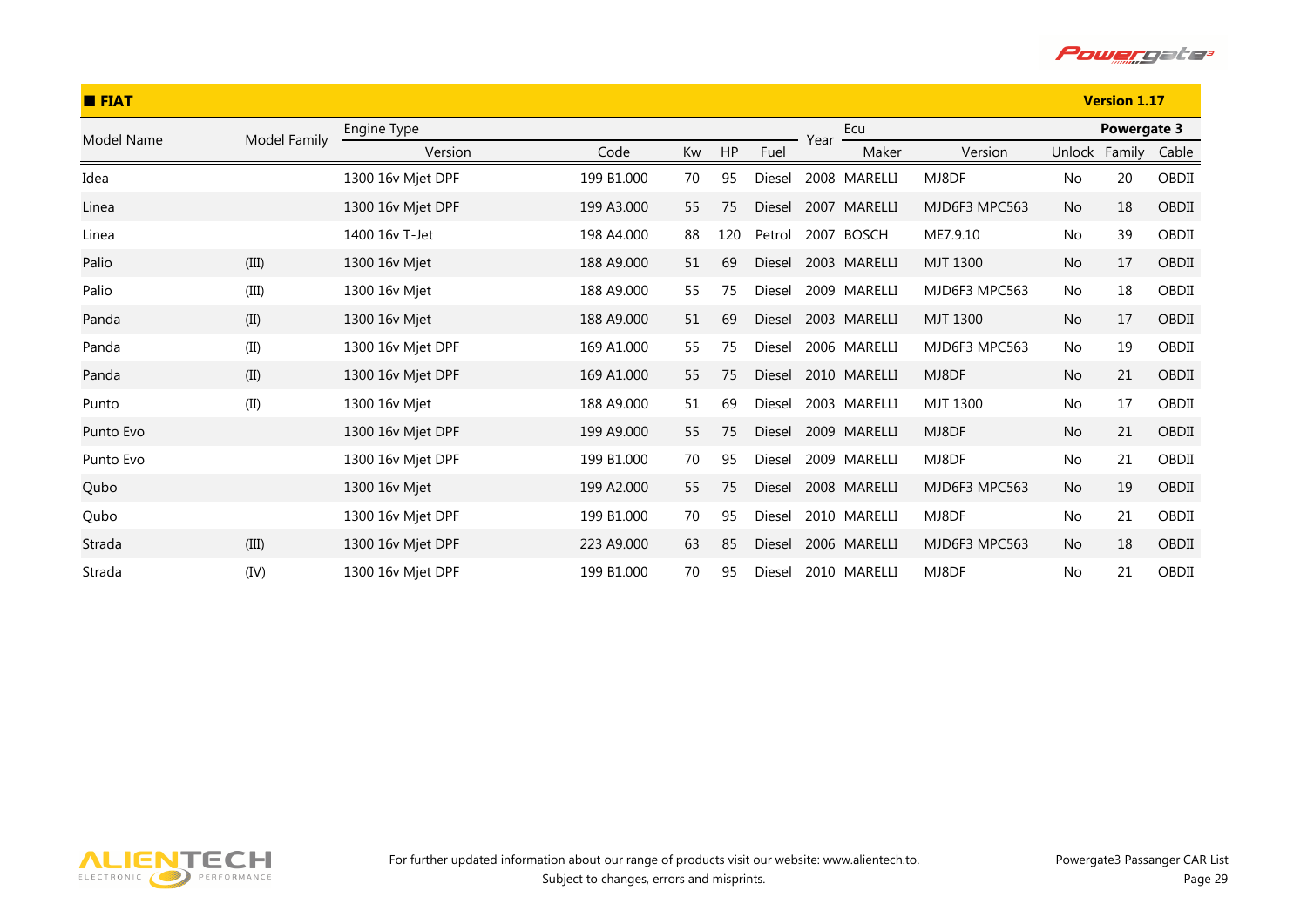## FIAT

**Version 1.17**

| Model Name | Model Family | Engine Type | | | | | Year | Ecu | | Powergate 3 | | |
|---|---|---|---|---|---|---|---|---|---|---|---|---|
| | | Version | Code | Kw | HP | Fuel | | Maker | Version | Unlock | Family | Cable |
| Idea | | 1300 16v Mjet DPF | 199 B1.000 | 70 | 95 | Diesel | 2008 | MARELLI | MJ8DF | No | 20 | OBDII |
| Linea | | 1300 16v Mjet DPF | 199 A3.000 | 55 | 75 | Diesel | 2007 | MARELLI | MJD6F3 MPC563 | No | 18 | OBDII |
| Linea | | 1400 16v T-Jet | 198 A4.000 | 88 | 120 | Petrol | 2007 | BOSCH | ME7.9.10 | No | 39 | OBDII |
| Palio | (III) | 1300 16v Mjet | 188 A9.000 | 51 | 69 | Diesel | 2003 | MARELLI | MJT 1300 | No | 17 | OBDII |
| Palio | (III) | 1300 16v Mjet | 188 A9.000 | 55 | 75 | Diesel | 2009 | MARELLI | MJD6F3 MPC563 | No | 18 | OBDII |
| Panda | (II) | 1300 16v Mjet | 188 A9.000 | 51 | 69 | Diesel | 2003 | MARELLI | MJT 1300 | No | 17 | OBDII |
| Panda | (II) | 1300 16v Mjet DPF | 169 A1.000 | 55 | 75 | Diesel | 2006 | MARELLI | MJD6F3 MPC563 | No | 19 | OBDII |
| Panda | (II) | 1300 16v Mjet DPF | 169 A1.000 | 55 | 75 | Diesel | 2010 | MARELLI | MJ8DF | No | 21 | OBDII |
| Punto | (II) | 1300 16v Mjet | 188 A9.000 | 51 | 69 | Diesel | 2003 | MARELLI | MJT 1300 | No | 17 | OBDII |
| Punto Evo | | 1300 16v Mjet DPF | 199 A9.000 | 55 | 75 | Diesel | 2009 | MARELLI | MJ8DF | No | 21 | OBDII |
| Punto Evo | | 1300 16v Mjet DPF | 199 B1.000 | 70 | 95 | Diesel | 2009 | MARELLI | MJ8DF | No | 21 | OBDII |
| Qubo | | 1300 16v Mjet | 199 A2.000 | 55 | 75 | Diesel | 2008 | MARELLI | MJD6F3 MPC563 | No | 19 | OBDII |
| Qubo | | 1300 16v Mjet DPF | 199 B1.000 | 70 | 95 | Diesel | 2010 | MARELLI | MJ8DF | No | 21 | OBDII |
| Strada | (III) | 1300 16v Mjet DPF | 223 A9.000 | 63 | 85 | Diesel | 2006 | MARELLI | MJD6F3 MPC563 | No | 18 | OBDII |
| Strada | (IV) | 1300 16v Mjet DPF | 199 B1.000 | 70 | 95 | Diesel | 2010 | MARELLI | MJ8DF | No | 21 | OBDII |

For further updated information about our range of products visit our website: www.alientech.to.
Subject to changes, errors and misprints.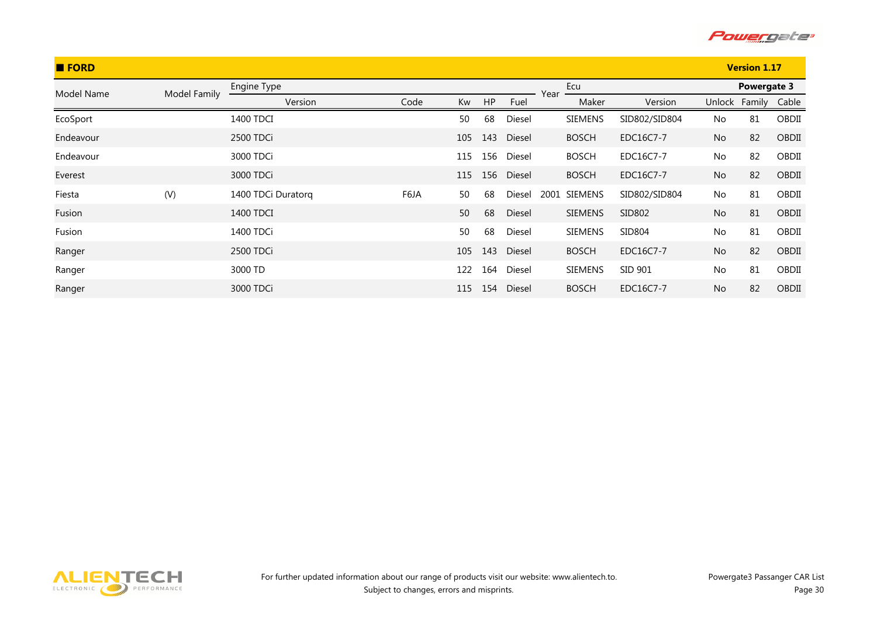## FORD

**Version 1.17**

| Model Name | Model Family | Engine Type | | | | | Year | Ecu | | Powergate 3 | | |
|---|---|---|---|---|---|---|---|---|---|---|---|---|
| | | Version | Code | Kw | HP | Fuel | | Maker | Version | Unlock | Family | Cable |
| EcoSport | | 1400 TDCI | | 50 | 68 | Diesel | | SIEMENS | SID802/SID804 | No | 81 | OBDII |
| Endeavour | | 2500 TDCi | | 105 | 143 | Diesel | | BOSCH | EDC16C7-7 | No | 82 | OBDII |
| Endeavour | | 3000 TDCi | | 115 | 156 | Diesel | | BOSCH | EDC16C7-7 | No | 82 | OBDII |
| Everest | | 3000 TDCi | | 115 | 156 | Diesel | | BOSCH | EDC16C7-7 | No | 82 | OBDII |
| Fiesta | (V) | 1400 TDCi Duratorq | F6JA | 50 | 68 | Diesel | 2001 | SIEMENS | SID802/SID804 | No | 81 | OBDII |
| Fusion | | 1400 TDCI | | 50 | 68 | Diesel | | SIEMENS | SID802 | No | 81 | OBDII |
| Fusion | | 1400 TDCi | | 50 | 68 | Diesel | | SIEMENS | SID804 | No | 81 | OBDII |
| Ranger | | 2500 TDCi | | 105 | 143 | Diesel | | BOSCH | EDC16C7-7 | No | 82 | OBDII |
| Ranger | | 3000 TD | | 122 | 164 | Diesel | | SIEMENS | SID 901 | No | 81 | OBDII |
| Ranger | | 3000 TDCi | | 115 | 154 | Diesel | | BOSCH | EDC16C7-7 | No | 82 | OBDII |

For further updated information about our range of products visit our website: www.alientech.to.
Subject to changes, errors and misprints.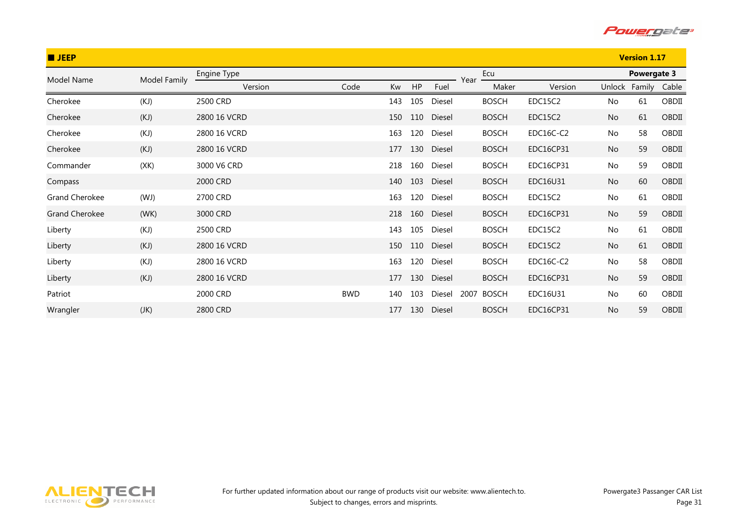## JEEP

**Version 1.17**

| Model Name | Model Family | Engine Type | | | | | Year | Ecu | | Powergate 3 | | |
|---|---|---|---|---|---|---|---|---|---|---|---|---|
| | | Version | Code | Kw | HP | Fuel | | Maker | Version | Unlock | Family | Cable |
| Cherokee | (KJ) | 2500 CRD | | 143 | 105 | Diesel | | BOSCH | EDC15C2 | No | 61 | OBDII |
| Cherokee | (KJ) | 2800 16 VCRD | | 150 | 110 | Diesel | | BOSCH | EDC15C2 | No | 61 | OBDII |
| Cherokee | (KJ) | 2800 16 VCRD | | 163 | 120 | Diesel | | BOSCH | EDC16C-C2 | No | 58 | OBDII |
| Cherokee | (KJ) | 2800 16 VCRD | | 177 | 130 | Diesel | | BOSCH | EDC16CP31 | No | 59 | OBDII |
| Commander | (XK) | 3000 V6 CRD | | 218 | 160 | Diesel | | BOSCH | EDC16CP31 | No | 59 | OBDII |
| Compass | | 2000 CRD | | 140 | 103 | Diesel | | BOSCH | EDC16U31 | No | 60 | OBDII |
| Grand Cherokee | (WJ) | 2700 CRD | | 163 | 120 | Diesel | | BOSCH | EDC15C2 | No | 61 | OBDII |
| Grand Cherokee | (WK) | 3000 CRD | | 218 | 160 | Diesel | | BOSCH | EDC16CP31 | No | 59 | OBDII |
| Liberty | (KJ) | 2500 CRD | | 143 | 105 | Diesel | | BOSCH | EDC15C2 | No | 61 | OBDII |
| Liberty | (KJ) | 2800 16 VCRD | | 150 | 110 | Diesel | | BOSCH | EDC15C2 | No | 61 | OBDII |
| Liberty | (KJ) | 2800 16 VCRD | | 163 | 120 | Diesel | | BOSCH | EDC16C-C2 | No | 58 | OBDII |
| Liberty | (KJ) | 2800 16 VCRD | | 177 | 130 | Diesel | | BOSCH | EDC16CP31 | No | 59 | OBDII |
| Patriot | | 2000 CRD | BWD | 140 | 103 | Diesel | 2007 | BOSCH | EDC16U31 | No | 60 | OBDII |
| Wrangler | (JK) | 2800 CRD | | 177 | 130 | Diesel | | BOSCH | EDC16CP31 | No | 59 | OBDII |

For further updated information about our range of products visit our website: www.alientech.to.
Subject to changes, errors and misprints.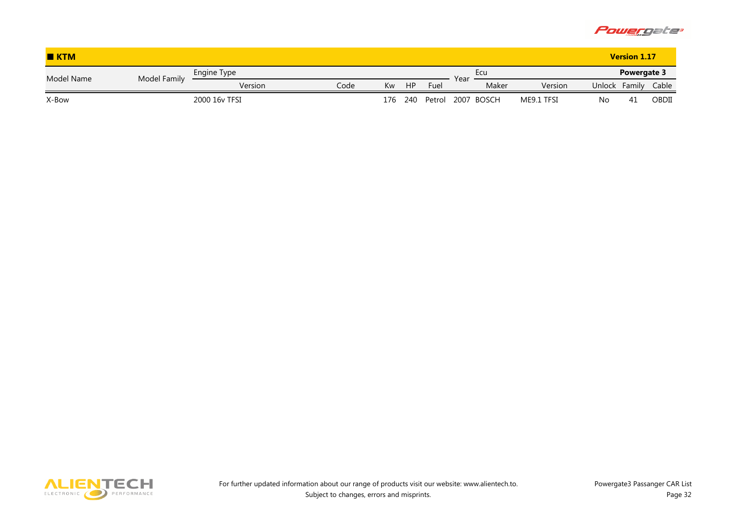## KTM

**Version 1.17**

| Model Name | Model Family | Engine Type | | | | | Year | Ecu | | Powergate 3 | | |
|---|---|---|---|---|---|---|---|---|---|---|---|---|
| | | Version | Code | Kw | HP | Fuel | | Maker | Version | Unlock | Family | Cable |
| X-Bow | | 2000 16v TFSI | | 176 | 240 | Petrol | 2007 | BOSCH | ME9.1 TFSI | No | 41 | OBDII |

For further updated information about our range of products visit our website: www.alientech.to.
Subject to changes, errors and misprints.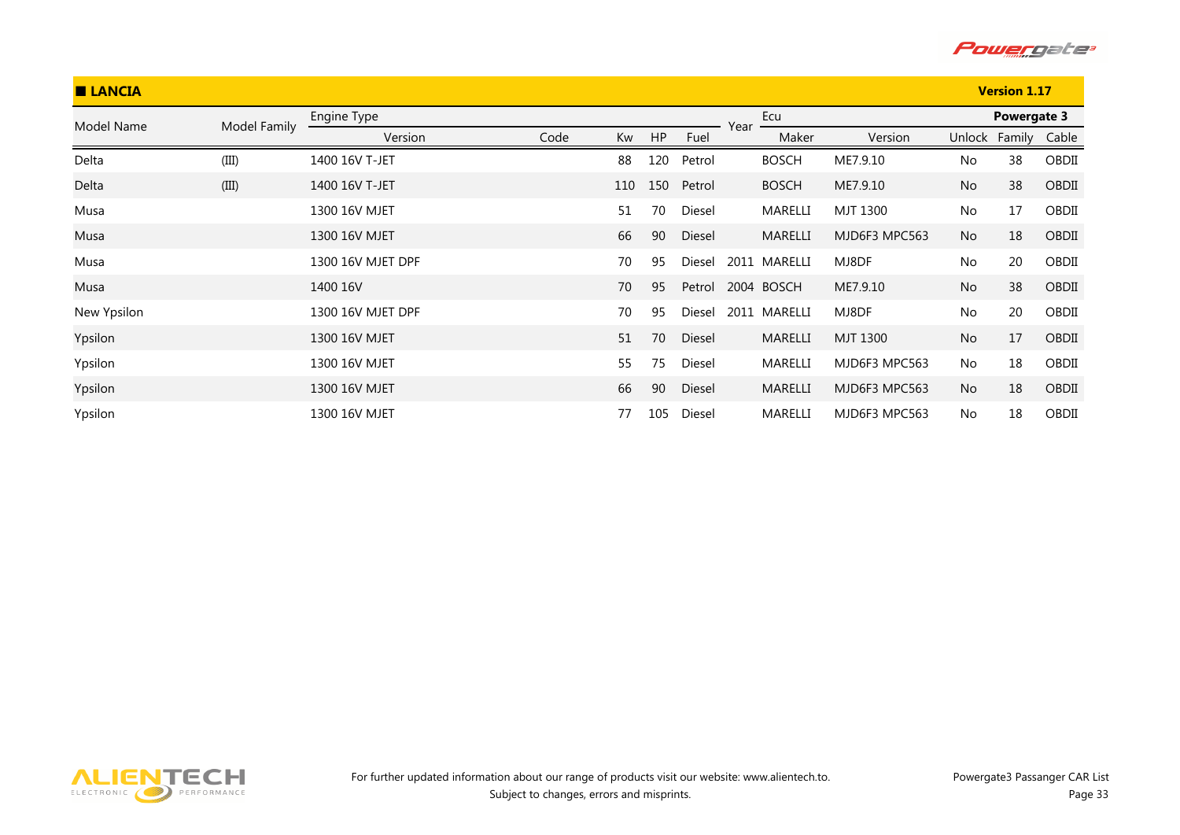## LANCIA

**Version 1.17**

| Model Name | Model Family | Engine Type | | | | | Year | Ecu | | Powergate 3 | | |
|---|---|---|---|---|---|---|---|---|---|---|---|---|
| | | Version | Code | Kw | HP | Fuel | | Maker | Version | Unlock | Family | Cable |
| Delta | (III) | 1400 16V T-JET | | 88 | 120 | Petrol | | BOSCH | ME7.9.10 | No | 38 | OBDII |
| Delta | (III) | 1400 16V T-JET | | 110 | 150 | Petrol | | BOSCH | ME7.9.10 | No | 38 | OBDII |
| Musa | | 1300 16V MJET | | 51 | 70 | Diesel | | MARELLI | MJT 1300 | No | 17 | OBDII |
| Musa | | 1300 16V MJET | | 66 | 90 | Diesel | | MARELLI | MJD6F3 MPC563 | No | 18 | OBDII |
| Musa | | 1300 16V MJET DPF | | 70 | 95 | Diesel | 2011 | MARELLI | MJ8DF | No | 20 | OBDII |
| Musa | | 1400 16V | | 70 | 95 | Petrol | 2004 | BOSCH | ME7.9.10 | No | 38 | OBDII |
| New Ypsilon | | 1300 16V MJET DPF | | 70 | 95 | Diesel | 2011 | MARELLI | MJ8DF | No | 20 | OBDII |
| Ypsilon | | 1300 16V MJET | | 51 | 70 | Diesel | | MARELLI | MJT 1300 | No | 17 | OBDII |
| Ypsilon | | 1300 16V MJET | | 55 | 75 | Diesel | | MARELLI | MJD6F3 MPC563 | No | 18 | OBDII |
| Ypsilon | | 1300 16V MJET | | 66 | 90 | Diesel | | MARELLI | MJD6F3 MPC563 | No | 18 | OBDII |
| Ypsilon | | 1300 16V MJET | | 77 | 105 | Diesel | | MARELLI | MJD6F3 MPC563 | No | 18 | OBDII |

For further updated information about our range of products visit our website: www.alientech.to.
Subject to changes, errors and misprints.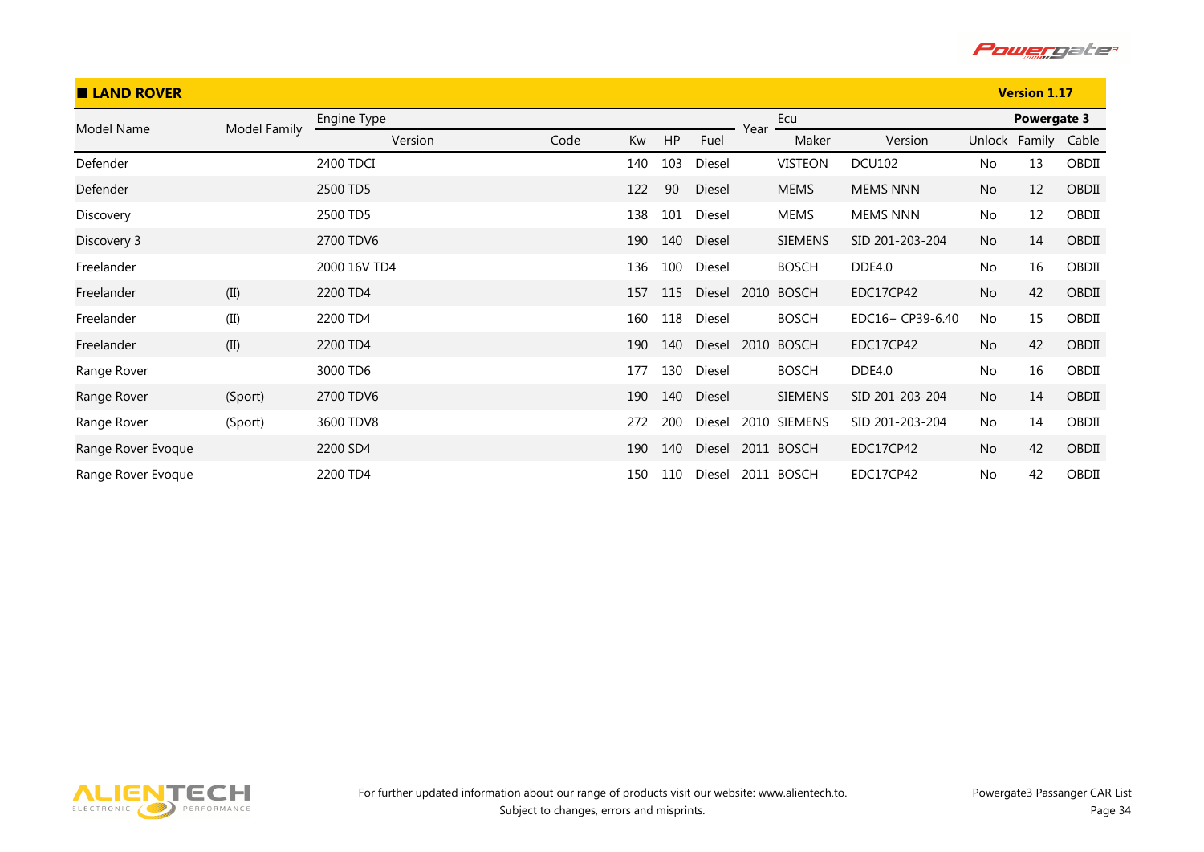## LAND ROVER

**Version 1.17**

| Model Name | Model Family | Engine Type | | | | | Year | Ecu | | Powergate 3 | | |
|---|---|---|---|---|---|---|---|---|---|---|---|---|
| | | Version | Code | Kw | HP | Fuel | | Maker | Version | Unlock | Family | Cable |
| Defender | | 2400 TDCI | | 140 | 103 | Diesel | | VISTEON | DCU102 | No | 13 | OBDII |
| Defender | | 2500 TD5 | | 122 | 90 | Diesel | | MEMS | MEMS NNN | No | 12 | OBDII |
| Discovery | | 2500 TD5 | | 138 | 101 | Diesel | | MEMS | MEMS NNN | No | 12 | OBDII |
| Discovery 3 | | 2700 TDV6 | | 190 | 140 | Diesel | | SIEMENS | SID 201-203-204 | No | 14 | OBDII |
| Freelander | | 2000 16V TD4 | | 136 | 100 | Diesel | | BOSCH | DDE4.0 | No | 16 | OBDII |
| Freelander | (II) | 2200 TD4 | | 157 | 115 | Diesel | 2010 | BOSCH | EDC17CP42 | No | 42 | OBDII |
| Freelander | (II) | 2200 TD4 | | 160 | 118 | Diesel | | BOSCH | EDC16+ CP39-6.40 | No | 15 | OBDII |
| Freelander | (II) | 2200 TD4 | | 190 | 140 | Diesel | 2010 | BOSCH | EDC17CP42 | No | 42 | OBDII |
| Range Rover | | 3000 TD6 | | 177 | 130 | Diesel | | BOSCH | DDE4.0 | No | 16 | OBDII |
| Range Rover | (Sport) | 2700 TDV6 | | 190 | 140 | Diesel | | SIEMENS | SID 201-203-204 | No | 14 | OBDII |
| Range Rover | (Sport) | 3600 TDV8 | | 272 | 200 | Diesel | 2010 | SIEMENS | SID 201-203-204 | No | 14 | OBDII |
| Range Rover Evoque | | 2200 SD4 | | 190 | 140 | Diesel | 2011 | BOSCH | EDC17CP42 | No | 42 | OBDII |
| Range Rover Evoque | | 2200 TD4 | | 150 | 110 | Diesel | 2011 | BOSCH | EDC17CP42 | No | 42 | OBDII |

For further updated information about our range of products visit our website: www.alientech.to.
Subject to changes, errors and misprints.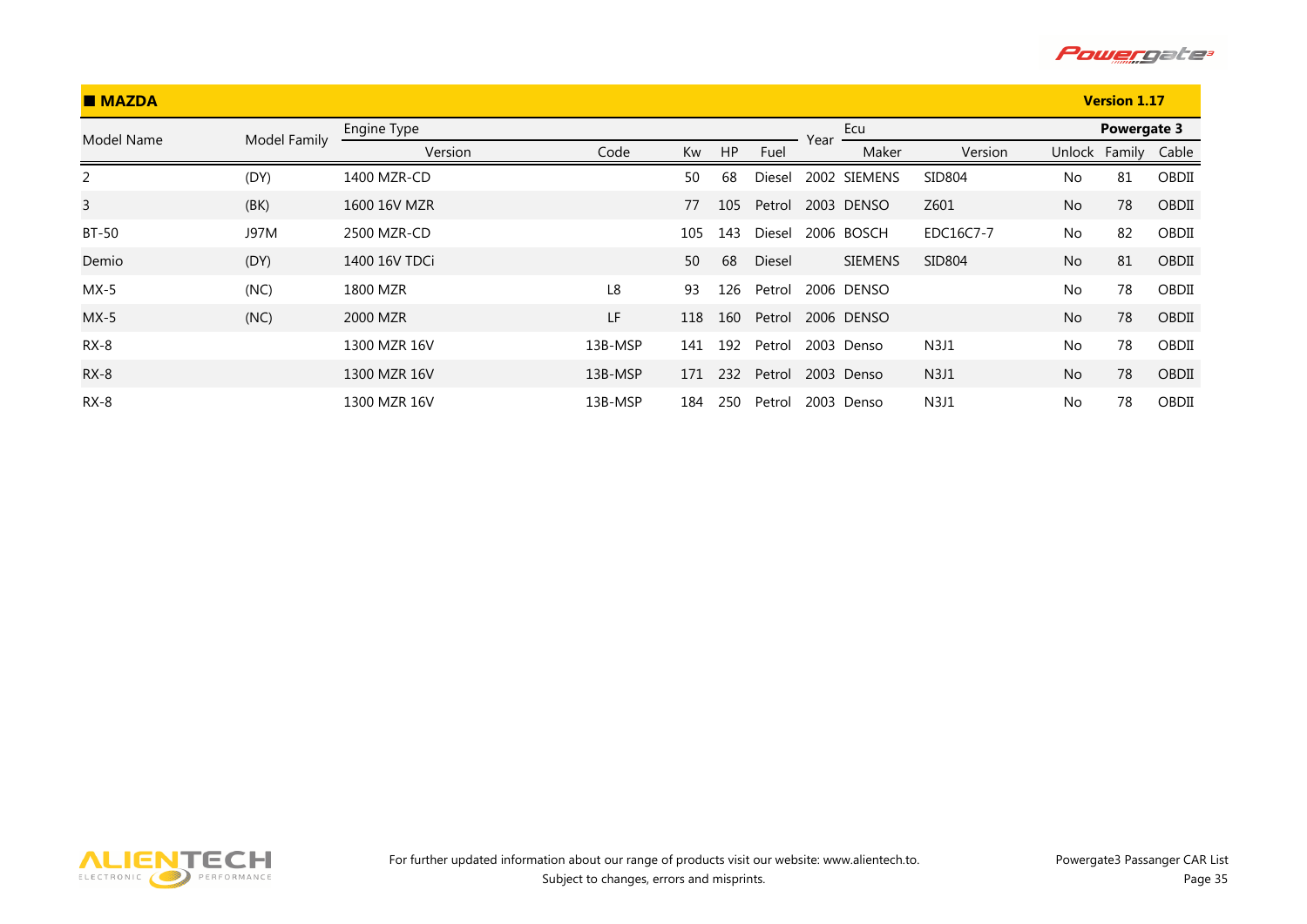## ■ MAZDA

**Version 1.17**

| Model Name | Model Family | Engine Type | | | | | Year | Ecu | | **Powergate 3** | | |
|---|---|---|---|---|---|---|---|---|---|---|---|---|
| | | Version | Code | Kw | HP | Fuel | | Maker | Version | Unlock | Family | Cable |
| 2 | (DY) | 1400 MZR-CD | | 50 | 68 | Diesel | 2002 | SIEMENS | SID804 | No | 81 | OBDII |
| 3 | (BK) | 1600 16V MZR | | 77 | 105 | Petrol | 2003 | DENSO | Z601 | No | 78 | OBDII |
| BT-50 | J97M | 2500 MZR-CD | | 105 | 143 | Diesel | 2006 | BOSCH | EDC16C7-7 | No | 82 | OBDII |
| Demio | (DY) | 1400 16V TDCi | | 50 | 68 | Diesel | | SIEMENS | SID804 | No | 81 | OBDII |
| MX-5 | (NC) | 1800 MZR | L8 | 93 | 126 | Petrol | 2006 | DENSO | | No | 78 | OBDII |
| MX-5 | (NC) | 2000 MZR | LF | 118 | 160 | Petrol | 2006 | DENSO | | No | 78 | OBDII |
| RX-8 | | 1300 MZR 16V | 13B-MSP | 141 | 192 | Petrol | 2003 | Denso | N3J1 | No | 78 | OBDII |
| RX-8 | | 1300 MZR 16V | 13B-MSP | 171 | 232 | Petrol | 2003 | Denso | N3J1 | No | 78 | OBDII |
| RX-8 | | 1300 MZR 16V | 13B-MSP | 184 | 250 | Petrol | 2003 | Denso | N3J1 | No | 78 | OBDII |

For further updated information about our range of products visit our website: www.alientech.to.
Subject to changes, errors and misprints.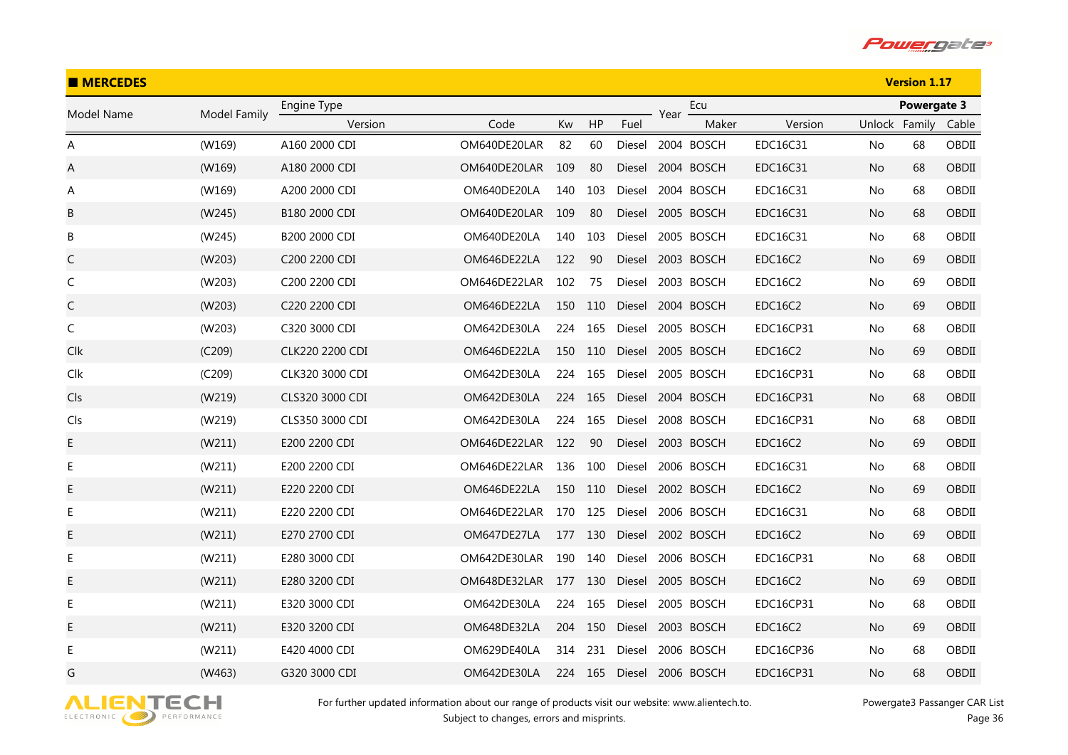## MERCEDES

**Version 1.17**

| Model Name | Model Family | Engine Type | | | | | Year | Ecu | | Powergate 3 | | |
|---|---|---|---|---|---|---|---|---|---|---|---|---|
| | | Version | Code | Kw | HP | Fuel | | Maker | Version | Unlock | Family | Cable |
| A | (W169) | A160 2000 CDI | OM640DE20LAR | 82 | 60 | Diesel | 2004 | BOSCH | EDC16C31 | No | 68 | OBDII |
| A | (W169) | A180 2000 CDI | OM640DE20LAR | 109 | 80 | Diesel | 2004 | BOSCH | EDC16C31 | No | 68 | OBDII |
| A | (W169) | A200 2000 CDI | OM640DE20LA | 140 | 103 | Diesel | 2004 | BOSCH | EDC16C31 | No | 68 | OBDII |
| B | (W245) | B180 2000 CDI | OM640DE20LAR | 109 | 80 | Diesel | 2005 | BOSCH | EDC16C31 | No | 68 | OBDII |
| B | (W245) | B200 2000 CDI | OM640DE20LA | 140 | 103 | Diesel | 2005 | BOSCH | EDC16C31 | No | 68 | OBDII |
| C | (W203) | C200 2200 CDI | OM646DE22LA | 122 | 90 | Diesel | 2003 | BOSCH | EDC16C2 | No | 69 | OBDII |
| C | (W203) | C200 2200 CDI | OM646DE22LAR | 102 | 75 | Diesel | 2003 | BOSCH | EDC16C2 | No | 69 | OBDII |
| C | (W203) | C220 2200 CDI | OM646DE22LA | 150 | 110 | Diesel | 2004 | BOSCH | EDC16C2 | No | 69 | OBDII |
| C | (W203) | C320 3000 CDI | OM642DE30LA | 224 | 165 | Diesel | 2005 | BOSCH | EDC16CP31 | No | 68 | OBDII |
| Clk | (C209) | CLK220 2200 CDI | OM646DE22LA | 150 | 110 | Diesel | 2005 | BOSCH | EDC16C2 | No | 69 | OBDII |
| Clk | (C209) | CLK320 3000 CDI | OM642DE30LA | 224 | 165 | Diesel | 2005 | BOSCH | EDC16CP31 | No | 68 | OBDII |
| Cls | (W219) | CLS320 3000 CDI | OM642DE30LA | 224 | 165 | Diesel | 2004 | BOSCH | EDC16CP31 | No | 68 | OBDII |
| Cls | (W219) | CLS350 3000 CDI | OM642DE30LA | 224 | 165 | Diesel | 2008 | BOSCH | EDC16CP31 | No | 68 | OBDII |
| E | (W211) | E200 2200 CDI | OM646DE22LAR | 122 | 90 | Diesel | 2003 | BOSCH | EDC16C2 | No | 69 | OBDII |
| E | (W211) | E200 2200 CDI | OM646DE22LAR | 136 | 100 | Diesel | 2006 | BOSCH | EDC16C31 | No | 68 | OBDII |
| E | (W211) | E220 2200 CDI | OM646DE22LA | 150 | 110 | Diesel | 2002 | BOSCH | EDC16C2 | No | 69 | OBDII |
| E | (W211) | E220 2200 CDI | OM646DE22LAR | 170 | 125 | Diesel | 2006 | BOSCH | EDC16C31 | No | 68 | OBDII |
| E | (W211) | E270 2700 CDI | OM647DE27LA | 177 | 130 | Diesel | 2002 | BOSCH | EDC16C2 | No | 69 | OBDII |
| E | (W211) | E280 3000 CDI | OM642DE30LAR | 190 | 140 | Diesel | 2006 | BOSCH | EDC16CP31 | No | 68 | OBDII |
| E | (W211) | E280 3200 CDI | OM648DE32LAR | 177 | 130 | Diesel | 2005 | BOSCH | EDC16C2 | No | 69 | OBDII |
| E | (W211) | E320 3000 CDI | OM642DE30LA | 224 | 165 | Diesel | 2005 | BOSCH | EDC16CP31 | No | 68 | OBDII |
| E | (W211) | E320 3200 CDI | OM648DE32LA | 204 | 150 | Diesel | 2003 | BOSCH | EDC16C2 | No | 69 | OBDII |
| E | (W211) | E420 4000 CDI | OM629DE40LA | 314 | 231 | Diesel | 2006 | BOSCH | EDC16CP36 | No | 68 | OBDII |
| G | (W463) | G320 3000 CDI | OM642DE30LA | 224 | 165 | Diesel | 2006 | BOSCH | EDC16CP31 | No | 68 | OBDII |

For further updated information about our range of products visit our website: www.alientech.to.
Subject to changes, errors and misprints.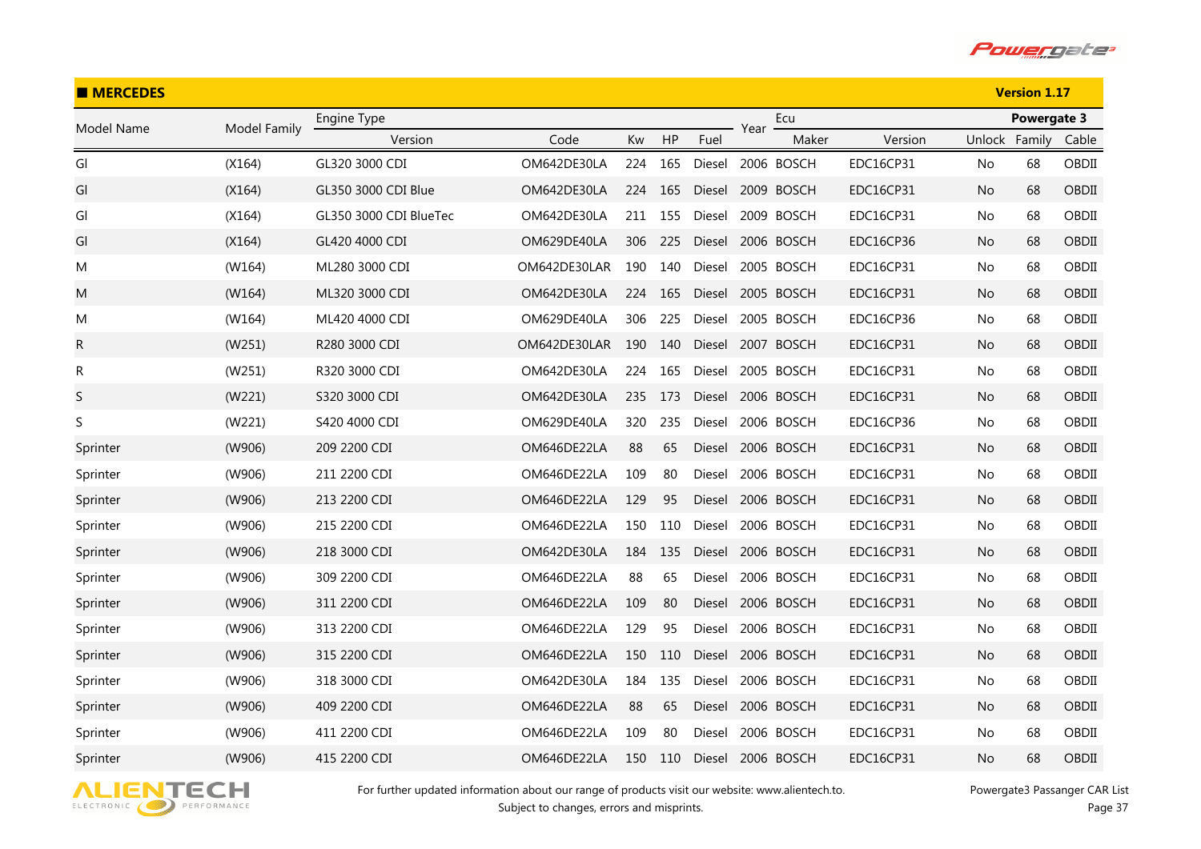## MERCEDES

Version 1.17

| Model Name | Model Family | Engine Type | | | | | Year | Ecu | | Powergate 3 | | |
|---|---|---|---|---|---|---|---|---|---|---|---|---|
| | | Version | Code | Kw | HP | Fuel | | Maker | Version | Unlock | Family | Cable |
| Gl | (X164) | GL320 3000 CDI | OM642DE30LA | 224 | 165 | Diesel | 2006 | BOSCH | EDC16CP31 | No | 68 | OBDII |
| Gl | (X164) | GL350 3000 CDI Blue | OM642DE30LA | 224 | 165 | Diesel | 2009 | BOSCH | EDC16CP31 | No | 68 | OBDII |
| Gl | (X164) | GL350 3000 CDI BlueTec | OM642DE30LA | 211 | 155 | Diesel | 2009 | BOSCH | EDC16CP31 | No | 68 | OBDII |
| Gl | (X164) | GL420 4000 CDI | OM629DE40LA | 306 | 225 | Diesel | 2006 | BOSCH | EDC16CP36 | No | 68 | OBDII |
| M | (W164) | ML280 3000 CDI | OM642DE30LAR | 190 | 140 | Diesel | 2005 | BOSCH | EDC16CP31 | No | 68 | OBDII |
| M | (W164) | ML320 3000 CDI | OM642DE30LA | 224 | 165 | Diesel | 2005 | BOSCH | EDC16CP31 | No | 68 | OBDII |
| M | (W164) | ML420 4000 CDI | OM629DE40LA | 306 | 225 | Diesel | 2005 | BOSCH | EDC16CP36 | No | 68 | OBDII |
| R | (W251) | R280 3000 CDI | OM642DE30LAR | 190 | 140 | Diesel | 2007 | BOSCH | EDC16CP31 | No | 68 | OBDII |
| R | (W251) | R320 3000 CDI | OM642DE30LA | 224 | 165 | Diesel | 2005 | BOSCH | EDC16CP31 | No | 68 | OBDII |
| S | (W221) | S320 3000 CDI | OM642DE30LA | 235 | 173 | Diesel | 2006 | BOSCH | EDC16CP31 | No | 68 | OBDII |
| S | (W221) | S420 4000 CDI | OM629DE40LA | 320 | 235 | Diesel | 2006 | BOSCH | EDC16CP36 | No | 68 | OBDII |
| Sprinter | (W906) | 209 2200 CDI | OM646DE22LA | 88 | 65 | Diesel | 2006 | BOSCH | EDC16CP31 | No | 68 | OBDII |
| Sprinter | (W906) | 211 2200 CDI | OM646DE22LA | 109 | 80 | Diesel | 2006 | BOSCH | EDC16CP31 | No | 68 | OBDII |
| Sprinter | (W906) | 213 2200 CDI | OM646DE22LA | 129 | 95 | Diesel | 2006 | BOSCH | EDC16CP31 | No | 68 | OBDII |
| Sprinter | (W906) | 215 2200 CDI | OM646DE22LA | 150 | 110 | Diesel | 2006 | BOSCH | EDC16CP31 | No | 68 | OBDII |
| Sprinter | (W906) | 218 3000 CDI | OM642DE30LA | 184 | 135 | Diesel | 2006 | BOSCH | EDC16CP31 | No | 68 | OBDII |
| Sprinter | (W906) | 309 2200 CDI | OM646DE22LA | 88 | 65 | Diesel | 2006 | BOSCH | EDC16CP31 | No | 68 | OBDII |
| Sprinter | (W906) | 311 2200 CDI | OM646DE22LA | 109 | 80 | Diesel | 2006 | BOSCH | EDC16CP31 | No | 68 | OBDII |
| Sprinter | (W906) | 313 2200 CDI | OM646DE22LA | 129 | 95 | Diesel | 2006 | BOSCH | EDC16CP31 | No | 68 | OBDII |
| Sprinter | (W906) | 315 2200 CDI | OM646DE22LA | 150 | 110 | Diesel | 2006 | BOSCH | EDC16CP31 | No | 68 | OBDII |
| Sprinter | (W906) | 318 3000 CDI | OM642DE30LA | 184 | 135 | Diesel | 2006 | BOSCH | EDC16CP31 | No | 68 | OBDII |
| Sprinter | (W906) | 409 2200 CDI | OM646DE22LA | 88 | 65 | Diesel | 2006 | BOSCH | EDC16CP31 | No | 68 | OBDII |
| Sprinter | (W906) | 411 2200 CDI | OM646DE22LA | 109 | 80 | Diesel | 2006 | BOSCH | EDC16CP31 | No | 68 | OBDII |
| Sprinter | (W906) | 415 2200 CDI | OM646DE22LA | 150 | 110 | Diesel | 2006 | BOSCH | EDC16CP31 | No | 68 | OBDII |

For further updated information about our range of products visit our website: www.alientech.to.
Subject to changes, errors and misprints.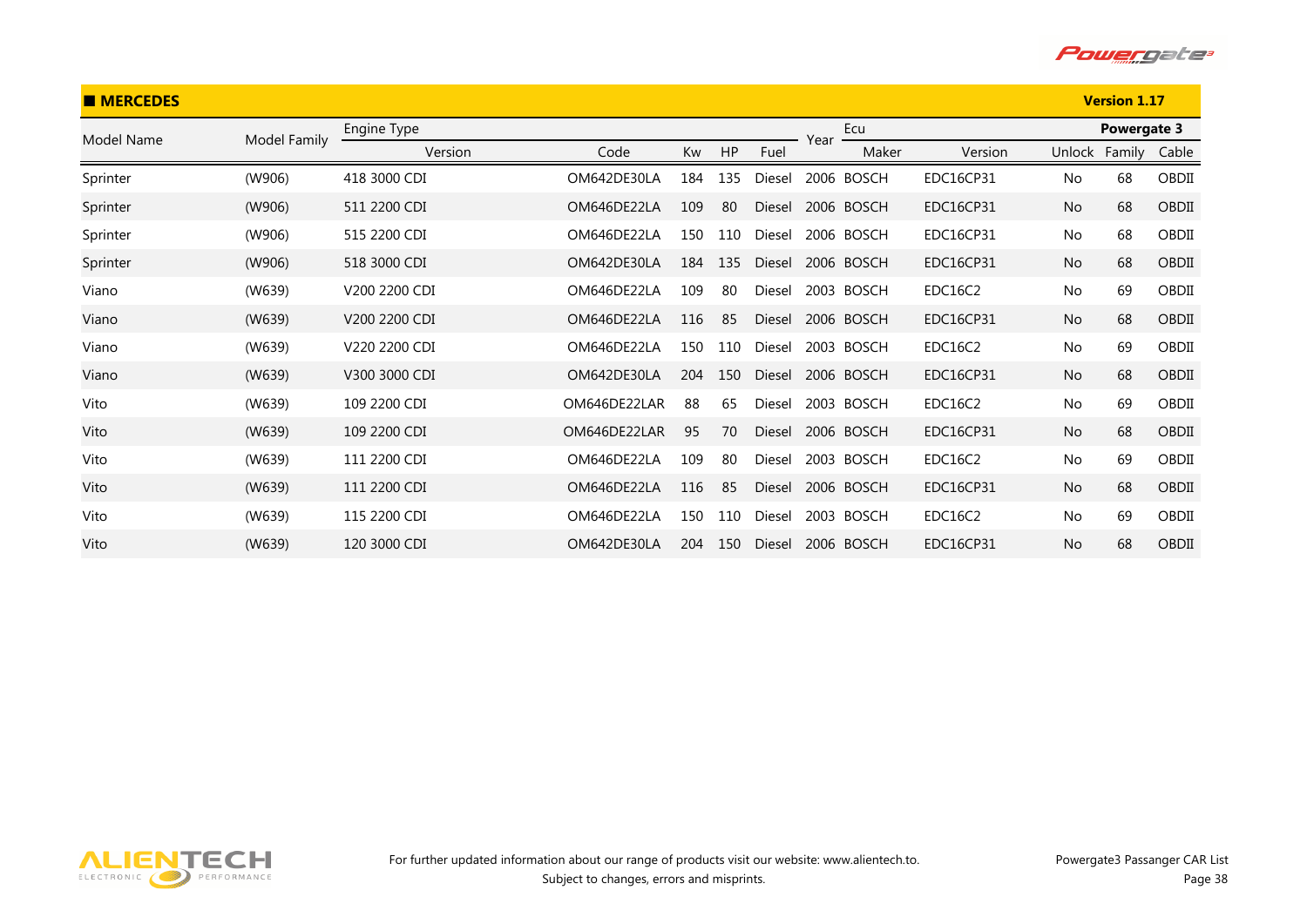## MERCEDES

**Version 1.17**

| Model Name | Model Family | Engine Type | | | | | Year | Ecu | | Powergate 3 | | |
|---|---|---|---|---|---|---|---|---|---|---|---|---|
| | | Version | Code | Kw | HP | Fuel | | Maker | Version | Unlock | Family | Cable |
| Sprinter | (W906) | 418 3000 CDI | OM642DE30LA | 184 | 135 | Diesel | 2006 | BOSCH | EDC16CP31 | No | 68 | OBDII |
| Sprinter | (W906) | 511 2200 CDI | OM646DE22LA | 109 | 80 | Diesel | 2006 | BOSCH | EDC16CP31 | No | 68 | OBDII |
| Sprinter | (W906) | 515 2200 CDI | OM646DE22LA | 150 | 110 | Diesel | 2006 | BOSCH | EDC16CP31 | No | 68 | OBDII |
| Sprinter | (W906) | 518 3000 CDI | OM642DE30LA | 184 | 135 | Diesel | 2006 | BOSCH | EDC16CP31 | No | 68 | OBDII |
| Viano | (W639) | V200 2200 CDI | OM646DE22LA | 109 | 80 | Diesel | 2003 | BOSCH | EDC16C2 | No | 69 | OBDII |
| Viano | (W639) | V200 2200 CDI | OM646DE22LA | 116 | 85 | Diesel | 2006 | BOSCH | EDC16CP31 | No | 68 | OBDII |
| Viano | (W639) | V220 2200 CDI | OM646DE22LA | 150 | 110 | Diesel | 2003 | BOSCH | EDC16C2 | No | 69 | OBDII |
| Viano | (W639) | V300 3000 CDI | OM642DE30LA | 204 | 150 | Diesel | 2006 | BOSCH | EDC16CP31 | No | 68 | OBDII |
| Vito | (W639) | 109 2200 CDI | OM646DE22LAR | 88 | 65 | Diesel | 2003 | BOSCH | EDC16C2 | No | 69 | OBDII |
| Vito | (W639) | 109 2200 CDI | OM646DE22LAR | 95 | 70 | Diesel | 2006 | BOSCH | EDC16CP31 | No | 68 | OBDII |
| Vito | (W639) | 111 2200 CDI | OM646DE22LA | 109 | 80 | Diesel | 2003 | BOSCH | EDC16C2 | No | 69 | OBDII |
| Vito | (W639) | 111 2200 CDI | OM646DE22LA | 116 | 85 | Diesel | 2006 | BOSCH | EDC16CP31 | No | 68 | OBDII |
| Vito | (W639) | 115 2200 CDI | OM646DE22LA | 150 | 110 | Diesel | 2003 | BOSCH | EDC16C2 | No | 69 | OBDII |
| Vito | (W639) | 120 3000 CDI | OM642DE30LA | 204 | 150 | Diesel | 2006 | BOSCH | EDC16CP31 | No | 68 | OBDII |

For further updated information about our range of products visit our website: www.alientech.to.
Subject to changes, errors and misprints.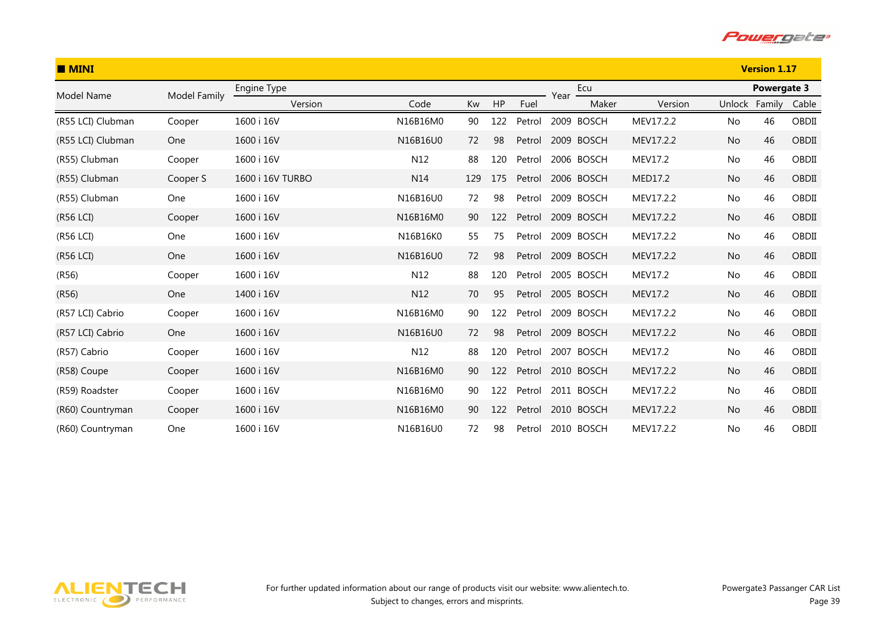## MINI

**Version 1.17**

| Model Name | Model Family | Engine Type | | | | | Year | Ecu | | Powergate 3 | | |
|---|---|---|---|---|---|---|---|---|---|---|---|---|
| | | Version | Code | Kw | HP | Fuel | | Maker | Version | Unlock | Family | Cable |
| (R55 LCI) Clubman | Cooper | 1600 i 16V | N16B16M0 | 90 | 122 | Petrol | 2009 | BOSCH | MEV17.2.2 | No | 46 | OBDII |
| (R55 LCI) Clubman | One | 1600 i 16V | N16B16U0 | 72 | 98 | Petrol | 2009 | BOSCH | MEV17.2.2 | No | 46 | OBDII |
| (R55) Clubman | Cooper | 1600 i 16V | N12 | 88 | 120 | Petrol | 2006 | BOSCH | MEV17.2 | No | 46 | OBDII |
| (R55) Clubman | Cooper S | 1600 i 16V TURBO | N14 | 129 | 175 | Petrol | 2006 | BOSCH | MED17.2 | No | 46 | OBDII |
| (R55) Clubman | One | 1600 i 16V | N16B16U0 | 72 | 98 | Petrol | 2009 | BOSCH | MEV17.2.2 | No | 46 | OBDII |
| (R56 LCI) | Cooper | 1600 i 16V | N16B16M0 | 90 | 122 | Petrol | 2009 | BOSCH | MEV17.2.2 | No | 46 | OBDII |
| (R56 LCI) | One | 1600 i 16V | N16B16K0 | 55 | 75 | Petrol | 2009 | BOSCH | MEV17.2.2 | No | 46 | OBDII |
| (R56 LCI) | One | 1600 i 16V | N16B16U0 | 72 | 98 | Petrol | 2009 | BOSCH | MEV17.2.2 | No | 46 | OBDII |
| (R56) | Cooper | 1600 i 16V | N12 | 88 | 120 | Petrol | 2005 | BOSCH | MEV17.2 | No | 46 | OBDII |
| (R56) | One | 1400 i 16V | N12 | 70 | 95 | Petrol | 2005 | BOSCH | MEV17.2 | No | 46 | OBDII |
| (R57 LCI) Cabrio | Cooper | 1600 i 16V | N16B16M0 | 90 | 122 | Petrol | 2009 | BOSCH | MEV17.2.2 | No | 46 | OBDII |
| (R57 LCI) Cabrio | One | 1600 i 16V | N16B16U0 | 72 | 98 | Petrol | 2009 | BOSCH | MEV17.2.2 | No | 46 | OBDII |
| (R57) Cabrio | Cooper | 1600 i 16V | N12 | 88 | 120 | Petrol | 2007 | BOSCH | MEV17.2 | No | 46 | OBDII |
| (R58) Coupe | Cooper | 1600 i 16V | N16B16M0 | 90 | 122 | Petrol | 2010 | BOSCH | MEV17.2.2 | No | 46 | OBDII |
| (R59) Roadster | Cooper | 1600 i 16V | N16B16M0 | 90 | 122 | Petrol | 2011 | BOSCH | MEV17.2.2 | No | 46 | OBDII |
| (R60) Countryman | Cooper | 1600 i 16V | N16B16M0 | 90 | 122 | Petrol | 2010 | BOSCH | MEV17.2.2 | No | 46 | OBDII |
| (R60) Countryman | One | 1600 i 16V | N16B16U0 | 72 | 98 | Petrol | 2010 | BOSCH | MEV17.2.2 | No | 46 | OBDII |

For further updated information about our range of products visit our website: www.alientech.to.
Subject to changes, errors and misprints.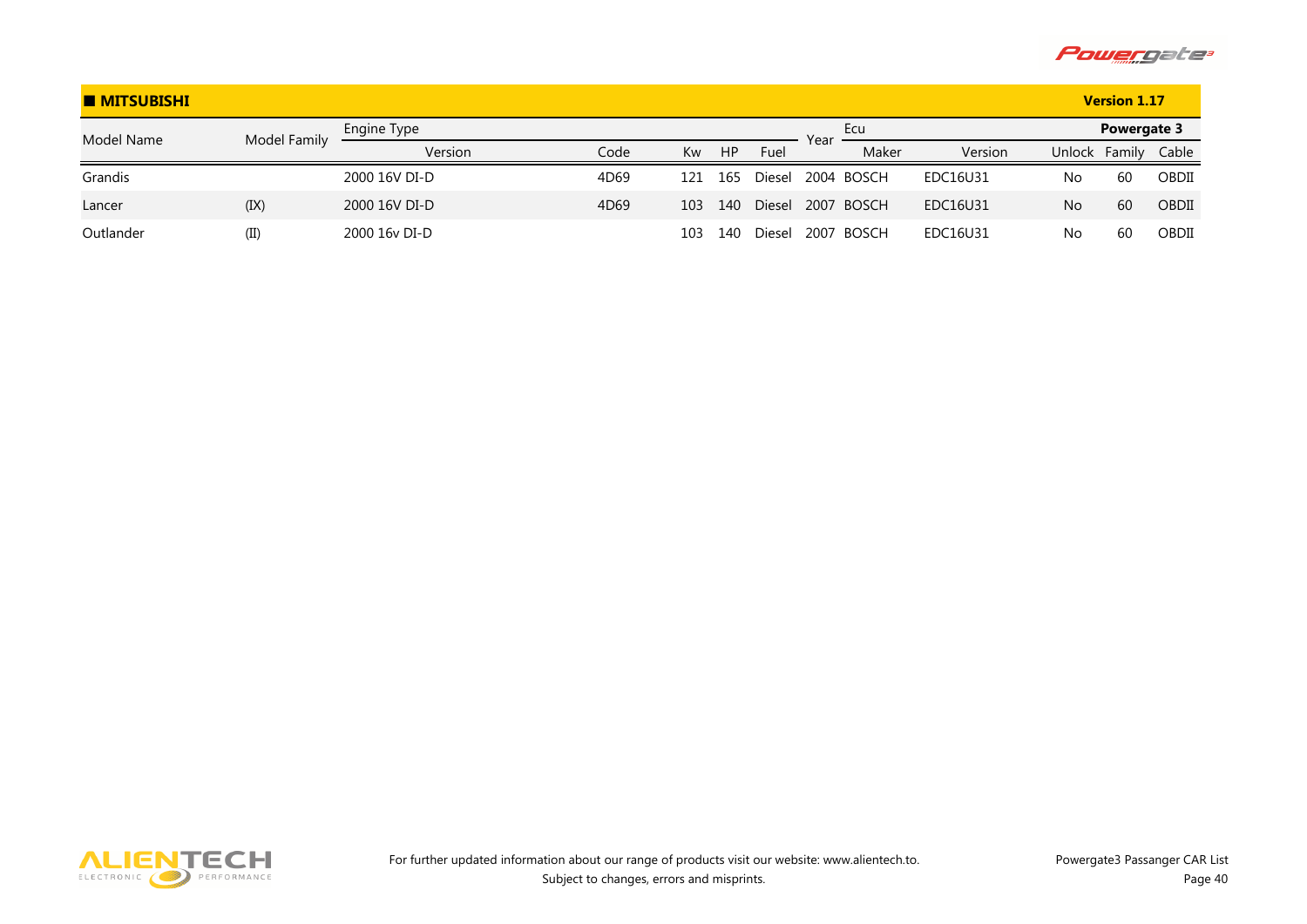## MITSUBISHI

**Version 1.17**

| Model Name | Model Family | Engine Type | | | | | Year | Ecu | | Powergate 3 | | |
|---|---|---|---|---|---|---|---|---|---|---|---|---|
| | | Version | Code | Kw | HP | Fuel | | Maker | Version | Unlock | Family | Cable |
| Grandis | | 2000 16V DI-D | 4D69 | 121 | 165 | Diesel | 2004 | BOSCH | EDC16U31 | No | 60 | OBDII |
| Lancer | (IX) | 2000 16V DI-D | 4D69 | 103 | 140 | Diesel | 2007 | BOSCH | EDC16U31 | No | 60 | OBDII |
| Outlander | (II) | 2000 16v DI-D | | 103 | 140 | Diesel | 2007 | BOSCH | EDC16U31 | No | 60 | OBDII |

For further updated information about our range of products visit our website: www.alientech.to.
Subject to changes, errors and misprints.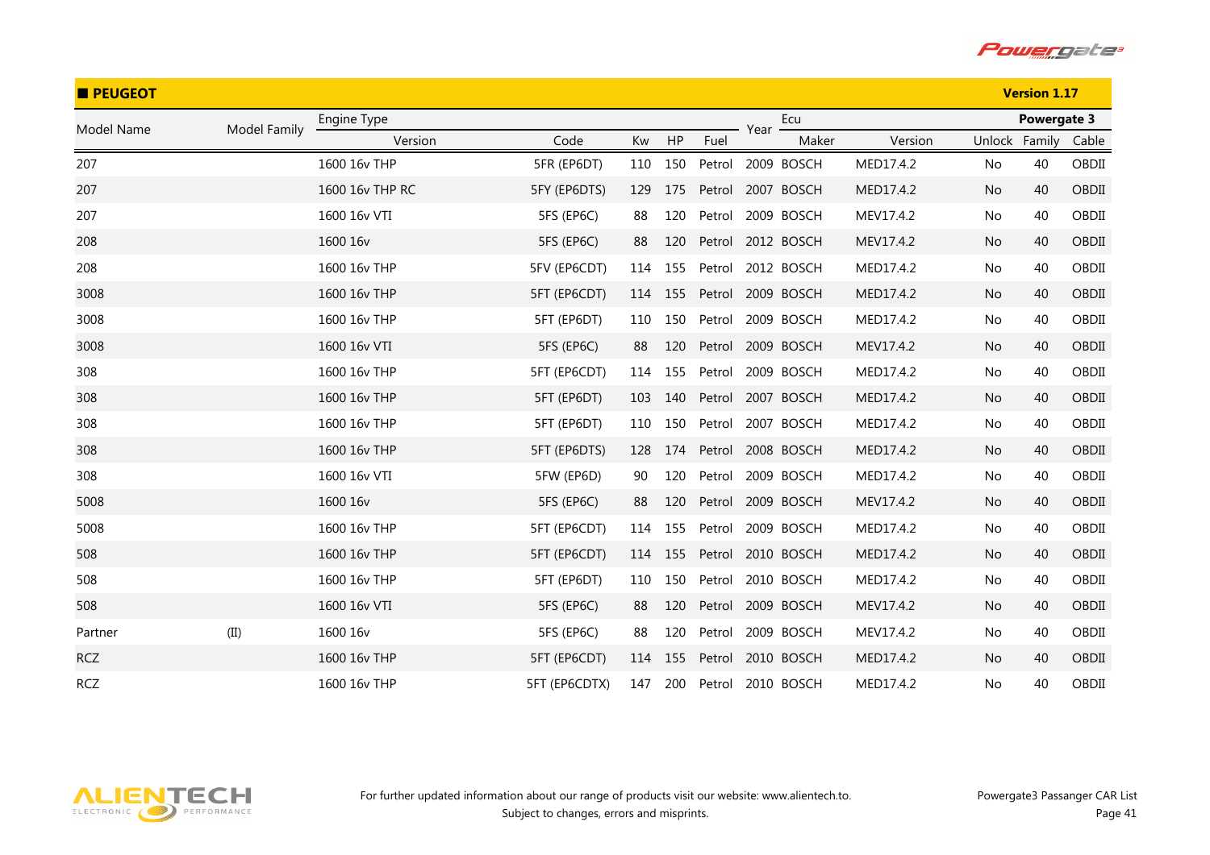## PEUGEOT

**Version 1.17**

| Model Name | Model Family | Engine Type | | | | | Year | Ecu | | Powergate 3 | | |
|---|---|---|---|---|---|---|---|---|---|---|---|---|
| | | Version | Code | Kw | HP | Fuel | | Maker | Version | Unlock | Family | Cable |
| 207 | | 1600 16v THP | 5FR (EP6DT) | 110 | 150 | Petrol | 2009 | BOSCH | MED17.4.2 | No | 40 | OBDII |
| 207 | | 1600 16v THP RC | 5FY (EP6DTS) | 129 | 175 | Petrol | 2007 | BOSCH | MED17.4.2 | No | 40 | OBDII |
| 207 | | 1600 16v VTI | 5FS (EP6C) | 88 | 120 | Petrol | 2009 | BOSCH | MEV17.4.2 | No | 40 | OBDII |
| 208 | | 1600 16v | 5FS (EP6C) | 88 | 120 | Petrol | 2012 | BOSCH | MEV17.4.2 | No | 40 | OBDII |
| 208 | | 1600 16v THP | 5FV (EP6CDT) | 114 | 155 | Petrol | 2012 | BOSCH | MED17.4.2 | No | 40 | OBDII |
| 3008 | | 1600 16v THP | 5FT (EP6CDT) | 114 | 155 | Petrol | 2009 | BOSCH | MED17.4.2 | No | 40 | OBDII |
| 3008 | | 1600 16v THP | 5FT (EP6DT) | 110 | 150 | Petrol | 2009 | BOSCH | MED17.4.2 | No | 40 | OBDII |
| 3008 | | 1600 16v VTI | 5FS (EP6C) | 88 | 120 | Petrol | 2009 | BOSCH | MEV17.4.2 | No | 40 | OBDII |
| 308 | | 1600 16v THP | 5FT (EP6CDT) | 114 | 155 | Petrol | 2009 | BOSCH | MED17.4.2 | No | 40 | OBDII |
| 308 | | 1600 16v THP | 5FT (EP6DT) | 103 | 140 | Petrol | 2007 | BOSCH | MED17.4.2 | No | 40 | OBDII |
| 308 | | 1600 16v THP | 5FT (EP6DT) | 110 | 150 | Petrol | 2007 | BOSCH | MED17.4.2 | No | 40 | OBDII |
| 308 | | 1600 16v THP | 5FT (EP6DTS) | 128 | 174 | Petrol | 2008 | BOSCH | MED17.4.2 | No | 40 | OBDII |
| 308 | | 1600 16v VTI | 5FW (EP6D) | 90 | 120 | Petrol | 2009 | BOSCH | MED17.4.2 | No | 40 | OBDII |
| 5008 | | 1600 16v | 5FS (EP6C) | 88 | 120 | Petrol | 2009 | BOSCH | MEV17.4.2 | No | 40 | OBDII |
| 5008 | | 1600 16v THP | 5FT (EP6CDT) | 114 | 155 | Petrol | 2009 | BOSCH | MED17.4.2 | No | 40 | OBDII |
| 508 | | 1600 16v THP | 5FT (EP6CDT) | 114 | 155 | Petrol | 2010 | BOSCH | MED17.4.2 | No | 40 | OBDII |
| 508 | | 1600 16v THP | 5FT (EP6DT) | 110 | 150 | Petrol | 2010 | BOSCH | MED17.4.2 | No | 40 | OBDII |
| 508 | | 1600 16v VTI | 5FS (EP6C) | 88 | 120 | Petrol | 2009 | BOSCH | MEV17.4.2 | No | 40 | OBDII |
| Partner | (II) | 1600 16v | 5FS (EP6C) | 88 | 120 | Petrol | 2009 | BOSCH | MEV17.4.2 | No | 40 | OBDII |
| RCZ | | 1600 16v THP | 5FT (EP6CDT) | 114 | 155 | Petrol | 2010 | BOSCH | MED17.4.2 | No | 40 | OBDII |
| RCZ | | 1600 16v THP | 5FT (EP6CDTX) | 147 | 200 | Petrol | 2010 | BOSCH | MED17.4.2 | No | 40 | OBDII |

For further updated information about our range of products visit our website: www.alientech.to.
Subject to changes, errors and misprints.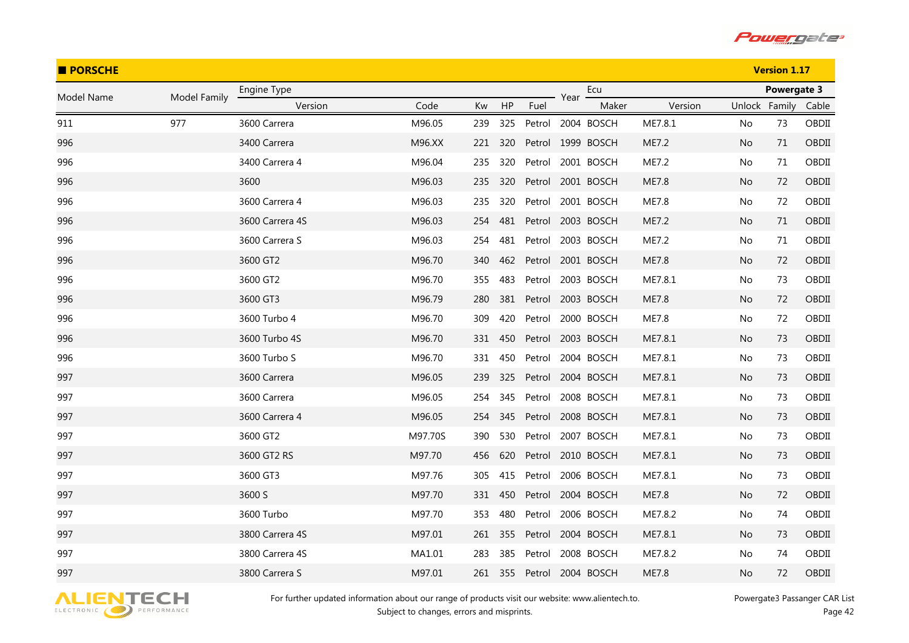## PORSCHE

Version 1.17

| Model Name | Model Family | Engine Type | | | | | Year | Ecu | | Powergate 3 | | |
|---|---|---|---|---|---|---|---|---|---|---|---|---|
| | | Version | Code | Kw | HP | Fuel | | Maker | Version | Unlock | Family | Cable |
| 911 | 977 | 3600 Carrera | M96.05 | 239 | 325 | Petrol | 2004 | BOSCH | ME7.8.1 | No | 73 | OBDII |
| 996 | | 3400 Carrera | M96.XX | 221 | 320 | Petrol | 1999 | BOSCH | ME7.2 | No | 71 | OBDII |
| 996 | | 3400 Carrera 4 | M96.04 | 235 | 320 | Petrol | 2001 | BOSCH | ME7.2 | No | 71 | OBDII |
| 996 | | 3600 | M96.03 | 235 | 320 | Petrol | 2001 | BOSCH | ME7.8 | No | 72 | OBDII |
| 996 | | 3600 Carrera 4 | M96.03 | 235 | 320 | Petrol | 2001 | BOSCH | ME7.8 | No | 72 | OBDII |
| 996 | | 3600 Carrera 4S | M96.03 | 254 | 481 | Petrol | 2003 | BOSCH | ME7.2 | No | 71 | OBDII |
| 996 | | 3600 Carrera S | M96.03 | 254 | 481 | Petrol | 2003 | BOSCH | ME7.2 | No | 71 | OBDII |
| 996 | | 3600 GT2 | M96.70 | 340 | 462 | Petrol | 2001 | BOSCH | ME7.8 | No | 72 | OBDII |
| 996 | | 3600 GT2 | M96.70 | 355 | 483 | Petrol | 2003 | BOSCH | ME7.8.1 | No | 73 | OBDII |
| 996 | | 3600 GT3 | M96.79 | 280 | 381 | Petrol | 2003 | BOSCH | ME7.8 | No | 72 | OBDII |
| 996 | | 3600 Turbo 4 | M96.70 | 309 | 420 | Petrol | 2000 | BOSCH | ME7.8 | No | 72 | OBDII |
| 996 | | 3600 Turbo 4S | M96.70 | 331 | 450 | Petrol | 2003 | BOSCH | ME7.8.1 | No | 73 | OBDII |
| 996 | | 3600 Turbo S | M96.70 | 331 | 450 | Petrol | 2004 | BOSCH | ME7.8.1 | No | 73 | OBDII |
| 997 | | 3600 Carrera | M96.05 | 239 | 325 | Petrol | 2004 | BOSCH | ME7.8.1 | No | 73 | OBDII |
| 997 | | 3600 Carrera | M96.05 | 254 | 345 | Petrol | 2008 | BOSCH | ME7.8.1 | No | 73 | OBDII |
| 997 | | 3600 Carrera 4 | M96.05 | 254 | 345 | Petrol | 2008 | BOSCH | ME7.8.1 | No | 73 | OBDII |
| 997 | | 3600 GT2 | M97.70S | 390 | 530 | Petrol | 2007 | BOSCH | ME7.8.1 | No | 73 | OBDII |
| 997 | | 3600 GT2 RS | M97.70 | 456 | 620 | Petrol | 2010 | BOSCH | ME7.8.1 | No | 73 | OBDII |
| 997 | | 3600 GT3 | M97.76 | 305 | 415 | Petrol | 2006 | BOSCH | ME7.8.1 | No | 73 | OBDII |
| 997 | | 3600 S | M97.70 | 331 | 450 | Petrol | 2004 | BOSCH | ME7.8 | No | 72 | OBDII |
| 997 | | 3600 Turbo | M97.70 | 353 | 480 | Petrol | 2006 | BOSCH | ME7.8.2 | No | 74 | OBDII |
| 997 | | 3800 Carrera 4S | M97.01 | 261 | 355 | Petrol | 2004 | BOSCH | ME7.8.1 | No | 73 | OBDII |
| 997 | | 3800 Carrera 4S | MA1.01 | 283 | 385 | Petrol | 2008 | BOSCH | ME7.8.2 | No | 74 | OBDII |
| 997 | | 3800 Carrera S | M97.01 | 261 | 355 | Petrol | 2004 | BOSCH | ME7.8 | No | 72 | OBDII |

For further updated information about our range of products visit our website: www.alientech.to.
Subject to changes, errors and misprints.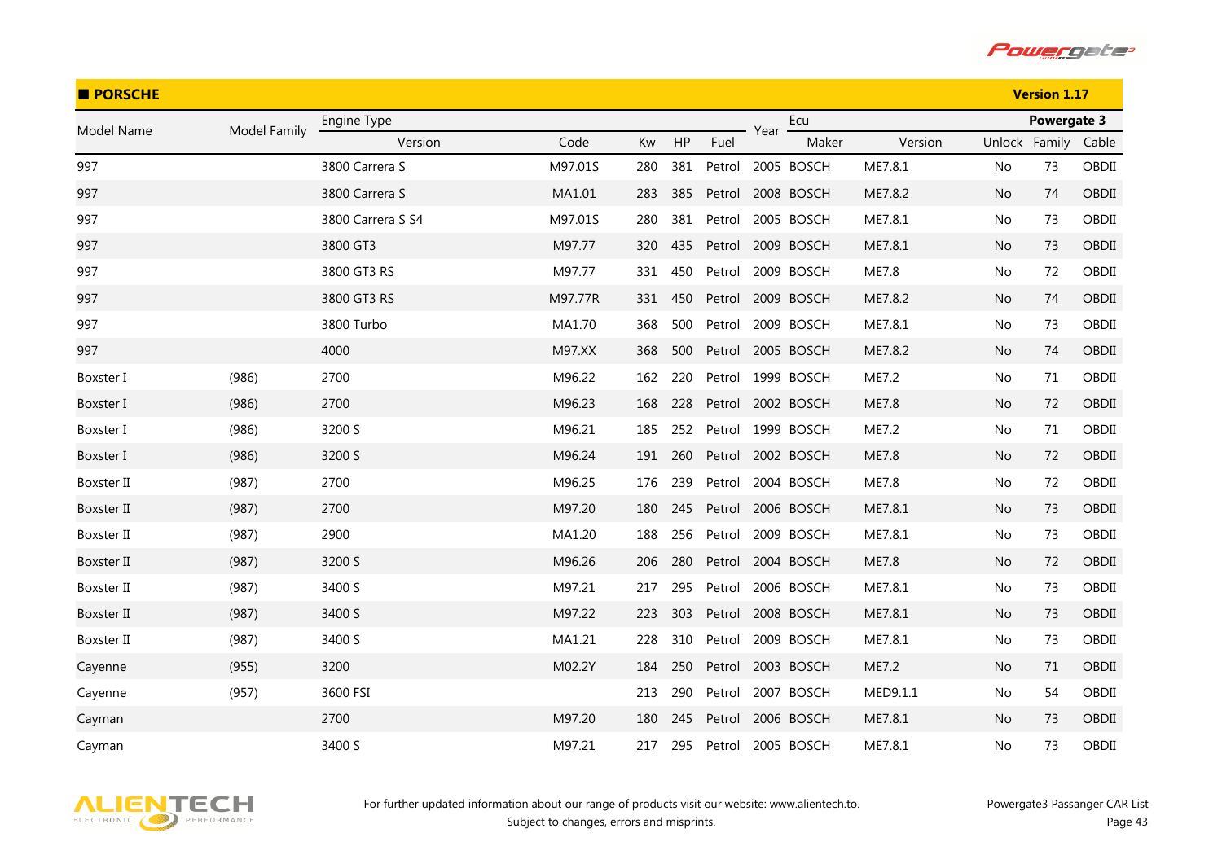## PORSCHE

**Version 1.17**

| Model Name | Model Family | Engine Type | | | | | Year | Ecu | | Powergate 3 | | |
|---|---|---|---|---|---|---|---|---|---|---|---|---|
| | | Version | Code | Kw | HP | Fuel | | Maker | Version | Unlock | Family | Cable |
| 997 | | 3800 Carrera S | M97.01S | 280 | 381 | Petrol | 2005 | BOSCH | ME7.8.1 | No | 73 | OBDII |
| 997 | | 3800 Carrera S | MA1.01 | 283 | 385 | Petrol | 2008 | BOSCH | ME7.8.2 | No | 74 | OBDII |
| 997 | | 3800 Carrera S S4 | M97.01S | 280 | 381 | Petrol | 2005 | BOSCH | ME7.8.1 | No | 73 | OBDII |
| 997 | | 3800 GT3 | M97.77 | 320 | 435 | Petrol | 2009 | BOSCH | ME7.8.1 | No | 73 | OBDII |
| 997 | | 3800 GT3 RS | M97.77 | 331 | 450 | Petrol | 2009 | BOSCH | ME7.8 | No | 72 | OBDII |
| 997 | | 3800 GT3 RS | M97.77R | 331 | 450 | Petrol | 2009 | BOSCH | ME7.8.2 | No | 74 | OBDII |
| 997 | | 3800 Turbo | MA1.70 | 368 | 500 | Petrol | 2009 | BOSCH | ME7.8.1 | No | 73 | OBDII |
| 997 | | 4000 | M97.XX | 368 | 500 | Petrol | 2005 | BOSCH | ME7.8.2 | No | 74 | OBDII |
| Boxster I | (986) | 2700 | M96.22 | 162 | 220 | Petrol | 1999 | BOSCH | ME7.2 | No | 71 | OBDII |
| Boxster I | (986) | 2700 | M96.23 | 168 | 228 | Petrol | 2002 | BOSCH | ME7.8 | No | 72 | OBDII |
| Boxster I | (986) | 3200 S | M96.21 | 185 | 252 | Petrol | 1999 | BOSCH | ME7.2 | No | 71 | OBDII |
| Boxster I | (986) | 3200 S | M96.24 | 191 | 260 | Petrol | 2002 | BOSCH | ME7.8 | No | 72 | OBDII |
| Boxster II | (987) | 2700 | M96.25 | 176 | 239 | Petrol | 2004 | BOSCH | ME7.8 | No | 72 | OBDII |
| Boxster II | (987) | 2700 | M97.20 | 180 | 245 | Petrol | 2006 | BOSCH | ME7.8.1 | No | 73 | OBDII |
| Boxster II | (987) | 2900 | MA1.20 | 188 | 256 | Petrol | 2009 | BOSCH | ME7.8.1 | No | 73 | OBDII |
| Boxster II | (987) | 3200 S | M96.26 | 206 | 280 | Petrol | 2004 | BOSCH | ME7.8 | No | 72 | OBDII |
| Boxster II | (987) | 3400 S | M97.21 | 217 | 295 | Petrol | 2006 | BOSCH | ME7.8.1 | No | 73 | OBDII |
| Boxster II | (987) | 3400 S | M97.22 | 223 | 303 | Petrol | 2008 | BOSCH | ME7.8.1 | No | 73 | OBDII |
| Boxster II | (987) | 3400 S | MA1.21 | 228 | 310 | Petrol | 2009 | BOSCH | ME7.8.1 | No | 73 | OBDII |
| Cayenne | (955) | 3200 | M02.2Y | 184 | 250 | Petrol | 2003 | BOSCH | ME7.2 | No | 71 | OBDII |
| Cayenne | (957) | 3600 FSI | | 213 | 290 | Petrol | 2007 | BOSCH | MED9.1.1 | No | 54 | OBDII |
| Cayman | | 2700 | M97.20 | 180 | 245 | Petrol | 2006 | BOSCH | ME7.8.1 | No | 73 | OBDII |
| Cayman | | 3400 S | M97.21 | 217 | 295 | Petrol | 2005 | BOSCH | ME7.8.1 | No | 73 | OBDII |

For further updated information about our range of products visit our website: www.alientech.to.
Subject to changes, errors and misprints.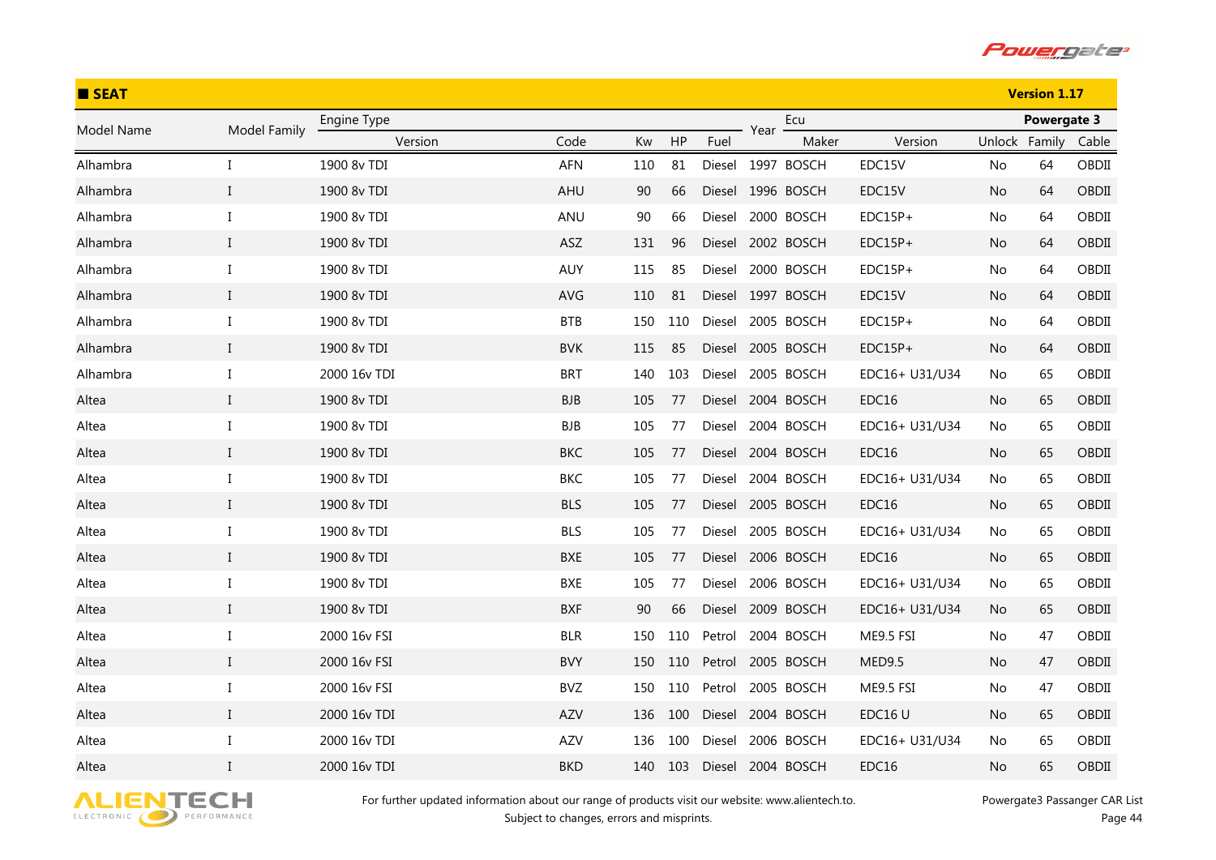## SEAT

**Version 1.17**

| Model Name | Model Family | Engine Type | | | | | Year | Ecu | | Powergate 3 | | |
|---|---|---|---|---|---|---|---|---|---|---|---|---|
| | | Version | Code | Kw | HP | Fuel | | Maker | Version | Unlock | Family | Cable |
| Alhambra | I | 1900 8v TDI | AFN | 110 | 81 | Diesel | 1997 | BOSCH | EDC15V | No | 64 | OBDII |
| Alhambra | I | 1900 8v TDI | AHU | 90 | 66 | Diesel | 1996 | BOSCH | EDC15V | No | 64 | OBDII |
| Alhambra | I | 1900 8v TDI | ANU | 90 | 66 | Diesel | 2000 | BOSCH | EDC15P+ | No | 64 | OBDII |
| Alhambra | I | 1900 8v TDI | ASZ | 131 | 96 | Diesel | 2002 | BOSCH | EDC15P+ | No | 64 | OBDII |
| Alhambra | I | 1900 8v TDI | AUY | 115 | 85 | Diesel | 2000 | BOSCH | EDC15P+ | No | 64 | OBDII |
| Alhambra | I | 1900 8v TDI | AVG | 110 | 81 | Diesel | 1997 | BOSCH | EDC15V | No | 64 | OBDII |
| Alhambra | I | 1900 8v TDI | BTB | 150 | 110 | Diesel | 2005 | BOSCH | EDC15P+ | No | 64 | OBDII |
| Alhambra | I | 1900 8v TDI | BVK | 115 | 85 | Diesel | 2005 | BOSCH | EDC15P+ | No | 64 | OBDII |
| Alhambra | I | 2000 16v TDI | BRT | 140 | 103 | Diesel | 2005 | BOSCH | EDC16+ U31/U34 | No | 65 | OBDII |
| Altea | I | 1900 8v TDI | BJB | 105 | 77 | Diesel | 2004 | BOSCH | EDC16 | No | 65 | OBDII |
| Altea | I | 1900 8v TDI | BJB | 105 | 77 | Diesel | 2004 | BOSCH | EDC16+ U31/U34 | No | 65 | OBDII |
| Altea | I | 1900 8v TDI | BKC | 105 | 77 | Diesel | 2004 | BOSCH | EDC16 | No | 65 | OBDII |
| Altea | I | 1900 8v TDI | BKC | 105 | 77 | Diesel | 2004 | BOSCH | EDC16+ U31/U34 | No | 65 | OBDII |
| Altea | I | 1900 8v TDI | BLS | 105 | 77 | Diesel | 2005 | BOSCH | EDC16 | No | 65 | OBDII |
| Altea | I | 1900 8v TDI | BLS | 105 | 77 | Diesel | 2005 | BOSCH | EDC16+ U31/U34 | No | 65 | OBDII |
| Altea | I | 1900 8v TDI | BXE | 105 | 77 | Diesel | 2006 | BOSCH | EDC16 | No | 65 | OBDII |
| Altea | I | 1900 8v TDI | BXE | 105 | 77 | Diesel | 2006 | BOSCH | EDC16+ U31/U34 | No | 65 | OBDII |
| Altea | I | 1900 8v TDI | BXF | 90 | 66 | Diesel | 2009 | BOSCH | EDC16+ U31/U34 | No | 65 | OBDII |
| Altea | I | 2000 16v FSI | BLR | 150 | 110 | Petrol | 2004 | BOSCH | ME9.5 FSI | No | 47 | OBDII |
| Altea | I | 2000 16v FSI | BVY | 150 | 110 | Petrol | 2005 | BOSCH | MED9.5 | No | 47 | OBDII |
| Altea | I | 2000 16v FSI | BVZ | 150 | 110 | Petrol | 2005 | BOSCH | ME9.5 FSI | No | 47 | OBDII |
| Altea | I | 2000 16v TDI | AZV | 136 | 100 | Diesel | 2004 | BOSCH | EDC16 U | No | 65 | OBDII |
| Altea | I | 2000 16v TDI | AZV | 136 | 100 | Diesel | 2006 | BOSCH | EDC16+ U31/U34 | No | 65 | OBDII |
| Altea | I | 2000 16v TDI | BKD | 140 | 103 | Diesel | 2004 | BOSCH | EDC16 | No | 65 | OBDII |

For further updated information about our range of products visit our website: www.alientech.to.
Subject to changes, errors and misprints.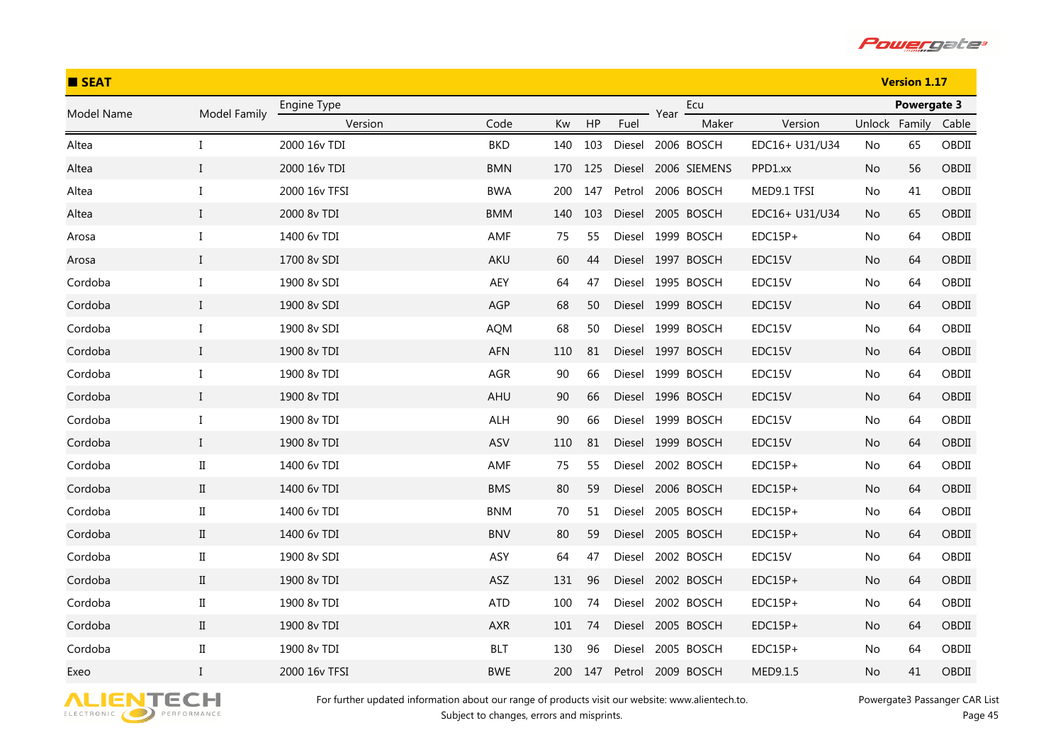## SEAT

**Version 1.17**

| Model Name | Model Family | Engine Type | | | | | Year | Ecu | | Powergate 3 | | |
|---|---|---|---|---|---|---|---|---|---|---|---|---|
| | | Version | Code | Kw | HP | Fuel | | Maker | Version | Unlock | Family | Cable |
| Altea | I | 2000 16v TDI | BKD | 140 | 103 | Diesel | 2006 | BOSCH | EDC16+ U31/U34 | No | 65 | OBDII |
| Altea | I | 2000 16v TDI | BMN | 170 | 125 | Diesel | 2006 | SIEMENS | PPD1.xx | No | 56 | OBDII |
| Altea | I | 2000 16v TFSI | BWA | 200 | 147 | Petrol | 2006 | BOSCH | MED9.1 TFSI | No | 41 | OBDII |
| Altea | I | 2000 8v TDI | BMM | 140 | 103 | Diesel | 2005 | BOSCH | EDC16+ U31/U34 | No | 65 | OBDII |
| Arosa | I | 1400 6v TDI | AMF | 75 | 55 | Diesel | 1999 | BOSCH | EDC15P+ | No | 64 | OBDII |
| Arosa | I | 1700 8v SDI | AKU | 60 | 44 | Diesel | 1997 | BOSCH | EDC15V | No | 64 | OBDII |
| Cordoba | I | 1900 8v SDI | AEY | 64 | 47 | Diesel | 1995 | BOSCH | EDC15V | No | 64 | OBDII |
| Cordoba | I | 1900 8v SDI | AGP | 68 | 50 | Diesel | 1999 | BOSCH | EDC15V | No | 64 | OBDII |
| Cordoba | I | 1900 8v SDI | AQM | 68 | 50 | Diesel | 1999 | BOSCH | EDC15V | No | 64 | OBDII |
| Cordoba | I | 1900 8v TDI | AFN | 110 | 81 | Diesel | 1997 | BOSCH | EDC15V | No | 64 | OBDII |
| Cordoba | I | 1900 8v TDI | AGR | 90 | 66 | Diesel | 1999 | BOSCH | EDC15V | No | 64 | OBDII |
| Cordoba | I | 1900 8v TDI | AHU | 90 | 66 | Diesel | 1996 | BOSCH | EDC15V | No | 64 | OBDII |
| Cordoba | I | 1900 8v TDI | ALH | 90 | 66 | Diesel | 1999 | BOSCH | EDC15V | No | 64 | OBDII |
| Cordoba | I | 1900 8v TDI | ASV | 110 | 81 | Diesel | 1999 | BOSCH | EDC15V | No | 64 | OBDII |
| Cordoba | II | 1400 6v TDI | AMF | 75 | 55 | Diesel | 2002 | BOSCH | EDC15P+ | No | 64 | OBDII |
| Cordoba | II | 1400 6v TDI | BMS | 80 | 59 | Diesel | 2006 | BOSCH | EDC15P+ | No | 64 | OBDII |
| Cordoba | II | 1400 6v TDI | BNM | 70 | 51 | Diesel | 2005 | BOSCH | EDC15P+ | No | 64 | OBDII |
| Cordoba | II | 1400 6v TDI | BNV | 80 | 59 | Diesel | 2005 | BOSCH | EDC15P+ | No | 64 | OBDII |
| Cordoba | II | 1900 8v SDI | ASY | 64 | 47 | Diesel | 2002 | BOSCH | EDC15V | No | 64 | OBDII |
| Cordoba | II | 1900 8v TDI | ASZ | 131 | 96 | Diesel | 2002 | BOSCH | EDC15P+ | No | 64 | OBDII |
| Cordoba | II | 1900 8v TDI | ATD | 100 | 74 | Diesel | 2002 | BOSCH | EDC15P+ | No | 64 | OBDII |
| Cordoba | II | 1900 8v TDI | AXR | 101 | 74 | Diesel | 2005 | BOSCH | EDC15P+ | No | 64 | OBDII |
| Cordoba | II | 1900 8v TDI | BLT | 130 | 96 | Diesel | 2005 | BOSCH | EDC15P+ | No | 64 | OBDII |
| Exeo | I | 2000 16v TFSI | BWE | 200 | 147 | Petrol | 2009 | BOSCH | MED9.1.5 | No | 41 | OBDII |

For further updated information about our range of products visit our website: www.alientech.to.
Subject to changes, errors and misprints.

Powergate3 Passanger CAR List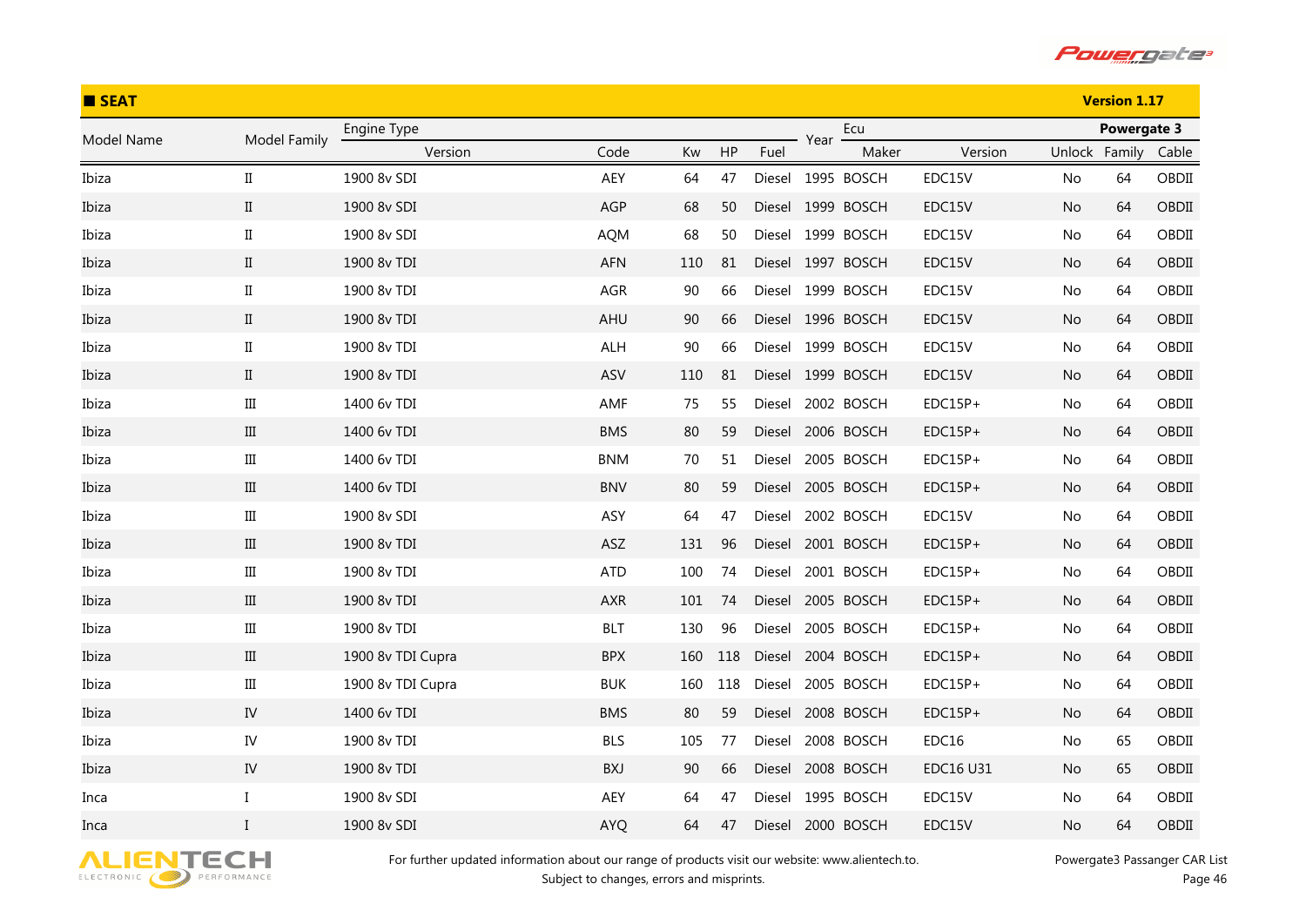## SEAT

**Version 1.17**

| Model Name | Model Family | Engine Type | | | | | Year | Ecu | | Powergate 3 | | |
|---|---|---|---|---|---|---|---|---|---|---|---|---|
| | | Version | Code | Kw | HP | Fuel | | Maker | Version | Unlock | Family | Cable |
| Ibiza | II | 1900 8v SDI | AEY | 64 | 47 | Diesel | 1995 | BOSCH | EDC15V | No | 64 | OBDII |
| Ibiza | II | 1900 8v SDI | AGP | 68 | 50 | Diesel | 1999 | BOSCH | EDC15V | No | 64 | OBDII |
| Ibiza | II | 1900 8v SDI | AQM | 68 | 50 | Diesel | 1999 | BOSCH | EDC15V | No | 64 | OBDII |
| Ibiza | II | 1900 8v TDI | AFN | 110 | 81 | Diesel | 1997 | BOSCH | EDC15V | No | 64 | OBDII |
| Ibiza | II | 1900 8v TDI | AGR | 90 | 66 | Diesel | 1999 | BOSCH | EDC15V | No | 64 | OBDII |
| Ibiza | II | 1900 8v TDI | AHU | 90 | 66 | Diesel | 1996 | BOSCH | EDC15V | No | 64 | OBDII |
| Ibiza | II | 1900 8v TDI | ALH | 90 | 66 | Diesel | 1999 | BOSCH | EDC15V | No | 64 | OBDII |
| Ibiza | II | 1900 8v TDI | ASV | 110 | 81 | Diesel | 1999 | BOSCH | EDC15V | No | 64 | OBDII |
| Ibiza | III | 1400 6v TDI | AMF | 75 | 55 | Diesel | 2002 | BOSCH | EDC15P+ | No | 64 | OBDII |
| Ibiza | III | 1400 6v TDI | BMS | 80 | 59 | Diesel | 2006 | BOSCH | EDC15P+ | No | 64 | OBDII |
| Ibiza | III | 1400 6v TDI | BNM | 70 | 51 | Diesel | 2005 | BOSCH | EDC15P+ | No | 64 | OBDII |
| Ibiza | III | 1400 6v TDI | BNV | 80 | 59 | Diesel | 2005 | BOSCH | EDC15P+ | No | 64 | OBDII |
| Ibiza | III | 1900 8v SDI | ASY | 64 | 47 | Diesel | 2002 | BOSCH | EDC15V | No | 64 | OBDII |
| Ibiza | III | 1900 8v TDI | ASZ | 131 | 96 | Diesel | 2001 | BOSCH | EDC15P+ | No | 64 | OBDII |
| Ibiza | III | 1900 8v TDI | ATD | 100 | 74 | Diesel | 2001 | BOSCH | EDC15P+ | No | 64 | OBDII |
| Ibiza | III | 1900 8v TDI | AXR | 101 | 74 | Diesel | 2005 | BOSCH | EDC15P+ | No | 64 | OBDII |
| Ibiza | III | 1900 8v TDI | BLT | 130 | 96 | Diesel | 2005 | BOSCH | EDC15P+ | No | 64 | OBDII |
| Ibiza | III | 1900 8v TDI Cupra | BPX | 160 | 118 | Diesel | 2004 | BOSCH | EDC15P+ | No | 64 | OBDII |
| Ibiza | III | 1900 8v TDI Cupra | BUK | 160 | 118 | Diesel | 2005 | BOSCH | EDC15P+ | No | 64 | OBDII |
| Ibiza | IV | 1400 6v TDI | BMS | 80 | 59 | Diesel | 2008 | BOSCH | EDC15P+ | No | 64 | OBDII |
| Ibiza | IV | 1900 8v TDI | BLS | 105 | 77 | Diesel | 2008 | BOSCH | EDC16 | No | 65 | OBDII |
| Ibiza | IV | 1900 8v TDI | BXJ | 90 | 66 | Diesel | 2008 | BOSCH | EDC16 U31 | No | 65 | OBDII |
| Inca | I | 1900 8v SDI | AEY | 64 | 47 | Diesel | 1995 | BOSCH | EDC15V | No | 64 | OBDII |
| Inca | I | 1900 8v SDI | AYQ | 64 | 47 | Diesel | 2000 | BOSCH | EDC15V | No | 64 | OBDII |

For further updated information about our range of products visit our website: www.alientech.to.
Subject to changes, errors and misprints.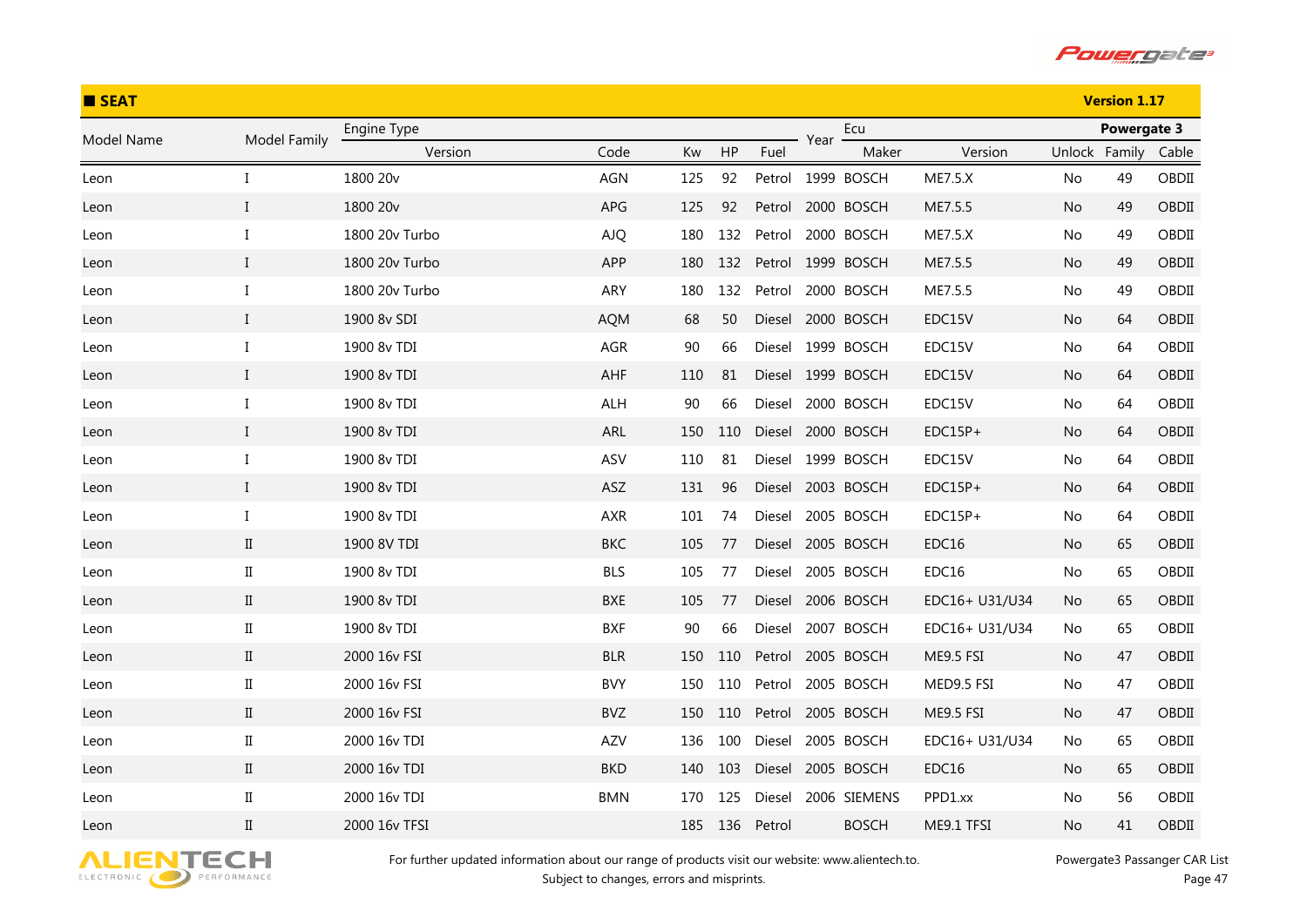## SEAT

**Version 1.17**

| Model Name | Model Family | Engine Type | | | | | Year | Ecu | | Powergate 3 | | |
|---|---|---|---|---|---|---|---|---|---|---|---|---|
| | | Version | Code | Kw | HP | Fuel | | Maker | Version | Unlock | Family | Cable |
| Leon | I | 1800 20v | AGN | 125 | 92 | Petrol | 1999 | BOSCH | ME7.5.X | No | 49 | OBDII |
| Leon | I | 1800 20v | APG | 125 | 92 | Petrol | 2000 | BOSCH | ME7.5.5 | No | 49 | OBDII |
| Leon | I | 1800 20v Turbo | AJQ | 180 | 132 | Petrol | 2000 | BOSCH | ME7.5.X | No | 49 | OBDII |
| Leon | I | 1800 20v Turbo | APP | 180 | 132 | Petrol | 1999 | BOSCH | ME7.5.5 | No | 49 | OBDII |
| Leon | I | 1800 20v Turbo | ARY | 180 | 132 | Petrol | 2000 | BOSCH | ME7.5.5 | No | 49 | OBDII |
| Leon | I | 1900 8v SDI | AQM | 68 | 50 | Diesel | 2000 | BOSCH | EDC15V | No | 64 | OBDII |
| Leon | I | 1900 8v TDI | AGR | 90 | 66 | Diesel | 1999 | BOSCH | EDC15V | No | 64 | OBDII |
| Leon | I | 1900 8v TDI | AHF | 110 | 81 | Diesel | 1999 | BOSCH | EDC15V | No | 64 | OBDII |
| Leon | I | 1900 8v TDI | ALH | 90 | 66 | Diesel | 2000 | BOSCH | EDC15V | No | 64 | OBDII |
| Leon | I | 1900 8v TDI | ARL | 150 | 110 | Diesel | 2000 | BOSCH | EDC15P+ | No | 64 | OBDII |
| Leon | I | 1900 8v TDI | ASV | 110 | 81 | Diesel | 1999 | BOSCH | EDC15V | No | 64 | OBDII |
| Leon | I | 1900 8v TDI | ASZ | 131 | 96 | Diesel | 2003 | BOSCH | EDC15P+ | No | 64 | OBDII |
| Leon | I | 1900 8v TDI | AXR | 101 | 74 | Diesel | 2005 | BOSCH | EDC15P+ | No | 64 | OBDII |
| Leon | II | 1900 8V TDI | BKC | 105 | 77 | Diesel | 2005 | BOSCH | EDC16 | No | 65 | OBDII |
| Leon | II | 1900 8v TDI | BLS | 105 | 77 | Diesel | 2005 | BOSCH | EDC16 | No | 65 | OBDII |
| Leon | II | 1900 8v TDI | BXE | 105 | 77 | Diesel | 2006 | BOSCH | EDC16+ U31/U34 | No | 65 | OBDII |
| Leon | II | 1900 8v TDI | BXF | 90 | 66 | Diesel | 2007 | BOSCH | EDC16+ U31/U34 | No | 65 | OBDII |
| Leon | II | 2000 16v FSI | BLR | 150 | 110 | Petrol | 2005 | BOSCH | ME9.5 FSI | No | 47 | OBDII |
| Leon | II | 2000 16v FSI | BVY | 150 | 110 | Petrol | 2005 | BOSCH | MED9.5 FSI | No | 47 | OBDII |
| Leon | II | 2000 16v FSI | BVZ | 150 | 110 | Petrol | 2005 | BOSCH | ME9.5 FSI | No | 47 | OBDII |
| Leon | II | 2000 16v TDI | AZV | 136 | 100 | Diesel | 2005 | BOSCH | EDC16+ U31/U34 | No | 65 | OBDII |
| Leon | II | 2000 16v TDI | BKD | 140 | 103 | Diesel | 2005 | BOSCH | EDC16 | No | 65 | OBDII |
| Leon | II | 2000 16v TDI | BMN | 170 | 125 | Diesel | 2006 | SIEMENS | PPD1.xx | No | 56 | OBDII |
| Leon | II | 2000 16v TFSI | | 185 | 136 | Petrol | | BOSCH | ME9.1 TFSI | No | 41 | OBDII |

For further updated information about our range of products visit our website: www.alientech.to.
Subject to changes, errors and misprints.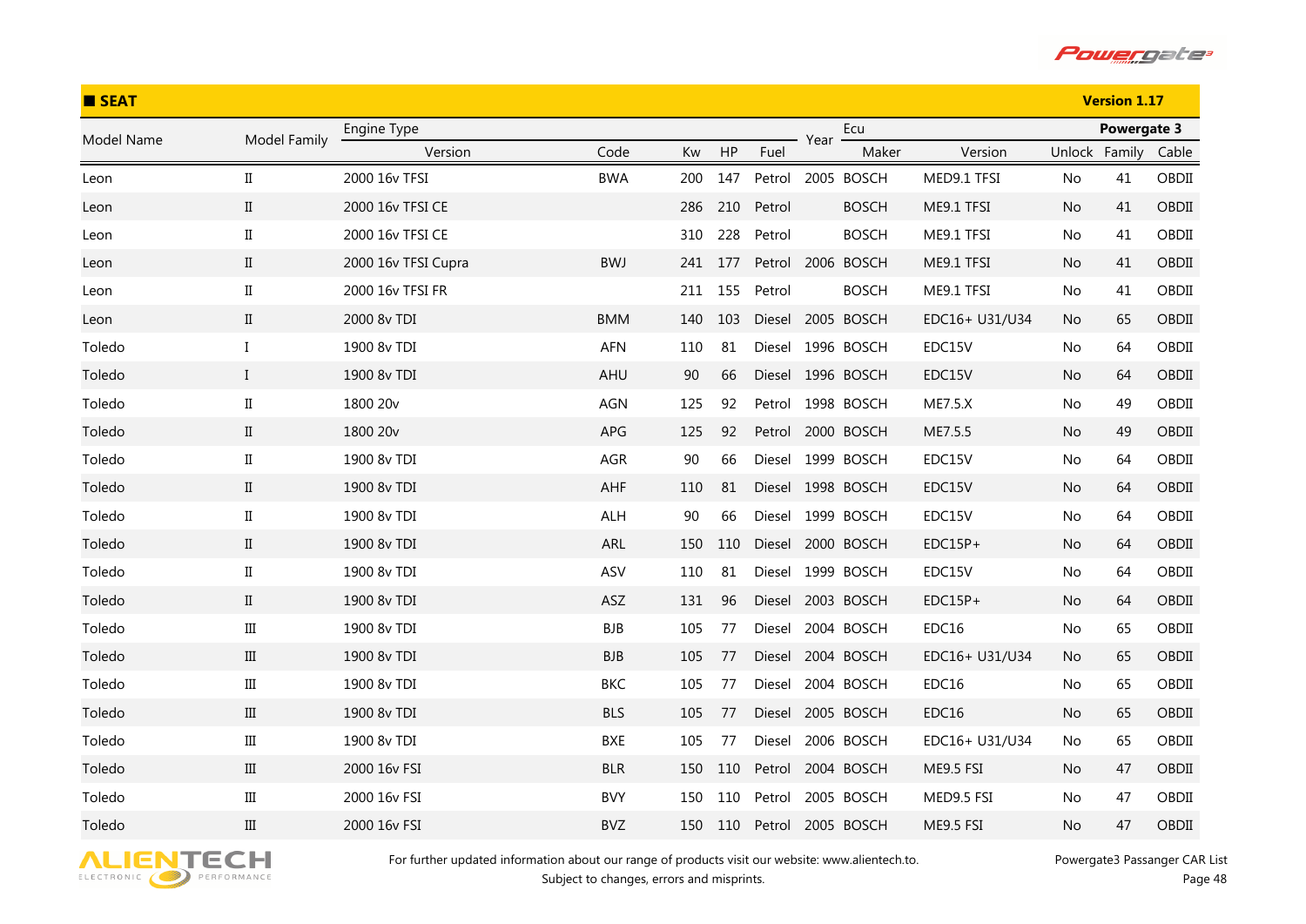## SEAT

Version 1.17

| Model Name | Model Family | Engine Type | | | | | Year | Ecu | | Powergate 3 | | |
|---|---|---|---|---|---|---|---|---|---|---|---|---|
| | | Version | Code | Kw | HP | Fuel | | Maker | Version | Unlock | Family | Cable |
| Leon | II | 2000 16v TFSI | BWA | 200 | 147 | Petrol | 2005 | BOSCH | MED9.1 TFSI | No | 41 | OBDII |
| Leon | II | 2000 16v TFSI CE | | 286 | 210 | Petrol | | BOSCH | ME9.1 TFSI | No | 41 | OBDII |
| Leon | II | 2000 16v TFSI CE | | 310 | 228 | Petrol | | BOSCH | ME9.1 TFSI | No | 41 | OBDII |
| Leon | II | 2000 16v TFSI Cupra | BWJ | 241 | 177 | Petrol | 2006 | BOSCH | ME9.1 TFSI | No | 41 | OBDII |
| Leon | II | 2000 16v TFSI FR | | 211 | 155 | Petrol | | BOSCH | ME9.1 TFSI | No | 41 | OBDII |
| Leon | II | 2000 8v TDI | BMM | 140 | 103 | Diesel | 2005 | BOSCH | EDC16+ U31/U34 | No | 65 | OBDII |
| Toledo | I | 1900 8v TDI | AFN | 110 | 81 | Diesel | 1996 | BOSCH | EDC15V | No | 64 | OBDII |
| Toledo | I | 1900 8v TDI | AHU | 90 | 66 | Diesel | 1996 | BOSCH | EDC15V | No | 64 | OBDII |
| Toledo | II | 1800 20v | AGN | 125 | 92 | Petrol | 1998 | BOSCH | ME7.5.X | No | 49 | OBDII |
| Toledo | II | 1800 20v | APG | 125 | 92 | Petrol | 2000 | BOSCH | ME7.5.5 | No | 49 | OBDII |
| Toledo | II | 1900 8v TDI | AGR | 90 | 66 | Diesel | 1999 | BOSCH | EDC15V | No | 64 | OBDII |
| Toledo | II | 1900 8v TDI | AHF | 110 | 81 | Diesel | 1998 | BOSCH | EDC15V | No | 64 | OBDII |
| Toledo | II | 1900 8v TDI | ALH | 90 | 66 | Diesel | 1999 | BOSCH | EDC15V | No | 64 | OBDII |
| Toledo | II | 1900 8v TDI | ARL | 150 | 110 | Diesel | 2000 | BOSCH | EDC15P+ | No | 64 | OBDII |
| Toledo | II | 1900 8v TDI | ASV | 110 | 81 | Diesel | 1999 | BOSCH | EDC15V | No | 64 | OBDII |
| Toledo | II | 1900 8v TDI | ASZ | 131 | 96 | Diesel | 2003 | BOSCH | EDC15P+ | No | 64 | OBDII |
| Toledo | III | 1900 8v TDI | BJB | 105 | 77 | Diesel | 2004 | BOSCH | EDC16 | No | 65 | OBDII |
| Toledo | III | 1900 8v TDI | BJB | 105 | 77 | Diesel | 2004 | BOSCH | EDC16+ U31/U34 | No | 65 | OBDII |
| Toledo | III | 1900 8v TDI | BKC | 105 | 77 | Diesel | 2004 | BOSCH | EDC16 | No | 65 | OBDII |
| Toledo | III | 1900 8v TDI | BLS | 105 | 77 | Diesel | 2005 | BOSCH | EDC16 | No | 65 | OBDII |
| Toledo | III | 1900 8v TDI | BXE | 105 | 77 | Diesel | 2006 | BOSCH | EDC16+ U31/U34 | No | 65 | OBDII |
| Toledo | III | 2000 16v FSI | BLR | 150 | 110 | Petrol | 2004 | BOSCH | ME9.5 FSI | No | 47 | OBDII |
| Toledo | III | 2000 16v FSI | BVY | 150 | 110 | Petrol | 2005 | BOSCH | MED9.5 FSI | No | 47 | OBDII |
| Toledo | III | 2000 16v FSI | BVZ | 150 | 110 | Petrol | 2005 | BOSCH | ME9.5 FSI | No | 47 | OBDII |

For further updated information about our range of products visit our website: www.alientech.to.
Subject to changes, errors and misprints.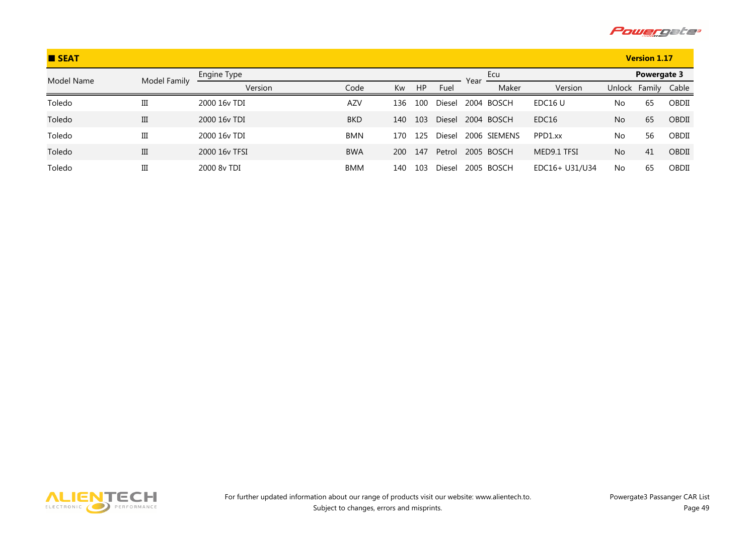## SEAT

**Version 1.17**

| Model Name | Model Family | Engine Type | | | | | Year | Ecu | | Powergate 3 | | |
|---|---|---|---|---|---|---|---|---|---|---|---|---|
| | | Version | Code | Kw | HP | Fuel | | Maker | Version | Unlock | Family | Cable |
| Toledo | III | 2000 16v TDI | AZV | 136 | 100 | Diesel | 2004 | BOSCH | EDC16 U | No | 65 | OBDII |
| Toledo | III | 2000 16v TDI | BKD | 140 | 103 | Diesel | 2004 | BOSCH | EDC16 | No | 65 | OBDII |
| Toledo | III | 2000 16v TDI | BMN | 170 | 125 | Diesel | 2006 | SIEMENS | PPD1.xx | No | 56 | OBDII |
| Toledo | III | 2000 16v TFSI | BWA | 200 | 147 | Petrol | 2005 | BOSCH | MED9.1 TFSI | No | 41 | OBDII |
| Toledo | III | 2000 8v TDI | BMM | 140 | 103 | Diesel | 2005 | BOSCH | EDC16+ U31/U34 | No | 65 | OBDII |

For further updated information about our range of products visit our website: www.alientech.to.
Subject to changes, errors and misprints.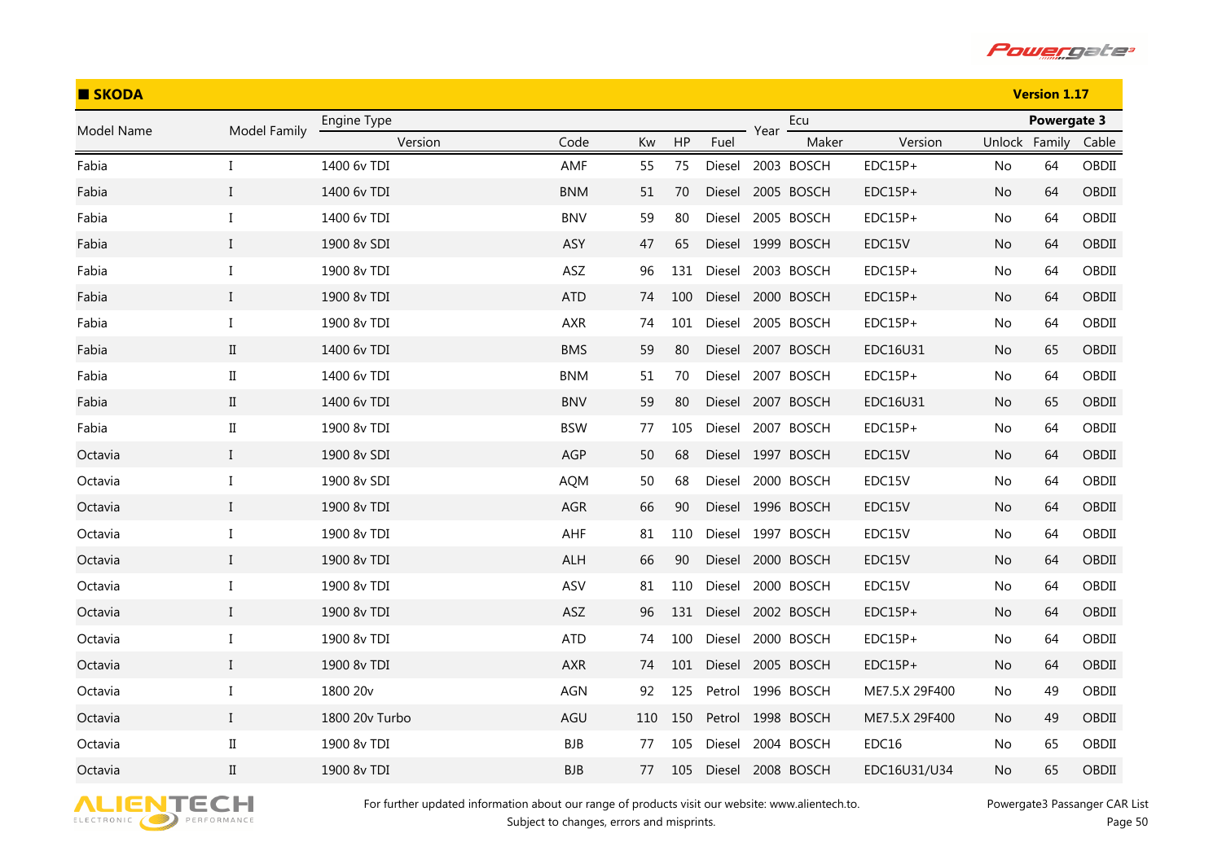## SKODA

**Version 1.17**

| Model Name | Model Family | Engine Type | | | | | | Year | Ecu | | Powergate 3 | | |
|---|---|---|---|---|---|---|---|---|---|---|---|---|---|
| | | Version | Code | Kw | HP | Fuel | | | Maker | Version | Unlock | Family | Cable |
| Fabia | I | 1400 6v TDI | AMF | 55 | 75 | Diesel | | 2003 | BOSCH | EDC15P+ | No | 64 | OBDII |
| Fabia | I | 1400 6v TDI | BNM | 51 | 70 | Diesel | | 2005 | BOSCH | EDC15P+ | No | 64 | OBDII |
| Fabia | I | 1400 6v TDI | BNV | 59 | 80 | Diesel | | 2005 | BOSCH | EDC15P+ | No | 64 | OBDII |
| Fabia | I | 1900 8v SDI | ASY | 47 | 65 | Diesel | | 1999 | BOSCH | EDC15V | No | 64 | OBDII |
| Fabia | I | 1900 8v TDI | ASZ | 96 | 131 | Diesel | | 2003 | BOSCH | EDC15P+ | No | 64 | OBDII |
| Fabia | I | 1900 8v TDI | ATD | 74 | 100 | Diesel | | 2000 | BOSCH | EDC15P+ | No | 64 | OBDII |
| Fabia | I | 1900 8v TDI | AXR | 74 | 101 | Diesel | | 2005 | BOSCH | EDC15P+ | No | 64 | OBDII |
| Fabia | II | 1400 6v TDI | BMS | 59 | 80 | Diesel | | 2007 | BOSCH | EDC16U31 | No | 65 | OBDII |
| Fabia | II | 1400 6v TDI | BNM | 51 | 70 | Diesel | | 2007 | BOSCH | EDC15P+ | No | 64 | OBDII |
| Fabia | II | 1400 6v TDI | BNV | 59 | 80 | Diesel | | 2007 | BOSCH | EDC16U31 | No | 65 | OBDII |
| Fabia | II | 1900 8v TDI | BSW | 77 | 105 | Diesel | | 2007 | BOSCH | EDC15P+ | No | 64 | OBDII |
| Octavia | I | 1900 8v SDI | AGP | 50 | 68 | Diesel | | 1997 | BOSCH | EDC15V | No | 64 | OBDII |
| Octavia | I | 1900 8v SDI | AQM | 50 | 68 | Diesel | | 2000 | BOSCH | EDC15V | No | 64 | OBDII |
| Octavia | I | 1900 8v TDI | AGR | 66 | 90 | Diesel | | 1996 | BOSCH | EDC15V | No | 64 | OBDII |
| Octavia | I | 1900 8v TDI | AHF | 81 | 110 | Diesel | | 1997 | BOSCH | EDC15V | No | 64 | OBDII |
| Octavia | I | 1900 8v TDI | ALH | 66 | 90 | Diesel | | 2000 | BOSCH | EDC15V | No | 64 | OBDII |
| Octavia | I | 1900 8v TDI | ASV | 81 | 110 | Diesel | | 2000 | BOSCH | EDC15V | No | 64 | OBDII |
| Octavia | I | 1900 8v TDI | ASZ | 96 | 131 | Diesel | | 2002 | BOSCH | EDC15P+ | No | 64 | OBDII |
| Octavia | I | 1900 8v TDI | ATD | 74 | 100 | Diesel | | 2000 | BOSCH | EDC15P+ | No | 64 | OBDII |
| Octavia | I | 1900 8v TDI | AXR | 74 | 101 | Diesel | | 2005 | BOSCH | EDC15P+ | No | 64 | OBDII |
| Octavia | I | 1800 20v | AGN | 92 | 125 | Petrol | | 1996 | BOSCH | ME7.5.X 29F400 | No | 49 | OBDII |
| Octavia | I | 1800 20v Turbo | AGU | 110 | 150 | Petrol | | 1998 | BOSCH | ME7.5.X 29F400 | No | 49 | OBDII |
| Octavia | II | 1900 8v TDI | BJB | 77 | 105 | Diesel | | 2004 | BOSCH | EDC16 | No | 65 | OBDII |
| Octavia | II | 1900 8v TDI | BJB | 77 | 105 | Diesel | | 2008 | BOSCH | EDC16U31/U34 | No | 65 | OBDII |

For further updated information about our range of products visit our website: www.alientech.to.
Subject to changes, errors and misprints.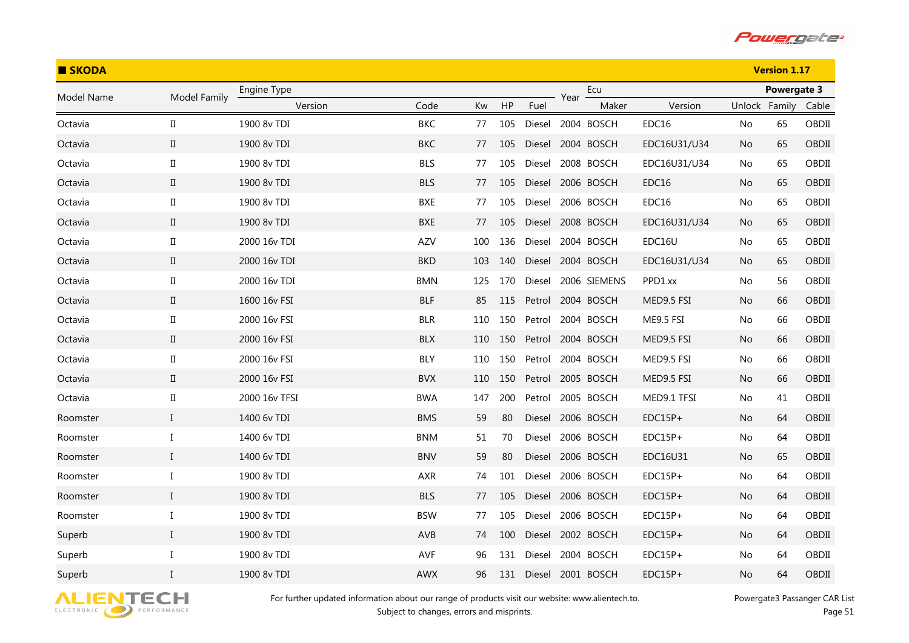## SKODA

Version 1.17

| Model Name | Model Family | Engine Type | | | | | Year | Ecu | | Powergate 3 | | |
|---|---|---|---|---|---|---|---|---|---|---|---|---|
| | | Version | Code | Kw | HP | Fuel | | Maker | Version | Unlock | Family | Cable |
| Octavia | II | 1900 8v TDI | BKC | 77 | 105 | Diesel | 2004 | BOSCH | EDC16 | No | 65 | OBDII |
| Octavia | II | 1900 8v TDI | BKC | 77 | 105 | Diesel | 2004 | BOSCH | EDC16U31/U34 | No | 65 | OBDII |
| Octavia | II | 1900 8v TDI | BLS | 77 | 105 | Diesel | 2008 | BOSCH | EDC16U31/U34 | No | 65 | OBDII |
| Octavia | II | 1900 8v TDI | BLS | 77 | 105 | Diesel | 2006 | BOSCH | EDC16 | No | 65 | OBDII |
| Octavia | II | 1900 8v TDI | BXE | 77 | 105 | Diesel | 2006 | BOSCH | EDC16 | No | 65 | OBDII |
| Octavia | II | 1900 8v TDI | BXE | 77 | 105 | Diesel | 2008 | BOSCH | EDC16U31/U34 | No | 65 | OBDII |
| Octavia | II | 2000 16v TDI | AZV | 100 | 136 | Diesel | 2004 | BOSCH | EDC16U | No | 65 | OBDII |
| Octavia | II | 2000 16v TDI | BKD | 103 | 140 | Diesel | 2004 | BOSCH | EDC16U31/U34 | No | 65 | OBDII |
| Octavia | II | 2000 16v TDI | BMN | 125 | 170 | Diesel | 2006 | SIEMENS | PPD1.xx | No | 56 | OBDII |
| Octavia | II | 1600 16v FSI | BLF | 85 | 115 | Petrol | 2004 | BOSCH | MED9.5 FSI | No | 66 | OBDII |
| Octavia | II | 2000 16v FSI | BLR | 110 | 150 | Petrol | 2004 | BOSCH | ME9.5 FSI | No | 66 | OBDII |
| Octavia | II | 2000 16v FSI | BLX | 110 | 150 | Petrol | 2004 | BOSCH | MED9.5 FSI | No | 66 | OBDII |
| Octavia | II | 2000 16v FSI | BLY | 110 | 150 | Petrol | 2004 | BOSCH | MED9.5 FSI | No | 66 | OBDII |
| Octavia | II | 2000 16v FSI | BVX | 110 | 150 | Petrol | 2005 | BOSCH | MED9.5 FSI | No | 66 | OBDII |
| Octavia | II | 2000 16v TFSI | BWA | 147 | 200 | Petrol | 2005 | BOSCH | MED9.1 TFSI | No | 41 | OBDII |
| Roomster | I | 1400 6v TDI | BMS | 59 | 80 | Diesel | 2006 | BOSCH | EDC15P+ | No | 64 | OBDII |
| Roomster | I | 1400 6v TDI | BNM | 51 | 70 | Diesel | 2006 | BOSCH | EDC15P+ | No | 64 | OBDII |
| Roomster | I | 1400 6v TDI | BNV | 59 | 80 | Diesel | 2006 | BOSCH | EDC16U31 | No | 65 | OBDII |
| Roomster | I | 1900 8v TDI | AXR | 74 | 101 | Diesel | 2006 | BOSCH | EDC15P+ | No | 64 | OBDII |
| Roomster | I | 1900 8v TDI | BLS | 77 | 105 | Diesel | 2006 | BOSCH | EDC15P+ | No | 64 | OBDII |
| Roomster | I | 1900 8v TDI | BSW | 77 | 105 | Diesel | 2006 | BOSCH | EDC15P+ | No | 64 | OBDII |
| Superb | I | 1900 8v TDI | AVB | 74 | 100 | Diesel | 2002 | BOSCH | EDC15P+ | No | 64 | OBDII |
| Superb | I | 1900 8v TDI | AVF | 96 | 131 | Diesel | 2004 | BOSCH | EDC15P+ | No | 64 | OBDII |
| Superb | I | 1900 8v TDI | AWX | 96 | 131 | Diesel | 2001 | BOSCH | EDC15P+ | No | 64 | OBDII |

For further updated information about our range of products visit our website: www.alientech.to.
Subject to changes, errors and misprints.

Powergate3 Passanger CAR List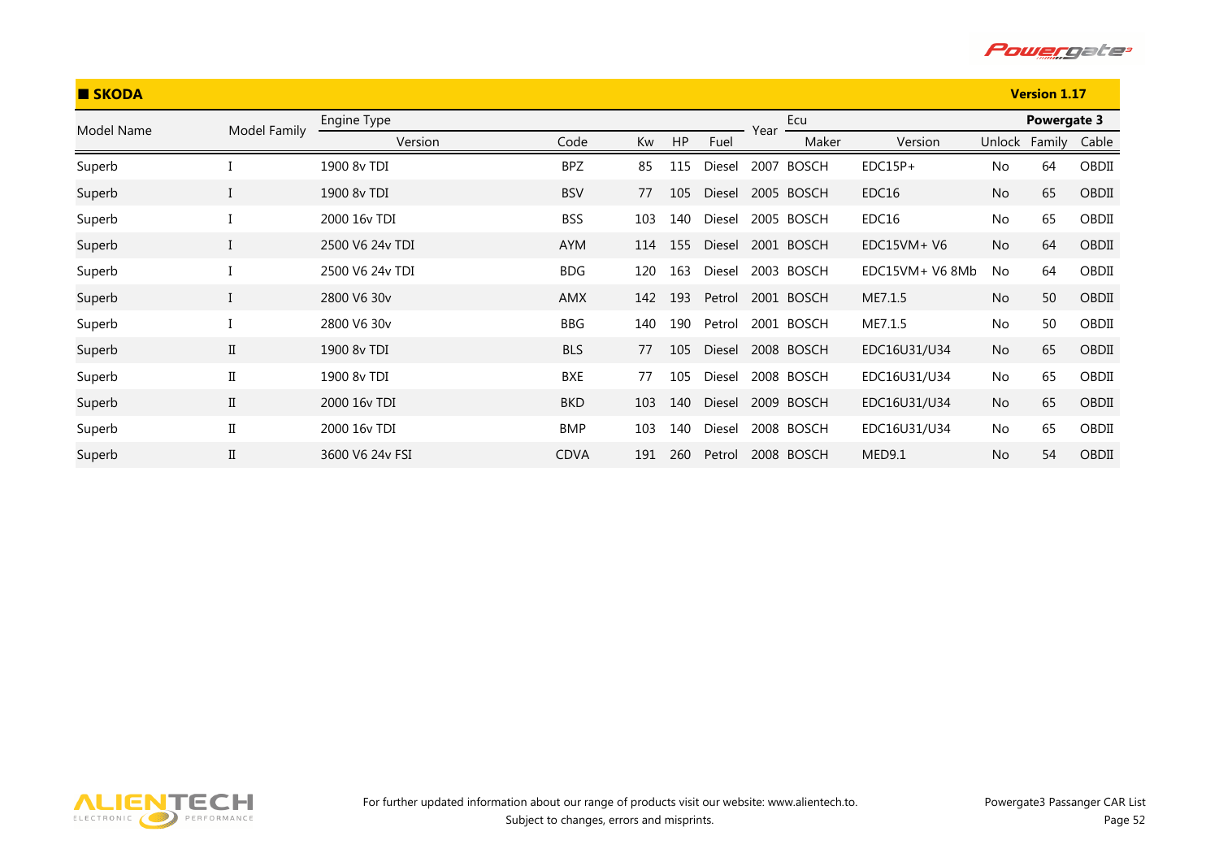## SKODA

**Version 1.17**

| Model Name | Model Family | Engine Type | | | | | Year | Ecu | | Powergate 3 | | |
|---|---|---|---|---|---|---|---|---|---|---|---|---|
| | | Version | Code | Kw | HP | Fuel | | Maker | Version | Unlock | Family | Cable |
| Superb | I | 1900 8v TDI | BPZ | 85 | 115 | Diesel | 2007 | BOSCH | EDC15P+ | No | 64 | OBDII |
| Superb | I | 1900 8v TDI | BSV | 77 | 105 | Diesel | 2005 | BOSCH | EDC16 | No | 65 | OBDII |
| Superb | I | 2000 16v TDI | BSS | 103 | 140 | Diesel | 2005 | BOSCH | EDC16 | No | 65 | OBDII |
| Superb | I | 2500 V6 24v TDI | AYM | 114 | 155 | Diesel | 2001 | BOSCH | EDC15VM+ V6 | No | 64 | OBDII |
| Superb | I | 2500 V6 24v TDI | BDG | 120 | 163 | Diesel | 2003 | BOSCH | EDC15VM+ V6 8Mb | No | 64 | OBDII |
| Superb | I | 2800 V6 30v | AMX | 142 | 193 | Petrol | 2001 | BOSCH | ME7.1.5 | No | 50 | OBDII |
| Superb | I | 2800 V6 30v | BBG | 140 | 190 | Petrol | 2001 | BOSCH | ME7.1.5 | No | 50 | OBDII |
| Superb | II | 1900 8v TDI | BLS | 77 | 105 | Diesel | 2008 | BOSCH | EDC16U31/U34 | No | 65 | OBDII |
| Superb | II | 1900 8v TDI | BXE | 77 | 105 | Diesel | 2008 | BOSCH | EDC16U31/U34 | No | 65 | OBDII |
| Superb | II | 2000 16v TDI | BKD | 103 | 140 | Diesel | 2009 | BOSCH | EDC16U31/U34 | No | 65 | OBDII |
| Superb | II | 2000 16v TDI | BMP | 103 | 140 | Diesel | 2008 | BOSCH | EDC16U31/U34 | No | 65 | OBDII |
| Superb | II | 3600 V6 24v FSI | CDVA | 191 | 260 | Petrol | 2008 | BOSCH | MED9.1 | No | 54 | OBDII |

For further updated information about our range of products visit our website: www.alientech.to.
Subject to changes, errors and misprints.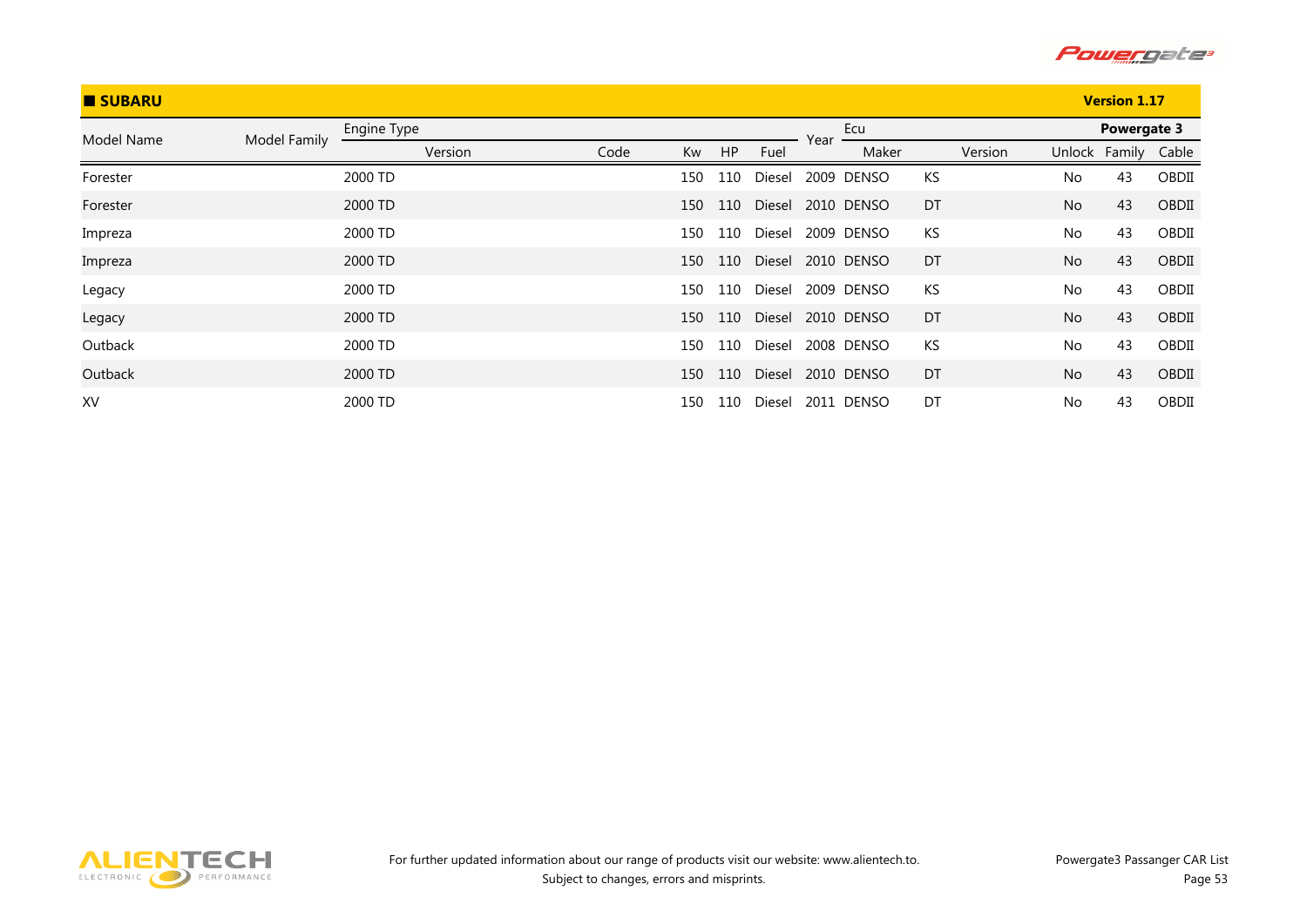## SUBARU

**Version 1.17**

| Model Name | Model Family | Engine Type | | | | | Year | Ecu | | Powergate 3 | | |
|---|---|---|---|---|---|---|---|---|---|---|---|---|
| | | Version | Code | Kw | HP | Fuel | | Maker | Version | Unlock | Family | Cable |
| Forester | | 2000 TD | | 150 | 110 | Diesel | 2009 | DENSO | KS | No | 43 | OBDII |
| Forester | | 2000 TD | | 150 | 110 | Diesel | 2010 | DENSO | DT | No | 43 | OBDII |
| Impreza | | 2000 TD | | 150 | 110 | Diesel | 2009 | DENSO | KS | No | 43 | OBDII |
| Impreza | | 2000 TD | | 150 | 110 | Diesel | 2010 | DENSO | DT | No | 43 | OBDII |
| Legacy | | 2000 TD | | 150 | 110 | Diesel | 2009 | DENSO | KS | No | 43 | OBDII |
| Legacy | | 2000 TD | | 150 | 110 | Diesel | 2010 | DENSO | DT | No | 43 | OBDII |
| Outback | | 2000 TD | | 150 | 110 | Diesel | 2008 | DENSO | KS | No | 43 | OBDII |
| Outback | | 2000 TD | | 150 | 110 | Diesel | 2010 | DENSO | DT | No | 43 | OBDII |
| XV | | 2000 TD | | 150 | 110 | Diesel | 2011 | DENSO | DT | No | 43 | OBDII |

For further updated information about our range of products visit our website: www.alientech.to.
Subject to changes, errors and misprints.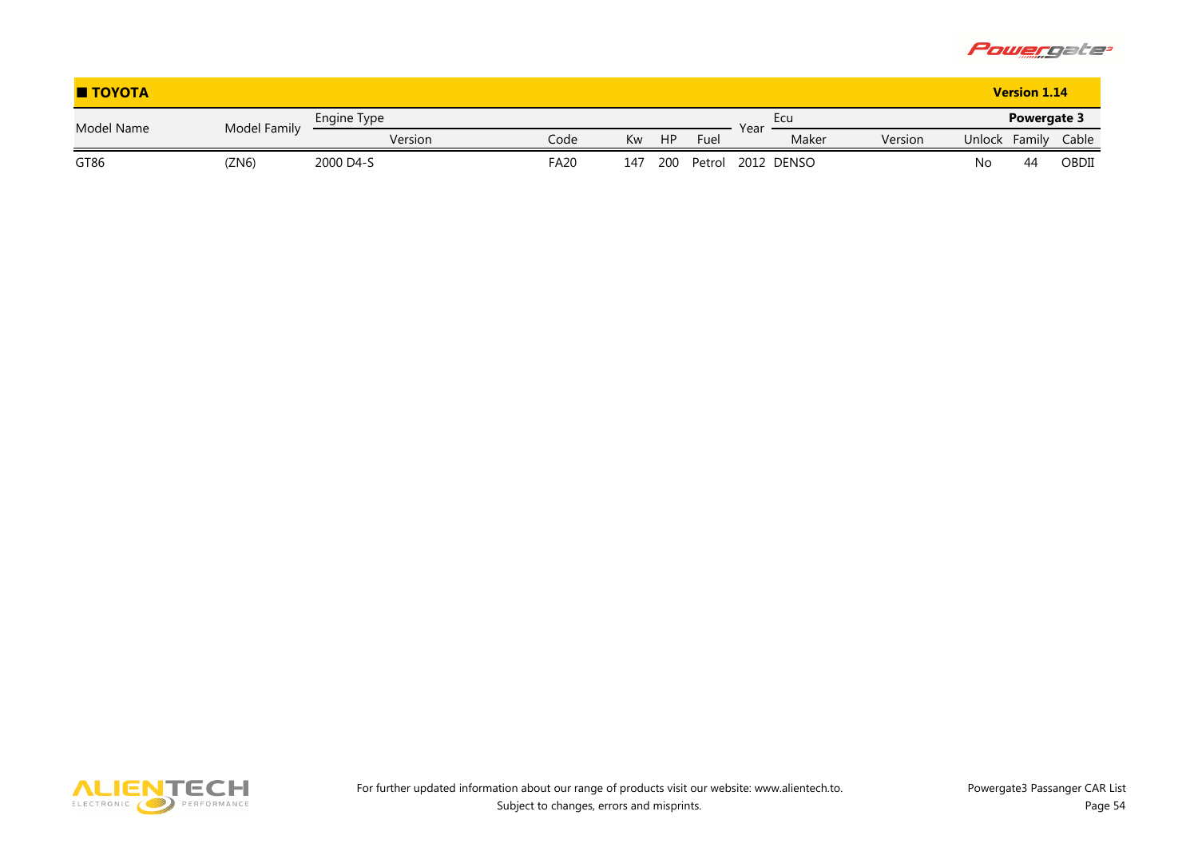## TOYOTA

Version 1.14

| Model Name | Model Family | Engine Type | | | | | Year | Ecu | | Powergate 3 | | |
|---|---|---|---|---|---|---|---|---|---|---|---|---|
| | | Version | Code | Kw | HP | Fuel | | Maker | Version | Unlock | Family | Cable |
| GT86 | (ZN6) | 2000 D4-S | FA20 | 147 | 200 | Petrol | 2012 | DENSO | | No | 44 | OBDII |

For further updated information about our range of products visit our website: www.alientech.to.
Subject to changes, errors and misprints.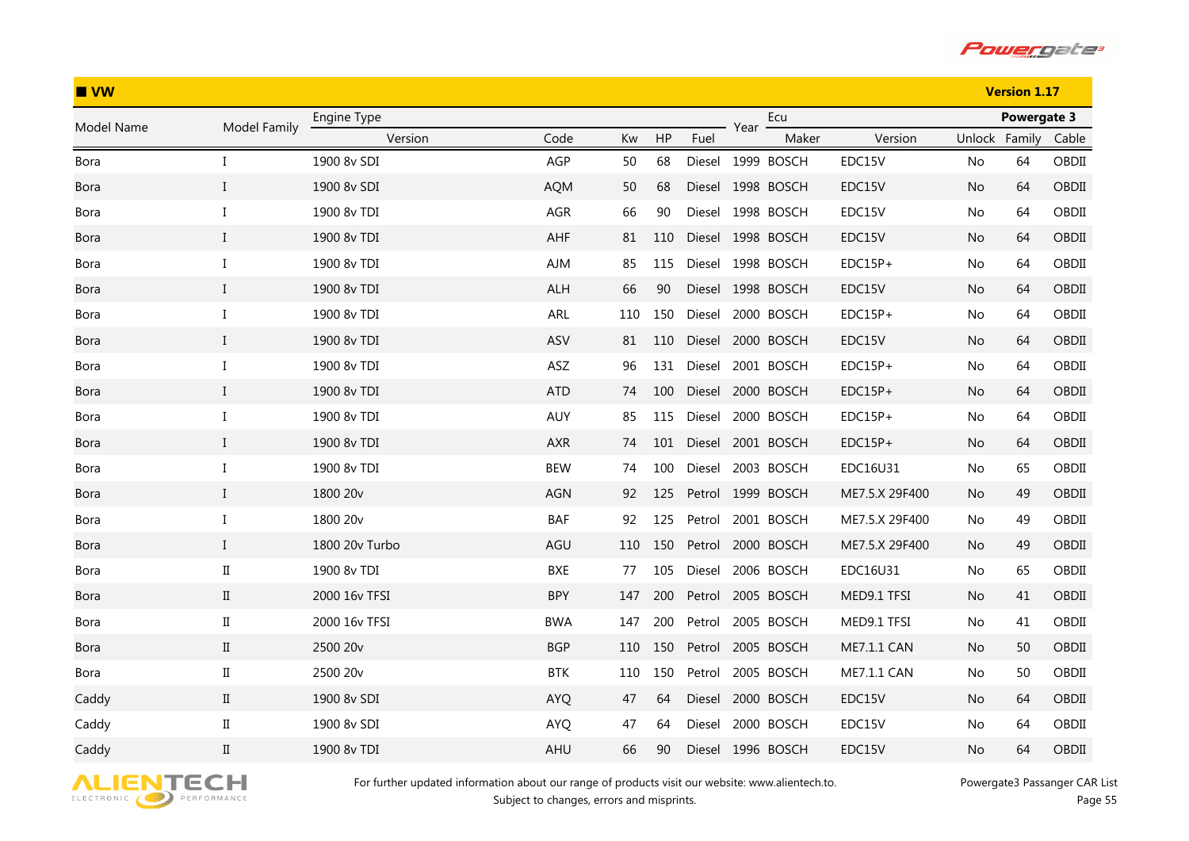## ■ VW

**Version 1.17**

| Model Name | Model Family | Engine Type | | | | | Year | Ecu | | Powergate 3 | | |
|---|---|---|---|---|---|---|---|---|---|---|---|---|
| | | Version | Code | Kw | HP | Fuel | | Maker | Version | Unlock | Family | Cable |
| Bora | I | 1900 8v SDI | AGP | 50 | 68 | Diesel | 1999 | BOSCH | EDC15V | No | 64 | OBDII |
| Bora | I | 1900 8v SDI | AQM | 50 | 68 | Diesel | 1998 | BOSCH | EDC15V | No | 64 | OBDII |
| Bora | I | 1900 8v TDI | AGR | 66 | 90 | Diesel | 1998 | BOSCH | EDC15V | No | 64 | OBDII |
| Bora | I | 1900 8v TDI | AHF | 81 | 110 | Diesel | 1998 | BOSCH | EDC15V | No | 64 | OBDII |
| Bora | I | 1900 8v TDI | AJM | 85 | 115 | Diesel | 1998 | BOSCH | EDC15P+ | No | 64 | OBDII |
| Bora | I | 1900 8v TDI | ALH | 66 | 90 | Diesel | 1998 | BOSCH | EDC15V | No | 64 | OBDII |
| Bora | I | 1900 8v TDI | ARL | 110 | 150 | Diesel | 2000 | BOSCH | EDC15P+ | No | 64 | OBDII |
| Bora | I | 1900 8v TDI | ASV | 81 | 110 | Diesel | 2000 | BOSCH | EDC15V | No | 64 | OBDII |
| Bora | I | 1900 8v TDI | ASZ | 96 | 131 | Diesel | 2001 | BOSCH | EDC15P+ | No | 64 | OBDII |
| Bora | I | 1900 8v TDI | ATD | 74 | 100 | Diesel | 2000 | BOSCH | EDC15P+ | No | 64 | OBDII |
| Bora | I | 1900 8v TDI | AUY | 85 | 115 | Diesel | 2000 | BOSCH | EDC15P+ | No | 64 | OBDII |
| Bora | I | 1900 8v TDI | AXR | 74 | 101 | Diesel | 2001 | BOSCH | EDC15P+ | No | 64 | OBDII |
| Bora | I | 1900 8v TDI | BEW | 74 | 100 | Diesel | 2003 | BOSCH | EDC16U31 | No | 65 | OBDII |
| Bora | I | 1800 20v | AGN | 92 | 125 | Petrol | 1999 | BOSCH | ME7.5.X 29F400 | No | 49 | OBDII |
| Bora | I | 1800 20v | BAF | 92 | 125 | Petrol | 2001 | BOSCH | ME7.5.X 29F400 | No | 49 | OBDII |
| Bora | I | 1800 20v Turbo | AGU | 110 | 150 | Petrol | 2000 | BOSCH | ME7.5.X 29F400 | No | 49 | OBDII |
| Bora | II | 1900 8v TDI | BXE | 77 | 105 | Diesel | 2006 | BOSCH | EDC16U31 | No | 65 | OBDII |
| Bora | II | 2000 16v TFSI | BPY | 147 | 200 | Petrol | 2005 | BOSCH | MED9.1 TFSI | No | 41 | OBDII |
| Bora | II | 2000 16v TFSI | BWA | 147 | 200 | Petrol | 2005 | BOSCH | MED9.1 TFSI | No | 41 | OBDII |
| Bora | II | 2500 20v | BGP | 110 | 150 | Petrol | 2005 | BOSCH | ME7.1.1 CAN | No | 50 | OBDII |
| Bora | II | 2500 20v | BTK | 110 | 150 | Petrol | 2005 | BOSCH | ME7.1.1 CAN | No | 50 | OBDII |
| Caddy | II | 1900 8v SDI | AYQ | 47 | 64 | Diesel | 2000 | BOSCH | EDC15V | No | 64 | OBDII |
| Caddy | II | 1900 8v SDI | AYQ | 47 | 64 | Diesel | 2000 | BOSCH | EDC15V | No | 64 | OBDII |
| Caddy | II | 1900 8v TDI | AHU | 66 | 90 | Diesel | 1996 | BOSCH | EDC15V | No | 64 | OBDII |

For further updated information about our range of products visit our website: www.alientech.to.
Subject to changes, errors and misprints.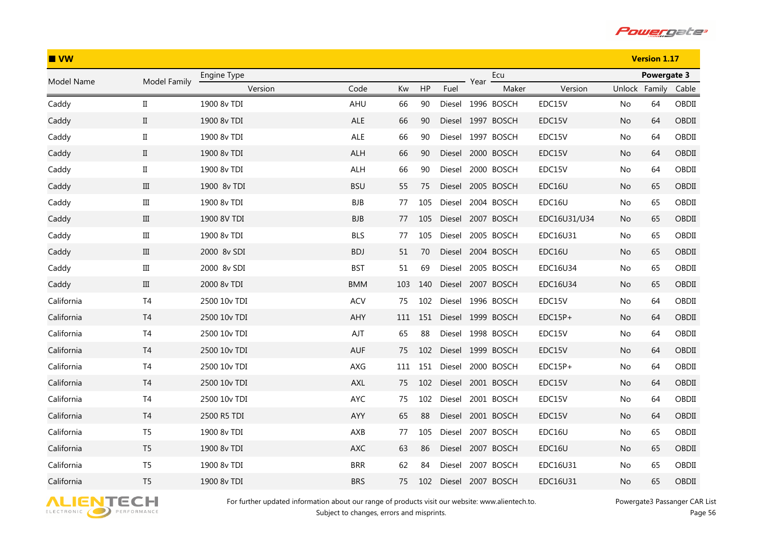## ■ VW

**Version 1.17**

| Model Name | Model Family | Engine Type | | | | | Year | Ecu | | Powergate 3 | | |
|---|---|---|---|---|---|---|---|---|---|---|---|---|
| | | Version | Code | Kw | HP | Fuel | | Maker | Version | Unlock | Family | Cable |
| Caddy | II | 1900 8v TDI | AHU | 66 | 90 | Diesel | 1996 | BOSCH | EDC15V | No | 64 | OBDII |
| Caddy | II | 1900 8v TDI | ALE | 66 | 90 | Diesel | 1997 | BOSCH | EDC15V | No | 64 | OBDII |
| Caddy | II | 1900 8v TDI | ALE | 66 | 90 | Diesel | 1997 | BOSCH | EDC15V | No | 64 | OBDII |
| Caddy | II | 1900 8v TDI | ALH | 66 | 90 | Diesel | 2000 | BOSCH | EDC15V | No | 64 | OBDII |
| Caddy | II | 1900 8v TDI | ALH | 66 | 90 | Diesel | 2000 | BOSCH | EDC15V | No | 64 | OBDII |
| Caddy | III | 1900 8v TDI | BSU | 55 | 75 | Diesel | 2005 | BOSCH | EDC16U | No | 65 | OBDII |
| Caddy | III | 1900 8v TDI | BJB | 77 | 105 | Diesel | 2004 | BOSCH | EDC16U | No | 65 | OBDII |
| Caddy | III | 1900 8V TDI | BJB | 77 | 105 | Diesel | 2007 | BOSCH | EDC16U31/U34 | No | 65 | OBDII |
| Caddy | III | 1900 8v TDI | BLS | 77 | 105 | Diesel | 2005 | BOSCH | EDC16U31 | No | 65 | OBDII |
| Caddy | III | 2000 8v SDI | BDJ | 51 | 70 | Diesel | 2004 | BOSCH | EDC16U | No | 65 | OBDII |
| Caddy | III | 2000 8v SDI | BST | 51 | 69 | Diesel | 2005 | BOSCH | EDC16U34 | No | 65 | OBDII |
| Caddy | III | 2000 8v TDI | BMM | 103 | 140 | Diesel | 2007 | BOSCH | EDC16U34 | No | 65 | OBDII |
| California | T4 | 2500 10v TDI | ACV | 75 | 102 | Diesel | 1996 | BOSCH | EDC15V | No | 64 | OBDII |
| California | T4 | 2500 10v TDI | AHY | 111 | 151 | Diesel | 1999 | BOSCH | EDC15P+ | No | 64 | OBDII |
| California | T4 | 2500 10v TDI | AJT | 65 | 88 | Diesel | 1998 | BOSCH | EDC15V | No | 64 | OBDII |
| California | T4 | 2500 10v TDI | AUF | 75 | 102 | Diesel | 1999 | BOSCH | EDC15V | No | 64 | OBDII |
| California | T4 | 2500 10v TDI | AXG | 111 | 151 | Diesel | 2000 | BOSCH | EDC15P+ | No | 64 | OBDII |
| California | T4 | 2500 10v TDI | AXL | 75 | 102 | Diesel | 2001 | BOSCH | EDC15V | No | 64 | OBDII |
| California | T4 | 2500 10v TDI | AYC | 75 | 102 | Diesel | 2001 | BOSCH | EDC15V | No | 64 | OBDII |
| California | T4 | 2500 R5 TDI | AYY | 65 | 88 | Diesel | 2001 | BOSCH | EDC15V | No | 64 | OBDII |
| California | T5 | 1900 8v TDI | AXB | 77 | 105 | Diesel | 2007 | BOSCH | EDC16U | No | 65 | OBDII |
| California | T5 | 1900 8v TDI | AXC | 63 | 86 | Diesel | 2007 | BOSCH | EDC16U | No | 65 | OBDII |
| California | T5 | 1900 8v TDI | BRR | 62 | 84 | Diesel | 2007 | BOSCH | EDC16U31 | No | 65 | OBDII |
| California | T5 | 1900 8v TDI | BRS | 75 | 102 | Diesel | 2007 | BOSCH | EDC16U31 | No | 65 | OBDII |

For further updated information about our range of products visit our website: www.alientech.to.
Subject to changes, errors and misprints.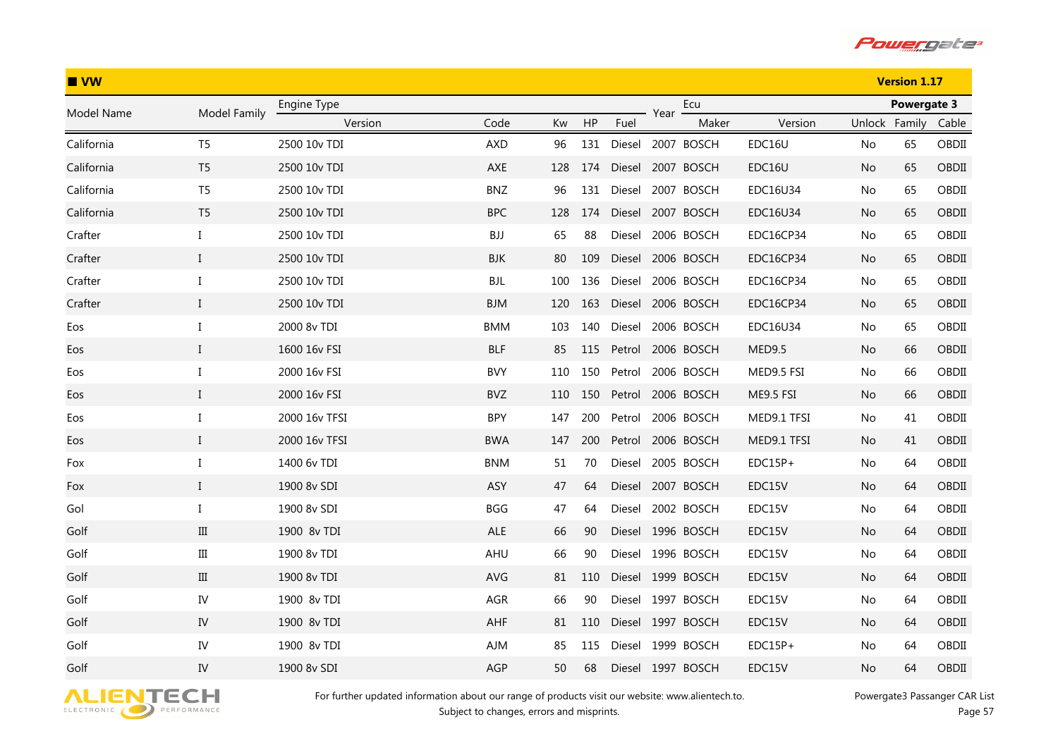## ■ VW

**Version 1.17**

| Model Name | Model Family | Engine Type | | | | | Year | Ecu | | Powergate 3 | | |
|---|---|---|---|---|---|---|---|---|---|---|---|---|
| | | Version | Code | Kw | HP | Fuel | | Maker | Version | Unlock | Family | Cable |
| California | T5 | 2500 10v TDI | AXD | 96 | 131 | Diesel | 2007 | BOSCH | EDC16U | No | 65 | OBDII |
| California | T5 | 2500 10v TDI | AXE | 128 | 174 | Diesel | 2007 | BOSCH | EDC16U | No | 65 | OBDII |
| California | T5 | 2500 10v TDI | BNZ | 96 | 131 | Diesel | 2007 | BOSCH | EDC16U34 | No | 65 | OBDII |
| California | T5 | 2500 10v TDI | BPC | 128 | 174 | Diesel | 2007 | BOSCH | EDC16U34 | No | 65 | OBDII |
| Crafter | I | 2500 10v TDI | BJJ | 65 | 88 | Diesel | 2006 | BOSCH | EDC16CP34 | No | 65 | OBDII |
| Crafter | I | 2500 10v TDI | BJK | 80 | 109 | Diesel | 2006 | BOSCH | EDC16CP34 | No | 65 | OBDII |
| Crafter | I | 2500 10v TDI | BJL | 100 | 136 | Diesel | 2006 | BOSCH | EDC16CP34 | No | 65 | OBDII |
| Crafter | I | 2500 10v TDI | BJM | 120 | 163 | Diesel | 2006 | BOSCH | EDC16CP34 | No | 65 | OBDII |
| Eos | I | 2000 8v TDI | BMM | 103 | 140 | Diesel | 2006 | BOSCH | EDC16U34 | No | 65 | OBDII |
| Eos | I | 1600 16v FSI | BLF | 85 | 115 | Petrol | 2006 | BOSCH | MED9.5 | No | 66 | OBDII |
| Eos | I | 2000 16v FSI | BVY | 110 | 150 | Petrol | 2006 | BOSCH | MED9.5 FSI | No | 66 | OBDII |
| Eos | I | 2000 16v FSI | BVZ | 110 | 150 | Petrol | 2006 | BOSCH | ME9.5 FSI | No | 66 | OBDII |
| Eos | I | 2000 16v TFSI | BPY | 147 | 200 | Petrol | 2006 | BOSCH | MED9.1 TFSI | No | 41 | OBDII |
| Eos | I | 2000 16v TFSI | BWA | 147 | 200 | Petrol | 2006 | BOSCH | MED9.1 TFSI | No | 41 | OBDII |
| Fox | I | 1400 6v TDI | BNM | 51 | 70 | Diesel | 2005 | BOSCH | EDC15P+ | No | 64 | OBDII |
| Fox | I | 1900 8v SDI | ASY | 47 | 64 | Diesel | 2007 | BOSCH | EDC15V | No | 64 | OBDII |
| Gol | I | 1900 8v SDI | BGG | 47 | 64 | Diesel | 2002 | BOSCH | EDC15V | No | 64 | OBDII |
| Golf | III | 1900 8v TDI | ALE | 66 | 90 | Diesel | 1996 | BOSCH | EDC15V | No | 64 | OBDII |
| Golf | III | 1900 8v TDI | AHU | 66 | 90 | Diesel | 1996 | BOSCH | EDC15V | No | 64 | OBDII |
| Golf | III | 1900 8v TDI | AVG | 81 | 110 | Diesel | 1999 | BOSCH | EDC15V | No | 64 | OBDII |
| Golf | IV | 1900 8v TDI | AGR | 66 | 90 | Diesel | 1997 | BOSCH | EDC15V | No | 64 | OBDII |
| Golf | IV | 1900 8v TDI | AHF | 81 | 110 | Diesel | 1997 | BOSCH | EDC15V | No | 64 | OBDII |
| Golf | IV | 1900 8v TDI | AJM | 85 | 115 | Diesel | 1999 | BOSCH | EDC15P+ | No | 64 | OBDII |
| Golf | IV | 1900 8v SDI | AGP | 50 | 68 | Diesel | 1997 | BOSCH | EDC15V | No | 64 | OBDII |

For further updated information about our range of products visit our website: www.alientech.to.
Subject to changes, errors and misprints.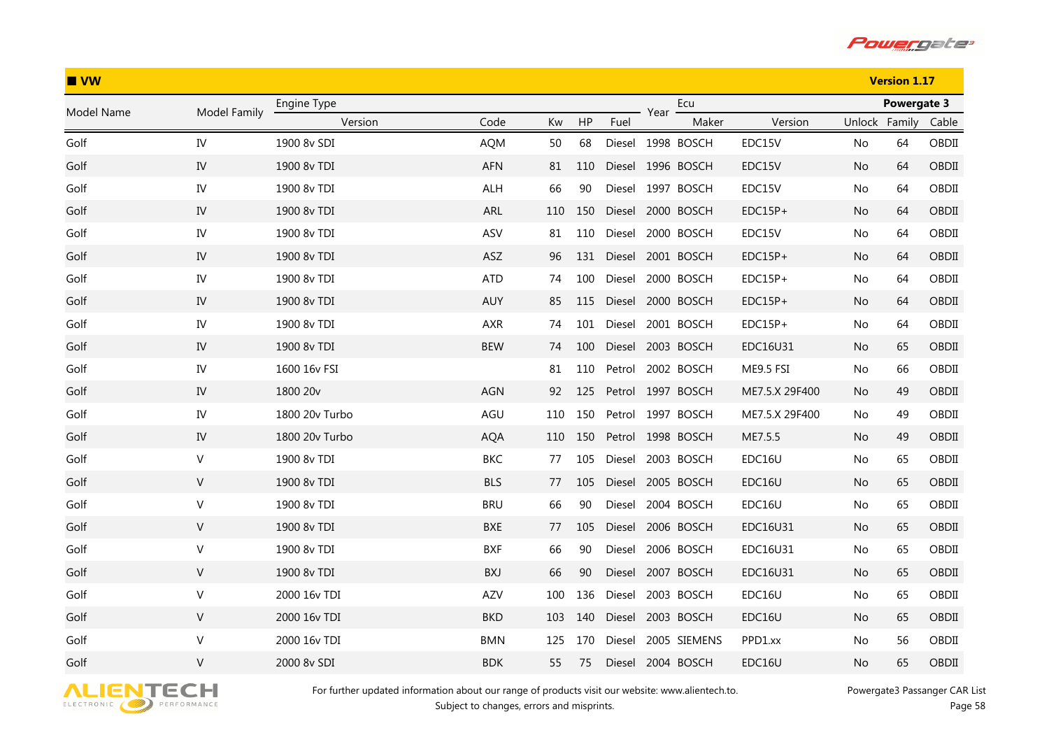## ■ VW

**Version 1.17**

| Model Name | Model Family | Engine Type | | | | | Year | Ecu | | Powergate 3 | | |
|---|---|---|---|---|---|---|---|---|---|---|---|---|
| | | Version | Code | Kw | HP | Fuel | | Maker | Version | Unlock | Family | Cable |
| Golf | IV | 1900 8v SDI | AQM | 50 | 68 | Diesel | 1998 | BOSCH | EDC15V | No | 64 | OBDII |
| Golf | IV | 1900 8v TDI | AFN | 81 | 110 | Diesel | 1996 | BOSCH | EDC15V | No | 64 | OBDII |
| Golf | IV | 1900 8v TDI | ALH | 66 | 90 | Diesel | 1997 | BOSCH | EDC15V | No | 64 | OBDII |
| Golf | IV | 1900 8v TDI | ARL | 110 | 150 | Diesel | 2000 | BOSCH | EDC15P+ | No | 64 | OBDII |
| Golf | IV | 1900 8v TDI | ASV | 81 | 110 | Diesel | 2000 | BOSCH | EDC15V | No | 64 | OBDII |
| Golf | IV | 1900 8v TDI | ASZ | 96 | 131 | Diesel | 2001 | BOSCH | EDC15P+ | No | 64 | OBDII |
| Golf | IV | 1900 8v TDI | ATD | 74 | 100 | Diesel | 2000 | BOSCH | EDC15P+ | No | 64 | OBDII |
| Golf | IV | 1900 8v TDI | AUY | 85 | 115 | Diesel | 2000 | BOSCH | EDC15P+ | No | 64 | OBDII |
| Golf | IV | 1900 8v TDI | AXR | 74 | 101 | Diesel | 2001 | BOSCH | EDC15P+ | No | 64 | OBDII |
| Golf | IV | 1900 8v TDI | BEW | 74 | 100 | Diesel | 2003 | BOSCH | EDC16U31 | No | 65 | OBDII |
| Golf | IV | 1600 16v FSI | | 81 | 110 | Petrol | 2002 | BOSCH | ME9.5 FSI | No | 66 | OBDII |
| Golf | IV | 1800 20v | AGN | 92 | 125 | Petrol | 1997 | BOSCH | ME7.5.X 29F400 | No | 49 | OBDII |
| Golf | IV | 1800 20v Turbo | AGU | 110 | 150 | Petrol | 1997 | BOSCH | ME7.5.X 29F400 | No | 49 | OBDII |
| Golf | IV | 1800 20v Turbo | AQA | 110 | 150 | Petrol | 1998 | BOSCH | ME7.5.5 | No | 49 | OBDII |
| Golf | V | 1900 8v TDI | BKC | 77 | 105 | Diesel | 2003 | BOSCH | EDC16U | No | 65 | OBDII |
| Golf | V | 1900 8v TDI | BLS | 77 | 105 | Diesel | 2005 | BOSCH | EDC16U | No | 65 | OBDII |
| Golf | V | 1900 8v TDI | BRU | 66 | 90 | Diesel | 2004 | BOSCH | EDC16U | No | 65 | OBDII |
| Golf | V | 1900 8v TDI | BXE | 77 | 105 | Diesel | 2006 | BOSCH | EDC16U31 | No | 65 | OBDII |
| Golf | V | 1900 8v TDI | BXF | 66 | 90 | Diesel | 2006 | BOSCH | EDC16U31 | No | 65 | OBDII |
| Golf | V | 1900 8v TDI | BXJ | 66 | 90 | Diesel | 2007 | BOSCH | EDC16U31 | No | 65 | OBDII |
| Golf | V | 2000 16v TDI | AZV | 100 | 136 | Diesel | 2003 | BOSCH | EDC16U | No | 65 | OBDII |
| Golf | V | 2000 16v TDI | BKD | 103 | 140 | Diesel | 2003 | BOSCH | EDC16U | No | 65 | OBDII |
| Golf | V | 2000 16v TDI | BMN | 125 | 170 | Diesel | 2005 | SIEMENS | PPD1.xx | No | 56 | OBDII |
| Golf | V | 2000 8v SDI | BDK | 55 | 75 | Diesel | 2004 | BOSCH | EDC16U | No | 65 | OBDII |

For further updated information about our range of products visit our website: www.alientech.to.
Subject to changes, errors and misprints.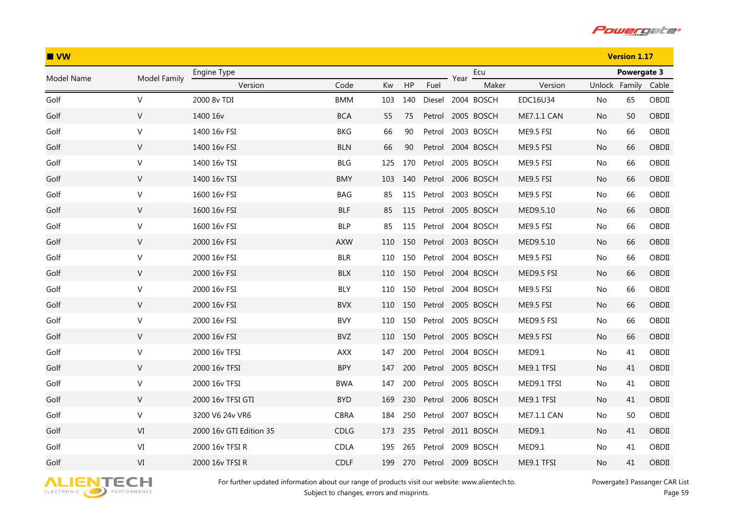## ■ VW

**Version 1.17**

| Model Name | Model Family | Engine Type | | | | | Year | Ecu | | Powergate 3 | | |
|---|---|---|---|---|---|---|---|---|---|---|---|---|
| | | Version | Code | Kw | HP | Fuel | | Maker | Version | Unlock | Family | Cable |
| Golf | V | 2000 8v TDI | BMM | 103 | 140 | Diesel | 2004 | BOSCH | EDC16U34 | No | 65 | OBDII |
| Golf | V | 1400 16v | BCA | 55 | 75 | Petrol | 2005 | BOSCH | ME7.1.1 CAN | No | 50 | OBDII |
| Golf | V | 1400 16v FSI | BKG | 66 | 90 | Petrol | 2003 | BOSCH | ME9.5 FSI | No | 66 | OBDII |
| Golf | V | 1400 16v FSI | BLN | 66 | 90 | Petrol | 2004 | BOSCH | ME9.5 FSI | No | 66 | OBDII |
| Golf | V | 1400 16v TSI | BLG | 125 | 170 | Petrol | 2005 | BOSCH | ME9.5 FSI | No | 66 | OBDII |
| Golf | V | 1400 16v TSI | BMY | 103 | 140 | Petrol | 2006 | BOSCH | ME9.5 FSI | No | 66 | OBDII |
| Golf | V | 1600 16v FSI | BAG | 85 | 115 | Petrol | 2003 | BOSCH | ME9.5 FSI | No | 66 | OBDII |
| Golf | V | 1600 16v FSI | BLF | 85 | 115 | Petrol | 2005 | BOSCH | MED9.5.10 | No | 66 | OBDII |
| Golf | V | 1600 16v FSI | BLP | 85 | 115 | Petrol | 2004 | BOSCH | ME9.5 FSI | No | 66 | OBDII |
| Golf | V | 2000 16v FSI | AXW | 110 | 150 | Petrol | 2003 | BOSCH | MED9.5.10 | No | 66 | OBDII |
| Golf | V | 2000 16v FSI | BLR | 110 | 150 | Petrol | 2004 | BOSCH | ME9.5 FSI | No | 66 | OBDII |
| Golf | V | 2000 16v FSI | BLX | 110 | 150 | Petrol | 2004 | BOSCH | MED9.5 FSI | No | 66 | OBDII |
| Golf | V | 2000 16v FSI | BLY | 110 | 150 | Petrol | 2004 | BOSCH | ME9.5 FSI | No | 66 | OBDII |
| Golf | V | 2000 16v FSI | BVX | 110 | 150 | Petrol | 2005 | BOSCH | ME9.5 FSI | No | 66 | OBDII |
| Golf | V | 2000 16v FSI | BVY | 110 | 150 | Petrol | 2005 | BOSCH | MED9.5 FSI | No | 66 | OBDII |
| Golf | V | 2000 16v FSI | BVZ | 110 | 150 | Petrol | 2005 | BOSCH | ME9.5 FSI | No | 66 | OBDII |
| Golf | V | 2000 16v TFSI | AXX | 147 | 200 | Petrol | 2004 | BOSCH | MED9.1 | No | 41 | OBDII |
| Golf | V | 2000 16v TFSI | BPY | 147 | 200 | Petrol | 2005 | BOSCH | ME9.1 TFSI | No | 41 | OBDII |
| Golf | V | 2000 16v TFSI | BWA | 147 | 200 | Petrol | 2005 | BOSCH | MED9.1 TFSI | No | 41 | OBDII |
| Golf | V | 2000 16v TFSI GTI | BYD | 169 | 230 | Petrol | 2006 | BOSCH | ME9.1 TFSI | No | 41 | OBDII |
| Golf | V | 3200 V6 24v VR6 | CBRA | 184 | 250 | Petrol | 2007 | BOSCH | ME7.1.1 CAN | No | 50 | OBDII |
| Golf | VI | 2000 16v GTI Edition 35 | CDLG | 173 | 235 | Petrol | 2011 | BOSCH | MED9.1 | No | 41 | OBDII |
| Golf | VI | 2000 16v TFSI R | CDLA | 195 | 265 | Petrol | 2009 | BOSCH | MED9.1 | No | 41 | OBDII |
| Golf | VI | 2000 16v TFSI R | CDLF | 199 | 270 | Petrol | 2009 | BOSCH | ME9.1 TFSI | No | 41 | OBDII |

For further updated information about our range of products visit our website: www.alientech.to.
Subject to changes, errors and misprints.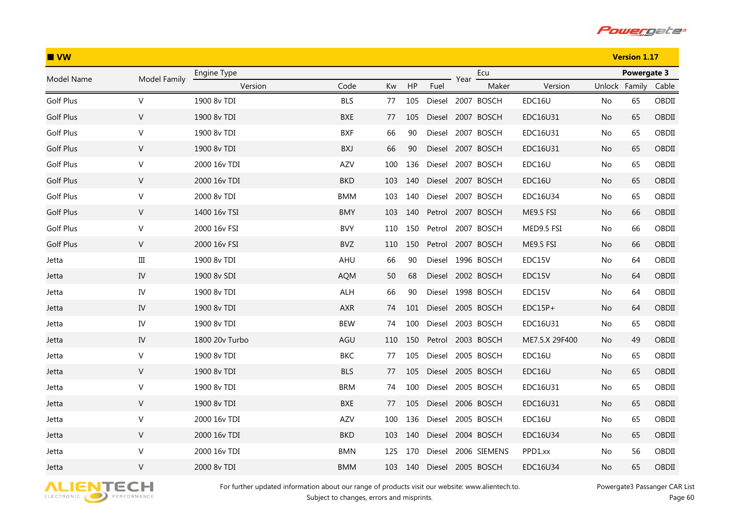## VW

Version 1.17

| Model Name | Model Family | Engine Type | | | | | Year | Ecu | | Powergate 3 | | |
|---|---|---|---|---|---|---|---|---|---|---|---|---|
| | | Version | Code | Kw | HP | Fuel | | Maker | Version | Unlock | Family | Cable |
| Golf Plus | V | 1900 8v TDI | BLS | 77 | 105 | Diesel | 2007 | BOSCH | EDC16U | No | 65 | OBDII |
| Golf Plus | V | 1900 8v TDI | BXE | 77 | 105 | Diesel | 2007 | BOSCH | EDC16U31 | No | 65 | OBDII |
| Golf Plus | V | 1900 8v TDI | BXF | 66 | 90 | Diesel | 2007 | BOSCH | EDC16U31 | No | 65 | OBDII |
| Golf Plus | V | 1900 8v TDI | BXJ | 66 | 90 | Diesel | 2007 | BOSCH | EDC16U31 | No | 65 | OBDII |
| Golf Plus | V | 2000 16v TDI | AZV | 100 | 136 | Diesel | 2007 | BOSCH | EDC16U | No | 65 | OBDII |
| Golf Plus | V | 2000 16v TDI | BKD | 103 | 140 | Diesel | 2007 | BOSCH | EDC16U | No | 65 | OBDII |
| Golf Plus | V | 2000 8v TDI | BMM | 103 | 140 | Diesel | 2007 | BOSCH | EDC16U34 | No | 65 | OBDII |
| Golf Plus | V | 1400 16v TSI | BMY | 103 | 140 | Petrol | 2007 | BOSCH | ME9.5 FSI | No | 66 | OBDII |
| Golf Plus | V | 2000 16v FSI | BVY | 110 | 150 | Petrol | 2007 | BOSCH | MED9.5 FSI | No | 66 | OBDII |
| Golf Plus | V | 2000 16v FSI | BVZ | 110 | 150 | Petrol | 2007 | BOSCH | ME9.5 FSI | No | 66 | OBDII |
| Jetta | III | 1900 8v TDI | AHU | 66 | 90 | Diesel | 1996 | BOSCH | EDC15V | No | 64 | OBDII |
| Jetta | IV | 1900 8v SDI | AQM | 50 | 68 | Diesel | 2002 | BOSCH | EDC15V | No | 64 | OBDII |
| Jetta | IV | 1900 8v TDI | ALH | 66 | 90 | Diesel | 1998 | BOSCH | EDC15V | No | 64 | OBDII |
| Jetta | IV | 1900 8v TDI | AXR | 74 | 101 | Diesel | 2005 | BOSCH | EDC15P+ | No | 64 | OBDII |
| Jetta | IV | 1900 8v TDI | BEW | 74 | 100 | Diesel | 2003 | BOSCH | EDC16U31 | No | 65 | OBDII |
| Jetta | IV | 1800 20v Turbo | AGU | 110 | 150 | Petrol | 2003 | BOSCH | ME7.5.X 29F400 | No | 49 | OBDII |
| Jetta | V | 1900 8v TDI | BKC | 77 | 105 | Diesel | 2005 | BOSCH | EDC16U | No | 65 | OBDII |
| Jetta | V | 1900 8v TDI | BLS | 77 | 105 | Diesel | 2005 | BOSCH | EDC16U | No | 65 | OBDII |
| Jetta | V | 1900 8v TDI | BRM | 74 | 100 | Diesel | 2005 | BOSCH | EDC16U31 | No | 65 | OBDII |
| Jetta | V | 1900 8v TDI | BXE | 77 | 105 | Diesel | 2006 | BOSCH | EDC16U31 | No | 65 | OBDII |
| Jetta | V | 2000 16v TDI | AZV | 100 | 136 | Diesel | 2005 | BOSCH | EDC16U | No | 65 | OBDII |
| Jetta | V | 2000 16v TDI | BKD | 103 | 140 | Diesel | 2004 | BOSCH | EDC16U34 | No | 65 | OBDII |
| Jetta | V | 2000 16v TDI | BMN | 125 | 170 | Diesel | 2006 | SIEMENS | PPD1.xx | No | 56 | OBDII |
| Jetta | V | 2000 8v TDI | BMM | 103 | 140 | Diesel | 2005 | BOSCH | EDC16U34 | No | 65 | OBDII |

For further updated information about our range of products visit our website: www.alientech.to.
Subject to changes, errors and misprints.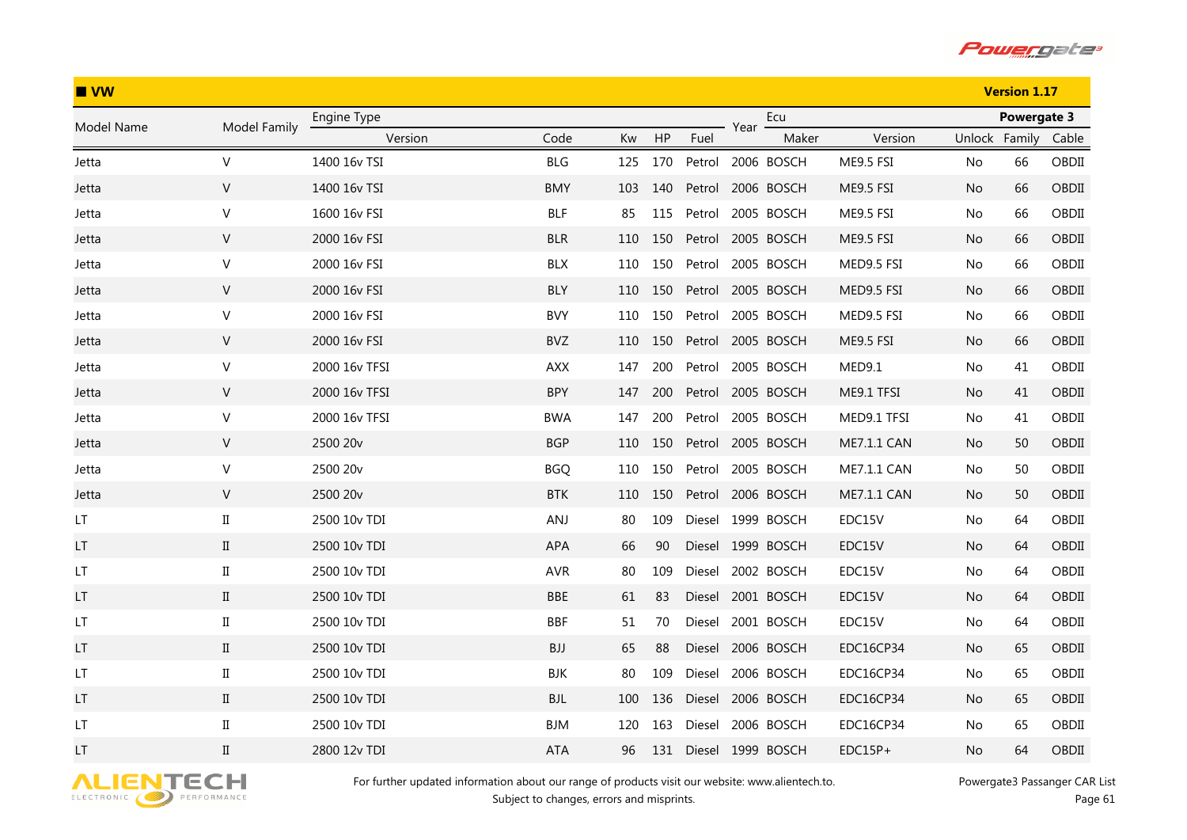## ■ VW

**Version 1.17**

| Model Name | Model Family | Engine Type | | | | | Year | Ecu | | Powergate 3 | | |
|---|---|---|---|---|---|---|---|---|---|---|---|---|
| | | Version | Code | Kw | HP | Fuel | | Maker | Version | Unlock | Family | Cable |
| Jetta | V | 1400 16v TSI | BLG | 125 | 170 | Petrol | 2006 | BOSCH | ME9.5 FSI | No | 66 | OBDII |
| Jetta | V | 1400 16v TSI | BMY | 103 | 140 | Petrol | 2006 | BOSCH | ME9.5 FSI | No | 66 | OBDII |
| Jetta | V | 1600 16v FSI | BLF | 85 | 115 | Petrol | 2005 | BOSCH | ME9.5 FSI | No | 66 | OBDII |
| Jetta | V | 2000 16v FSI | BLR | 110 | 150 | Petrol | 2005 | BOSCH | ME9.5 FSI | No | 66 | OBDII |
| Jetta | V | 2000 16v FSI | BLX | 110 | 150 | Petrol | 2005 | BOSCH | MED9.5 FSI | No | 66 | OBDII |
| Jetta | V | 2000 16v FSI | BLY | 110 | 150 | Petrol | 2005 | BOSCH | MED9.5 FSI | No | 66 | OBDII |
| Jetta | V | 2000 16v FSI | BVY | 110 | 150 | Petrol | 2005 | BOSCH | MED9.5 FSI | No | 66 | OBDII |
| Jetta | V | 2000 16v FSI | BVZ | 110 | 150 | Petrol | 2005 | BOSCH | ME9.5 FSI | No | 66 | OBDII |
| Jetta | V | 2000 16v TFSI | AXX | 147 | 200 | Petrol | 2005 | BOSCH | MED9.1 | No | 41 | OBDII |
| Jetta | V | 2000 16v TFSI | BPY | 147 | 200 | Petrol | 2005 | BOSCH | ME9.1 TFSI | No | 41 | OBDII |
| Jetta | V | 2000 16v TFSI | BWA | 147 | 200 | Petrol | 2005 | BOSCH | MED9.1 TFSI | No | 41 | OBDII |
| Jetta | V | 2500 20v | BGP | 110 | 150 | Petrol | 2005 | BOSCH | ME7.1.1 CAN | No | 50 | OBDII |
| Jetta | V | 2500 20v | BGQ | 110 | 150 | Petrol | 2005 | BOSCH | ME7.1.1 CAN | No | 50 | OBDII |
| Jetta | V | 2500 20v | BTK | 110 | 150 | Petrol | 2006 | BOSCH | ME7.1.1 CAN | No | 50 | OBDII |
| LT | II | 2500 10v TDI | ANJ | 80 | 109 | Diesel | 1999 | BOSCH | EDC15V | No | 64 | OBDII |
| LT | II | 2500 10v TDI | APA | 66 | 90 | Diesel | 1999 | BOSCH | EDC15V | No | 64 | OBDII |
| LT | II | 2500 10v TDI | AVR | 80 | 109 | Diesel | 2002 | BOSCH | EDC15V | No | 64 | OBDII |
| LT | II | 2500 10v TDI | BBE | 61 | 83 | Diesel | 2001 | BOSCH | EDC15V | No | 64 | OBDII |
| LT | II | 2500 10v TDI | BBF | 51 | 70 | Diesel | 2001 | BOSCH | EDC15V | No | 64 | OBDII |
| LT | II | 2500 10v TDI | BJJ | 65 | 88 | Diesel | 2006 | BOSCH | EDC16CP34 | No | 65 | OBDII |
| LT | II | 2500 10v TDI | BJK | 80 | 109 | Diesel | 2006 | BOSCH | EDC16CP34 | No | 65 | OBDII |
| LT | II | 2500 10v TDI | BJL | 100 | 136 | Diesel | 2006 | BOSCH | EDC16CP34 | No | 65 | OBDII |
| LT | II | 2500 10v TDI | BJM | 120 | 163 | Diesel | 2006 | BOSCH | EDC16CP34 | No | 65 | OBDII |
| LT | II | 2800 12v TDI | ATA | 96 | 131 | Diesel | 1999 | BOSCH | EDC15P+ | No | 64 | OBDII |

For further updated information about our range of products visit our website: www.alientech.to.
Subject to changes, errors and misprints.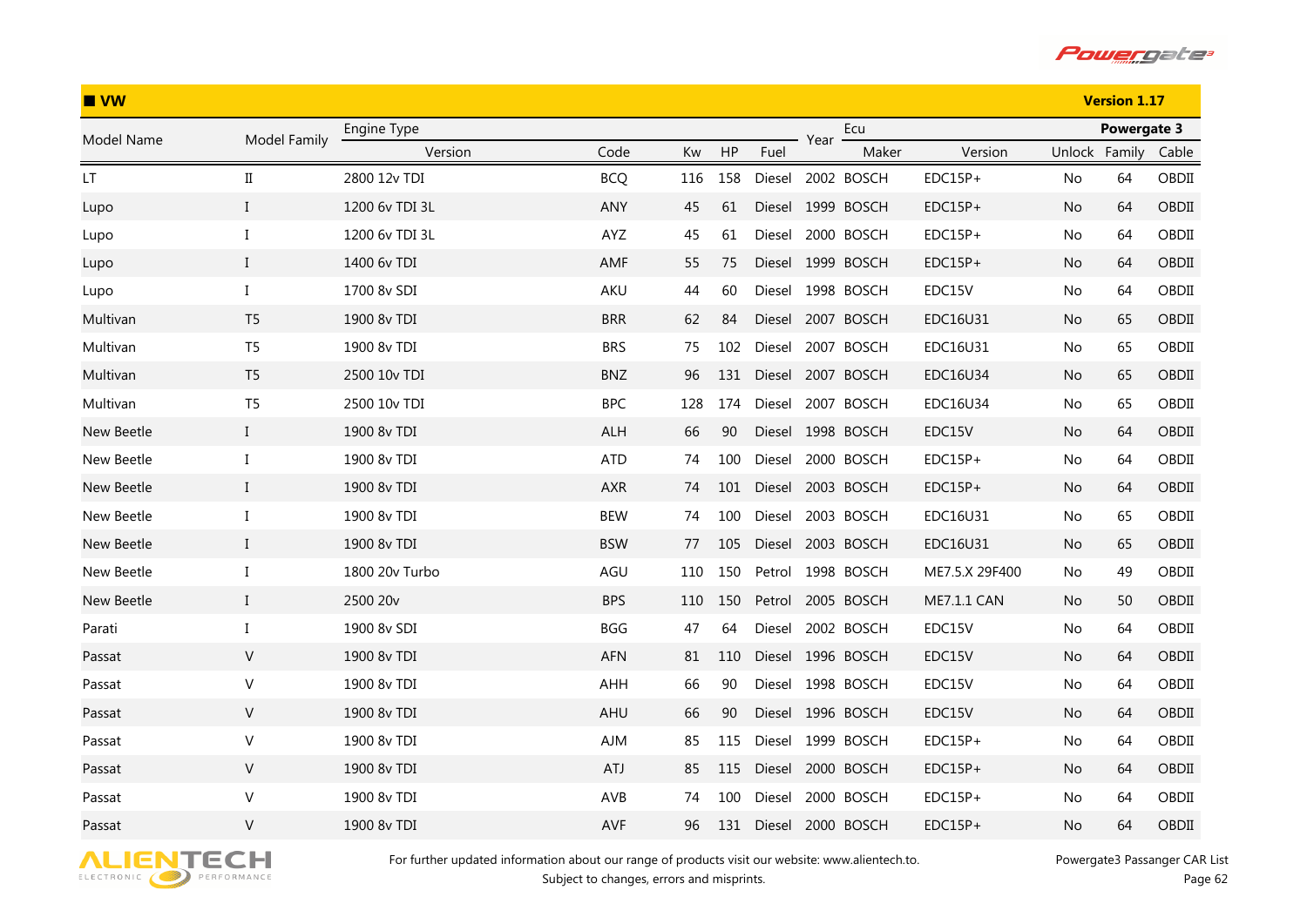## ■ VW

**Version 1.17**

| Model Name | Model Family | Engine Type | | | | | Year | Ecu | | Powergate 3 | | |
|---|---|---|---|---|---|---|---|---|---|---|---|---|
| | | Version | Code | Kw | HP | Fuel | | Maker | Version | Unlock | Family | Cable |
| LT | II | 2800 12v TDI | BCQ | 116 | 158 | Diesel | 2002 | BOSCH | EDC15P+ | No | 64 | OBDII |
| Lupo | I | 1200 6v TDI 3L | ANY | 45 | 61 | Diesel | 1999 | BOSCH | EDC15P+ | No | 64 | OBDII |
| Lupo | I | 1200 6v TDI 3L | AYZ | 45 | 61 | Diesel | 2000 | BOSCH | EDC15P+ | No | 64 | OBDII |
| Lupo | I | 1400 6v TDI | AMF | 55 | 75 | Diesel | 1999 | BOSCH | EDC15P+ | No | 64 | OBDII |
| Lupo | I | 1700 8v SDI | AKU | 44 | 60 | Diesel | 1998 | BOSCH | EDC15V | No | 64 | OBDII |
| Multivan | T5 | 1900 8v TDI | BRR | 62 | 84 | Diesel | 2007 | BOSCH | EDC16U31 | No | 65 | OBDII |
| Multivan | T5 | 1900 8v TDI | BRS | 75 | 102 | Diesel | 2007 | BOSCH | EDC16U31 | No | 65 | OBDII |
| Multivan | T5 | 2500 10v TDI | BNZ | 96 | 131 | Diesel | 2007 | BOSCH | EDC16U34 | No | 65 | OBDII |
| Multivan | T5 | 2500 10v TDI | BPC | 128 | 174 | Diesel | 2007 | BOSCH | EDC16U34 | No | 65 | OBDII |
| New Beetle | I | 1900 8v TDI | ALH | 66 | 90 | Diesel | 1998 | BOSCH | EDC15V | No | 64 | OBDII |
| New Beetle | I | 1900 8v TDI | ATD | 74 | 100 | Diesel | 2000 | BOSCH | EDC15P+ | No | 64 | OBDII |
| New Beetle | I | 1900 8v TDI | AXR | 74 | 101 | Diesel | 2003 | BOSCH | EDC15P+ | No | 64 | OBDII |
| New Beetle | I | 1900 8v TDI | BEW | 74 | 100 | Diesel | 2003 | BOSCH | EDC16U31 | No | 65 | OBDII |
| New Beetle | I | 1900 8v TDI | BSW | 77 | 105 | Diesel | 2003 | BOSCH | EDC16U31 | No | 65 | OBDII |
| New Beetle | I | 1800 20v Turbo | AGU | 110 | 150 | Petrol | 1998 | BOSCH | ME7.5.X 29F400 | No | 49 | OBDII |
| New Beetle | I | 2500 20v | BPS | 110 | 150 | Petrol | 2005 | BOSCH | ME7.1.1 CAN | No | 50 | OBDII |
| Parati | I | 1900 8v SDI | BGG | 47 | 64 | Diesel | 2002 | BOSCH | EDC15V | No | 64 | OBDII |
| Passat | V | 1900 8v TDI | AFN | 81 | 110 | Diesel | 1996 | BOSCH | EDC15V | No | 64 | OBDII |
| Passat | V | 1900 8v TDI | AHH | 66 | 90 | Diesel | 1998 | BOSCH | EDC15V | No | 64 | OBDII |
| Passat | V | 1900 8v TDI | AHU | 66 | 90 | Diesel | 1996 | BOSCH | EDC15V | No | 64 | OBDII |
| Passat | V | 1900 8v TDI | AJM | 85 | 115 | Diesel | 1999 | BOSCH | EDC15P+ | No | 64 | OBDII |
| Passat | V | 1900 8v TDI | ATJ | 85 | 115 | Diesel | 2000 | BOSCH | EDC15P+ | No | 64 | OBDII |
| Passat | V | 1900 8v TDI | AVB | 74 | 100 | Diesel | 2000 | BOSCH | EDC15P+ | No | 64 | OBDII |
| Passat | V | 1900 8v TDI | AVF | 96 | 131 | Diesel | 2000 | BOSCH | EDC15P+ | No | 64 | OBDII |

For further updated information about our range of products visit our website: www.alientech.to.
Subject to changes, errors and misprints.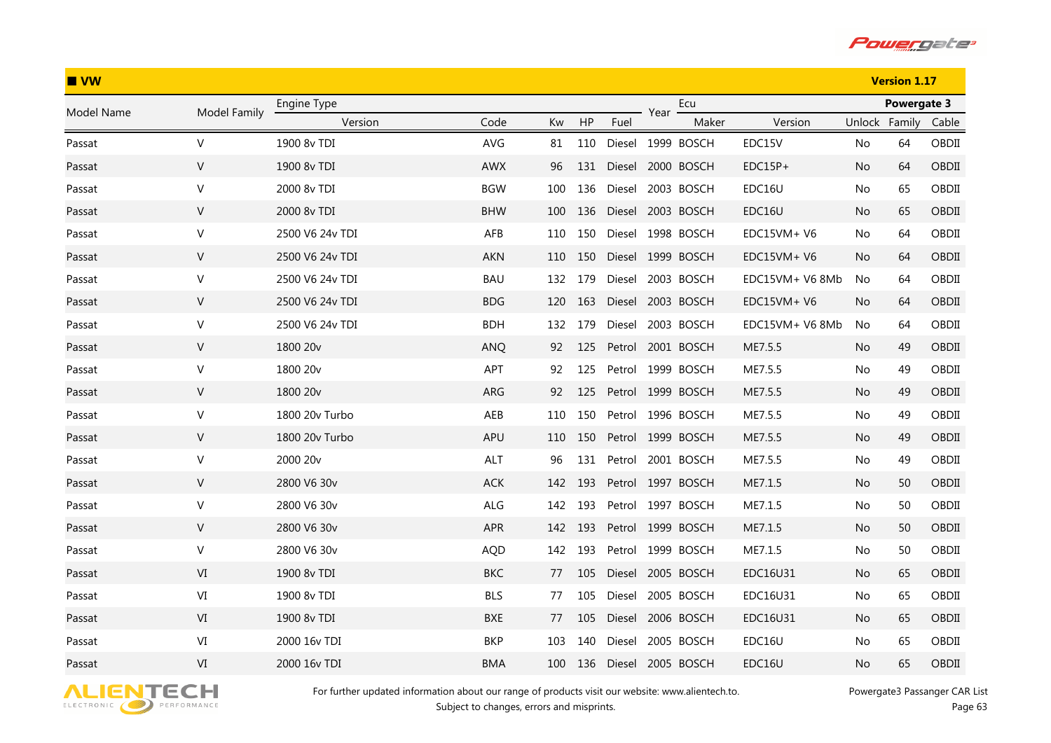## VW

Version 1.17

| Model Name | Model Family | Engine Type | | | | | Year | Ecu | | Powergate 3 | | |
|---|---|---|---|---|---|---|---|---|---|---|---|---|
| | | Version | Code | Kw | HP | Fuel | | Maker | Version | Unlock | Family | Cable |
| Passat | V | 1900 8v TDI | AVG | 81 | 110 | Diesel | 1999 | BOSCH | EDC15V | No | 64 | OBDII |
| Passat | V | 1900 8v TDI | AWX | 96 | 131 | Diesel | 2000 | BOSCH | EDC15P+ | No | 64 | OBDII |
| Passat | V | 2000 8v TDI | BGW | 100 | 136 | Diesel | 2003 | BOSCH | EDC16U | No | 65 | OBDII |
| Passat | V | 2000 8v TDI | BHW | 100 | 136 | Diesel | 2003 | BOSCH | EDC16U | No | 65 | OBDII |
| Passat | V | 2500 V6 24v TDI | AFB | 110 | 150 | Diesel | 1998 | BOSCH | EDC15VM+ V6 | No | 64 | OBDII |
| Passat | V | 2500 V6 24v TDI | AKN | 110 | 150 | Diesel | 1999 | BOSCH | EDC15VM+ V6 | No | 64 | OBDII |
| Passat | V | 2500 V6 24v TDI | BAU | 132 | 179 | Diesel | 2003 | BOSCH | EDC15VM+ V6 8Mb | No | 64 | OBDII |
| Passat | V | 2500 V6 24v TDI | BDG | 120 | 163 | Diesel | 2003 | BOSCH | EDC15VM+ V6 | No | 64 | OBDII |
| Passat | V | 2500 V6 24v TDI | BDH | 132 | 179 | Diesel | 2003 | BOSCH | EDC15VM+ V6 8Mb | No | 64 | OBDII |
| Passat | V | 1800 20v | ANQ | 92 | 125 | Petrol | 2001 | BOSCH | ME7.5.5 | No | 49 | OBDII |
| Passat | V | 1800 20v | APT | 92 | 125 | Petrol | 1999 | BOSCH | ME7.5.5 | No | 49 | OBDII |
| Passat | V | 1800 20v | ARG | 92 | 125 | Petrol | 1999 | BOSCH | ME7.5.5 | No | 49 | OBDII |
| Passat | V | 1800 20v Turbo | AEB | 110 | 150 | Petrol | 1996 | BOSCH | ME7.5.5 | No | 49 | OBDII |
| Passat | V | 1800 20v Turbo | APU | 110 | 150 | Petrol | 1999 | BOSCH | ME7.5.5 | No | 49 | OBDII |
| Passat | V | 2000 20v | ALT | 96 | 131 | Petrol | 2001 | BOSCH | ME7.5.5 | No | 49 | OBDII |
| Passat | V | 2800 V6 30v | ACK | 142 | 193 | Petrol | 1997 | BOSCH | ME7.1.5 | No | 50 | OBDII |
| Passat | V | 2800 V6 30v | ALG | 142 | 193 | Petrol | 1997 | BOSCH | ME7.1.5 | No | 50 | OBDII |
| Passat | V | 2800 V6 30v | APR | 142 | 193 | Petrol | 1999 | BOSCH | ME7.1.5 | No | 50 | OBDII |
| Passat | V | 2800 V6 30v | AQD | 142 | 193 | Petrol | 1999 | BOSCH | ME7.1.5 | No | 50 | OBDII |
| Passat | VI | 1900 8v TDI | BKC | 77 | 105 | Diesel | 2005 | BOSCH | EDC16U31 | No | 65 | OBDII |
| Passat | VI | 1900 8v TDI | BLS | 77 | 105 | Diesel | 2005 | BOSCH | EDC16U31 | No | 65 | OBDII |
| Passat | VI | 1900 8v TDI | BXE | 77 | 105 | Diesel | 2006 | BOSCH | EDC16U31 | No | 65 | OBDII |
| Passat | VI | 2000 16v TDI | BKP | 103 | 140 | Diesel | 2005 | BOSCH | EDC16U | No | 65 | OBDII |
| Passat | VI | 2000 16v TDI | BMA | 100 | 136 | Diesel | 2005 | BOSCH | EDC16U | No | 65 | OBDII |

For further updated information about our range of products visit our website: www.alientech.to.
Subject to changes, errors and misprints.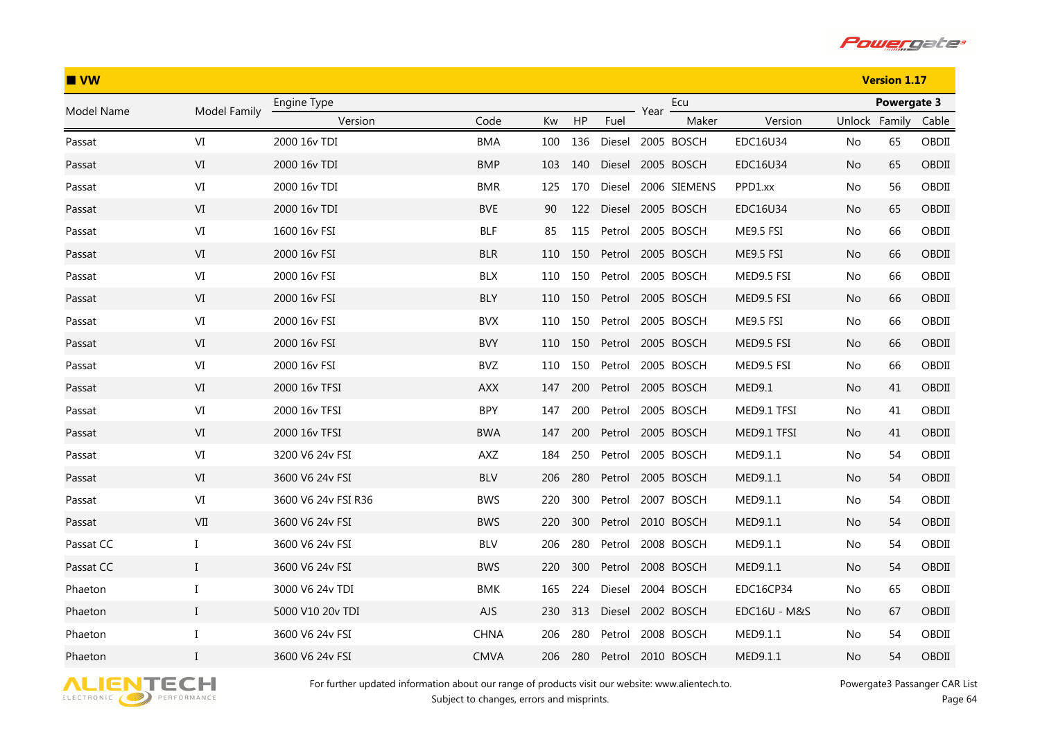## ■ VW

**Version 1.17**

| Model Name | Model Family | Engine Type | | | | | Year | Ecu | | Powergate 3 | | |
|---|---|---|---|---|---|---|---|---|---|---|---|---|
| | | Version | Code | Kw | HP | Fuel | | Maker | Version | Unlock | Family | Cable |
| Passat | VI | 2000 16v TDI | BMA | 100 | 136 | Diesel | 2005 | BOSCH | EDC16U34 | No | 65 | OBDII |
| Passat | VI | 2000 16v TDI | BMP | 103 | 140 | Diesel | 2005 | BOSCH | EDC16U34 | No | 65 | OBDII |
| Passat | VI | 2000 16v TDI | BMR | 125 | 170 | Diesel | 2006 | SIEMENS | PPD1.xx | No | 56 | OBDII |
| Passat | VI | 2000 16v TDI | BVE | 90 | 122 | Diesel | 2005 | BOSCH | EDC16U34 | No | 65 | OBDII |
| Passat | VI | 1600 16v FSI | BLF | 85 | 115 | Petrol | 2005 | BOSCH | ME9.5 FSI | No | 66 | OBDII |
| Passat | VI | 2000 16v FSI | BLR | 110 | 150 | Petrol | 2005 | BOSCH | ME9.5 FSI | No | 66 | OBDII |
| Passat | VI | 2000 16v FSI | BLX | 110 | 150 | Petrol | 2005 | BOSCH | MED9.5 FSI | No | 66 | OBDII |
| Passat | VI | 2000 16v FSI | BLY | 110 | 150 | Petrol | 2005 | BOSCH | MED9.5 FSI | No | 66 | OBDII |
| Passat | VI | 2000 16v FSI | BVX | 110 | 150 | Petrol | 2005 | BOSCH | ME9.5 FSI | No | 66 | OBDII |
| Passat | VI | 2000 16v FSI | BVY | 110 | 150 | Petrol | 2005 | BOSCH | MED9.5 FSI | No | 66 | OBDII |
| Passat | VI | 2000 16v FSI | BVZ | 110 | 150 | Petrol | 2005 | BOSCH | MED9.5 FSI | No | 66 | OBDII |
| Passat | VI | 2000 16v TFSI | AXX | 147 | 200 | Petrol | 2005 | BOSCH | MED9.1 | No | 41 | OBDII |
| Passat | VI | 2000 16v TFSI | BPY | 147 | 200 | Petrol | 2005 | BOSCH | MED9.1 TFSI | No | 41 | OBDII |
| Passat | VI | 2000 16v TFSI | BWA | 147 | 200 | Petrol | 2005 | BOSCH | MED9.1 TFSI | No | 41 | OBDII |
| Passat | VI | 3200 V6 24v FSI | AXZ | 184 | 250 | Petrol | 2005 | BOSCH | MED9.1.1 | No | 54 | OBDII |
| Passat | VI | 3600 V6 24v FSI | BLV | 206 | 280 | Petrol | 2005 | BOSCH | MED9.1.1 | No | 54 | OBDII |
| Passat | VI | 3600 V6 24v FSI R36 | BWS | 220 | 300 | Petrol | 2007 | BOSCH | MED9.1.1 | No | 54 | OBDII |
| Passat | VII | 3600 V6 24v FSI | BWS | 220 | 300 | Petrol | 2010 | BOSCH | MED9.1.1 | No | 54 | OBDII |
| Passat CC | I | 3600 V6 24v FSI | BLV | 206 | 280 | Petrol | 2008 | BOSCH | MED9.1.1 | No | 54 | OBDII |
| Passat CC | I | 3600 V6 24v FSI | BWS | 220 | 300 | Petrol | 2008 | BOSCH | MED9.1.1 | No | 54 | OBDII |
| Phaeton | I | 3000 V6 24v TDI | BMK | 165 | 224 | Diesel | 2004 | BOSCH | EDC16CP34 | No | 65 | OBDII |
| Phaeton | I | 5000 V10 20v TDI | AJS | 230 | 313 | Diesel | 2002 | BOSCH | EDC16U - M&S | No | 67 | OBDII |
| Phaeton | I | 3600 V6 24v FSI | CHNA | 206 | 280 | Petrol | 2008 | BOSCH | MED9.1.1 | No | 54 | OBDII |
| Phaeton | I | 3600 V6 24v FSI | CMVA | 206 | 280 | Petrol | 2010 | BOSCH | MED9.1.1 | No | 54 | OBDII |

For further updated information about our range of products visit our website: www.alientech.to.
Subject to changes, errors and misprints.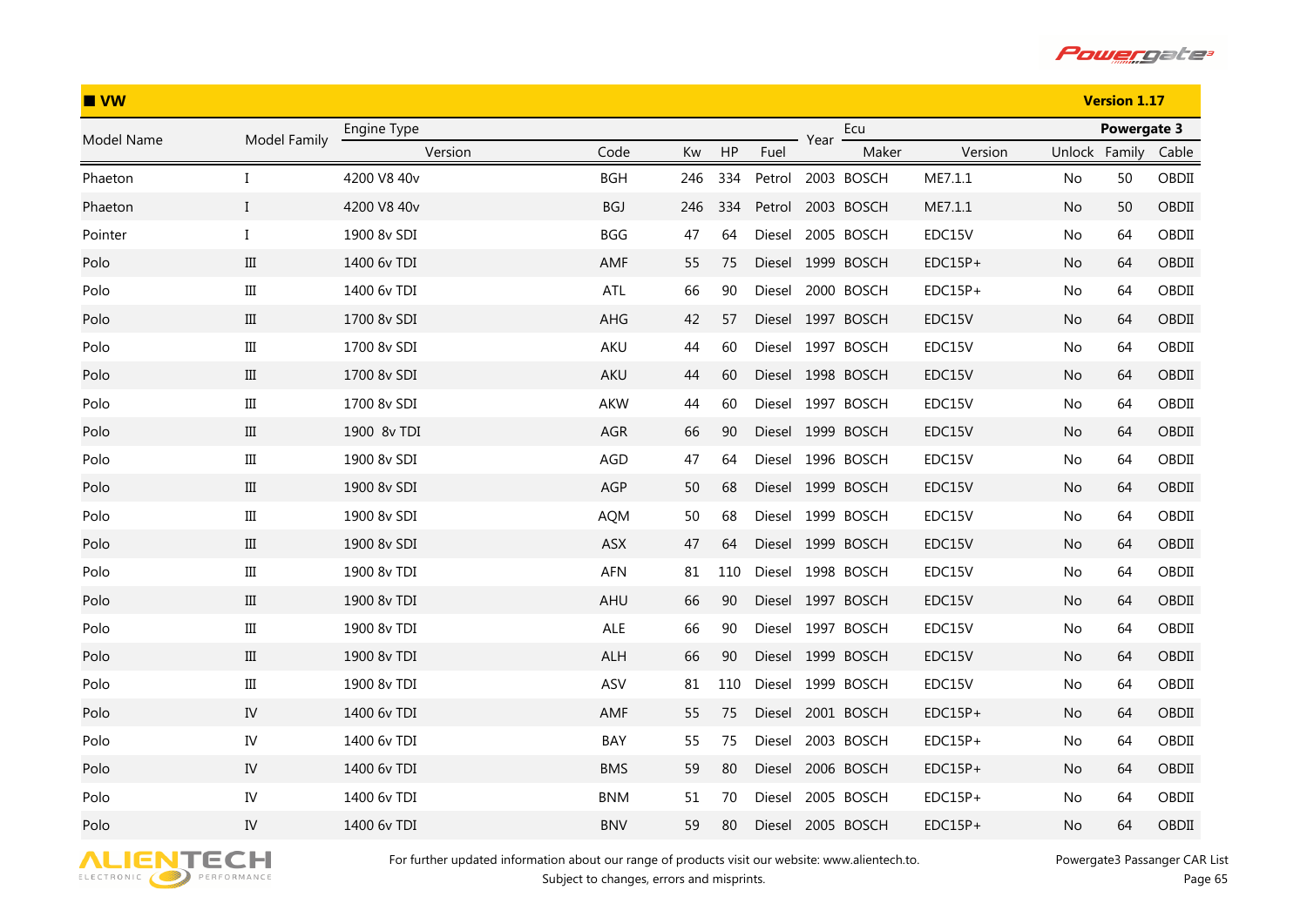## ■ VW

**Version 1.17**

| Model Name | Model Family | Engine Type | | | | | Year | Ecu | | Powergate 3 | | |
|---|---|---|---|---|---|---|---|---|---|---|---|---|
| | | Version | Code | Kw | HP | Fuel | | Maker | Version | Unlock | Family | Cable |
| Phaeton | I | 4200 V8 40v | BGH | 246 | 334 | Petrol | 2003 | BOSCH | ME7.1.1 | No | 50 | OBDII |
| Phaeton | I | 4200 V8 40v | BGJ | 246 | 334 | Petrol | 2003 | BOSCH | ME7.1.1 | No | 50 | OBDII |
| Pointer | I | 1900 8v SDI | BGG | 47 | 64 | Diesel | 2005 | BOSCH | EDC15V | No | 64 | OBDII |
| Polo | III | 1400 6v TDI | AMF | 55 | 75 | Diesel | 1999 | BOSCH | EDC15P+ | No | 64 | OBDII |
| Polo | III | 1400 6v TDI | ATL | 66 | 90 | Diesel | 2000 | BOSCH | EDC15P+ | No | 64 | OBDII |
| Polo | III | 1700 8v SDI | AHG | 42 | 57 | Diesel | 1997 | BOSCH | EDC15V | No | 64 | OBDII |
| Polo | III | 1700 8v SDI | AKU | 44 | 60 | Diesel | 1997 | BOSCH | EDC15V | No | 64 | OBDII |
| Polo | III | 1700 8v SDI | AKU | 44 | 60 | Diesel | 1998 | BOSCH | EDC15V | No | 64 | OBDII |
| Polo | III | 1700 8v SDI | AKW | 44 | 60 | Diesel | 1997 | BOSCH | EDC15V | No | 64 | OBDII |
| Polo | III | 1900 8v TDI | AGR | 66 | 90 | Diesel | 1999 | BOSCH | EDC15V | No | 64 | OBDII |
| Polo | III | 1900 8v SDI | AGD | 47 | 64 | Diesel | 1996 | BOSCH | EDC15V | No | 64 | OBDII |
| Polo | III | 1900 8v SDI | AGP | 50 | 68 | Diesel | 1999 | BOSCH | EDC15V | No | 64 | OBDII |
| Polo | III | 1900 8v SDI | AQM | 50 | 68 | Diesel | 1999 | BOSCH | EDC15V | No | 64 | OBDII |
| Polo | III | 1900 8v SDI | ASX | 47 | 64 | Diesel | 1999 | BOSCH | EDC15V | No | 64 | OBDII |
| Polo | III | 1900 8v TDI | AFN | 81 | 110 | Diesel | 1998 | BOSCH | EDC15V | No | 64 | OBDII |
| Polo | III | 1900 8v TDI | AHU | 66 | 90 | Diesel | 1997 | BOSCH | EDC15V | No | 64 | OBDII |
| Polo | III | 1900 8v TDI | ALE | 66 | 90 | Diesel | 1997 | BOSCH | EDC15V | No | 64 | OBDII |
| Polo | III | 1900 8v TDI | ALH | 66 | 90 | Diesel | 1999 | BOSCH | EDC15V | No | 64 | OBDII |
| Polo | III | 1900 8v TDI | ASV | 81 | 110 | Diesel | 1999 | BOSCH | EDC15V | No | 64 | OBDII |
| Polo | IV | 1400 6v TDI | AMF | 55 | 75 | Diesel | 2001 | BOSCH | EDC15P+ | No | 64 | OBDII |
| Polo | IV | 1400 6v TDI | BAY | 55 | 75 | Diesel | 2003 | BOSCH | EDC15P+ | No | 64 | OBDII |
| Polo | IV | 1400 6v TDI | BMS | 59 | 80 | Diesel | 2006 | BOSCH | EDC15P+ | No | 64 | OBDII |
| Polo | IV | 1400 6v TDI | BNM | 51 | 70 | Diesel | 2005 | BOSCH | EDC15P+ | No | 64 | OBDII |
| Polo | IV | 1400 6v TDI | BNV | 59 | 80 | Diesel | 2005 | BOSCH | EDC15P+ | No | 64 | OBDII |

For further updated information about our range of products visit our website: www.alientech.to.
Subject to changes, errors and misprints.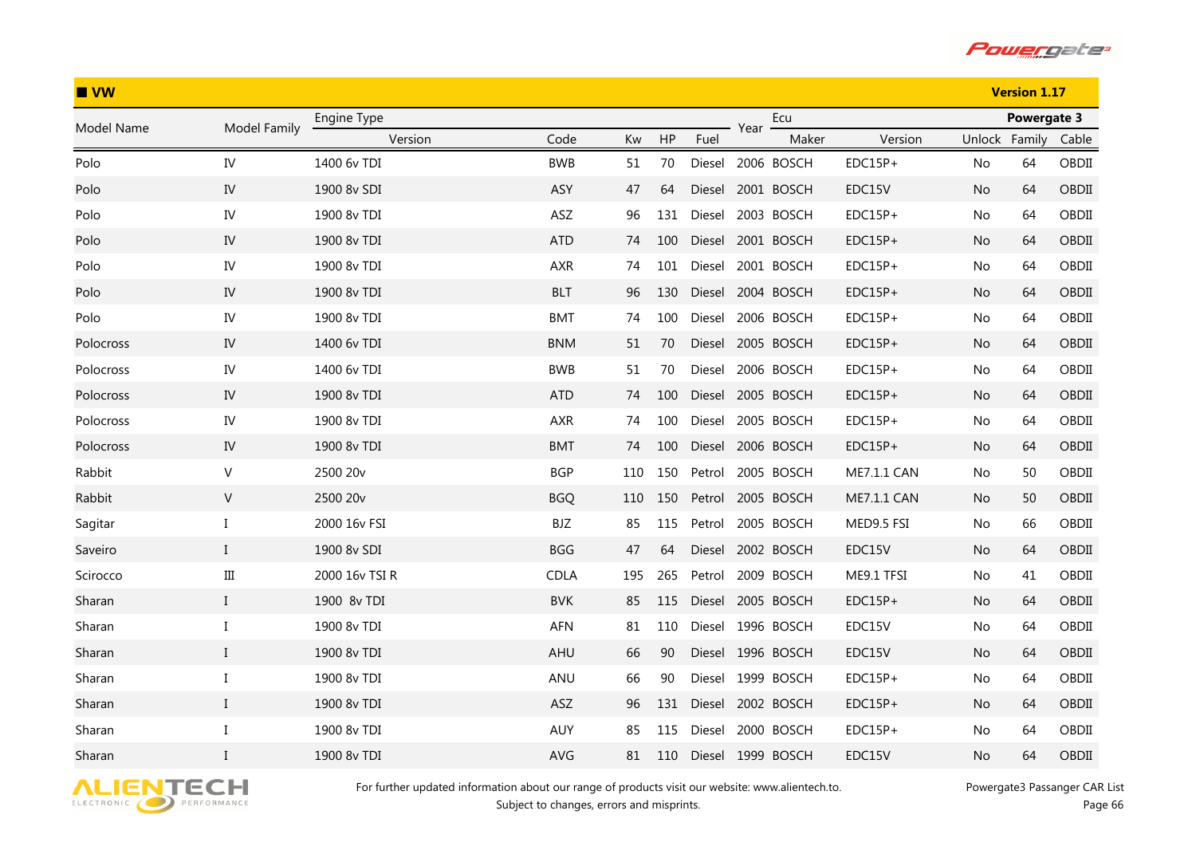## VW

**Version 1.17**

| Model Name | Model Family | Engine Type | | | | | Year | Ecu | | Powergate 3 | | |
|---|---|---|---|---|---|---|---|---|---|---|---|---|
| | | Version | Code | Kw | HP | Fuel | | Maker | Version | Unlock | Family | Cable |
| Polo | IV | 1400 6v TDI | BWB | 51 | 70 | Diesel | 2006 | BOSCH | EDC15P+ | No | 64 | OBDII |
| Polo | IV | 1900 8v SDI | ASY | 47 | 64 | Diesel | 2001 | BOSCH | EDC15V | No | 64 | OBDII |
| Polo | IV | 1900 8v TDI | ASZ | 96 | 131 | Diesel | 2003 | BOSCH | EDC15P+ | No | 64 | OBDII |
| Polo | IV | 1900 8v TDI | ATD | 74 | 100 | Diesel | 2001 | BOSCH | EDC15P+ | No | 64 | OBDII |
| Polo | IV | 1900 8v TDI | AXR | 74 | 101 | Diesel | 2001 | BOSCH | EDC15P+ | No | 64 | OBDII |
| Polo | IV | 1900 8v TDI | BLT | 96 | 130 | Diesel | 2004 | BOSCH | EDC15P+ | No | 64 | OBDII |
| Polo | IV | 1900 8v TDI | BMT | 74 | 100 | Diesel | 2006 | BOSCH | EDC15P+ | No | 64 | OBDII |
| Polocross | IV | 1400 6v TDI | BNM | 51 | 70 | Diesel | 2005 | BOSCH | EDC15P+ | No | 64 | OBDII |
| Polocross | IV | 1400 6v TDI | BWB | 51 | 70 | Diesel | 2006 | BOSCH | EDC15P+ | No | 64 | OBDII |
| Polocross | IV | 1900 8v TDI | ATD | 74 | 100 | Diesel | 2005 | BOSCH | EDC15P+ | No | 64 | OBDII |
| Polocross | IV | 1900 8v TDI | AXR | 74 | 100 | Diesel | 2005 | BOSCH | EDC15P+ | No | 64 | OBDII |
| Polocross | IV | 1900 8v TDI | BMT | 74 | 100 | Diesel | 2006 | BOSCH | EDC15P+ | No | 64 | OBDII |
| Rabbit | V | 2500 20v | BGP | 110 | 150 | Petrol | 2005 | BOSCH | ME7.1.1 CAN | No | 50 | OBDII |
| Rabbit | V | 2500 20v | BGQ | 110 | 150 | Petrol | 2005 | BOSCH | ME7.1.1 CAN | No | 50 | OBDII |
| Sagitar | I | 2000 16v FSI | BJZ | 85 | 115 | Petrol | 2005 | BOSCH | MED9.5 FSI | No | 66 | OBDII |
| Saveiro | I | 1900 8v SDI | BGG | 47 | 64 | Diesel | 2002 | BOSCH | EDC15V | No | 64 | OBDII |
| Scirocco | III | 2000 16v TSI R | CDLA | 195 | 265 | Petrol | 2009 | BOSCH | ME9.1 TFSI | No | 41 | OBDII |
| Sharan | I | 1900 8v TDI | BVK | 85 | 115 | Diesel | 2005 | BOSCH | EDC15P+ | No | 64 | OBDII |
| Sharan | I | 1900 8v TDI | AFN | 81 | 110 | Diesel | 1996 | BOSCH | EDC15V | No | 64 | OBDII |
| Sharan | I | 1900 8v TDI | AHU | 66 | 90 | Diesel | 1996 | BOSCH | EDC15V | No | 64 | OBDII |
| Sharan | I | 1900 8v TDI | ANU | 66 | 90 | Diesel | 1999 | BOSCH | EDC15P+ | No | 64 | OBDII |
| Sharan | I | 1900 8v TDI | ASZ | 96 | 131 | Diesel | 2002 | BOSCH | EDC15P+ | No | 64 | OBDII |
| Sharan | I | 1900 8v TDI | AUY | 85 | 115 | Diesel | 2000 | BOSCH | EDC15P+ | No | 64 | OBDII |
| Sharan | I | 1900 8v TDI | AVG | 81 | 110 | Diesel | 1999 | BOSCH | EDC15V | No | 64 | OBDII |

For further updated information about our range of products visit our website: www.alientech.to.
Subject to changes, errors and misprints.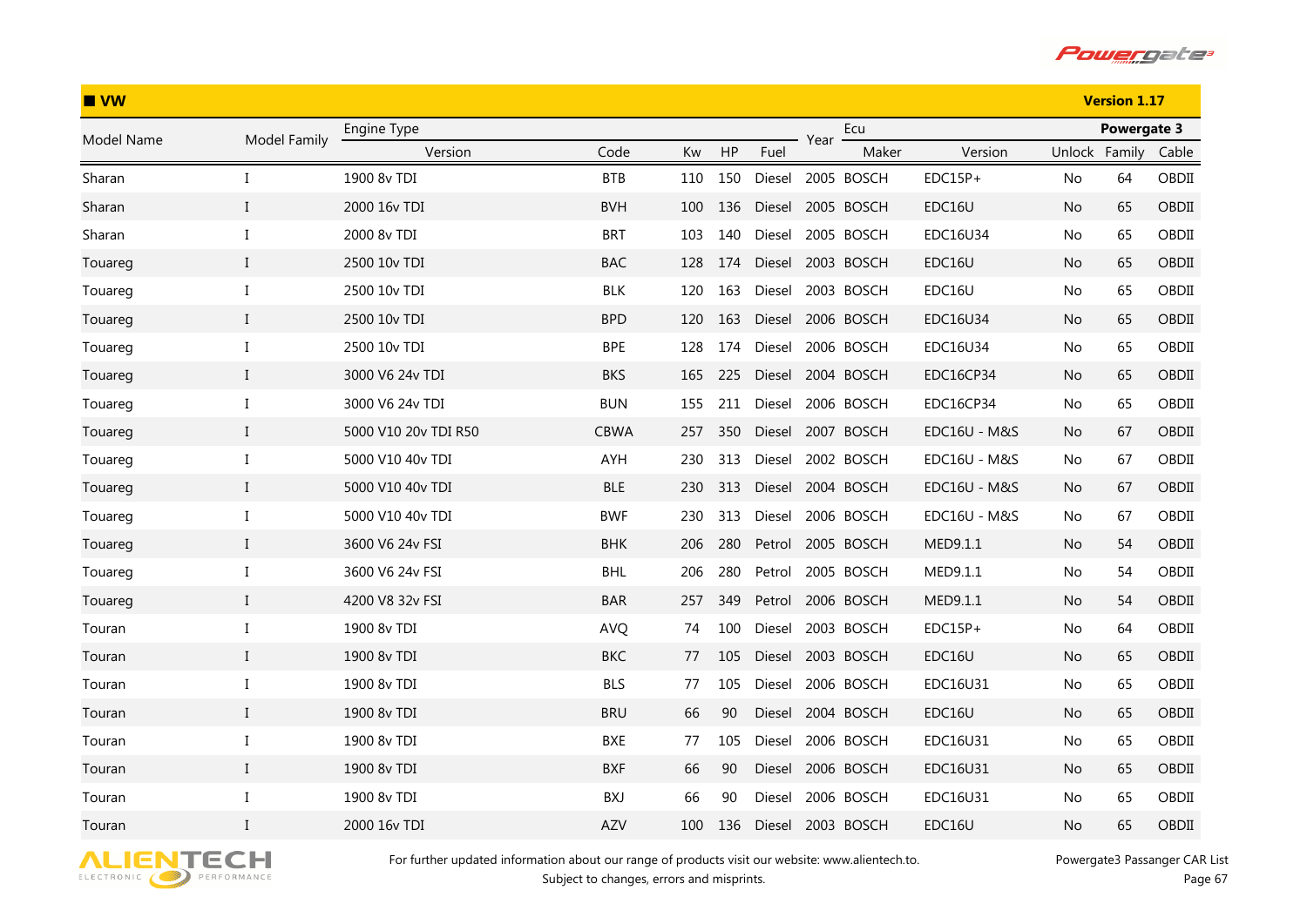## ■ VW

**Version 1.17**

| Model Name | Model Family | Engine Type | | | | | Year | Ecu | | Powergate 3 | | |
|---|---|---|---|---|---|---|---|---|---|---|---|---|
| | | Version | Code | Kw | HP | Fuel | | Maker | Version | Unlock | Family | Cable |
| Sharan | I | 1900 8v TDI | BTB | 110 | 150 | Diesel | 2005 | BOSCH | EDC15P+ | No | 64 | OBDII |
| Sharan | I | 2000 16v TDI | BVH | 100 | 136 | Diesel | 2005 | BOSCH | EDC16U | No | 65 | OBDII |
| Sharan | I | 2000 8v TDI | BRT | 103 | 140 | Diesel | 2005 | BOSCH | EDC16U34 | No | 65 | OBDII |
| Touareg | I | 2500 10v TDI | BAC | 128 | 174 | Diesel | 2003 | BOSCH | EDC16U | No | 65 | OBDII |
| Touareg | I | 2500 10v TDI | BLK | 120 | 163 | Diesel | 2003 | BOSCH | EDC16U | No | 65 | OBDII |
| Touareg | I | 2500 10v TDI | BPD | 120 | 163 | Diesel | 2006 | BOSCH | EDC16U34 | No | 65 | OBDII |
| Touareg | I | 2500 10v TDI | BPE | 128 | 174 | Diesel | 2006 | BOSCH | EDC16U34 | No | 65 | OBDII |
| Touareg | I | 3000 V6 24v TDI | BKS | 165 | 225 | Diesel | 2004 | BOSCH | EDC16CP34 | No | 65 | OBDII |
| Touareg | I | 3000 V6 24v TDI | BUN | 155 | 211 | Diesel | 2006 | BOSCH | EDC16CP34 | No | 65 | OBDII |
| Touareg | I | 5000 V10 20v TDI R50 | CBWA | 257 | 350 | Diesel | 2007 | BOSCH | EDC16U - M&S | No | 67 | OBDII |
| Touareg | I | 5000 V10 40v TDI | AYH | 230 | 313 | Diesel | 2002 | BOSCH | EDC16U - M&S | No | 67 | OBDII |
| Touareg | I | 5000 V10 40v TDI | BLE | 230 | 313 | Diesel | 2004 | BOSCH | EDC16U - M&S | No | 67 | OBDII |
| Touareg | I | 5000 V10 40v TDI | BWF | 230 | 313 | Diesel | 2006 | BOSCH | EDC16U - M&S | No | 67 | OBDII |
| Touareg | I | 3600 V6 24v FSI | BHK | 206 | 280 | Petrol | 2005 | BOSCH | MED9.1.1 | No | 54 | OBDII |
| Touareg | I | 3600 V6 24v FSI | BHL | 206 | 280 | Petrol | 2005 | BOSCH | MED9.1.1 | No | 54 | OBDII |
| Touareg | I | 4200 V8 32v FSI | BAR | 257 | 349 | Petrol | 2006 | BOSCH | MED9.1.1 | No | 54 | OBDII |
| Touran | I | 1900 8v TDI | AVQ | 74 | 100 | Diesel | 2003 | BOSCH | EDC15P+ | No | 64 | OBDII |
| Touran | I | 1900 8v TDI | BKC | 77 | 105 | Diesel | 2003 | BOSCH | EDC16U | No | 65 | OBDII |
| Touran | I | 1900 8v TDI | BLS | 77 | 105 | Diesel | 2006 | BOSCH | EDC16U31 | No | 65 | OBDII |
| Touran | I | 1900 8v TDI | BRU | 66 | 90 | Diesel | 2004 | BOSCH | EDC16U | No | 65 | OBDII |
| Touran | I | 1900 8v TDI | BXE | 77 | 105 | Diesel | 2006 | BOSCH | EDC16U31 | No | 65 | OBDII |
| Touran | I | 1900 8v TDI | BXF | 66 | 90 | Diesel | 2006 | BOSCH | EDC16U31 | No | 65 | OBDII |
| Touran | I | 1900 8v TDI | BXJ | 66 | 90 | Diesel | 2006 | BOSCH | EDC16U31 | No | 65 | OBDII |
| Touran | I | 2000 16v TDI | AZV | 100 | 136 | Diesel | 2003 | BOSCH | EDC16U | No | 65 | OBDII |

For further updated information about our range of products visit our website: www.alientech.to.
Subject to changes, errors and misprints.

Powergate3 Passanger CAR List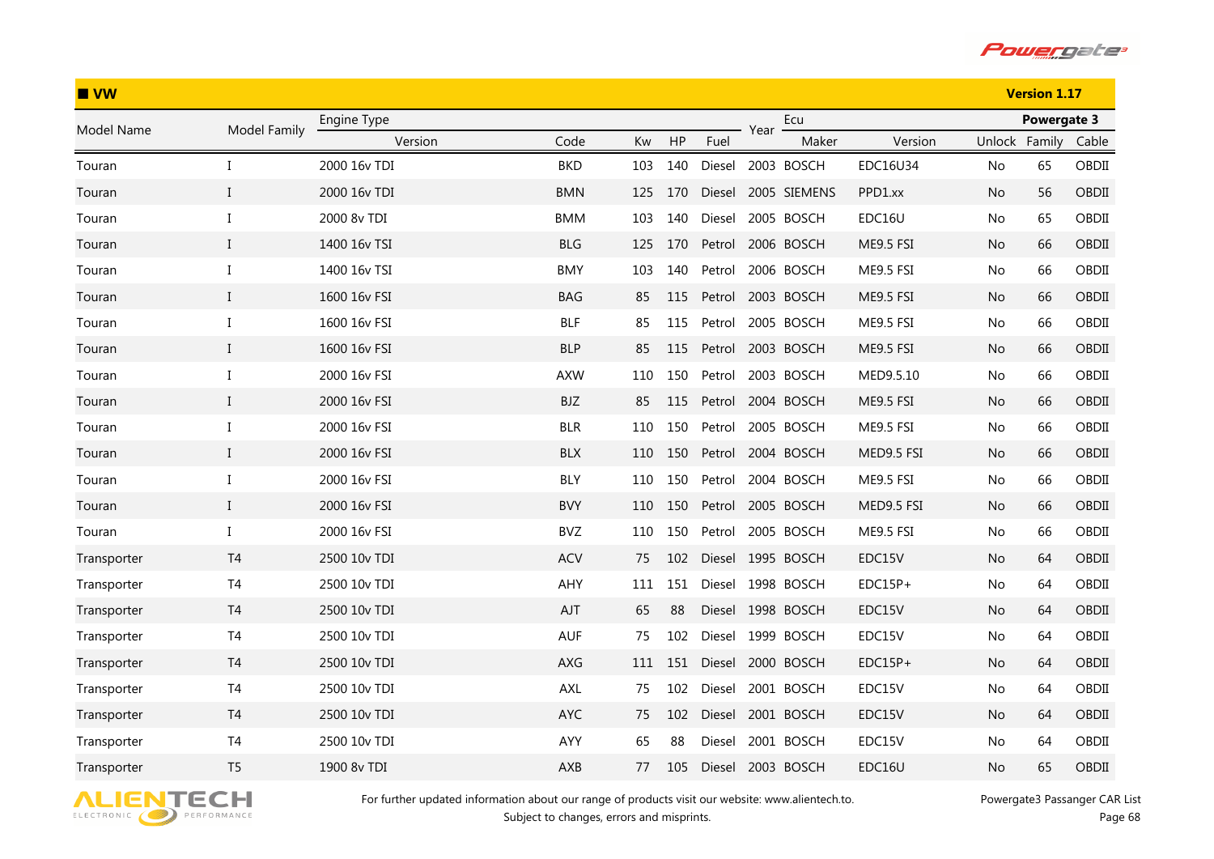## VW

**Version 1.17**

| Model Name | Model Family | Engine Type | | | | | Year | Ecu | | Powergate 3 | | |
|---|---|---|---|---|---|---|---|---|---|---|---|---|
| | | Version | Code | Kw | HP | Fuel | | Maker | Version | Unlock | Family | Cable |
| Touran | I | 2000 16v TDI | BKD | 103 | 140 | Diesel | 2003 | BOSCH | EDC16U34 | No | 65 | OBDII |
| Touran | I | 2000 16v TDI | BMN | 125 | 170 | Diesel | 2005 | SIEMENS | PPD1.xx | No | 56 | OBDII |
| Touran | I | 2000 8v TDI | BMM | 103 | 140 | Diesel | 2005 | BOSCH | EDC16U | No | 65 | OBDII |
| Touran | I | 1400 16v TSI | BLG | 125 | 170 | Petrol | 2006 | BOSCH | ME9.5 FSI | No | 66 | OBDII |
| Touran | I | 1400 16v TSI | BMY | 103 | 140 | Petrol | 2006 | BOSCH | ME9.5 FSI | No | 66 | OBDII |
| Touran | I | 1600 16v FSI | BAG | 85 | 115 | Petrol | 2003 | BOSCH | ME9.5 FSI | No | 66 | OBDII |
| Touran | I | 1600 16v FSI | BLF | 85 | 115 | Petrol | 2005 | BOSCH | ME9.5 FSI | No | 66 | OBDII |
| Touran | I | 1600 16v FSI | BLP | 85 | 115 | Petrol | 2003 | BOSCH | ME9.5 FSI | No | 66 | OBDII |
| Touran | I | 2000 16v FSI | AXW | 110 | 150 | Petrol | 2003 | BOSCH | MED9.5.10 | No | 66 | OBDII |
| Touran | I | 2000 16v FSI | BJZ | 85 | 115 | Petrol | 2004 | BOSCH | ME9.5 FSI | No | 66 | OBDII |
| Touran | I | 2000 16v FSI | BLR | 110 | 150 | Petrol | 2005 | BOSCH | ME9.5 FSI | No | 66 | OBDII |
| Touran | I | 2000 16v FSI | BLX | 110 | 150 | Petrol | 2004 | BOSCH | MED9.5 FSI | No | 66 | OBDII |
| Touran | I | 2000 16v FSI | BLY | 110 | 150 | Petrol | 2004 | BOSCH | ME9.5 FSI | No | 66 | OBDII |
| Touran | I | 2000 16v FSI | BVY | 110 | 150 | Petrol | 2005 | BOSCH | MED9.5 FSI | No | 66 | OBDII |
| Touran | I | 2000 16v FSI | BVZ | 110 | 150 | Petrol | 2005 | BOSCH | ME9.5 FSI | No | 66 | OBDII |
| Transporter | T4 | 2500 10v TDI | ACV | 75 | 102 | Diesel | 1995 | BOSCH | EDC15V | No | 64 | OBDII |
| Transporter | T4 | 2500 10v TDI | AHY | 111 | 151 | Diesel | 1998 | BOSCH | EDC15P+ | No | 64 | OBDII |
| Transporter | T4 | 2500 10v TDI | AJT | 65 | 88 | Diesel | 1998 | BOSCH | EDC15V | No | 64 | OBDII |
| Transporter | T4 | 2500 10v TDI | AUF | 75 | 102 | Diesel | 1999 | BOSCH | EDC15V | No | 64 | OBDII |
| Transporter | T4 | 2500 10v TDI | AXG | 111 | 151 | Diesel | 2000 | BOSCH | EDC15P+ | No | 64 | OBDII |
| Transporter | T4 | 2500 10v TDI | AXL | 75 | 102 | Diesel | 2001 | BOSCH | EDC15V | No | 64 | OBDII |
| Transporter | T4 | 2500 10v TDI | AYC | 75 | 102 | Diesel | 2001 | BOSCH | EDC15V | No | 64 | OBDII |
| Transporter | T4 | 2500 10v TDI | AYY | 65 | 88 | Diesel | 2001 | BOSCH | EDC15V | No | 64 | OBDII |
| Transporter | T5 | 1900 8v TDI | AXB | 77 | 105 | Diesel | 2003 | BOSCH | EDC16U | No | 65 | OBDII |

For further updated information about our range of products visit our website: www.alientech.to.
Subject to changes, errors and misprints.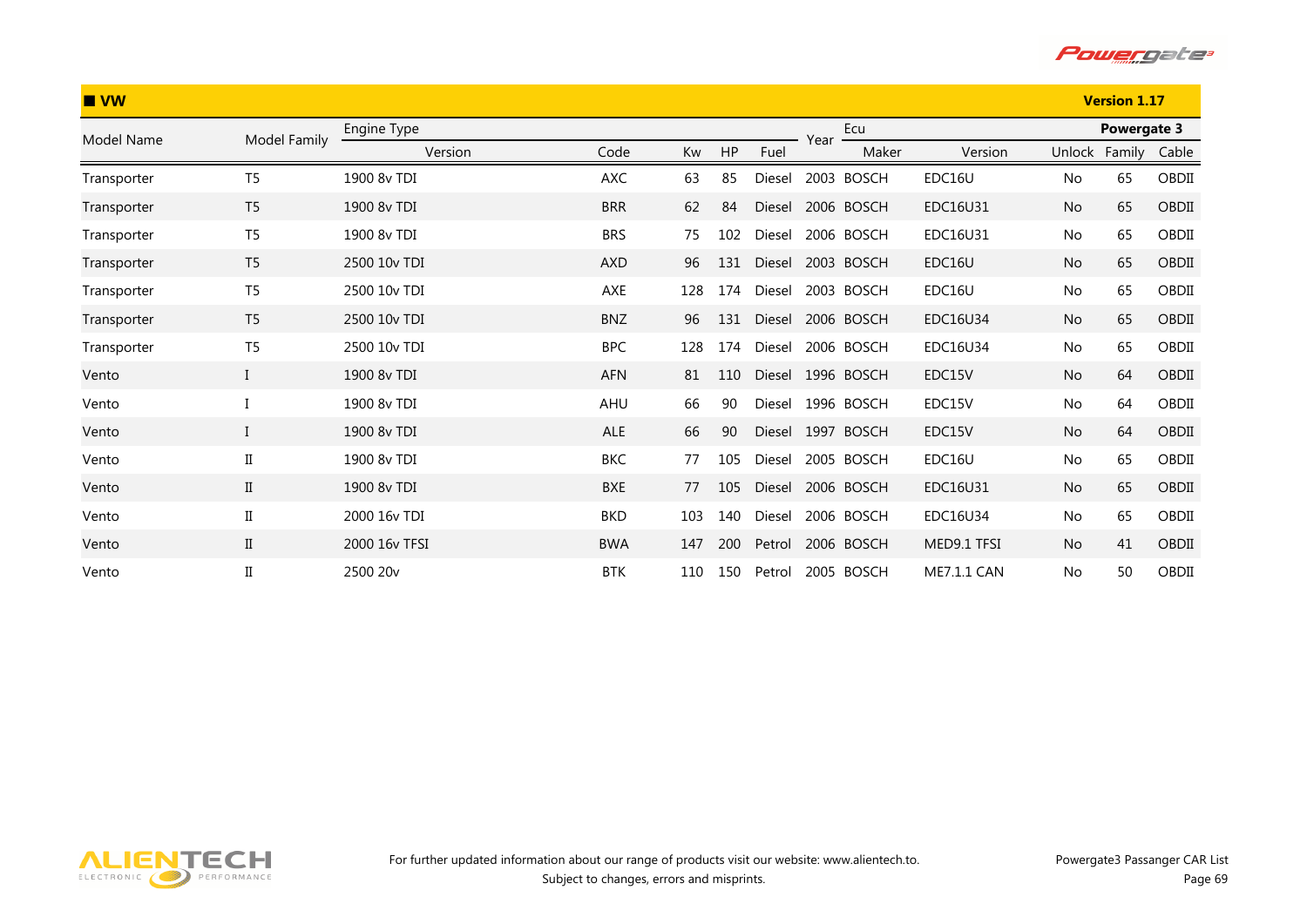## VW

**Version 1.17**

| Model Name | Model Family | Engine Type | | | | | Year | Ecu | | Powergate 3 | | |
|---|---|---|---|---|---|---|---|---|---|---|---|---|
| | | Version | Code | Kw | HP | Fuel | | Maker | Version | Unlock | Family | Cable |
| Transporter | T5 | 1900 8v TDI | AXC | 63 | 85 | Diesel | 2003 | BOSCH | EDC16U | No | 65 | OBDII |
| Transporter | T5 | 1900 8v TDI | BRR | 62 | 84 | Diesel | 2006 | BOSCH | EDC16U31 | No | 65 | OBDII |
| Transporter | T5 | 1900 8v TDI | BRS | 75 | 102 | Diesel | 2006 | BOSCH | EDC16U31 | No | 65 | OBDII |
| Transporter | T5 | 2500 10v TDI | AXD | 96 | 131 | Diesel | 2003 | BOSCH | EDC16U | No | 65 | OBDII |
| Transporter | T5 | 2500 10v TDI | AXE | 128 | 174 | Diesel | 2003 | BOSCH | EDC16U | No | 65 | OBDII |
| Transporter | T5 | 2500 10v TDI | BNZ | 96 | 131 | Diesel | 2006 | BOSCH | EDC16U34 | No | 65 | OBDII |
| Transporter | T5 | 2500 10v TDI | BPC | 128 | 174 | Diesel | 2006 | BOSCH | EDC16U34 | No | 65 | OBDII |
| Vento | I | 1900 8v TDI | AFN | 81 | 110 | Diesel | 1996 | BOSCH | EDC15V | No | 64 | OBDII |
| Vento | I | 1900 8v TDI | AHU | 66 | 90 | Diesel | 1996 | BOSCH | EDC15V | No | 64 | OBDII |
| Vento | I | 1900 8v TDI | ALE | 66 | 90 | Diesel | 1997 | BOSCH | EDC15V | No | 64 | OBDII |
| Vento | II | 1900 8v TDI | BKC | 77 | 105 | Diesel | 2005 | BOSCH | EDC16U | No | 65 | OBDII |
| Vento | II | 1900 8v TDI | BXE | 77 | 105 | Diesel | 2006 | BOSCH | EDC16U31 | No | 65 | OBDII |
| Vento | II | 2000 16v TDI | BKD | 103 | 140 | Diesel | 2006 | BOSCH | EDC16U34 | No | 65 | OBDII |
| Vento | II | 2000 16v TFSI | BWA | 147 | 200 | Petrol | 2006 | BOSCH | MED9.1 TFSI | No | 41 | OBDII |
| Vento | II | 2500 20v | BTK | 110 | 150 | Petrol | 2005 | BOSCH | ME7.1.1 CAN | No | 50 | OBDII |

For further updated information about our range of products visit our website: www.alientech.to.
Subject to changes, errors and misprints.